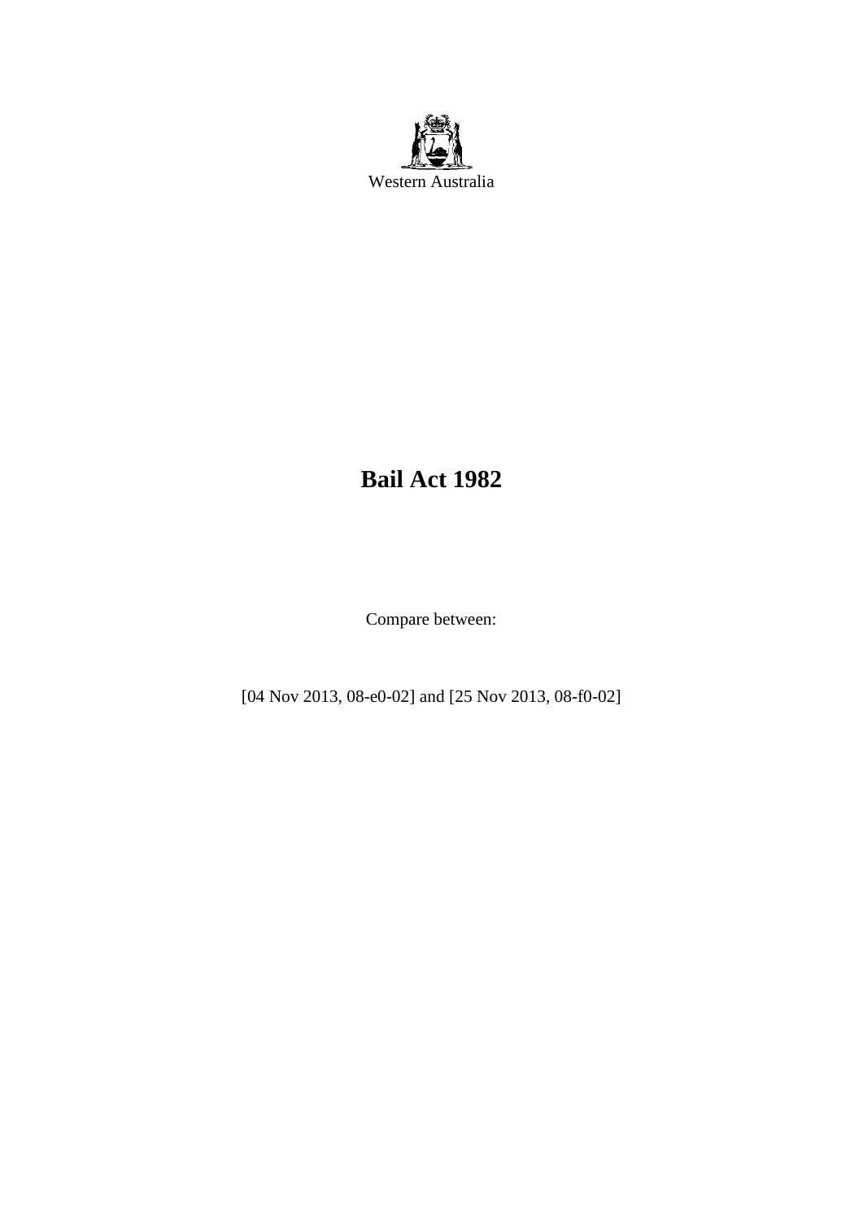Western Australia

# Bail Act 1982

Compare between:

[04 Nov 2013, 08-e0-02] and [25 Nov 2013, 08-f0-02]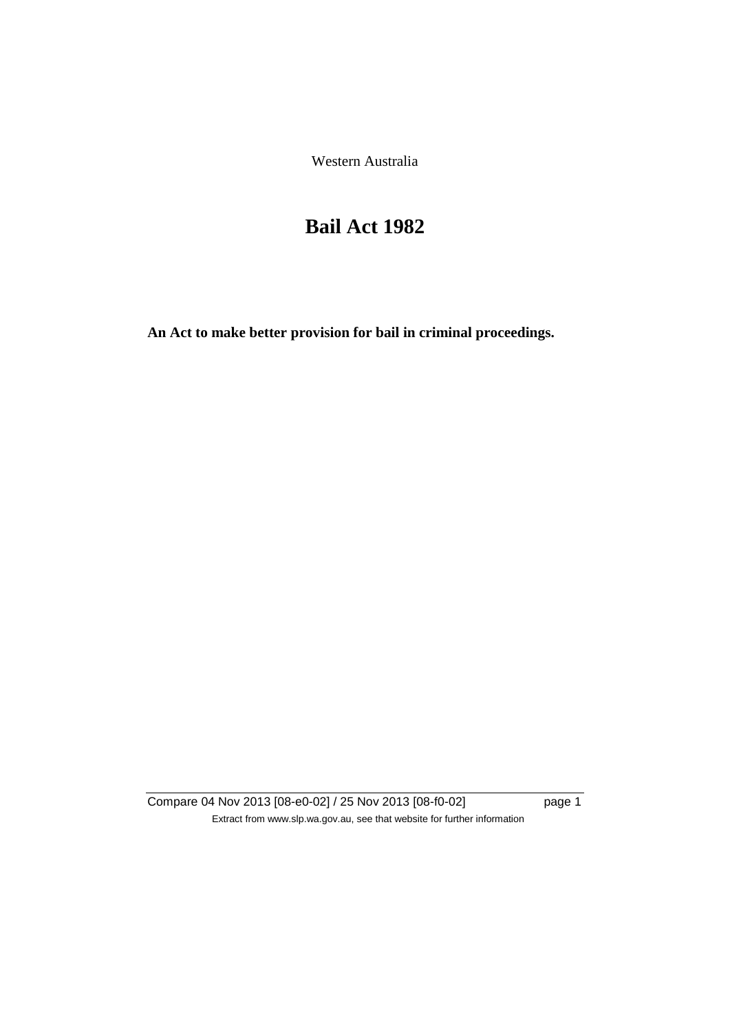Western Australia

# Bail Act 1982

**An Act to make better provision for bail in criminal proceedings.**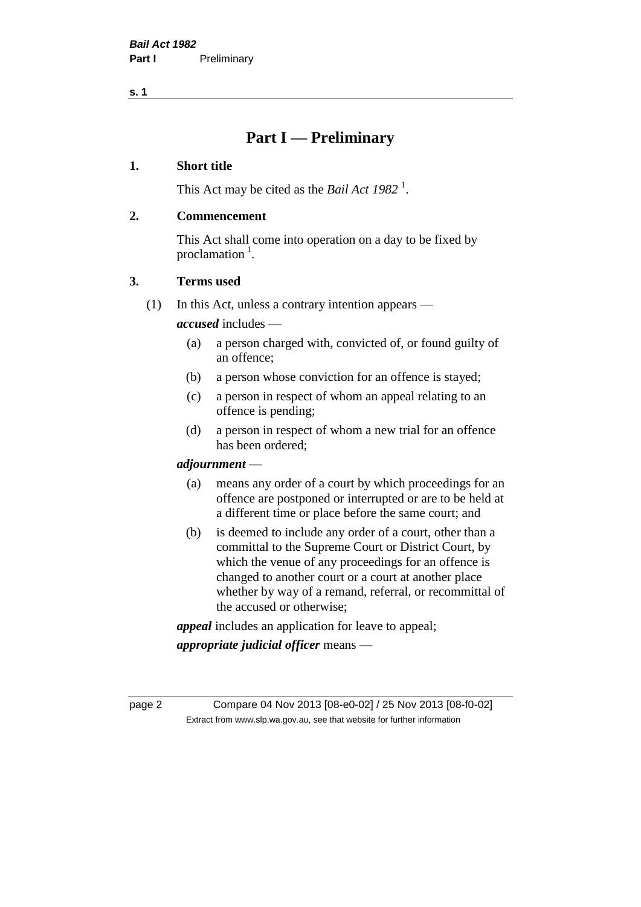# Part I — Preliminary

## 1. Short title

This Act may be cited as the *Bail Act 1982* [1].

## 2. Commencement

This Act shall come into operation on a day to be fixed by proclamation [1].

## 3. Terms used

(1) In this Act, unless a contrary intention appears —

***accused*** includes —

- (a) a person charged with, convicted of, or found guilty of an offence;
- (b) a person whose conviction for an offence is stayed;
- (c) a person in respect of whom an appeal relating to an offence is pending;
- (d) a person in respect of whom a new trial for an offence has been ordered;

***adjournment*** —

- (a) means any order of a court by which proceedings for an offence are postponed or interrupted or are to be held at a different time or place before the same court; and
- (b) is deemed to include any order of a court, other than a committal to the Supreme Court or District Court, by which the venue of any proceedings for an offence is changed to another court or a court at another place whether by way of a remand, referral, or recommittal of the accused or otherwise;

***appeal*** includes an application for leave to appeal;

***appropriate judicial officer*** means —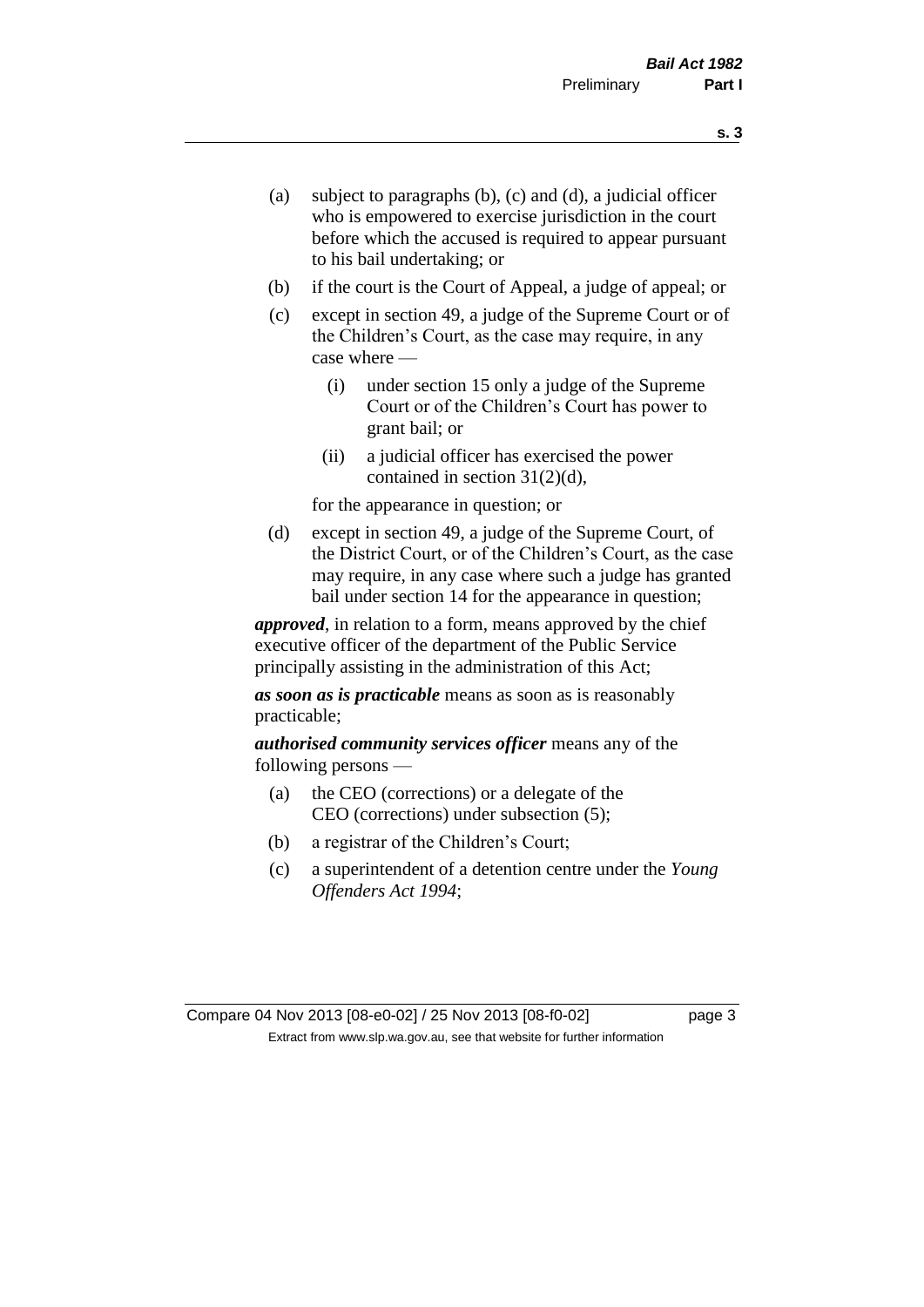(a) subject to paragraphs (b), (c) and (d), a judicial officer who is empowered to exercise jurisdiction in the court before which the accused is required to appear pursuant to his bail undertaking; or

(b) if the court is the Court of Appeal, a judge of appeal; or

(c) except in section 49, a judge of the Supreme Court or of the Children's Court, as the case may require, in any case where —

  (i) under section 15 only a judge of the Supreme Court or of the Children's Court has power to grant bail; or

  (ii) a judicial officer has exercised the power contained in section 31(2)(d),

  for the appearance in question; or

(d) except in section 49, a judge of the Supreme Court, of the District Court, or of the Children's Court, as the case may require, in any case where such a judge has granted bail under section 14 for the appearance in question;

***approved***, in relation to a form, means approved by the chief executive officer of the department of the Public Service principally assisting in the administration of this Act;

***as soon as is practicable*** means as soon as is reasonably practicable;

***authorised community services officer*** means any of the following persons —

(a) the CEO (corrections) or a delegate of the CEO (corrections) under subsection (5);

(b) a registrar of the Children's Court;

(c) a superintendent of a detention centre under the *Young Offenders Act 1994*;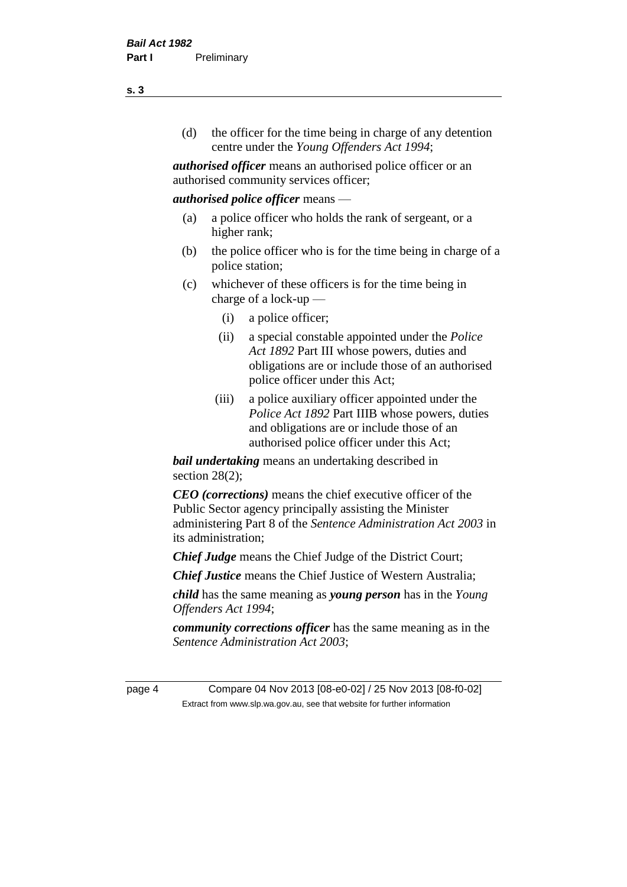(d) the officer for the time being in charge of any detention centre under the *Young Offenders Act 1994*;

***authorised officer*** means an authorised police officer or an authorised community services officer;

***authorised police officer*** means —

(a) a police officer who holds the rank of sergeant, or a higher rank;

(b) the police officer who is for the time being in charge of a police station;

(c) whichever of these officers is for the time being in charge of a lock-up —

  (i) a police officer;

  (ii) a special constable appointed under the *Police Act 1892* Part III whose powers, duties and obligations are or include those of an authorised police officer under this Act;

  (iii) a police auxiliary officer appointed under the *Police Act 1892* Part IIIB whose powers, duties and obligations are or include those of an authorised police officer under this Act;

***bail undertaking*** means an undertaking described in section 28(2);

***CEO (corrections)*** means the chief executive officer of the Public Sector agency principally assisting the Minister administering Part 8 of the *Sentence Administration Act 2003* in its administration;

***Chief Judge*** means the Chief Judge of the District Court;

***Chief Justice*** means the Chief Justice of Western Australia;

***child*** has the same meaning as ***young person*** has in the *Young Offenders Act 1994*;

***community corrections officer*** has the same meaning as in the *Sentence Administration Act 2003*;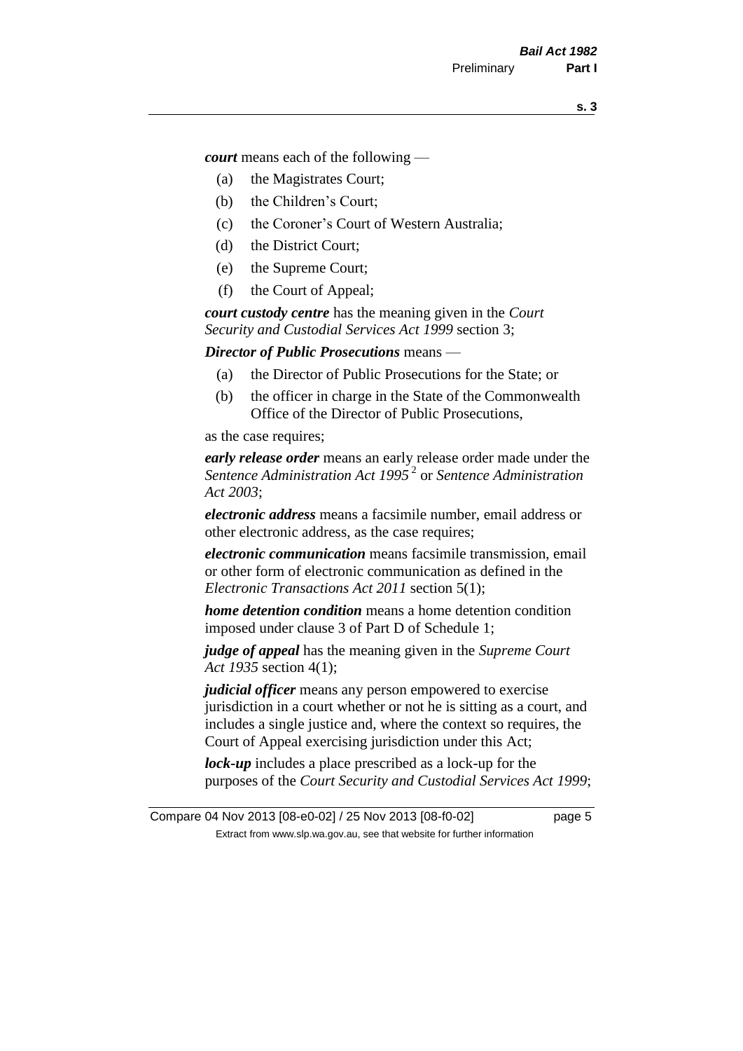***court*** means each of the following —

- (a) the Magistrates Court;
- (b) the Children's Court;
- (c) the Coroner's Court of Western Australia;
- (d) the District Court;
- (e) the Supreme Court;
- (f) the Court of Appeal;

***court custody centre*** has the meaning given in the *Court Security and Custodial Services Act 1999* section 3;

***Director of Public Prosecutions*** means —

- (a) the Director of Public Prosecutions for the State; or
- (b) the officer in charge in the State of the Commonwealth Office of the Director of Public Prosecutions,

as the case requires;

***early release order*** means an early release order made under the *Sentence Administration Act 1995* [2] or *Sentence Administration Act 2003*;

***electronic address*** means a facsimile number, email address or other electronic address, as the case requires;

***electronic communication*** means facsimile transmission, email or other form of electronic communication as defined in the *Electronic Transactions Act 2011* section 5(1);

***home detention condition*** means a home detention condition imposed under clause 3 of Part D of Schedule 1;

***judge of appeal*** has the meaning given in the *Supreme Court Act 1935* section 4(1);

***judicial officer*** means any person empowered to exercise jurisdiction in a court whether or not he is sitting as a court, and includes a single justice and, where the context so requires, the Court of Appeal exercising jurisdiction under this Act;

***lock-up*** includes a place prescribed as a lock-up for the purposes of the *Court Security and Custodial Services Act 1999*;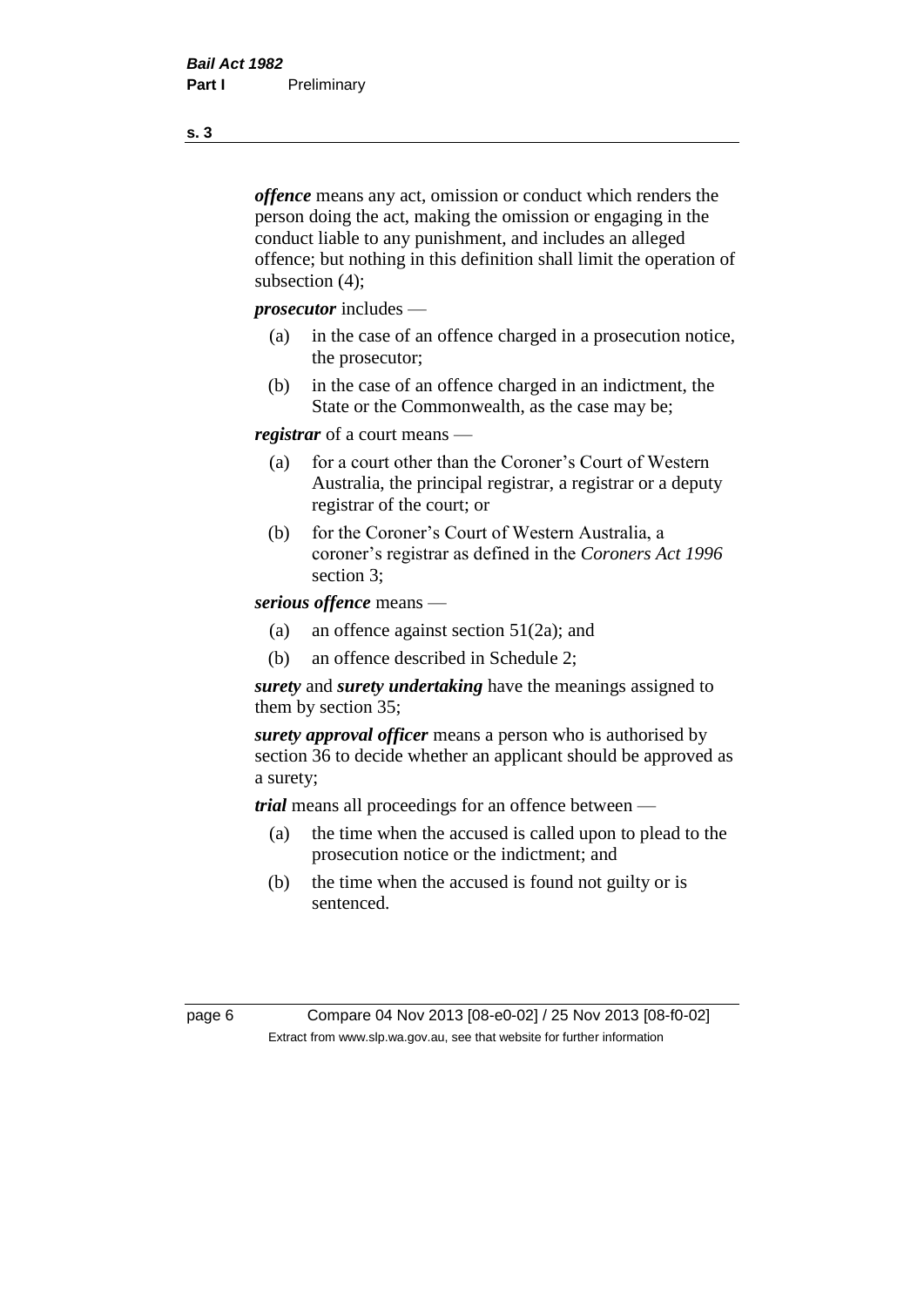***offence*** means any act, omission or conduct which renders the person doing the act, making the omission or engaging in the conduct liable to any punishment, and includes an alleged offence; but nothing in this definition shall limit the operation of subsection (4);

***prosecutor*** includes —

(a) in the case of an offence charged in a prosecution notice, the prosecutor;

(b) in the case of an offence charged in an indictment, the State or the Commonwealth, as the case may be;

***registrar*** of a court means —

(a) for a court other than the Coroner's Court of Western Australia, the principal registrar, a registrar or a deputy registrar of the court; or

(b) for the Coroner's Court of Western Australia, a coroner's registrar as defined in the *Coroners Act 1996* section 3;

***serious offence*** means —

(a) an offence against section 51(2a); and

(b) an offence described in Schedule 2;

***surety*** and ***surety undertaking*** have the meanings assigned to them by section 35;

***surety approval officer*** means a person who is authorised by section 36 to decide whether an applicant should be approved as a surety;

***trial*** means all proceedings for an offence between —

(a) the time when the accused is called upon to plead to the prosecution notice or the indictment; and

(b) the time when the accused is found not guilty or is sentenced.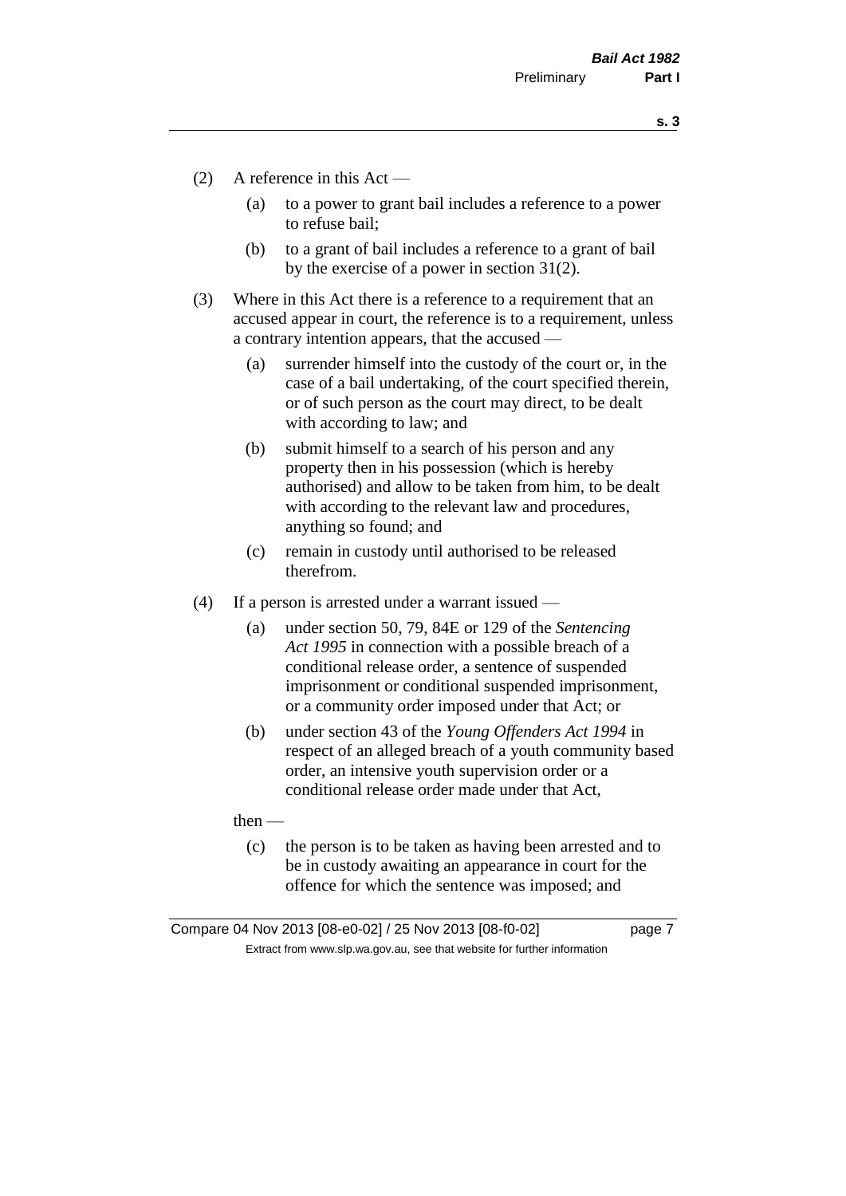(2) A reference in this Act —

(a) to a power to grant bail includes a reference to a power to refuse bail;

(b) to a grant of bail includes a reference to a grant of bail by the exercise of a power in section 31(2).

(3) Where in this Act there is a reference to a requirement that an accused appear in court, the reference is to a requirement, unless a contrary intention appears, that the accused —

(a) surrender himself into the custody of the court or, in the case of a bail undertaking, of the court specified therein, or of such person as the court may direct, to be dealt with according to law; and

(b) submit himself to a search of his person and any property then in his possession (which is hereby authorised) and allow to be taken from him, to be dealt with according to the relevant law and procedures, anything so found; and

(c) remain in custody until authorised to be released therefrom.

(4) If a person is arrested under a warrant issued —

(a) under section 50, 79, 84E or 129 of the *Sentencing Act 1995* in connection with a possible breach of a conditional release order, a sentence of suspended imprisonment or conditional suspended imprisonment, or a community order imposed under that Act; or

(b) under section 43 of the *Young Offenders Act 1994* in respect of an alleged breach of a youth community based order, an intensive youth supervision order or a conditional release order made under that Act,

then —

(c) the person is to be taken as having been arrested and to be in custody awaiting an appearance in court for the offence for which the sentence was imposed; and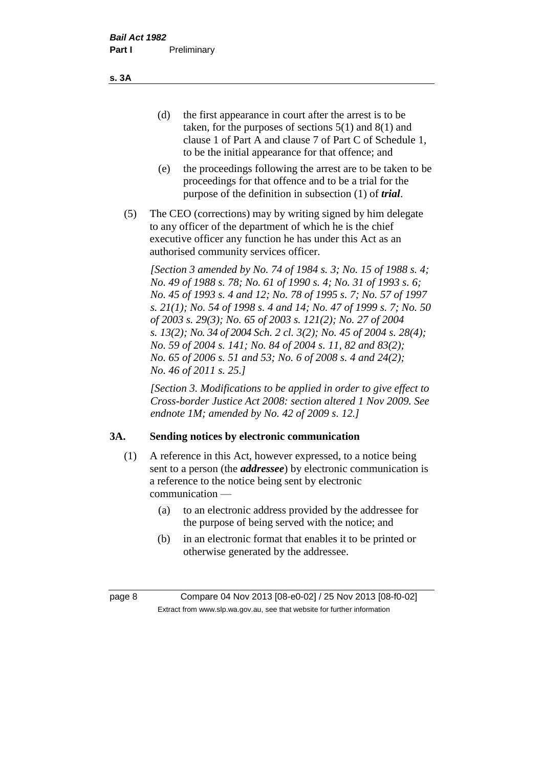(d) the first appearance in court after the arrest is to be taken, for the purposes of sections 5(1) and 8(1) and clause 1 of Part A and clause 7 of Part C of Schedule 1, to be the initial appearance for that offence; and

(e) the proceedings following the arrest are to be taken to be proceedings for that offence and to be a trial for the purpose of the definition in subsection (1) of ***trial***.

(5) The CEO (corrections) may by writing signed by him delegate to any officer of the department of which he is the chief executive officer any function he has under this Act as an authorised community services officer.

*[Section 3 amended by No. 74 of 1984 s. 3; No. 15 of 1988 s. 4; No. 49 of 1988 s. 78; No. 61 of 1990 s. 4; No. 31 of 1993 s. 6; No. 45 of 1993 s. 4 and 12; No. 78 of 1995 s. 7; No. 57 of 1997 s. 21(1); No. 54 of 1998 s. 4 and 14; No. 47 of 1999 s. 7; No. 50 of 2003 s. 29(3); No. 65 of 2003 s. 121(2); No. 27 of 2004 s. 13(2); No. 34 of 2004 Sch. 2 cl. 3(2); No. 45 of 2004 s. 28(4); No. 59 of 2004 s. 141; No. 84 of 2004 s. 11, 82 and 83(2); No. 65 of 2006 s. 51 and 53; No. 6 of 2008 s. 4 and 24(2); No. 46 of 2011 s. 25.]*

*[Section 3. Modifications to be applied in order to give effect to Cross-border Justice Act 2008: section altered 1 Nov 2009. See endnote 1M; amended by No. 42 of 2009 s. 12.]*

## 3A. Sending notices by electronic communication

(1) A reference in this Act, however expressed, to a notice being sent to a person (the ***addressee***) by electronic communication is a reference to the notice being sent by electronic communication —

(a) to an electronic address provided by the addressee for the purpose of being served with the notice; and

(b) in an electronic format that enables it to be printed or otherwise generated by the addressee.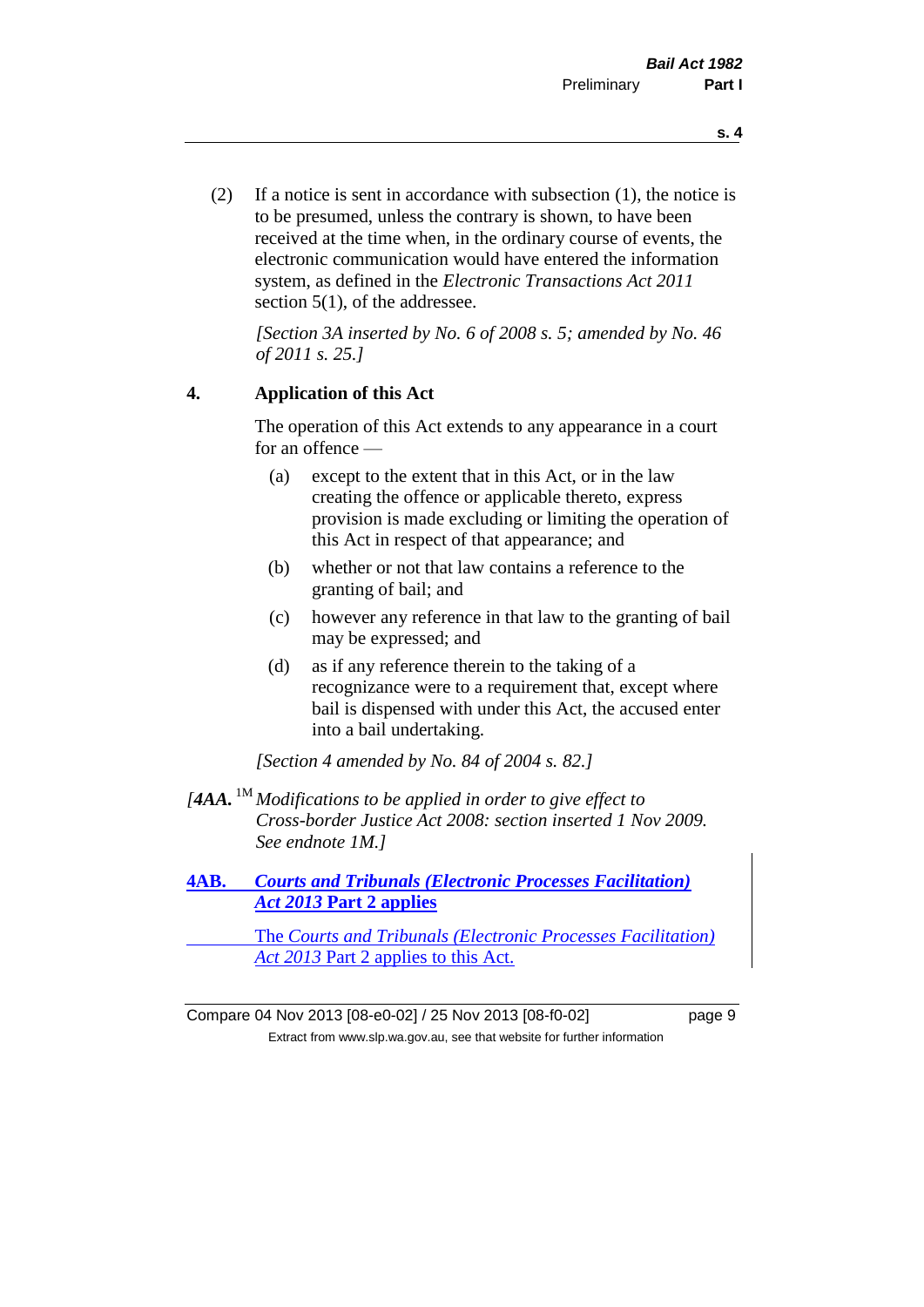(2) If a notice is sent in accordance with subsection (1), the notice is to be presumed, unless the contrary is shown, to have been received at the time when, in the ordinary course of events, the electronic communication would have entered the information system, as defined in the *Electronic Transactions Act 2011* section 5(1), of the addressee.

*[Section 3A inserted by No. 6 of 2008 s. 5; amended by No. 46 of 2011 s. 25.]*

## 4. Application of this Act

The operation of this Act extends to any appearance in a court for an offence —

(a) except to the extent that in this Act, or in the law creating the offence or applicable thereto, express provision is made excluding or limiting the operation of this Act in respect of that appearance; and

(b) whether or not that law contains a reference to the granting of bail; and

(c) however any reference in that law to the granting of bail may be expressed; and

(d) as if any reference therein to the taking of a recognizance were to a requirement that, except where bail is dispensed with under this Act, the accused enter into a bail undertaking.

*[Section 4 amended by No. 84 of 2004 s. 82.]*

*[**4AA.** [1M] Modifications to be applied in order to give effect to Cross-border Justice Act 2008: section inserted 1 Nov 2009. See endnote 1M.]*

## 4AB. *Courts and Tribunals (Electronic Processes Facilitation) Act 2013* Part 2 applies

The *Courts and Tribunals (Electronic Processes Facilitation) Act 2013* Part 2 applies to this Act.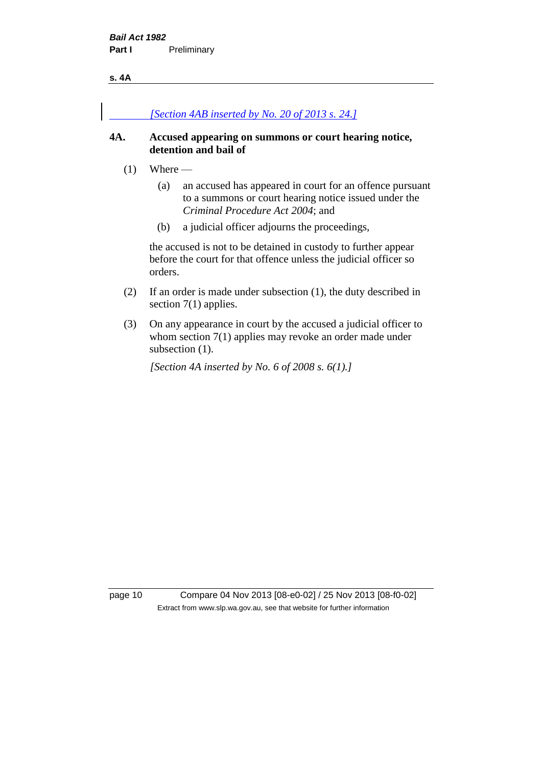*[Section 4AB inserted by No. 20 of 2013 s. 24.]*

**4A. Accused appearing on summons or court hearing notice, detention and bail of**

(1) Where —

(a) an accused has appeared in court for an offence pursuant to a summons or court hearing notice issued under the *Criminal Procedure Act 2004*; and

(b) a judicial officer adjourns the proceedings,

the accused is not to be detained in custody to further appear before the court for that offence unless the judicial officer so orders.

(2) If an order is made under subsection (1), the duty described in section 7(1) applies.

(3) On any appearance in court by the accused a judicial officer to whom section 7(1) applies may revoke an order made under subsection (1).

*[Section 4A inserted by No. 6 of 2008 s. 6(1).]*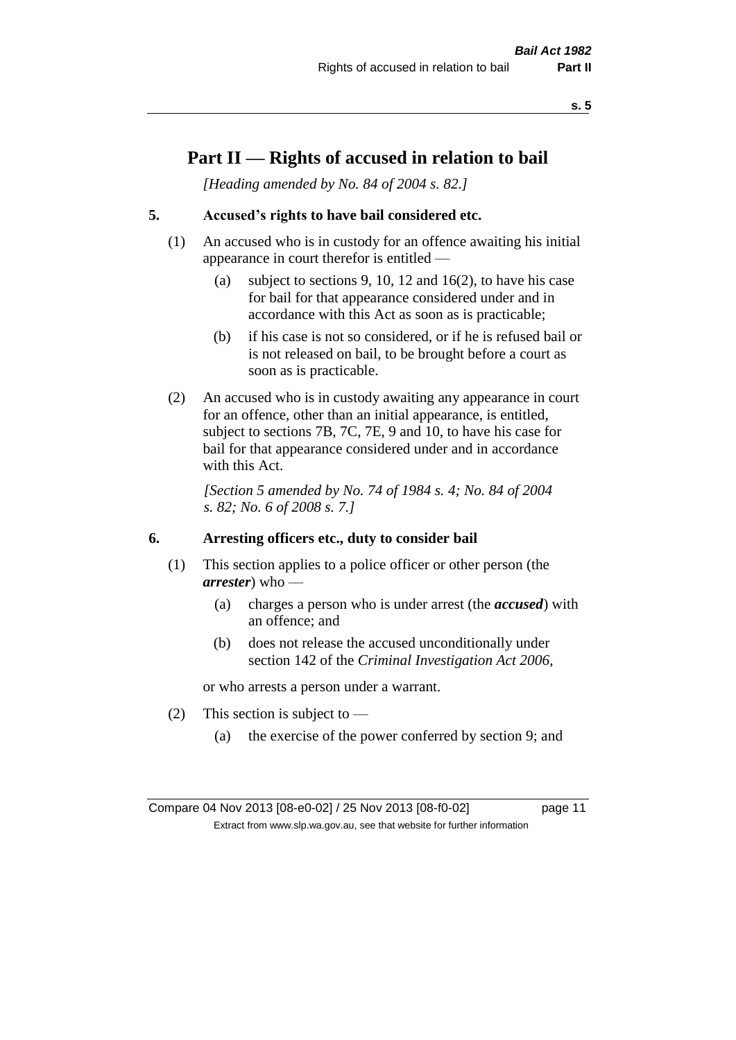# Part II — Rights of accused in relation to bail

*[Heading amended by No. 84 of 2004 s. 82.]*

## 5. Accused's rights to have bail considered etc.

(1) An accused who is in custody for an offence awaiting his initial appearance in court therefor is entitled —

(a) subject to sections 9, 10, 12 and 16(2), to have his case for bail for that appearance considered under and in accordance with this Act as soon as is practicable;

(b) if his case is not so considered, or if he is refused bail or is not released on bail, to be brought before a court as soon as is practicable.

(2) An accused who is in custody awaiting any appearance in court for an offence, other than an initial appearance, is entitled, subject to sections 7B, 7C, 7E, 9 and 10, to have his case for bail for that appearance considered under and in accordance with this Act.

*[Section 5 amended by No. 74 of 1984 s. 4; No. 84 of 2004 s. 82; No. 6 of 2008 s. 7.]*

## 6. Arresting officers etc., duty to consider bail

(1) This section applies to a police officer or other person (the ***arrester***) who —

(a) charges a person who is under arrest (the ***accused***) with an offence; and

(b) does not release the accused unconditionally under section 142 of the *Criminal Investigation Act 2006*,

or who arrests a person under a warrant.

(2) This section is subject to —

(a) the exercise of the power conferred by section 9; and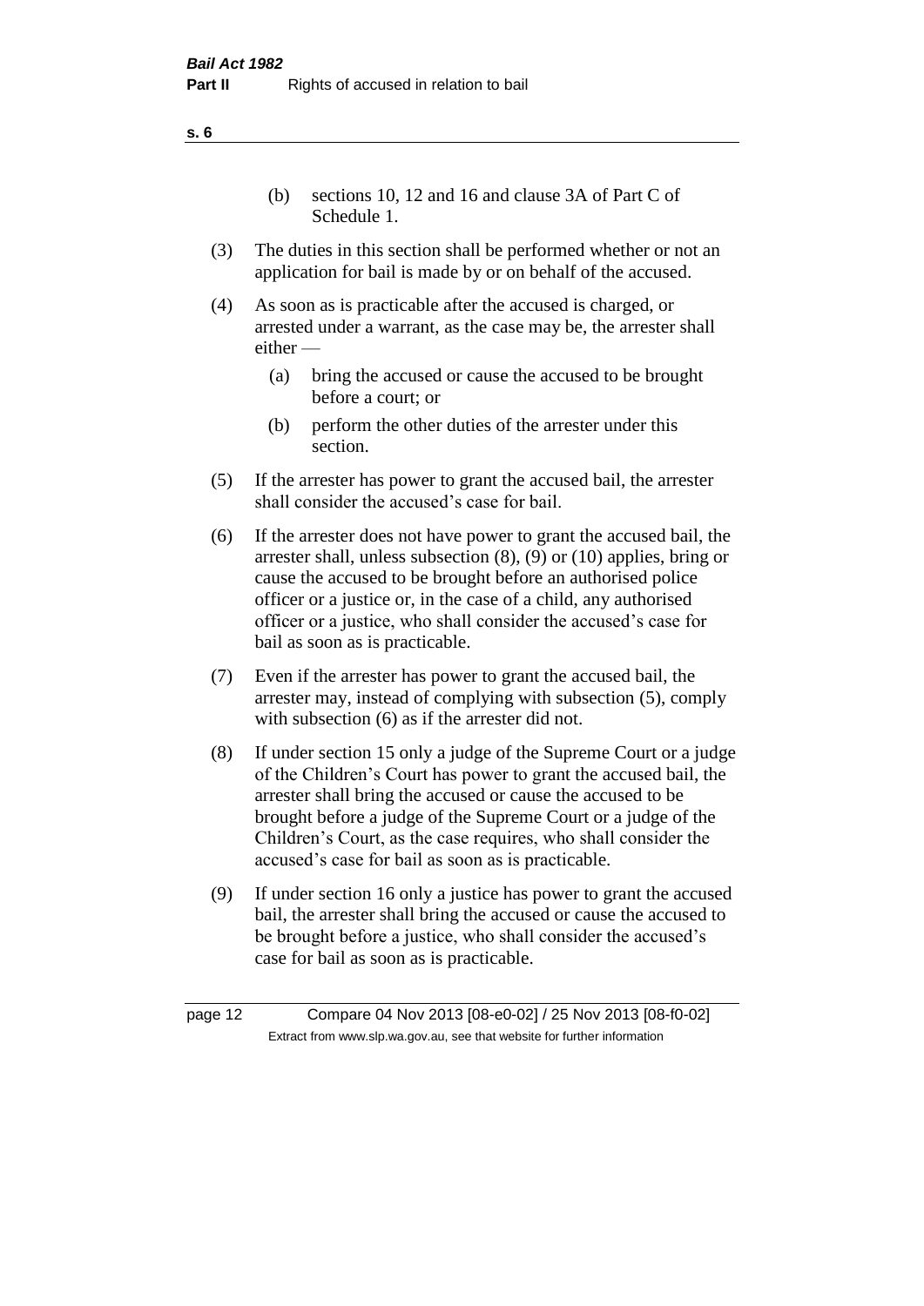(b) sections 10, 12 and 16 and clause 3A of Part C of Schedule 1.

(3) The duties in this section shall be performed whether or not an application for bail is made by or on behalf of the accused.

(4) As soon as is practicable after the accused is charged, or arrested under a warrant, as the case may be, the arrester shall either —

  (a) bring the accused or cause the accused to be brought before a court; or

  (b) perform the other duties of the arrester under this section.

(5) If the arrester has power to grant the accused bail, the arrester shall consider the accused's case for bail.

(6) If the arrester does not have power to grant the accused bail, the arrester shall, unless subsection (8), (9) or (10) applies, bring or cause the accused to be brought before an authorised police officer or a justice or, in the case of a child, any authorised officer or a justice, who shall consider the accused's case for bail as soon as is practicable.

(7) Even if the arrester has power to grant the accused bail, the arrester may, instead of complying with subsection (5), comply with subsection (6) as if the arrester did not.

(8) If under section 15 only a judge of the Supreme Court or a judge of the Children's Court has power to grant the accused bail, the arrester shall bring the accused or cause the accused to be brought before a judge of the Supreme Court or a judge of the Children's Court, as the case requires, who shall consider the accused's case for bail as soon as is practicable.

(9) If under section 16 only a justice has power to grant the accused bail, the arrester shall bring the accused or cause the accused to be brought before a justice, who shall consider the accused's case for bail as soon as is practicable.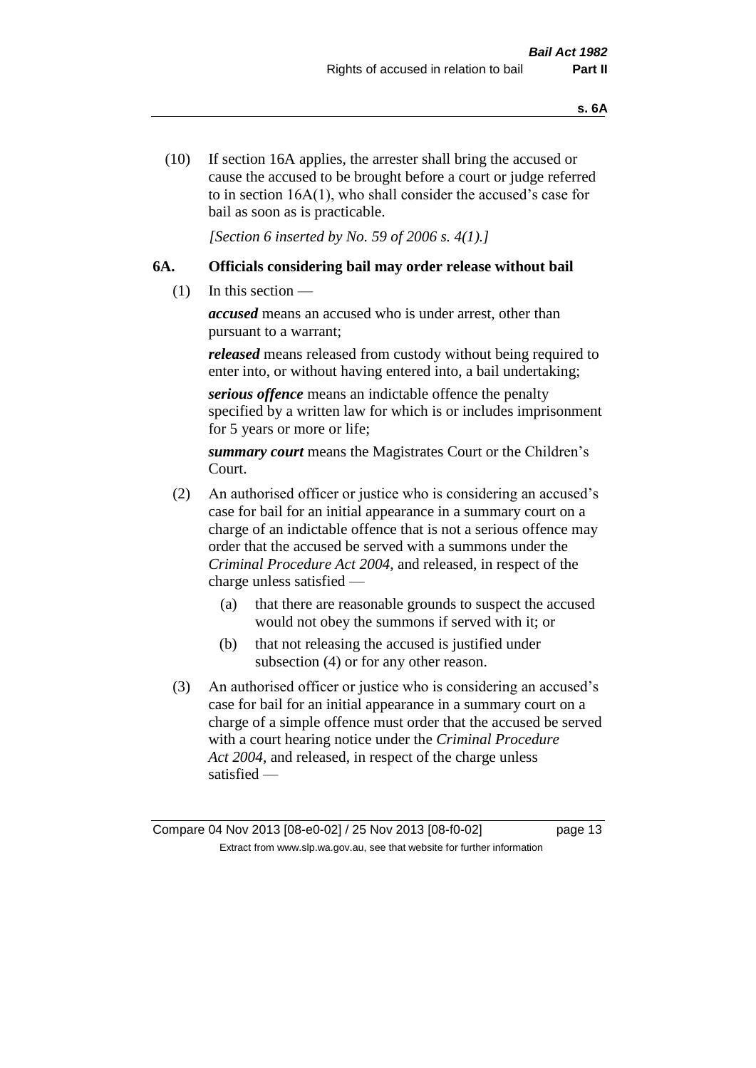(10) If section 16A applies, the arrester shall bring the accused or cause the accused to be brought before a court or judge referred to in section 16A(1), who shall consider the accused's case for bail as soon as is practicable.

*[Section 6 inserted by No. 59 of 2006 s. 4(1).]*

### 6A. Officials considering bail may order release without bail

(1) In this section —

***accused*** means an accused who is under arrest, other than pursuant to a warrant;

***released*** means released from custody without being required to enter into, or without having entered into, a bail undertaking;

***serious offence*** means an indictable offence the penalty specified by a written law for which is or includes imprisonment for 5 years or more or life;

***summary court*** means the Magistrates Court or the Children's Court.

(2) An authorised officer or justice who is considering an accused's case for bail for an initial appearance in a summary court on a charge of an indictable offence that is not a serious offence may order that the accused be served with a summons under the *Criminal Procedure Act 2004*, and released, in respect of the charge unless satisfied —

(a) that there are reasonable grounds to suspect the accused would not obey the summons if served with it; or

(b) that not releasing the accused is justified under subsection (4) or for any other reason.

(3) An authorised officer or justice who is considering an accused's case for bail for an initial appearance in a summary court on a charge of a simple offence must order that the accused be served with a court hearing notice under the *Criminal Procedure Act 2004*, and released, in respect of the charge unless satisfied —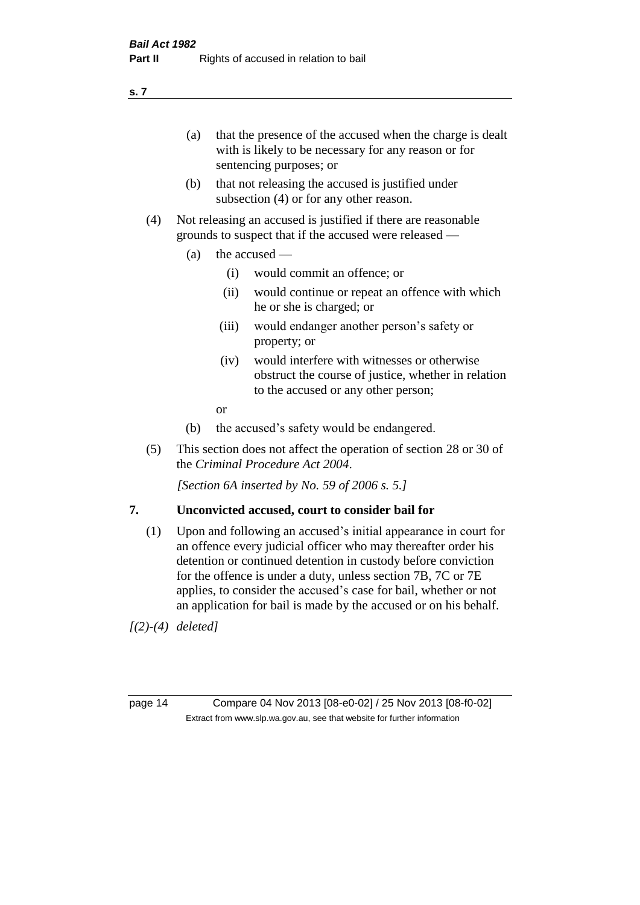(a) that the presence of the accused when the charge is dealt with is likely to be necessary for any reason or for sentencing purposes; or

(b) that not releasing the accused is justified under subsection (4) or for any other reason.

(4) Not releasing an accused is justified if there are reasonable grounds to suspect that if the accused were released —

(a) the accused —

(i) would commit an offence; or

(ii) would continue or repeat an offence with which he or she is charged; or

(iii) would endanger another person's safety or property; or

(iv) would interfere with witnesses or otherwise obstruct the course of justice, whether in relation to the accused or any other person;

or

(b) the accused's safety would be endangered.

(5) This section does not affect the operation of section 28 or 30 of the *Criminal Procedure Act 2004*.

*[Section 6A inserted by No. 59 of 2006 s. 5.]*

## 7. Unconvicted accused, court to consider bail for

(1) Upon and following an accused's initial appearance in court for an offence every judicial officer who may thereafter order his detention or continued detention in custody before conviction for the offence is under a duty, unless section 7B, 7C or 7E applies, to consider the accused's case for bail, whether or not an application for bail is made by the accused or on his behalf.

*[(2)-(4) deleted]*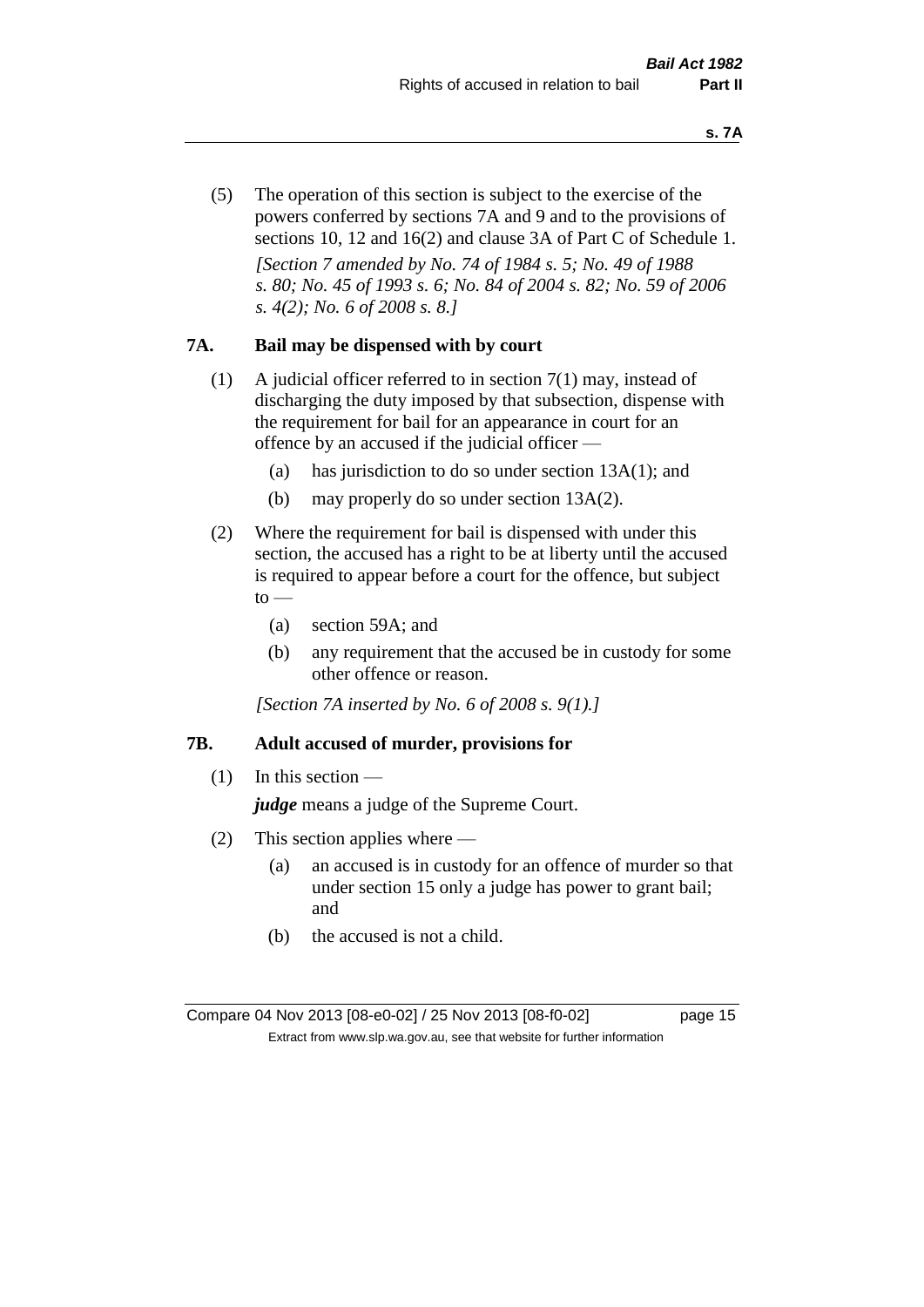(5) The operation of this section is subject to the exercise of the powers conferred by sections 7A and 9 and to the provisions of sections 10, 12 and 16(2) and clause 3A of Part C of Schedule 1.

*[Section 7 amended by No. 74 of 1984 s. 5; No. 49 of 1988 s. 80; No. 45 of 1993 s. 6; No. 84 of 2004 s. 82; No. 59 of 2006 s. 4(2); No. 6 of 2008 s. 8.]*

### 7A. Bail may be dispensed with by court

(1) A judicial officer referred to in section 7(1) may, instead of discharging the duty imposed by that subsection, dispense with the requirement for bail for an appearance in court for an offence by an accused if the judicial officer —

(a) has jurisdiction to do so under section 13A(1); and

(b) may properly do so under section 13A(2).

(2) Where the requirement for bail is dispensed with under this section, the accused has a right to be at liberty until the accused is required to appear before a court for the offence, but subject to —

(a) section 59A; and

(b) any requirement that the accused be in custody for some other offence or reason.

*[Section 7A inserted by No. 6 of 2008 s. 9(1).]*

### 7B. Adult accused of murder, provisions for

(1) In this section —

***judge*** means a judge of the Supreme Court.

(2) This section applies where —

(a) an accused is in custody for an offence of murder so that under section 15 only a judge has power to grant bail; and

(b) the accused is not a child.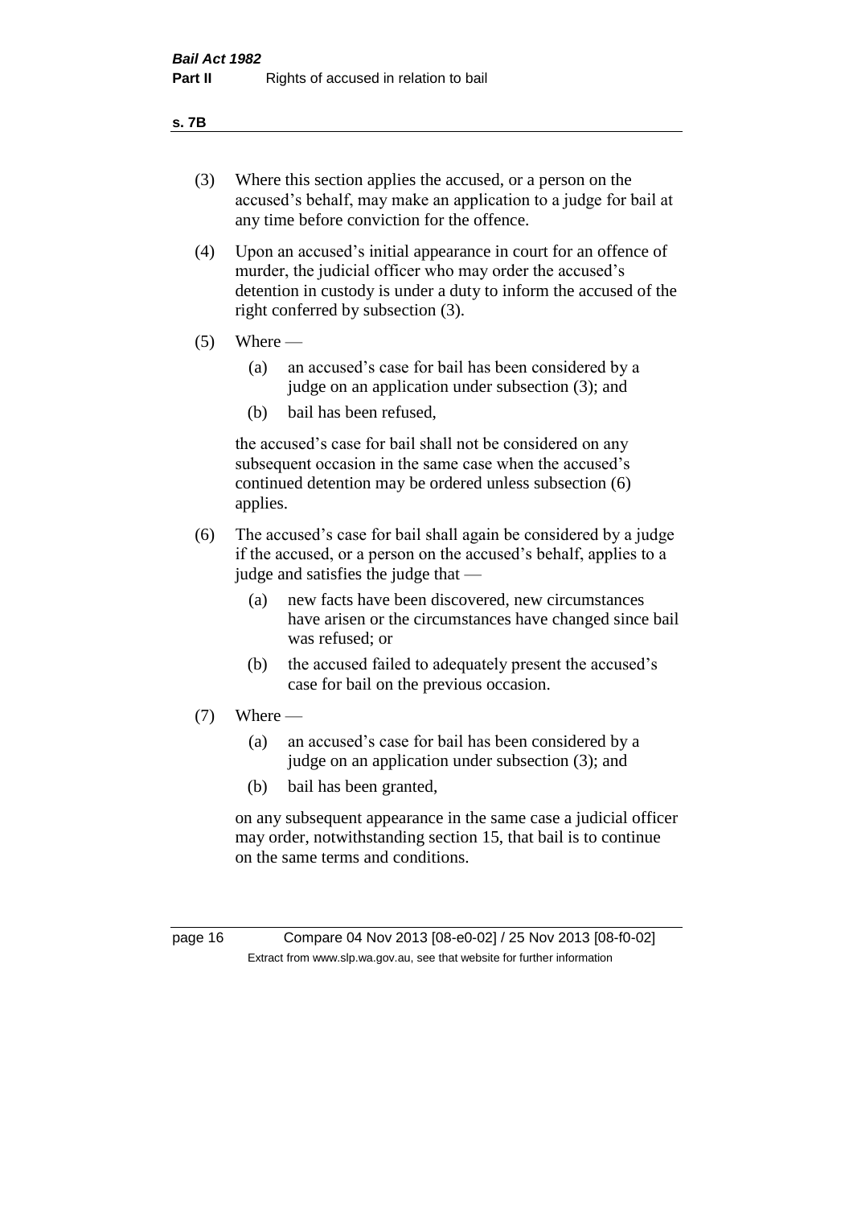(3) Where this section applies the accused, or a person on the accused's behalf, may make an application to a judge for bail at any time before conviction for the offence.

(4) Upon an accused's initial appearance in court for an offence of murder, the judicial officer who may order the accused's detention in custody is under a duty to inform the accused of the right conferred by subsection (3).

(5) Where —

  (a) an accused's case for bail has been considered by a judge on an application under subsection (3); and

  (b) bail has been refused,

  the accused's case for bail shall not be considered on any subsequent occasion in the same case when the accused's continued detention may be ordered unless subsection (6) applies.

(6) The accused's case for bail shall again be considered by a judge if the accused, or a person on the accused's behalf, applies to a judge and satisfies the judge that —

  (a) new facts have been discovered, new circumstances have arisen or the circumstances have changed since bail was refused; or

  (b) the accused failed to adequately present the accused's case for bail on the previous occasion.

(7) Where —

  (a) an accused's case for bail has been considered by a judge on an application under subsection (3); and

  (b) bail has been granted,

  on any subsequent appearance in the same case a judicial officer may order, notwithstanding section 15, that bail is to continue on the same terms and conditions.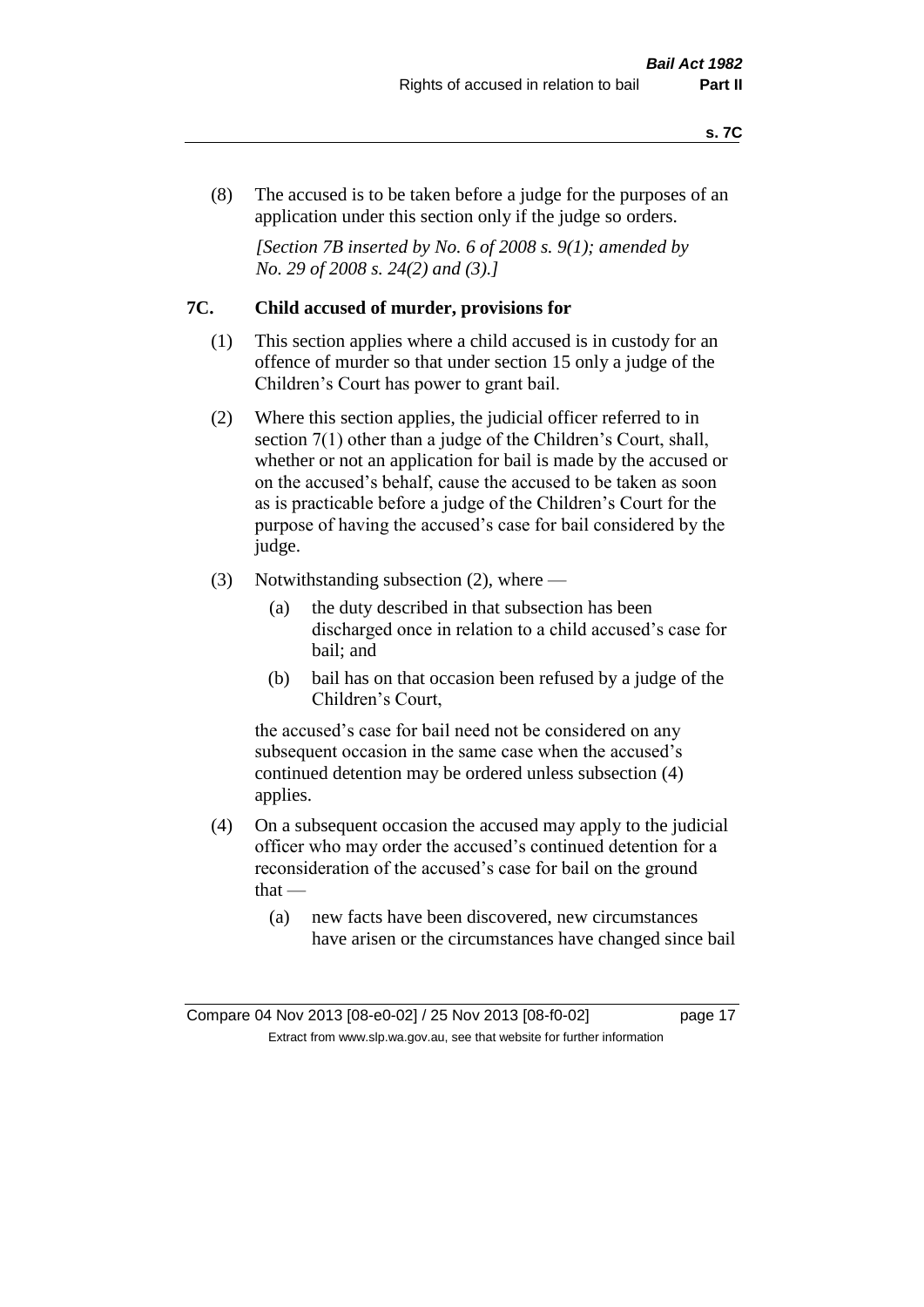(8) The accused is to be taken before a judge for the purposes of an application under this section only if the judge so orders.

*[Section 7B inserted by No. 6 of 2008 s. 9(1); amended by No. 29 of 2008 s. 24(2) and (3).]*

## 7C. Child accused of murder, provisions for

(1) This section applies where a child accused is in custody for an offence of murder so that under section 15 only a judge of the Children's Court has power to grant bail.

(2) Where this section applies, the judicial officer referred to in section 7(1) other than a judge of the Children's Court, shall, whether or not an application for bail is made by the accused or on the accused's behalf, cause the accused to be taken as soon as is practicable before a judge of the Children's Court for the purpose of having the accused's case for bail considered by the judge.

(3) Notwithstanding subsection (2), where —

  (a) the duty described in that subsection has been discharged once in relation to a child accused's case for bail; and

  (b) bail has on that occasion been refused by a judge of the Children's Court,

the accused's case for bail need not be considered on any subsequent occasion in the same case when the accused's continued detention may be ordered unless subsection (4) applies.

(4) On a subsequent occasion the accused may apply to the judicial officer who may order the accused's continued detention for a reconsideration of the accused's case for bail on the ground that —

  (a) new facts have been discovered, new circumstances have arisen or the circumstances have changed since bail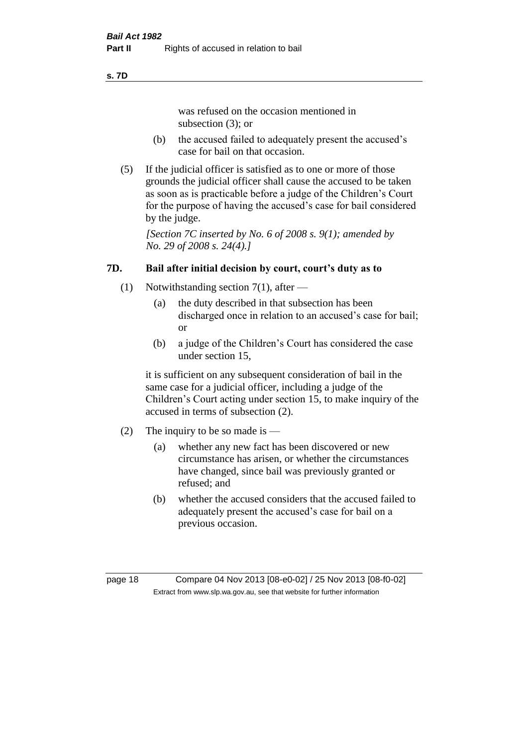was refused on the occasion mentioned in subsection (3); or

- (b) the accused failed to adequately present the accused's case for bail on that occasion.

(5) If the judicial officer is satisfied as to one or more of those grounds the judicial officer shall cause the accused to be taken as soon as is practicable before a judge of the Children's Court for the purpose of having the accused's case for bail considered by the judge.

*[Section 7C inserted by No. 6 of 2008 s. 9(1); amended by No. 29 of 2008 s. 24(4).]*

### 7D. Bail after initial decision by court, court's duty as to

(1) Notwithstanding section 7(1), after —

- (a) the duty described in that subsection has been discharged once in relation to an accused's case for bail; or
- (b) a judge of the Children's Court has considered the case under section 15,

it is sufficient on any subsequent consideration of bail in the same case for a judicial officer, including a judge of the Children's Court acting under section 15, to make inquiry of the accused in terms of subsection (2).

(2) The inquiry to be so made is —

- (a) whether any new fact has been discovered or new circumstance has arisen, or whether the circumstances have changed, since bail was previously granted or refused; and
- (b) whether the accused considers that the accused failed to adequately present the accused's case for bail on a previous occasion.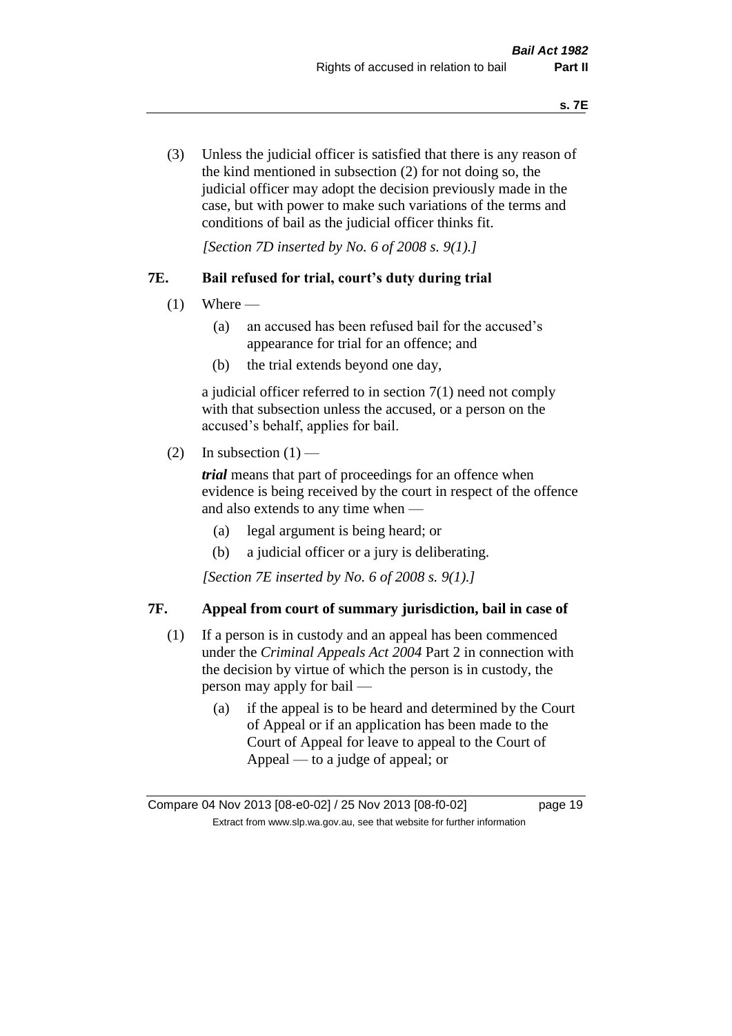(3) Unless the judicial officer is satisfied that there is any reason of the kind mentioned in subsection (2) for not doing so, the judicial officer may adopt the decision previously made in the case, but with power to make such variations of the terms and conditions of bail as the judicial officer thinks fit.

*[Section 7D inserted by No. 6 of 2008 s. 9(1).]*

### 7E. Bail refused for trial, court's duty during trial

(1) Where —

(a) an accused has been refused bail for the accused's appearance for trial for an offence; and

(b) the trial extends beyond one day,

a judicial officer referred to in section 7(1) need not comply with that subsection unless the accused, or a person on the accused's behalf, applies for bail.

(2) In subsection (1) —

***trial*** means that part of proceedings for an offence when evidence is being received by the court in respect of the offence and also extends to any time when —

(a) legal argument is being heard; or

(b) a judicial officer or a jury is deliberating.

*[Section 7E inserted by No. 6 of 2008 s. 9(1).]*

### 7F. Appeal from court of summary jurisdiction, bail in case of

(1) If a person is in custody and an appeal has been commenced under the *Criminal Appeals Act 2004* Part 2 in connection with the decision by virtue of which the person is in custody, the person may apply for bail —

(a) if the appeal is to be heard and determined by the Court of Appeal or if an application has been made to the Court of Appeal for leave to appeal to the Court of Appeal — to a judge of appeal; or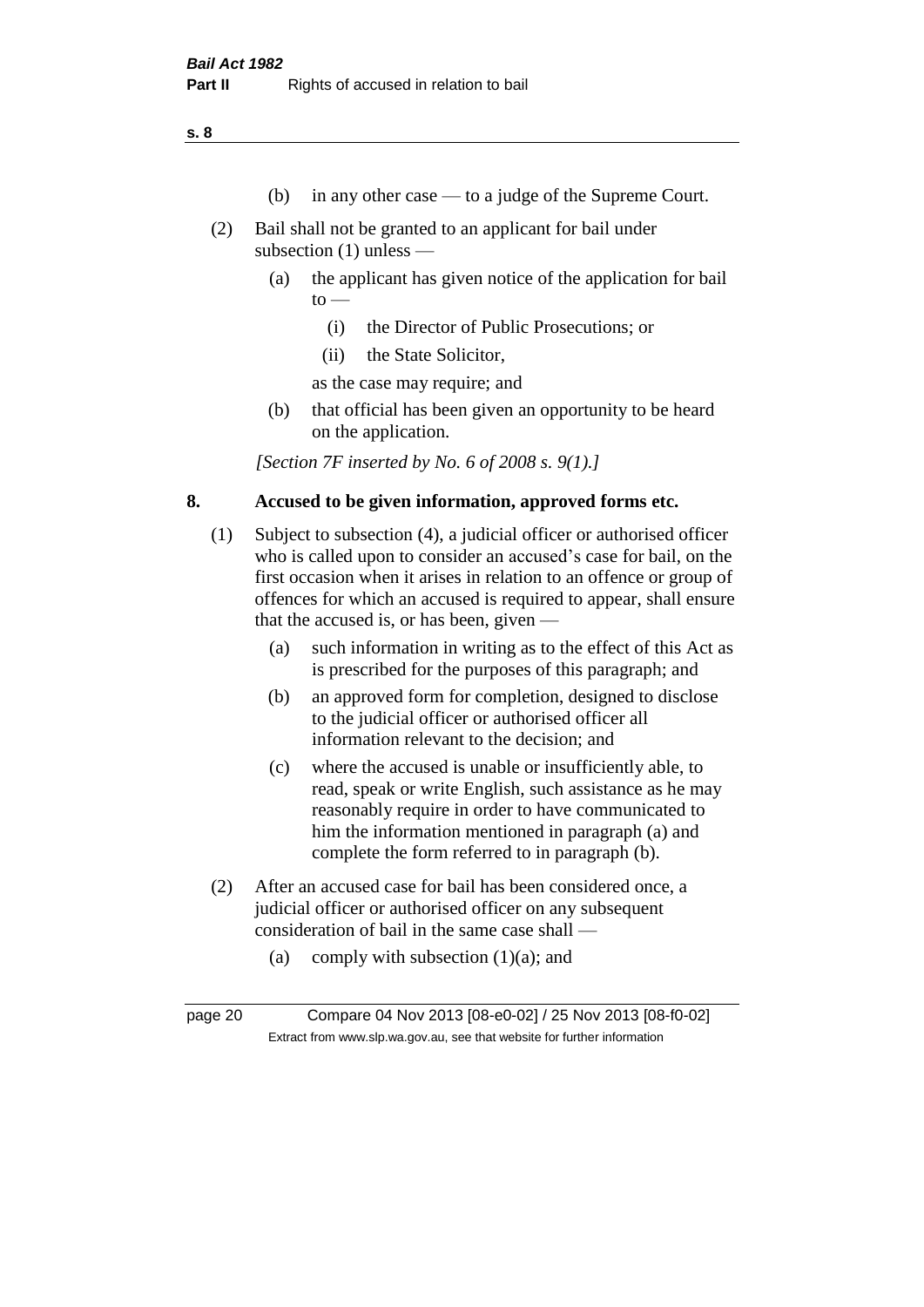(b) in any other case — to a judge of the Supreme Court.

(2) Bail shall not be granted to an applicant for bail under subsection (1) unless —

  (a) the applicant has given notice of the application for bail to —

    (i) the Director of Public Prosecutions; or

    (ii) the State Solicitor,

  as the case may require; and

  (b) that official has been given an opportunity to be heard on the application.

*[Section 7F inserted by No. 6 of 2008 s. 9(1).]*

## 8. Accused to be given information, approved forms etc.

(1) Subject to subsection (4), a judicial officer or authorised officer who is called upon to consider an accused's case for bail, on the first occasion when it arises in relation to an offence or group of offences for which an accused is required to appear, shall ensure that the accused is, or has been, given —

  (a) such information in writing as to the effect of this Act as is prescribed for the purposes of this paragraph; and

  (b) an approved form for completion, designed to disclose to the judicial officer or authorised officer all information relevant to the decision; and

  (c) where the accused is unable or insufficiently able, to read, speak or write English, such assistance as he may reasonably require in order to have communicated to him the information mentioned in paragraph (a) and complete the form referred to in paragraph (b).

(2) After an accused case for bail has been considered once, a judicial officer or authorised officer on any subsequent consideration of bail in the same case shall —

  (a) comply with subsection (1)(a); and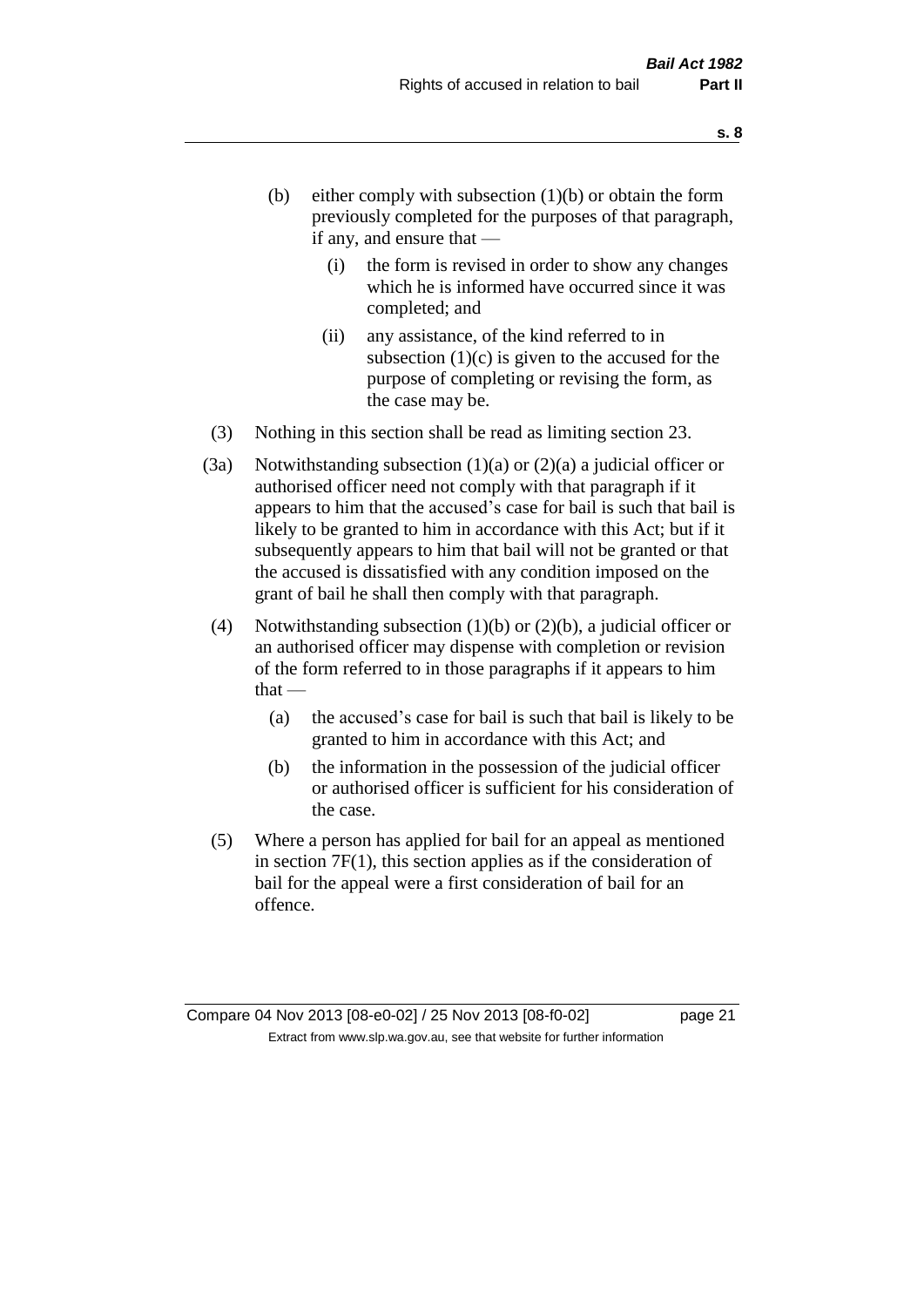(b) either comply with subsection (1)(b) or obtain the form previously completed for the purposes of that paragraph, if any, and ensure that —

  (i) the form is revised in order to show any changes which he is informed have occurred since it was completed; and

  (ii) any assistance, of the kind referred to in subsection (1)(c) is given to the accused for the purpose of completing or revising the form, as the case may be.

(3) Nothing in this section shall be read as limiting section 23.

(3a) Notwithstanding subsection (1)(a) or (2)(a) a judicial officer or authorised officer need not comply with that paragraph if it appears to him that the accused's case for bail is such that bail is likely to be granted to him in accordance with this Act; but if it subsequently appears to him that bail will not be granted or that the accused is dissatisfied with any condition imposed on the grant of bail he shall then comply with that paragraph.

(4) Notwithstanding subsection (1)(b) or (2)(b), a judicial officer or an authorised officer may dispense with completion or revision of the form referred to in those paragraphs if it appears to him that —

  (a) the accused's case for bail is such that bail is likely to be granted to him in accordance with this Act; and

  (b) the information in the possession of the judicial officer or authorised officer is sufficient for his consideration of the case.

(5) Where a person has applied for bail for an appeal as mentioned in section 7F(1), this section applies as if the consideration of bail for the appeal were a first consideration of bail for an offence.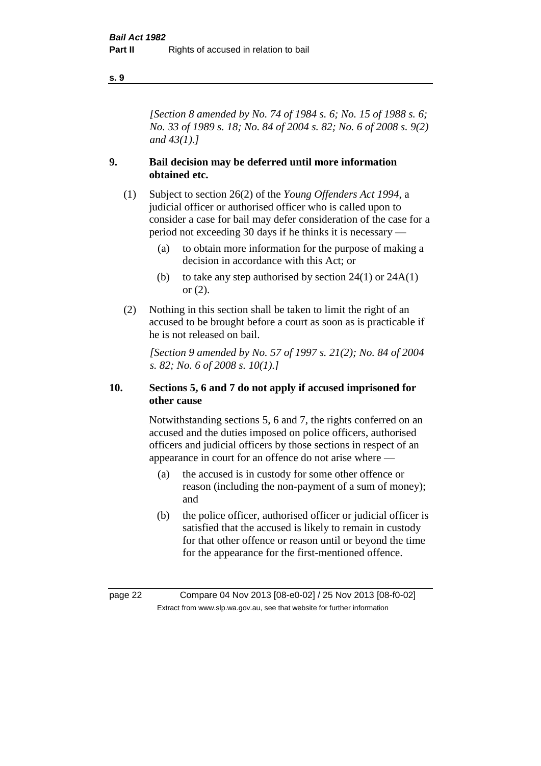*[Section 8 amended by No. 74 of 1984 s. 6; No. 15 of 1988 s. 6; No. 33 of 1989 s. 18; No. 84 of 2004 s. 82; No. 6 of 2008 s. 9(2) and 43(1).]*

## 9. Bail decision may be deferred until more information obtained etc.

(1) Subject to section 26(2) of the *Young Offenders Act 1994*, a judicial officer or authorised officer who is called upon to consider a case for bail may defer consideration of the case for a period not exceeding 30 days if he thinks it is necessary —

- (a) to obtain more information for the purpose of making a decision in accordance with this Act; or
- (b) to take any step authorised by section 24(1) or 24A(1) or (2).

(2) Nothing in this section shall be taken to limit the right of an accused to be brought before a court as soon as is practicable if he is not released on bail.

*[Section 9 amended by No. 57 of 1997 s. 21(2); No. 84 of 2004 s. 82; No. 6 of 2008 s. 10(1).]*

## 10. Sections 5, 6 and 7 do not apply if accused imprisoned for other cause

Notwithstanding sections 5, 6 and 7, the rights conferred on an accused and the duties imposed on police officers, authorised officers and judicial officers by those sections in respect of an appearance in court for an offence do not arise where —

- (a) the accused is in custody for some other offence or reason (including the non-payment of a sum of money); and
- (b) the police officer, authorised officer or judicial officer is satisfied that the accused is likely to remain in custody for that other offence or reason until or beyond the time for the appearance for the first-mentioned offence.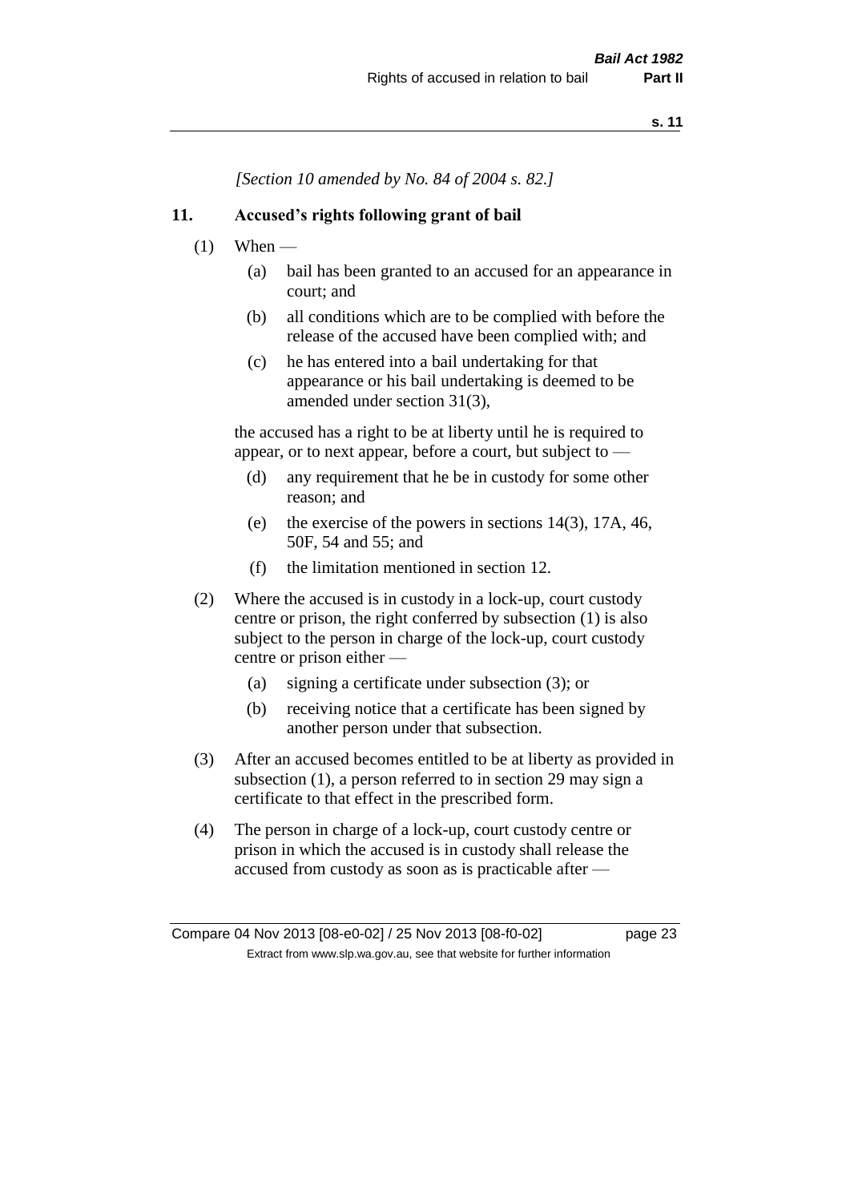*[Section 10 amended by No. 84 of 2004 s. 82.]*

## 11. Accused's rights following grant of bail

(1) When —

(a) bail has been granted to an accused for an appearance in court; and

(b) all conditions which are to be complied with before the release of the accused have been complied with; and

(c) he has entered into a bail undertaking for that appearance or his bail undertaking is deemed to be amended under section 31(3),

the accused has a right to be at liberty until he is required to appear, or to next appear, before a court, but subject to —

(d) any requirement that he be in custody for some other reason; and

(e) the exercise of the powers in sections 14(3), 17A, 46, 50F, 54 and 55; and

(f) the limitation mentioned in section 12.

(2) Where the accused is in custody in a lock-up, court custody centre or prison, the right conferred by subsection (1) is also subject to the person in charge of the lock-up, court custody centre or prison either —

(a) signing a certificate under subsection (3); or

(b) receiving notice that a certificate has been signed by another person under that subsection.

(3) After an accused becomes entitled to be at liberty as provided in subsection (1), a person referred to in section 29 may sign a certificate to that effect in the prescribed form.

(4) The person in charge of a lock-up, court custody centre or prison in which the accused is in custody shall release the accused from custody as soon as is practicable after —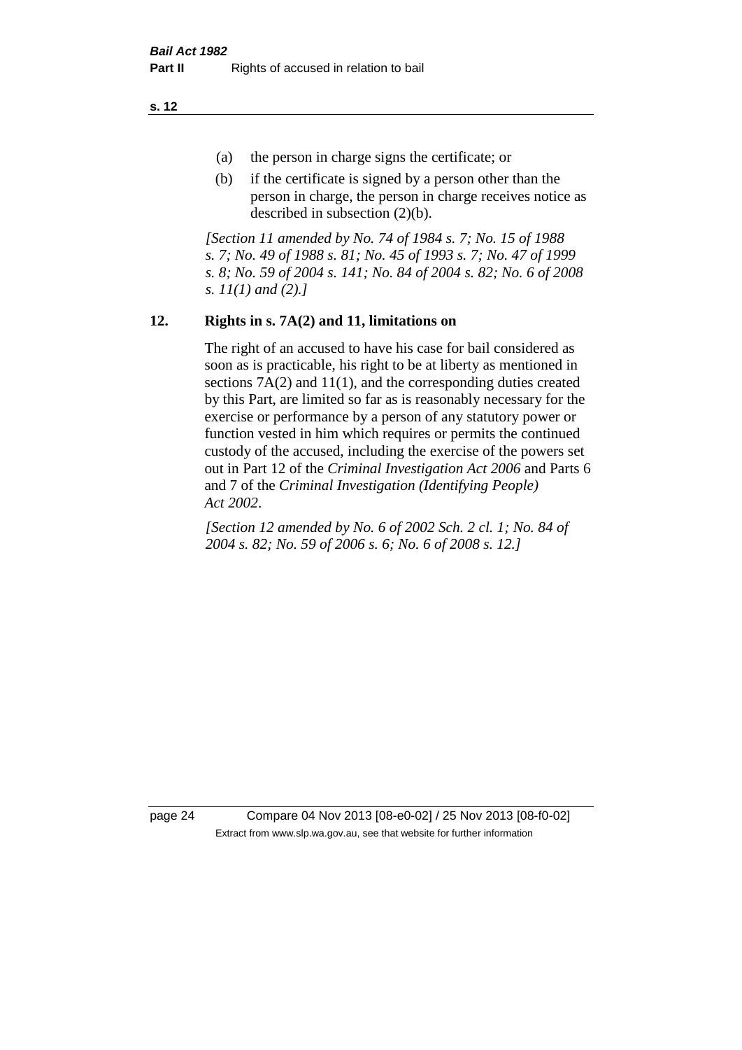(a) the person in charge signs the certificate; or

(b) if the certificate is signed by a person other than the person in charge, the person in charge receives notice as described in subsection (2)(b).

*[Section 11 amended by No. 74 of 1984 s. 7; No. 15 of 1988 s. 7; No. 49 of 1988 s. 81; No. 45 of 1993 s. 7; No. 47 of 1999 s. 8; No. 59 of 2004 s. 141; No. 84 of 2004 s. 82; No. 6 of 2008 s. 11(1) and (2).]*

## 12. Rights in s. 7A(2) and 11, limitations on

The right of an accused to have his case for bail considered as soon as is practicable, his right to be at liberty as mentioned in sections 7A(2) and 11(1), and the corresponding duties created by this Part, are limited so far as is reasonably necessary for the exercise or performance by a person of any statutory power or function vested in him which requires or permits the continued custody of the accused, including the exercise of the powers set out in Part 12 of the *Criminal Investigation Act 2006* and Parts 6 and 7 of the *Criminal Investigation (Identifying People) Act 2002*.

*[Section 12 amended by No. 6 of 2002 Sch. 2 cl. 1; No. 84 of 2004 s. 82; No. 59 of 2006 s. 6; No. 6 of 2008 s. 12.]*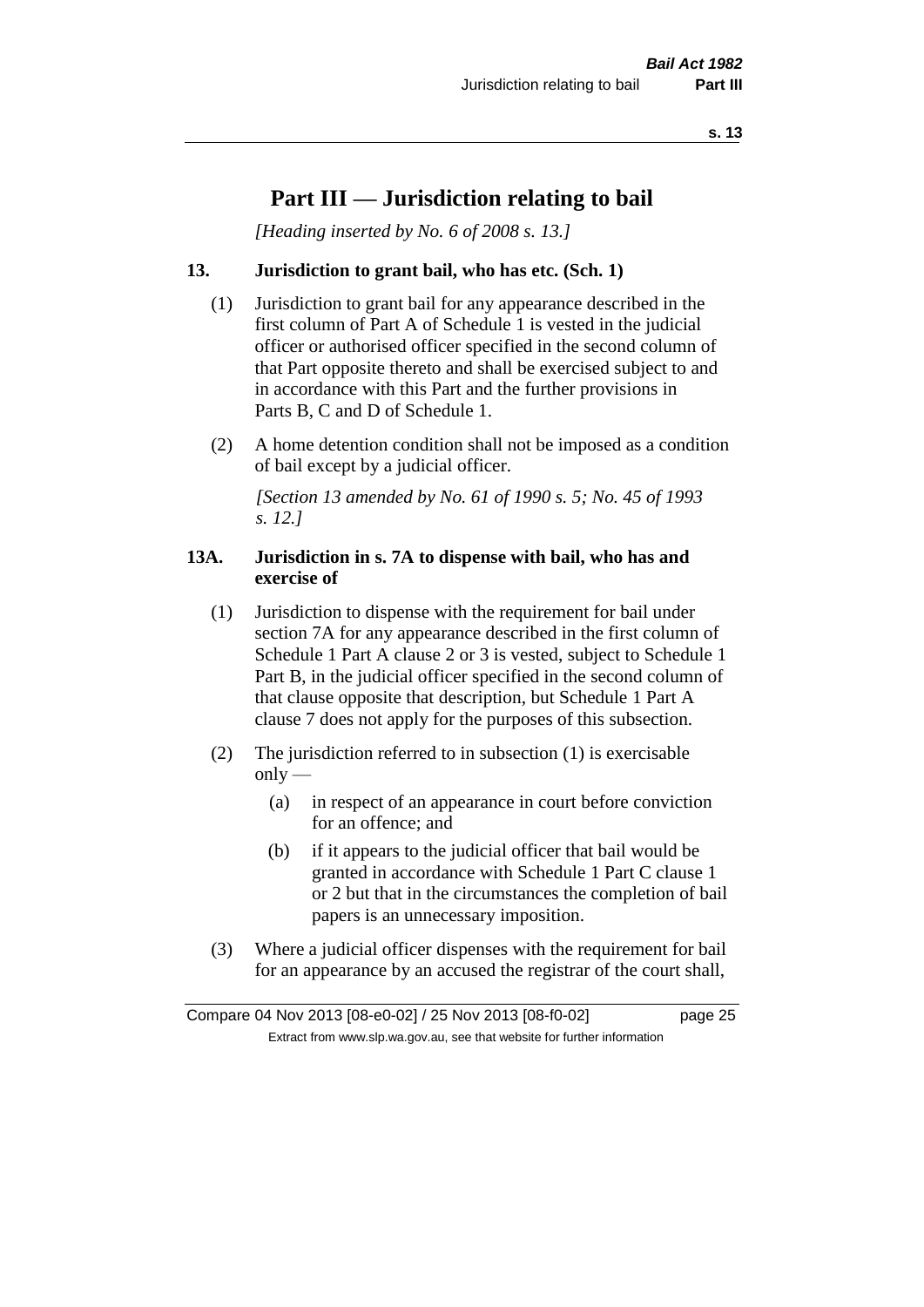# Part III — Jurisdiction relating to bail

*[Heading inserted by No. 6 of 2008 s. 13.]*

### 13. Jurisdiction to grant bail, who has etc. (Sch. 1)

(1) Jurisdiction to grant bail for any appearance described in the first column of Part A of Schedule 1 is vested in the judicial officer or authorised officer specified in the second column of that Part opposite thereto and shall be exercised subject to and in accordance with this Part and the further provisions in Parts B, C and D of Schedule 1.

(2) A home detention condition shall not be imposed as a condition of bail except by a judicial officer.

*[Section 13 amended by No. 61 of 1990 s. 5; No. 45 of 1993 s. 12.]*

### 13A. Jurisdiction in s. 7A to dispense with bail, who has and exercise of

(1) Jurisdiction to dispense with the requirement for bail under section 7A for any appearance described in the first column of Schedule 1 Part A clause 2 or 3 is vested, subject to Schedule 1 Part B, in the judicial officer specified in the second column of that clause opposite that description, but Schedule 1 Part A clause 7 does not apply for the purposes of this subsection.

(2) The jurisdiction referred to in subsection (1) is exercisable only —

- (a) in respect of an appearance in court before conviction for an offence; and
- (b) if it appears to the judicial officer that bail would be granted in accordance with Schedule 1 Part C clause 1 or 2 but that in the circumstances the completion of bail papers is an unnecessary imposition.

(3) Where a judicial officer dispenses with the requirement for bail for an appearance by an accused the registrar of the court shall,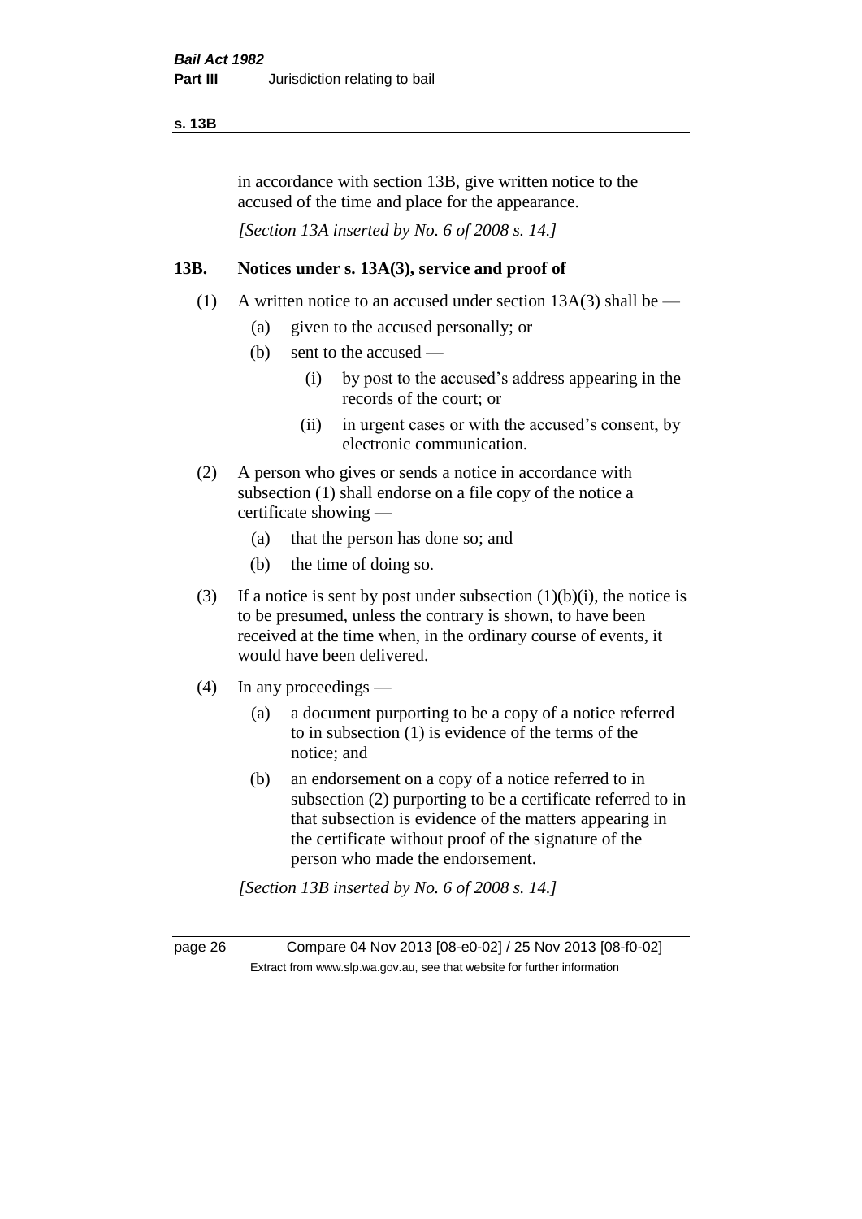in accordance with section 13B, give written notice to the accused of the time and place for the appearance.

*[Section 13A inserted by No. 6 of 2008 s. 14.]*

## 13B. Notices under s. 13A(3), service and proof of

(1) A written notice to an accused under section 13A(3) shall be —

- (a) given to the accused personally; or
- (b) sent to the accused —
  - (i) by post to the accused's address appearing in the records of the court; or
  - (ii) in urgent cases or with the accused's consent, by electronic communication.

(2) A person who gives or sends a notice in accordance with subsection (1) shall endorse on a file copy of the notice a certificate showing —

- (a) that the person has done so; and
- (b) the time of doing so.

(3) If a notice is sent by post under subsection (1)(b)(i), the notice is to be presumed, unless the contrary is shown, to have been received at the time when, in the ordinary course of events, it would have been delivered.

(4) In any proceedings —

- (a) a document purporting to be a copy of a notice referred to in subsection (1) is evidence of the terms of the notice; and
- (b) an endorsement on a copy of a notice referred to in subsection (2) purporting to be a certificate referred to in that subsection is evidence of the matters appearing in the certificate without proof of the signature of the person who made the endorsement.

*[Section 13B inserted by No. 6 of 2008 s. 14.]*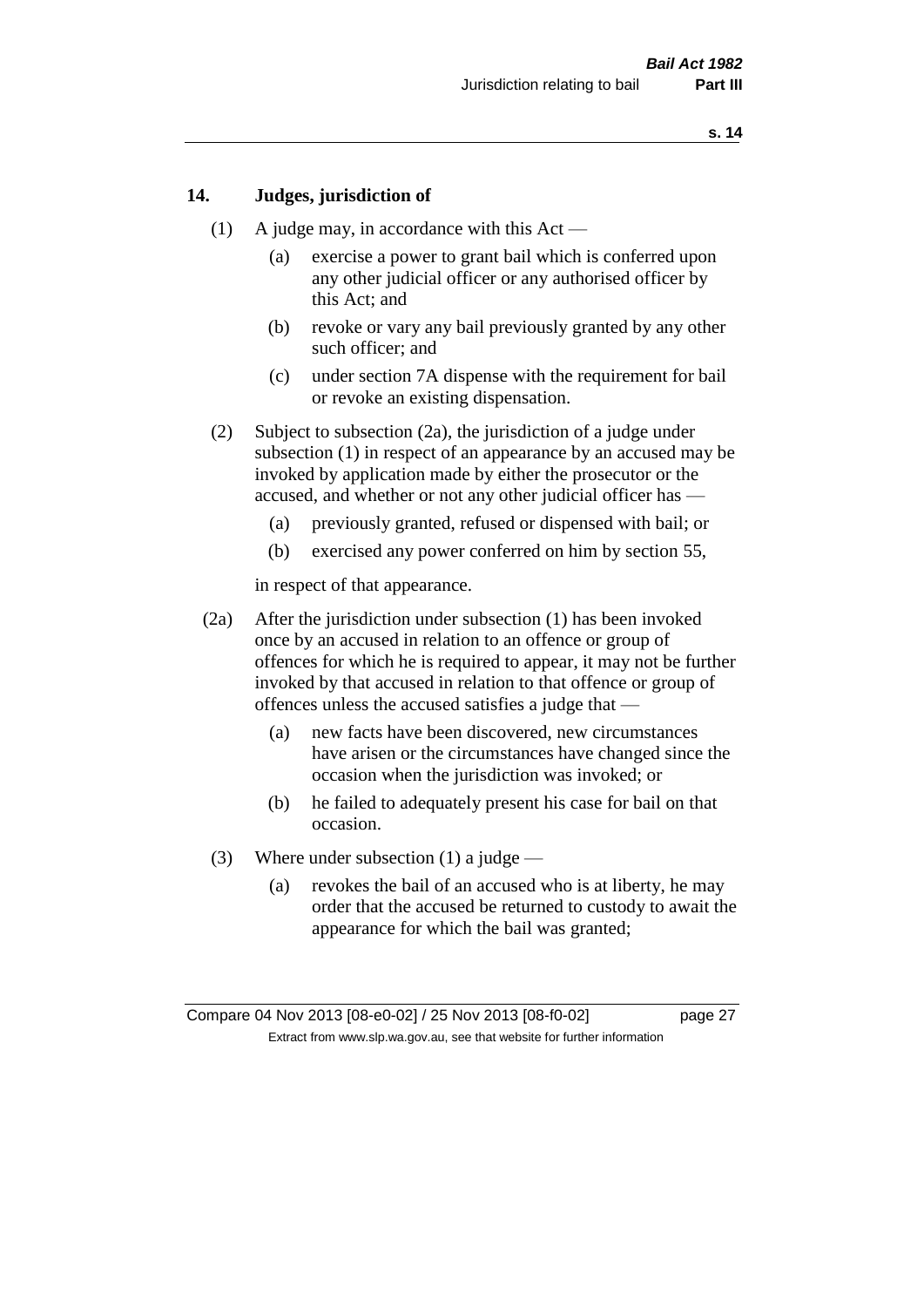## 14. Judges, jurisdiction of

(1) A judge may, in accordance with this Act —

(a) exercise a power to grant bail which is conferred upon any other judicial officer or any authorised officer by this Act; and

(b) revoke or vary any bail previously granted by any other such officer; and

(c) under section 7A dispense with the requirement for bail or revoke an existing dispensation.

(2) Subject to subsection (2a), the jurisdiction of a judge under subsection (1) in respect of an appearance by an accused may be invoked by application made by either the prosecutor or the accused, and whether or not any other judicial officer has —

(a) previously granted, refused or dispensed with bail; or

(b) exercised any power conferred on him by section 55,

in respect of that appearance.

(2a) After the jurisdiction under subsection (1) has been invoked once by an accused in relation to an offence or group of offences for which he is required to appear, it may not be further invoked by that accused in relation to that offence or group of offences unless the accused satisfies a judge that —

(a) new facts have been discovered, new circumstances have arisen or the circumstances have changed since the occasion when the jurisdiction was invoked; or

(b) he failed to adequately present his case for bail on that occasion.

(3) Where under subsection (1) a judge —

(a) revokes the bail of an accused who is at liberty, he may order that the accused be returned to custody to await the appearance for which the bail was granted;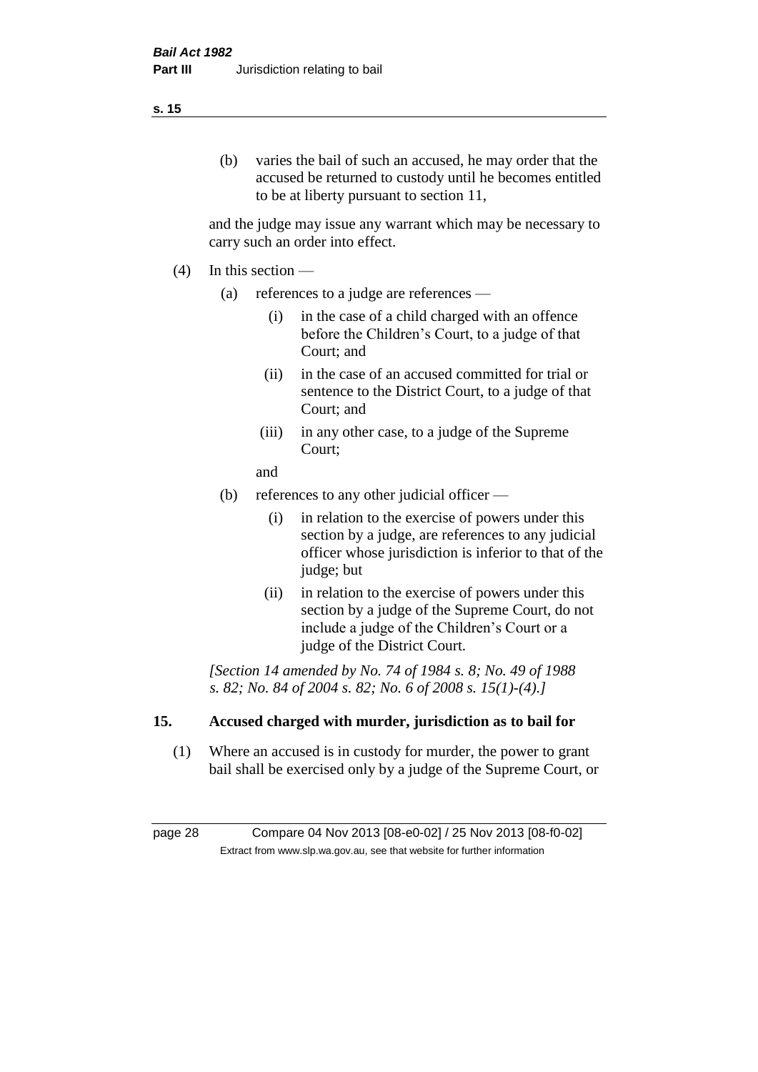(b) varies the bail of such an accused, he may order that the accused be returned to custody until he becomes entitled to be at liberty pursuant to section 11,

and the judge may issue any warrant which may be necessary to carry such an order into effect.

(4) In this section —

(a) references to a judge are references —

(i) in the case of a child charged with an offence before the Children's Court, to a judge of that Court; and

(ii) in the case of an accused committed for trial or sentence to the District Court, to a judge of that Court; and

(iii) in any other case, to a judge of the Supreme Court;

and

(b) references to any other judicial officer —

(i) in relation to the exercise of powers under this section by a judge, are references to any judicial officer whose jurisdiction is inferior to that of the judge; but

(ii) in relation to the exercise of powers under this section by a judge of the Supreme Court, do not include a judge of the Children's Court or a judge of the District Court.

*[Section 14 amended by No. 74 of 1984 s. 8; No. 49 of 1988 s. 82; No. 84 of 2004 s. 82; No. 6 of 2008 s. 15(1)-(4).]*

## 15. Accused charged with murder, jurisdiction as to bail for

(1) Where an accused is in custody for murder, the power to grant bail shall be exercised only by a judge of the Supreme Court, or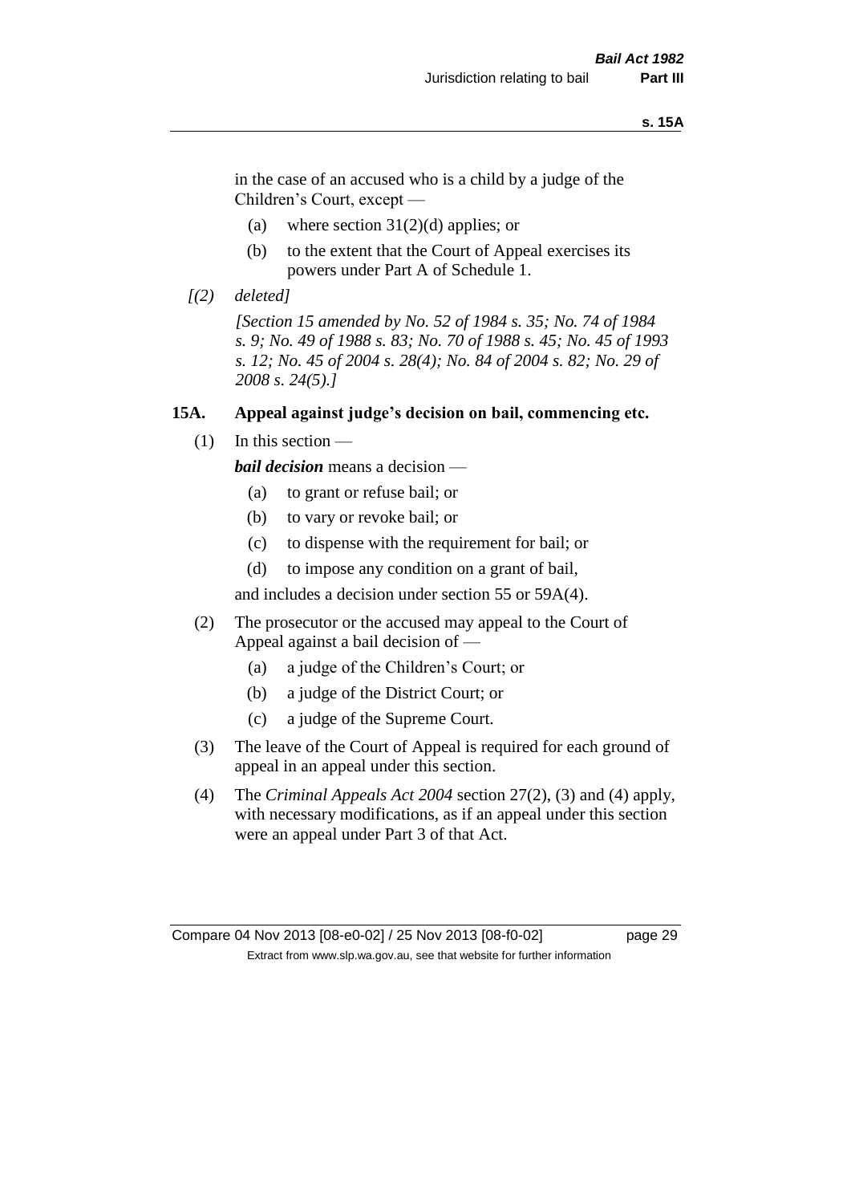in the case of an accused who is a child by a judge of the Children's Court, except —

(a) where section 31(2)(d) applies; or

(b) to the extent that the Court of Appeal exercises its powers under Part A of Schedule 1.

*[(2) deleted]*

*[Section 15 amended by No. 52 of 1984 s. 35; No. 74 of 1984 s. 9; No. 49 of 1988 s. 83; No. 70 of 1988 s. 45; No. 45 of 1993 s. 12; No. 45 of 2004 s. 28(4); No. 84 of 2004 s. 82; No. 29 of 2008 s. 24(5).]*

### 15A. Appeal against judge's decision on bail, commencing etc.

(1) In this section —

***bail decision*** means a decision —

(a) to grant or refuse bail; or

(b) to vary or revoke bail; or

(c) to dispense with the requirement for bail; or

(d) to impose any condition on a grant of bail,

and includes a decision under section 55 or 59A(4).

(2) The prosecutor or the accused may appeal to the Court of Appeal against a bail decision of —

(a) a judge of the Children's Court; or

(b) a judge of the District Court; or

(c) a judge of the Supreme Court.

(3) The leave of the Court of Appeal is required for each ground of appeal in an appeal under this section.

(4) The *Criminal Appeals Act 2004* section 27(2), (3) and (4) apply, with necessary modifications, as if an appeal under this section were an appeal under Part 3 of that Act.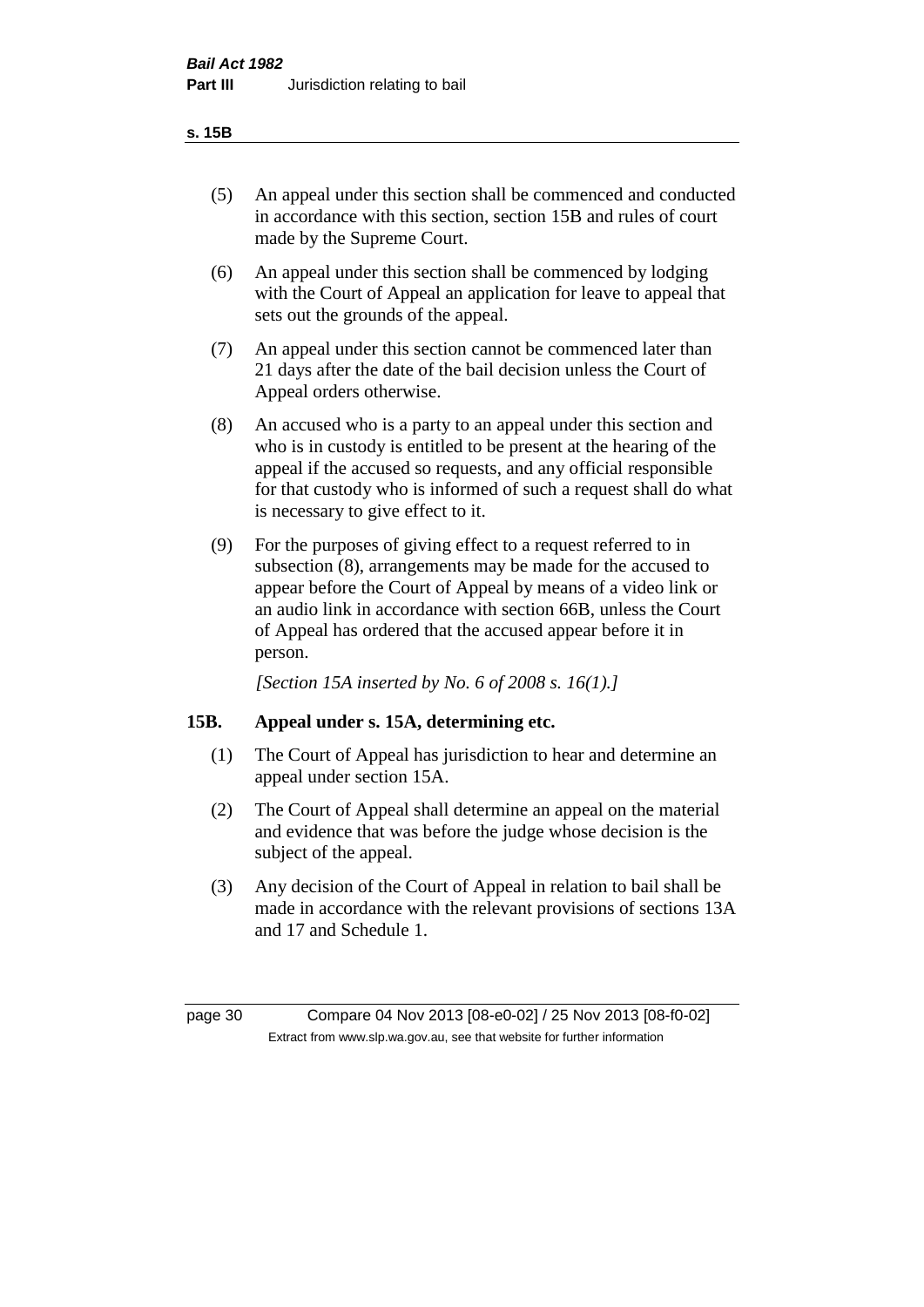(5) An appeal under this section shall be commenced and conducted in accordance with this section, section 15B and rules of court made by the Supreme Court.

(6) An appeal under this section shall be commenced by lodging with the Court of Appeal an application for leave to appeal that sets out the grounds of the appeal.

(7) An appeal under this section cannot be commenced later than 21 days after the date of the bail decision unless the Court of Appeal orders otherwise.

(8) An accused who is a party to an appeal under this section and who is in custody is entitled to be present at the hearing of the appeal if the accused so requests, and any official responsible for that custody who is informed of such a request shall do what is necessary to give effect to it.

(9) For the purposes of giving effect to a request referred to in subsection (8), arrangements may be made for the accused to appear before the Court of Appeal by means of a video link or an audio link in accordance with section 66B, unless the Court of Appeal has ordered that the accused appear before it in person.

*[Section 15A inserted by No. 6 of 2008 s. 16(1).]*

## 15B. Appeal under s. 15A, determining etc.

(1) The Court of Appeal has jurisdiction to hear and determine an appeal under section 15A.

(2) The Court of Appeal shall determine an appeal on the material and evidence that was before the judge whose decision is the subject of the appeal.

(3) Any decision of the Court of Appeal in relation to bail shall be made in accordance with the relevant provisions of sections 13A and 17 and Schedule 1.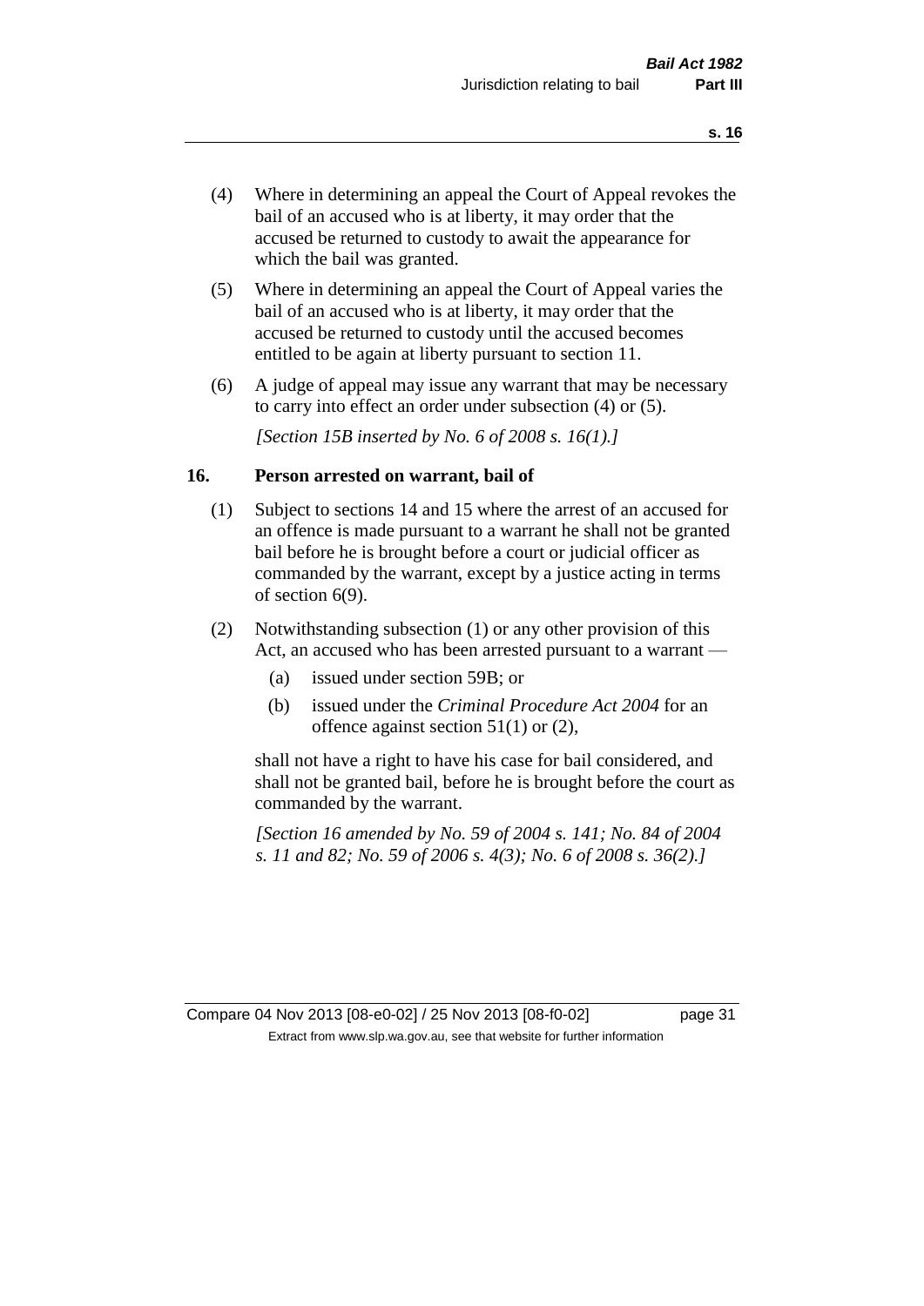(4) Where in determining an appeal the Court of Appeal revokes the bail of an accused who is at liberty, it may order that the accused be returned to custody to await the appearance for which the bail was granted.

(5) Where in determining an appeal the Court of Appeal varies the bail of an accused who is at liberty, it may order that the accused be returned to custody until the accused becomes entitled to be again at liberty pursuant to section 11.

(6) A judge of appeal may issue any warrant that may be necessary to carry into effect an order under subsection (4) or (5).

*[Section 15B inserted by No. 6 of 2008 s. 16(1).]*

## 16. Person arrested on warrant, bail of

(1) Subject to sections 14 and 15 where the arrest of an accused for an offence is made pursuant to a warrant he shall not be granted bail before he is brought before a court or judicial officer as commanded by the warrant, except by a justice acting in terms of section 6(9).

(2) Notwithstanding subsection (1) or any other provision of this Act, an accused who has been arrested pursuant to a warrant —

- (a) issued under section 59B; or
- (b) issued under the *Criminal Procedure Act 2004* for an offence against section 51(1) or (2),

shall not have a right to have his case for bail considered, and shall not be granted bail, before he is brought before the court as commanded by the warrant.

*[Section 16 amended by No. 59 of 2004 s. 141; No. 84 of 2004 s. 11 and 82; No. 59 of 2006 s. 4(3); No. 6 of 2008 s. 36(2).]*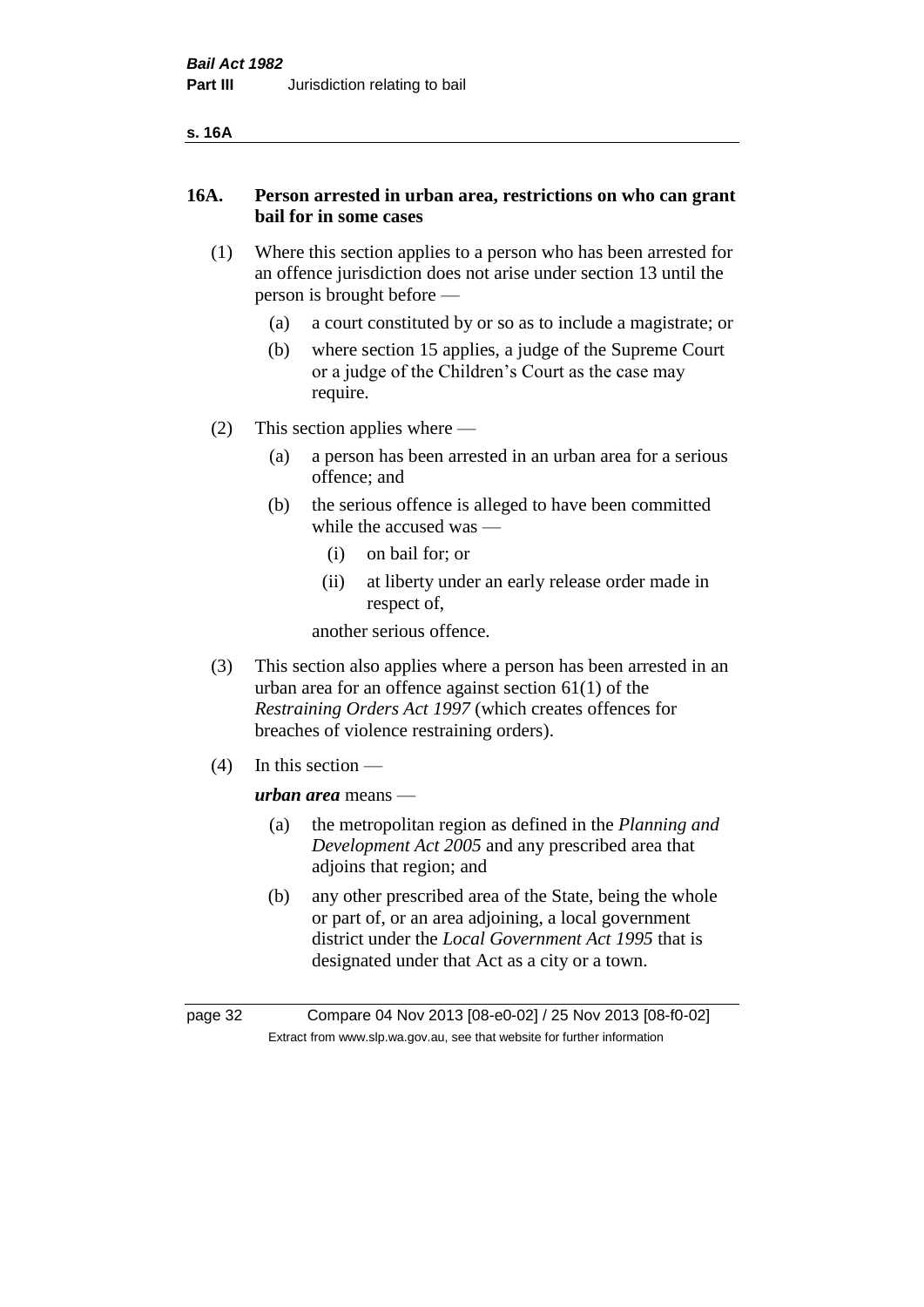**s. 16A**

## 16A. Person arrested in urban area, restrictions on who can grant bail for in some cases

(1) Where this section applies to a person who has been arrested for an offence jurisdiction does not arise under section 13 until the person is brought before —

- (a) a court constituted by or so as to include a magistrate; or
- (b) where section 15 applies, a judge of the Supreme Court or a judge of the Children's Court as the case may require.

(2) This section applies where —

- (a) a person has been arrested in an urban area for a serious offence; and
- (b) the serious offence is alleged to have been committed while the accused was —
  - (i) on bail for; or
  - (ii) at liberty under an early release order made in respect of,

  another serious offence.

(3) This section also applies where a person has been arrested in an urban area for an offence against section 61(1) of the *Restraining Orders Act 1997* (which creates offences for breaches of violence restraining orders).

(4) In this section —

***urban area*** means —

- (a) the metropolitan region as defined in the *Planning and Development Act 2005* and any prescribed area that adjoins that region; and
- (b) any other prescribed area of the State, being the whole or part of, or an area adjoining, a local government district under the *Local Government Act 1995* that is designated under that Act as a city or a town.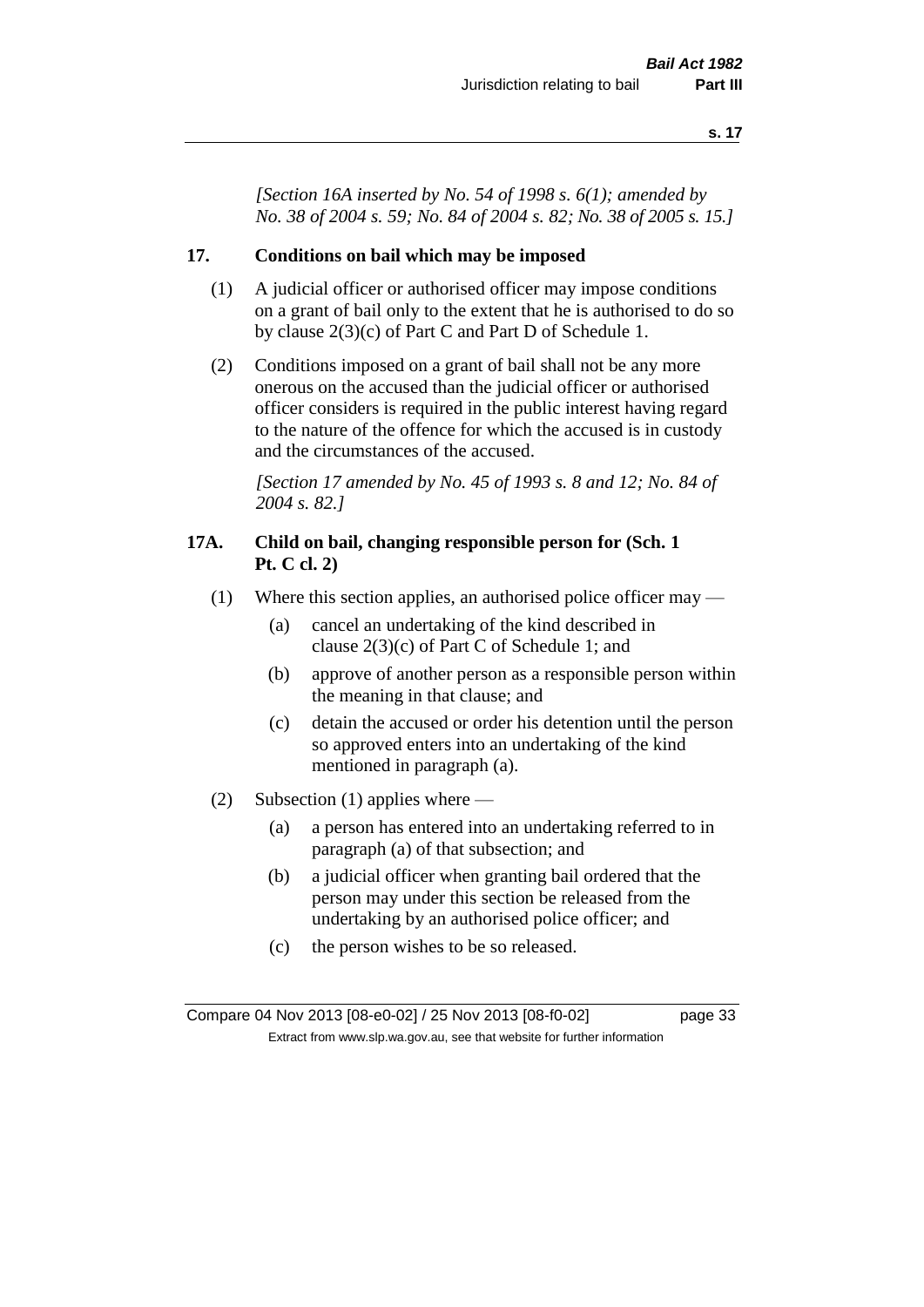*[Section 16A inserted by No. 54 of 1998 s. 6(1); amended by No. 38 of 2004 s. 59; No. 84 of 2004 s. 82; No. 38 of 2005 s. 15.]*

## 17. Conditions on bail which may be imposed

(1) A judicial officer or authorised officer may impose conditions on a grant of bail only to the extent that he is authorised to do so by clause 2(3)(c) of Part C and Part D of Schedule 1.

(2) Conditions imposed on a grant of bail shall not be any more onerous on the accused than the judicial officer or authorised officer considers is required in the public interest having regard to the nature of the offence for which the accused is in custody and the circumstances of the accused.

*[Section 17 amended by No. 45 of 1993 s. 8 and 12; No. 84 of 2004 s. 82.]*

## 17A. Child on bail, changing responsible person for (Sch. 1 Pt. C cl. 2)

(1) Where this section applies, an authorised police officer may —

- (a) cancel an undertaking of the kind described in clause 2(3)(c) of Part C of Schedule 1; and
- (b) approve of another person as a responsible person within the meaning in that clause; and
- (c) detain the accused or order his detention until the person so approved enters into an undertaking of the kind mentioned in paragraph (a).

(2) Subsection (1) applies where —

- (a) a person has entered into an undertaking referred to in paragraph (a) of that subsection; and
- (b) a judicial officer when granting bail ordered that the person may under this section be released from the undertaking by an authorised police officer; and
- (c) the person wishes to be so released.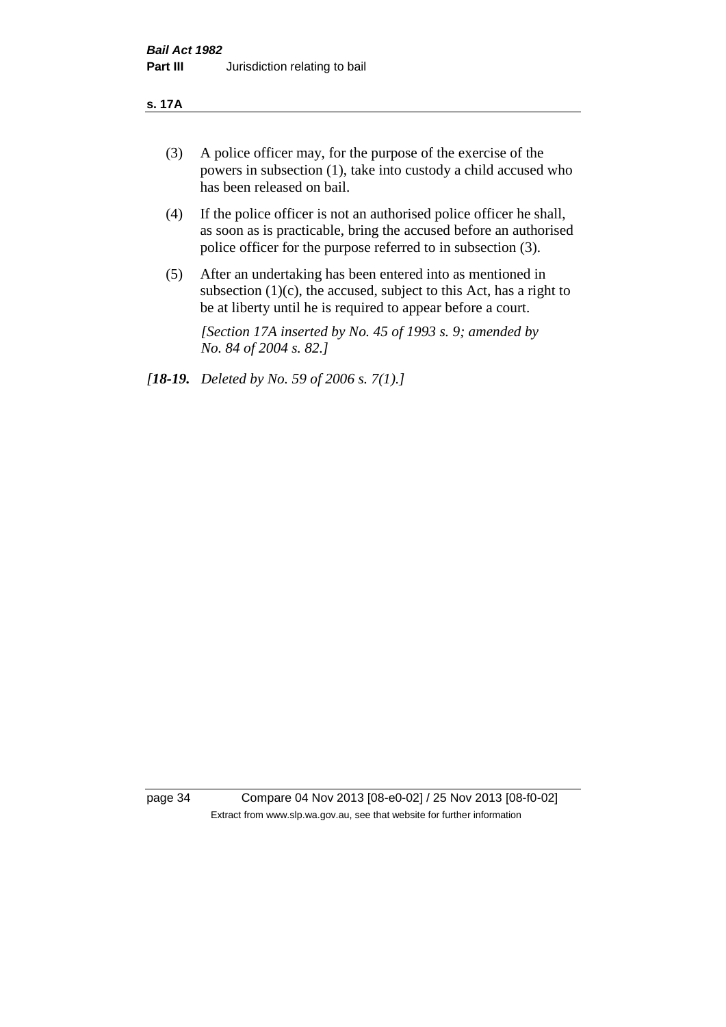(3) A police officer may, for the purpose of the exercise of the powers in subsection (1), take into custody a child accused who has been released on bail.

(4) If the police officer is not an authorised police officer he shall, as soon as is practicable, bring the accused before an authorised police officer for the purpose referred to in subsection (3).

(5) After an undertaking has been entered into as mentioned in subsection (1)(c), the accused, subject to this Act, has a right to be at liberty until he is required to appear before a court.

*[Section 17A inserted by No. 45 of 1993 s. 9; amended by No. 84 of 2004 s. 82.]*

*[**18-19.** Deleted by No. 59 of 2006 s. 7(1).]*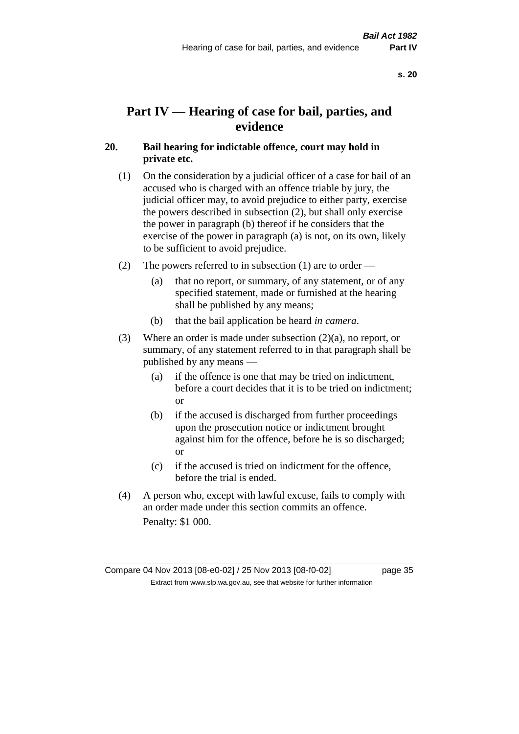# Part IV — Hearing of case for bail, parties, and evidence

## 20. Bail hearing for indictable offence, court may hold in private etc.

(1) On the consideration by a judicial officer of a case for bail of an accused who is charged with an offence triable by jury, the judicial officer may, to avoid prejudice to either party, exercise the powers described in subsection (2), but shall only exercise the power in paragraph (b) thereof if he considers that the exercise of the power in paragraph (a) is not, on its own, likely to be sufficient to avoid prejudice.

(2) The powers referred to in subsection (1) are to order —

- (a) that no report, or summary, of any statement, or of any specified statement, made or furnished at the hearing shall be published by any means;
- (b) that the bail application be heard *in camera*.

(3) Where an order is made under subsection (2)(a), no report, or summary, of any statement referred to in that paragraph shall be published by any means —

- (a) if the offence is one that may be tried on indictment, before a court decides that it is to be tried on indictment; or
- (b) if the accused is discharged from further proceedings upon the prosecution notice or indictment brought against him for the offence, before he is so discharged; or
- (c) if the accused is tried on indictment for the offence, before the trial is ended.

(4) A person who, except with lawful excuse, fails to comply with an order made under this section commits an offence.

Penalty: $1 000.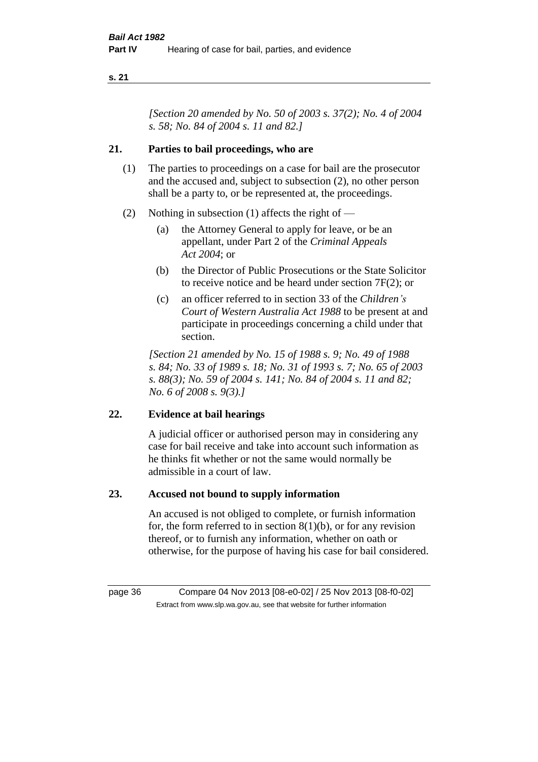*[Section 20 amended by No. 50 of 2003 s. 37(2); No. 4 of 2004 s. 58; No. 84 of 2004 s. 11 and 82.]*

## 21. Parties to bail proceedings, who are

(1) The parties to proceedings on a case for bail are the prosecutor and the accused and, subject to subsection (2), no other person shall be a party to, or be represented at, the proceedings.

(2) Nothing in subsection (1) affects the right of —

  (a) the Attorney General to apply for leave, or be an appellant, under Part 2 of the *Criminal Appeals Act 2004*; or

  (b) the Director of Public Prosecutions or the State Solicitor to receive notice and be heard under section 7F(2); or

  (c) an officer referred to in section 33 of the *Children's Court of Western Australia Act 1988* to be present at and participate in proceedings concerning a child under that section.

*[Section 21 amended by No. 15 of 1988 s. 9; No. 49 of 1988 s. 84; No. 33 of 1989 s. 18; No. 31 of 1993 s. 7; No. 65 of 2003 s. 88(3); No. 59 of 2004 s. 141; No. 84 of 2004 s. 11 and 82; No. 6 of 2008 s. 9(3).]*

## 22. Evidence at bail hearings

A judicial officer or authorised person may in considering any case for bail receive and take into account such information as he thinks fit whether or not the same would normally be admissible in a court of law.

## 23. Accused not bound to supply information

An accused is not obliged to complete, or furnish information for, the form referred to in section 8(1)(b), or for any revision thereof, or to furnish any information, whether on oath or otherwise, for the purpose of having his case for bail considered.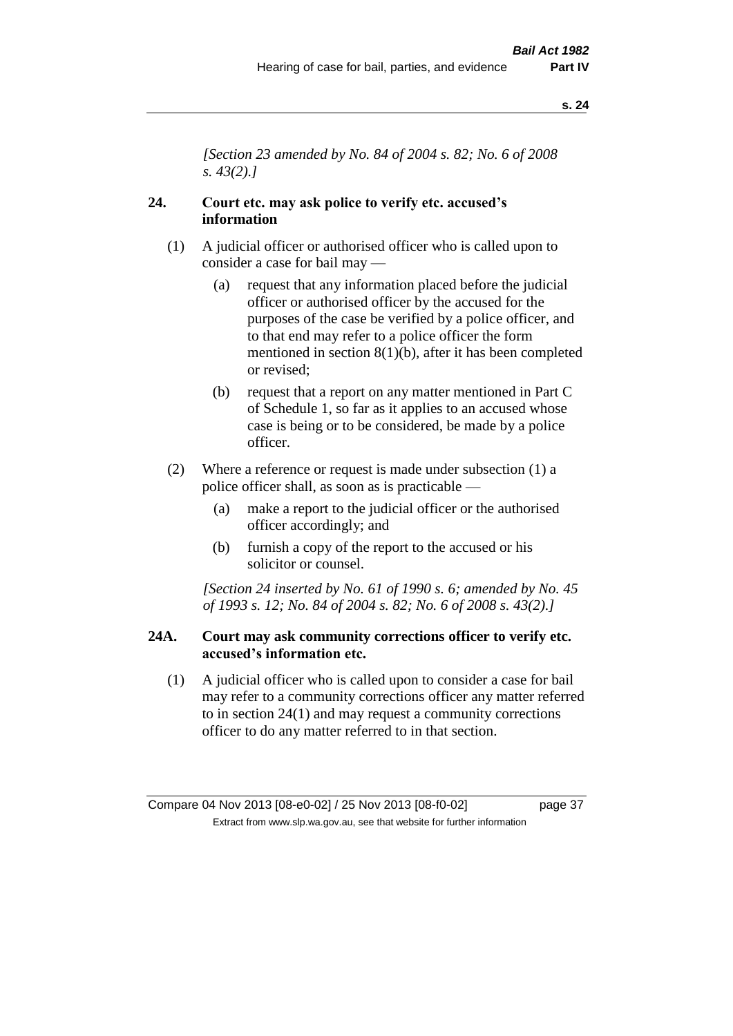*[Section 23 amended by No. 84 of 2004 s. 82; No. 6 of 2008 s. 43(2).]*

## 24. Court etc. may ask police to verify etc. accused's information

(1) A judicial officer or authorised officer who is called upon to consider a case for bail may —

- (a) request that any information placed before the judicial officer or authorised officer by the accused for the purposes of the case be verified by a police officer, and to that end may refer to a police officer the form mentioned in section 8(1)(b), after it has been completed or revised;
- (b) request that a report on any matter mentioned in Part C of Schedule 1, so far as it applies to an accused whose case is being or to be considered, be made by a police officer.

(2) Where a reference or request is made under subsection (1) a police officer shall, as soon as is practicable —

- (a) make a report to the judicial officer or the authorised officer accordingly; and
- (b) furnish a copy of the report to the accused or his solicitor or counsel.

*[Section 24 inserted by No. 61 of 1990 s. 6; amended by No. 45 of 1993 s. 12; No. 84 of 2004 s. 82; No. 6 of 2008 s. 43(2).]*

## 24A. Court may ask community corrections officer to verify etc. accused's information etc.

(1) A judicial officer who is called upon to consider a case for bail may refer to a community corrections officer any matter referred to in section 24(1) and may request a community corrections officer to do any matter referred to in that section.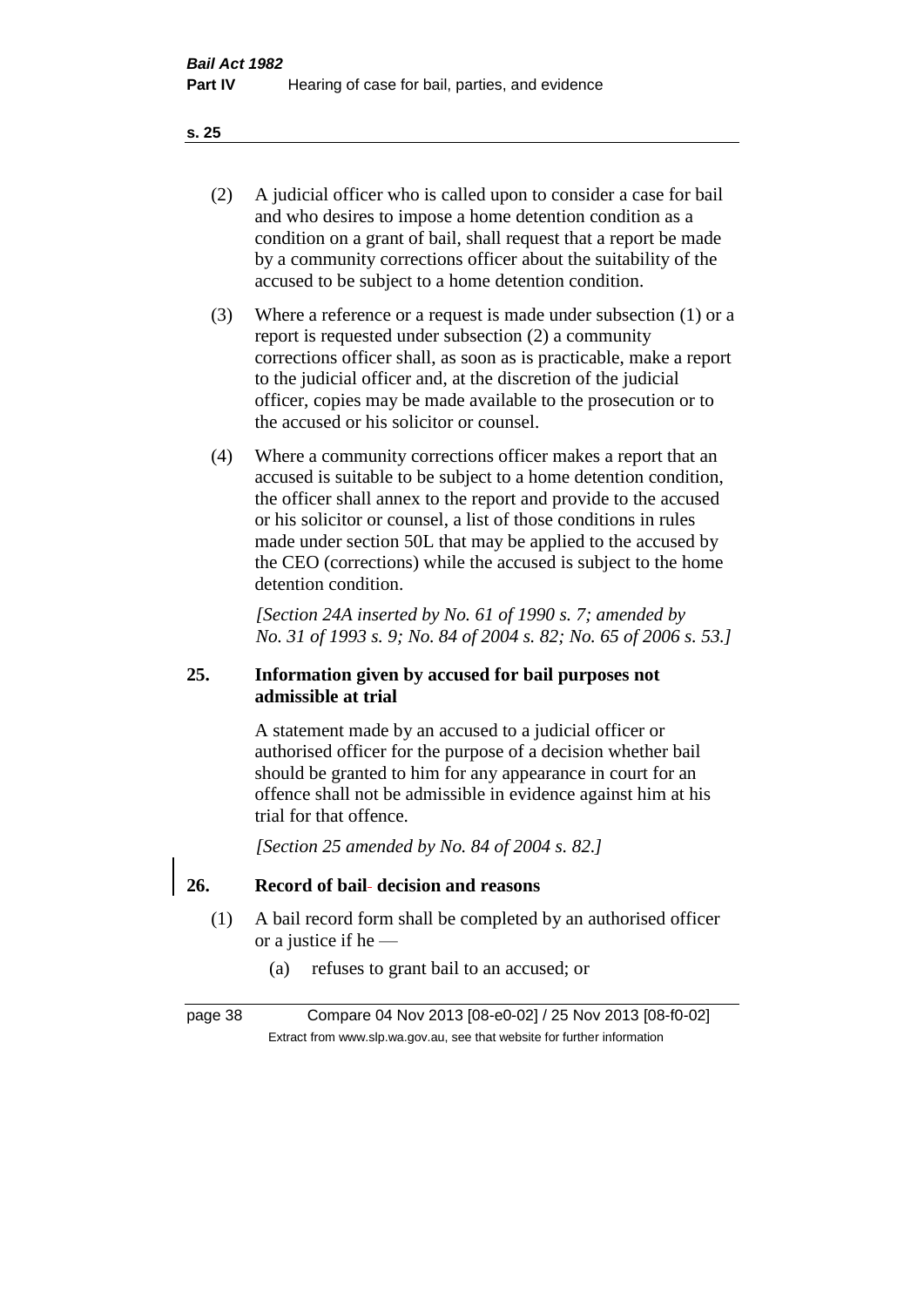(2) A judicial officer who is called upon to consider a case for bail and who desires to impose a home detention condition as a condition on a grant of bail, shall request that a report be made by a community corrections officer about the suitability of the accused to be subject to a home detention condition.

(3) Where a reference or a request is made under subsection (1) or a report is requested under subsection (2) a community corrections officer shall, as soon as is practicable, make a report to the judicial officer and, at the discretion of the judicial officer, copies may be made available to the prosecution or to the accused or his solicitor or counsel.

(4) Where a community corrections officer makes a report that an accused is suitable to be subject to a home detention condition, the officer shall annex to the report and provide to the accused or his solicitor or counsel, a list of those conditions in rules made under section 50L that may be applied to the accused by the CEO (corrections) while the accused is subject to the home detention condition.

*[Section 24A inserted by No. 61 of 1990 s. 7; amended by No. 31 of 1993 s. 9; No. 84 of 2004 s. 82; No. 65 of 2006 s. 53.]*

**25. Information given by accused for bail purposes not admissible at trial**

A statement made by an accused to a judicial officer or authorised officer for the purpose of a decision whether bail should be granted to him for any appearance in court for an offence shall not be admissible in evidence against him at his trial for that offence.

*[Section 25 amended by No. 84 of 2004 s. 82.]*

**26. Record of bail decision and reasons**

(1) A bail record form shall be completed by an authorised officer or a justice if he —

(a) refuses to grant bail to an accused; or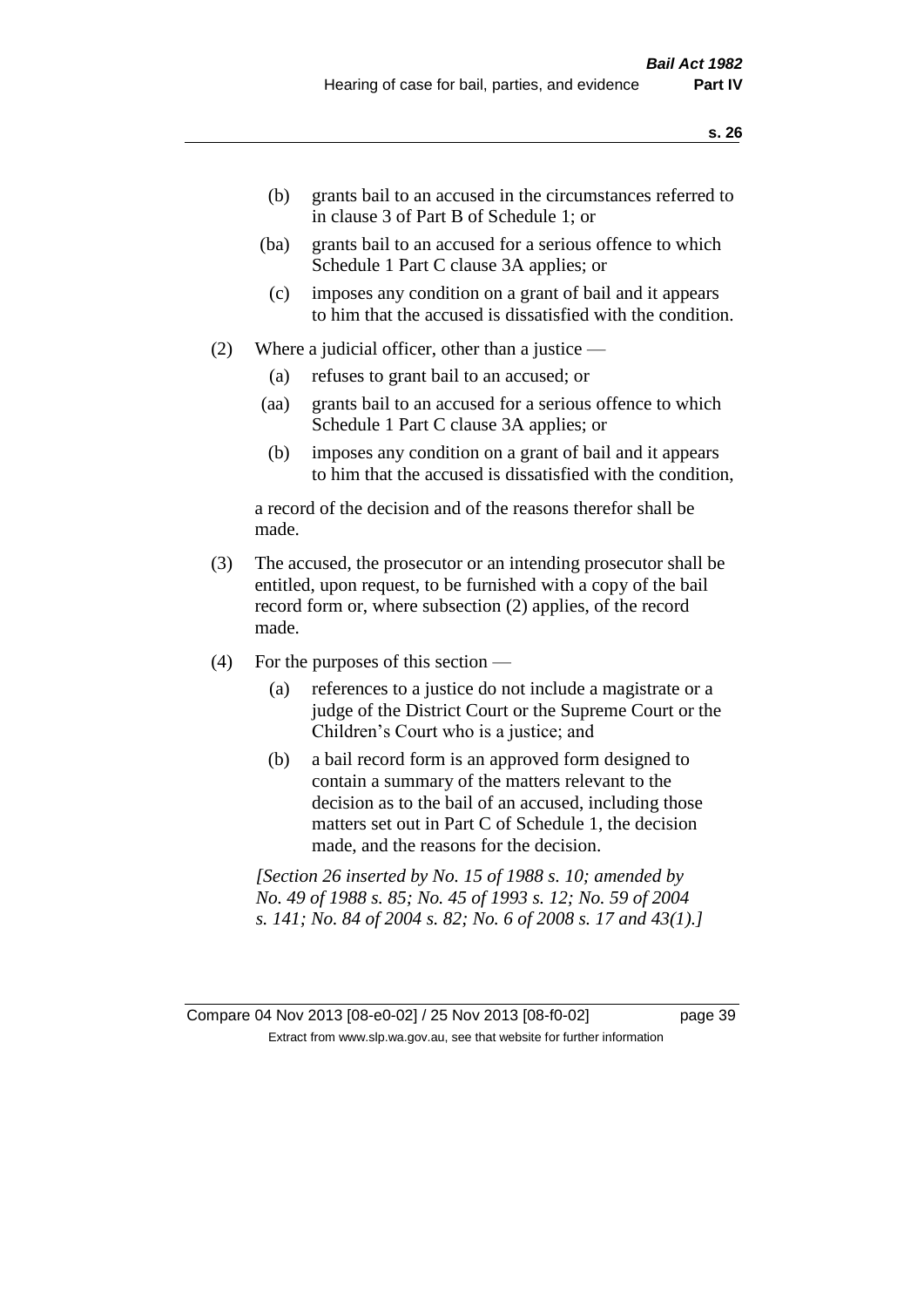(b) grants bail to an accused in the circumstances referred to in clause 3 of Part B of Schedule 1; or

(ba) grants bail to an accused for a serious offence to which Schedule 1 Part C clause 3A applies; or

(c) imposes any condition on a grant of bail and it appears to him that the accused is dissatisfied with the condition.

(2) Where a judicial officer, other than a justice —

(a) refuses to grant bail to an accused; or

(aa) grants bail to an accused for a serious offence to which Schedule 1 Part C clause 3A applies; or

(b) imposes any condition on a grant of bail and it appears to him that the accused is dissatisfied with the condition,

a record of the decision and of the reasons therefor shall be made.

(3) The accused, the prosecutor or an intending prosecutor shall be entitled, upon request, to be furnished with a copy of the bail record form or, where subsection (2) applies, of the record made.

(4) For the purposes of this section —

(a) references to a justice do not include a magistrate or a judge of the District Court or the Supreme Court or the Children's Court who is a justice; and

(b) a bail record form is an approved form designed to contain a summary of the matters relevant to the decision as to the bail of an accused, including those matters set out in Part C of Schedule 1, the decision made, and the reasons for the decision.

*[Section 26 inserted by No. 15 of 1988 s. 10; amended by No. 49 of 1988 s. 85; No. 45 of 1993 s. 12; No. 59 of 2004 s. 141; No. 84 of 2004 s. 82; No. 6 of 2008 s. 17 and 43(1).]*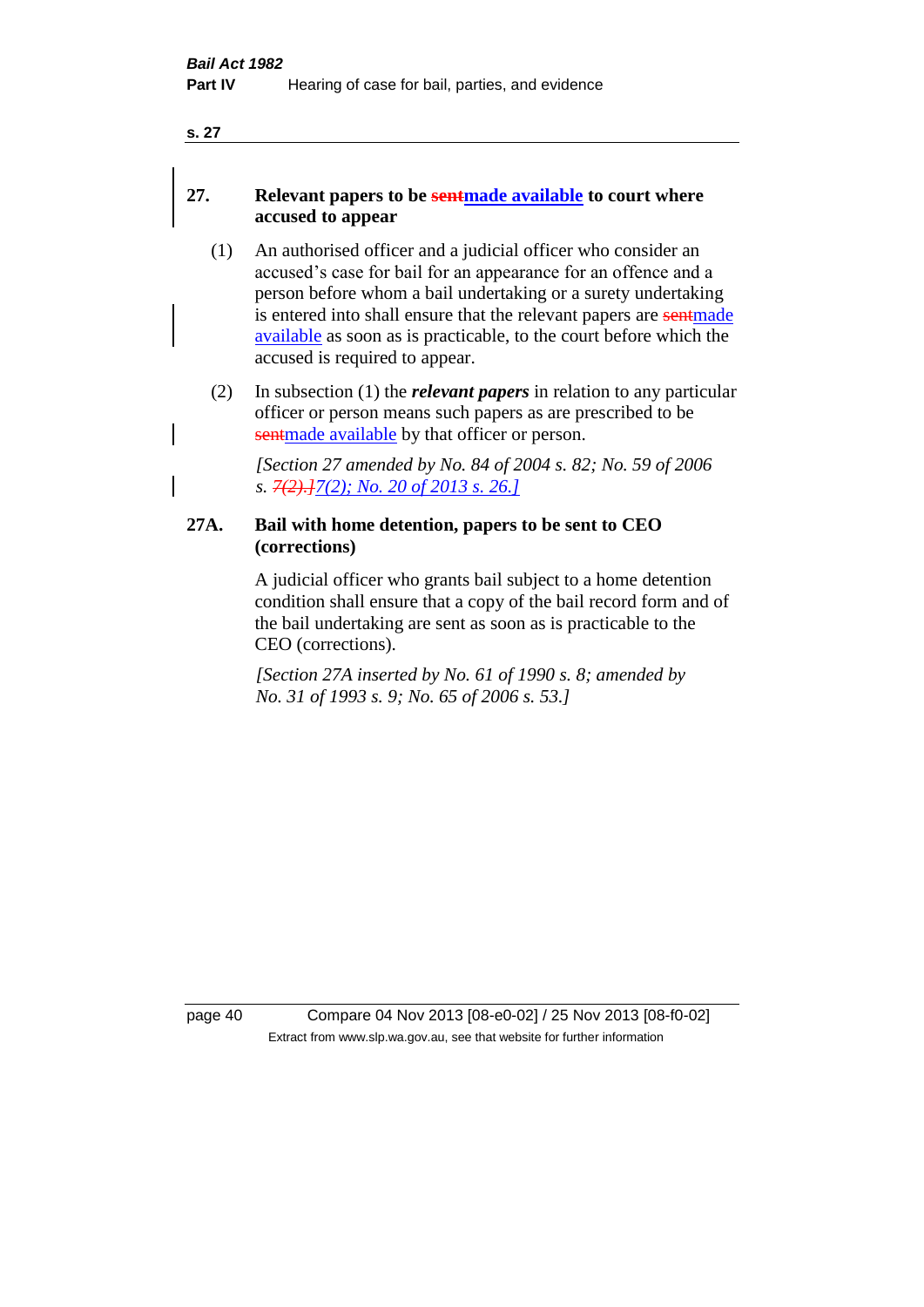## 27. Relevant papers to be ~~sent~~made available to court where accused to appear

(1) An authorised officer and a judicial officer who consider an accused's case for bail for an appearance for an offence and a person before whom a bail undertaking or a surety undertaking is entered into shall ensure that the relevant papers are ~~sent~~made available as soon as is practicable, to the court before which the accused is required to appear.

(2) In subsection (1) the ***relevant papers*** in relation to any particular officer or person means such papers as are prescribed to be ~~sent~~made available by that officer or person.

*[Section 27 amended by No. 84 of 2004 s. 82; No. 59 of 2006 s. ~~7(2).]~~7(2); No. 20 of 2013 s. 26.]*

## 27A. Bail with home detention, papers to be sent to CEO (corrections)

A judicial officer who grants bail subject to a home detention condition shall ensure that a copy of the bail record form and of the bail undertaking are sent as soon as is practicable to the CEO (corrections).

*[Section 27A inserted by No. 61 of 1990 s. 8; amended by No. 31 of 1993 s. 9; No. 65 of 2006 s. 53.]*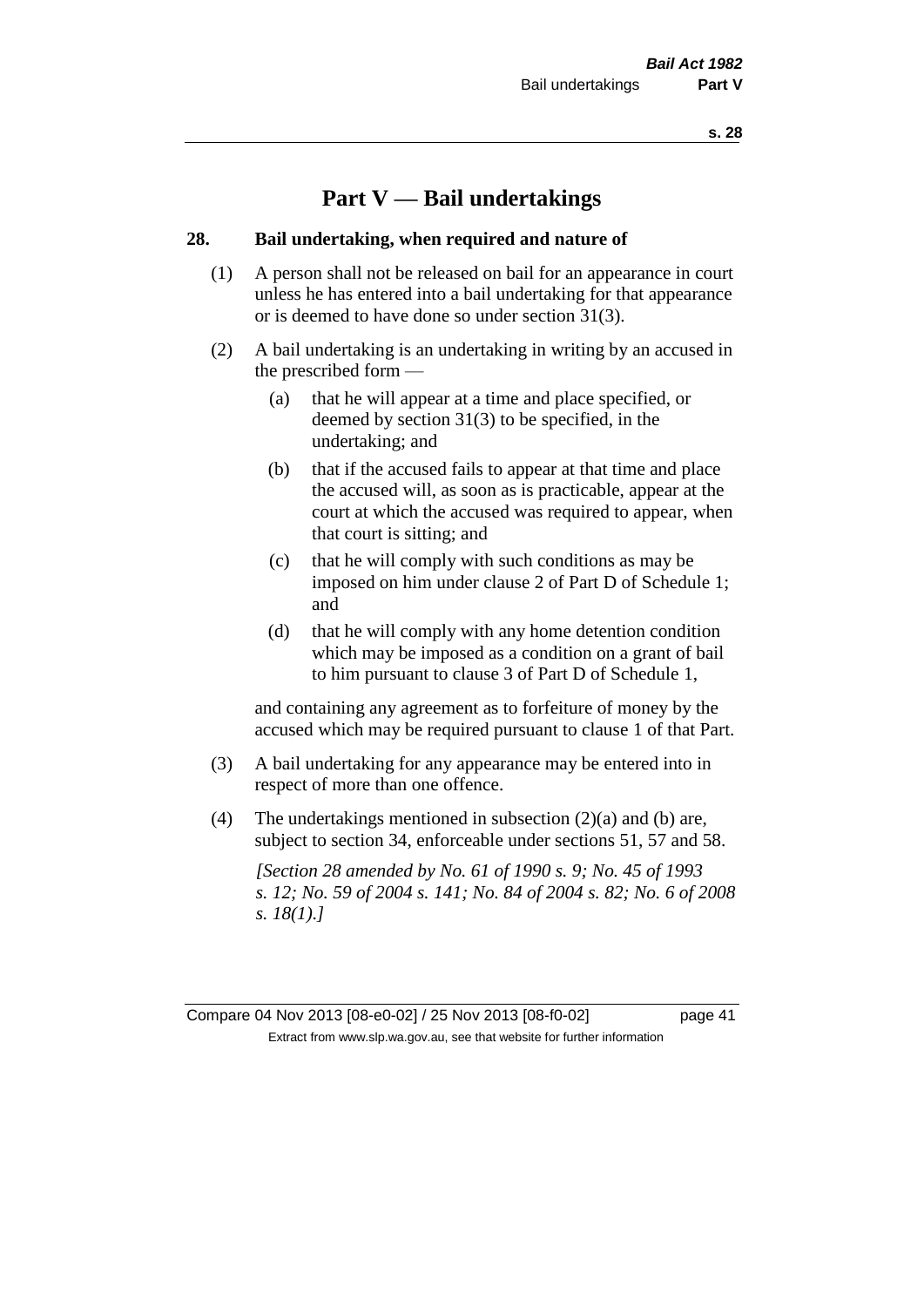# Part V — Bail undertakings

## 28. Bail undertaking, when required and nature of

(1) A person shall not be released on bail for an appearance in court unless he has entered into a bail undertaking for that appearance or is deemed to have done so under section 31(3).

(2) A bail undertaking is an undertaking in writing by an accused in the prescribed form —

- (a) that he will appear at a time and place specified, or deemed by section 31(3) to be specified, in the undertaking; and
- (b) that if the accused fails to appear at that time and place the accused will, as soon as is practicable, appear at the court at which the accused was required to appear, when that court is sitting; and
- (c) that he will comply with such conditions as may be imposed on him under clause 2 of Part D of Schedule 1; and
- (d) that he will comply with any home detention condition which may be imposed as a condition on a grant of bail to him pursuant to clause 3 of Part D of Schedule 1,

and containing any agreement as to forfeiture of money by the accused which may be required pursuant to clause 1 of that Part.

(3) A bail undertaking for any appearance may be entered into in respect of more than one offence.

(4) The undertakings mentioned in subsection (2)(a) and (b) are, subject to section 34, enforceable under sections 51, 57 and 58.

*[Section 28 amended by No. 61 of 1990 s. 9; No. 45 of 1993 s. 12; No. 59 of 2004 s. 141; No. 84 of 2004 s. 82; No. 6 of 2008 s. 18(1).]*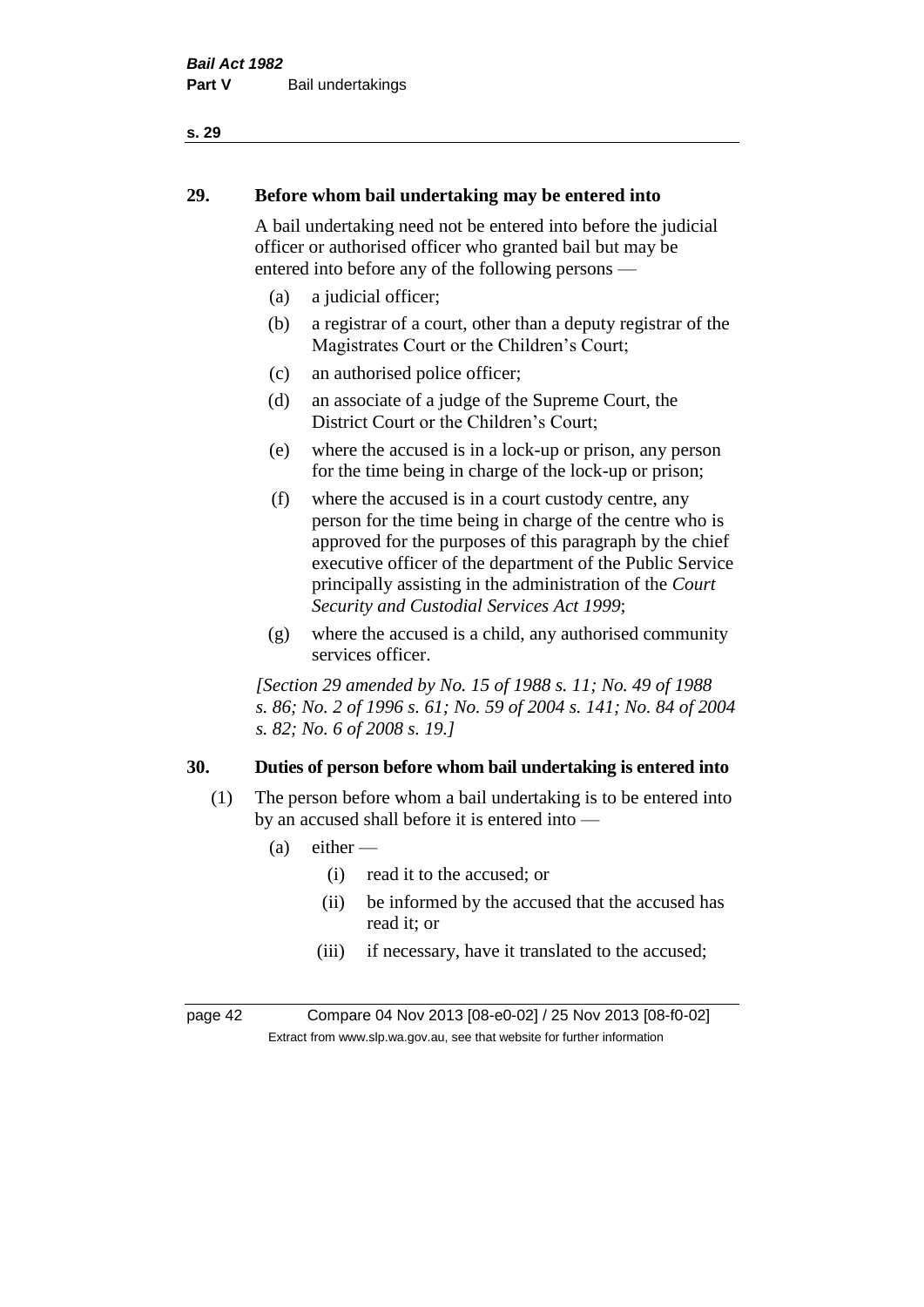## 29. Before whom bail undertaking may be entered into

A bail undertaking need not be entered into before the judicial officer or authorised officer who granted bail but may be entered into before any of the following persons —

(a) a judicial officer;

(b) a registrar of a court, other than a deputy registrar of the Magistrates Court or the Children's Court;

(c) an authorised police officer;

(d) an associate of a judge of the Supreme Court, the District Court or the Children's Court;

(e) where the accused is in a lock-up or prison, any person for the time being in charge of the lock-up or prison;

(f) where the accused is in a court custody centre, any person for the time being in charge of the centre who is approved for the purposes of this paragraph by the chief executive officer of the department of the Public Service principally assisting in the administration of the *Court Security and Custodial Services Act 1999*;

(g) where the accused is a child, any authorised community services officer.

*[Section 29 amended by No. 15 of 1988 s. 11; No. 49 of 1988 s. 86; No. 2 of 1996 s. 61; No. 59 of 2004 s. 141; No. 84 of 2004 s. 82; No. 6 of 2008 s. 19.]*

## 30. Duties of person before whom bail undertaking is entered into

(1) The person before whom a bail undertaking is to be entered into by an accused shall before it is entered into —

(a) either —

(i) read it to the accused; or

(ii) be informed by the accused that the accused has read it; or

(iii) if necessary, have it translated to the accused;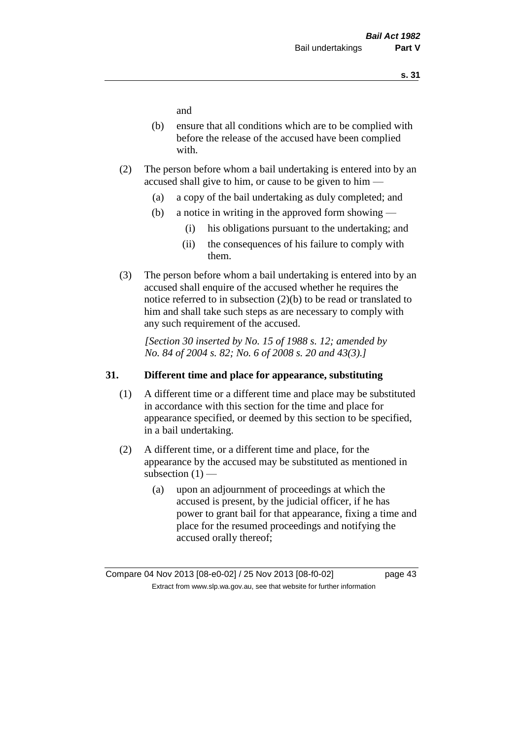and

(b) ensure that all conditions which are to be complied with before the release of the accused have been complied with.

(2) The person before whom a bail undertaking is entered into by an accused shall give to him, or cause to be given to him —

(a) a copy of the bail undertaking as duly completed; and

(b) a notice in writing in the approved form showing —

(i) his obligations pursuant to the undertaking; and

(ii) the consequences of his failure to comply with them.

(3) The person before whom a bail undertaking is entered into by an accused shall enquire of the accused whether he requires the notice referred to in subsection (2)(b) to be read or translated to him and shall take such steps as are necessary to comply with any such requirement of the accused.

*[Section 30 inserted by No. 15 of 1988 s. 12; amended by No. 84 of 2004 s. 82; No. 6 of 2008 s. 20 and 43(3).]*

### 31. Different time and place for appearance, substituting

(1) A different time or a different time and place may be substituted in accordance with this section for the time and place for appearance specified, or deemed by this section to be specified, in a bail undertaking.

(2) A different time, or a different time and place, for the appearance by the accused may be substituted as mentioned in subsection (1) —

(a) upon an adjournment of proceedings at which the accused is present, by the judicial officer, if he has power to grant bail for that appearance, fixing a time and place for the resumed proceedings and notifying the accused orally thereof;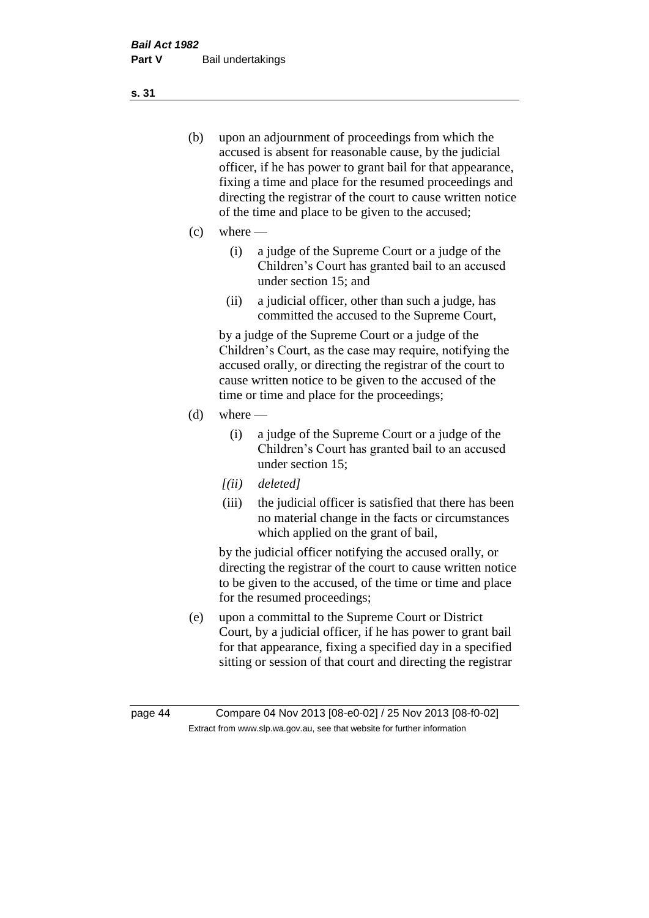(b) upon an adjournment of proceedings from which the accused is absent for reasonable cause, by the judicial officer, if he has power to grant bail for that appearance, fixing a time and place for the resumed proceedings and directing the registrar of the court to cause written notice of the time and place to be given to the accused;

(c) where —

  (i) a judge of the Supreme Court or a judge of the Children's Court has granted bail to an accused under section 15; and

  (ii) a judicial officer, other than such a judge, has committed the accused to the Supreme Court,

by a judge of the Supreme Court or a judge of the Children's Court, as the case may require, notifying the accused orally, or directing the registrar of the court to cause written notice to be given to the accused of the time or time and place for the proceedings;

(d) where —

  (i) a judge of the Supreme Court or a judge of the Children's Court has granted bail to an accused under section 15;

  *[(ii) deleted]*

  (iii) the judicial officer is satisfied that there has been no material change in the facts or circumstances which applied on the grant of bail,

by the judicial officer notifying the accused orally, or directing the registrar of the court to cause written notice to be given to the accused, of the time or time and place for the resumed proceedings;

(e) upon a committal to the Supreme Court or District Court, by a judicial officer, if he has power to grant bail for that appearance, fixing a specified day in a specified sitting or session of that court and directing the registrar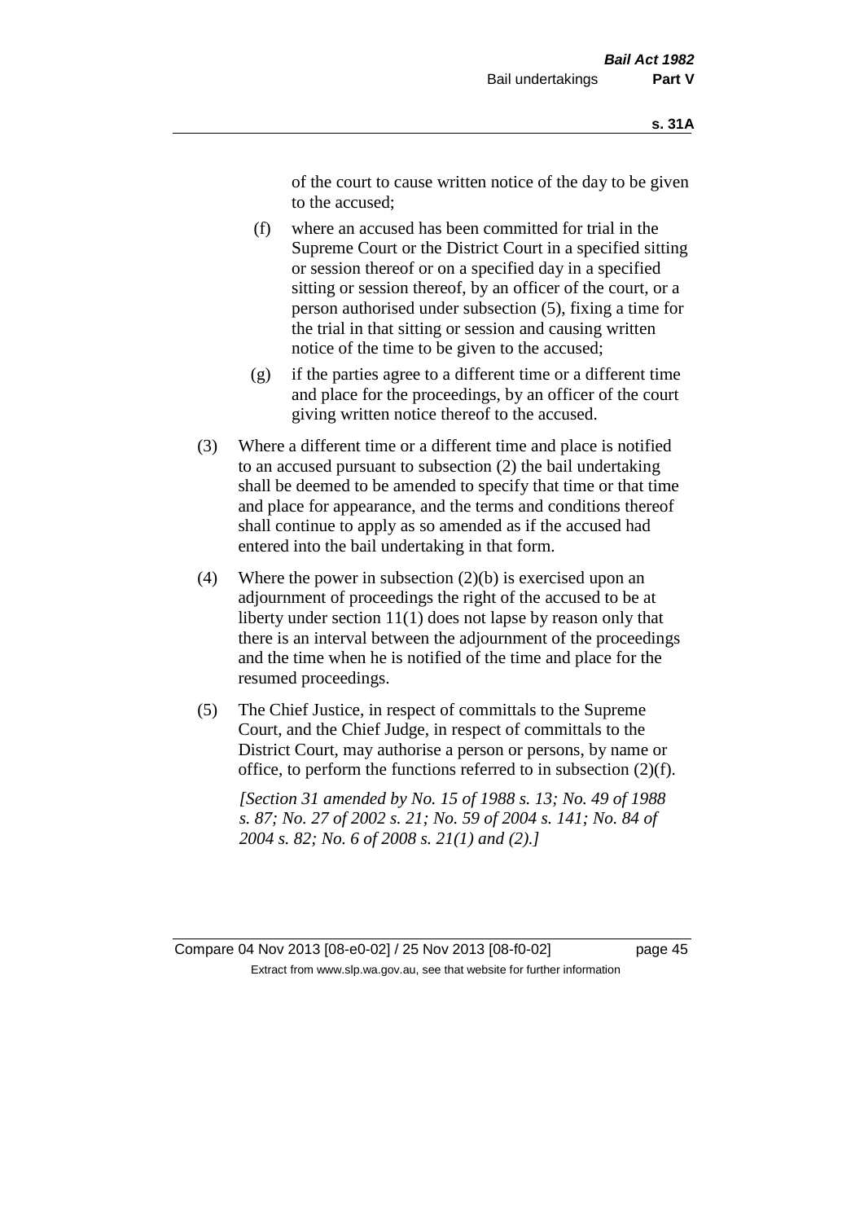of the court to cause written notice of the day to be given to the accused;

(f) where an accused has been committed for trial in the Supreme Court or the District Court in a specified sitting or session thereof or on a specified day in a specified sitting or session thereof, by an officer of the court, or a person authorised under subsection (5), fixing a time for the trial in that sitting or session and causing written notice of the time to be given to the accused;

(g) if the parties agree to a different time or a different time and place for the proceedings, by an officer of the court giving written notice thereof to the accused.

(3) Where a different time or a different time and place is notified to an accused pursuant to subsection (2) the bail undertaking shall be deemed to be amended to specify that time or that time and place for appearance, and the terms and conditions thereof shall continue to apply as so amended as if the accused had entered into the bail undertaking in that form.

(4) Where the power in subsection (2)(b) is exercised upon an adjournment of proceedings the right of the accused to be at liberty under section 11(1) does not lapse by reason only that there is an interval between the adjournment of the proceedings and the time when he is notified of the time and place for the resumed proceedings.

(5) The Chief Justice, in respect of committals to the Supreme Court, and the Chief Judge, in respect of committals to the District Court, may authorise a person or persons, by name or office, to perform the functions referred to in subsection (2)(f).

*[Section 31 amended by No. 15 of 1988 s. 13; No. 49 of 1988 s. 87; No. 27 of 2002 s. 21; No. 59 of 2004 s. 141; No. 84 of 2004 s. 82; No. 6 of 2008 s. 21(1) and (2).]*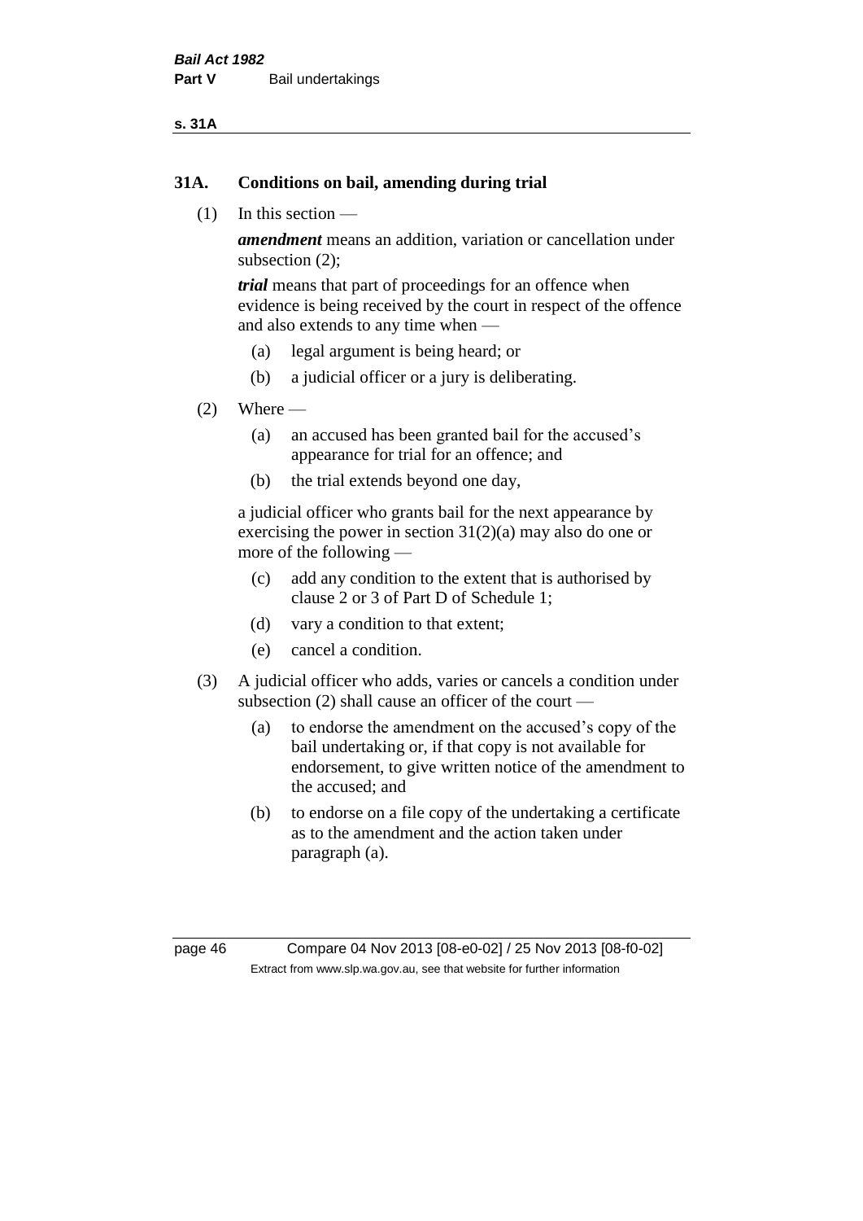## 31A. Conditions on bail, amending during trial

(1) In this section —

***amendment*** means an addition, variation or cancellation under subsection (2);

***trial*** means that part of proceedings for an offence when evidence is being received by the court in respect of the offence and also extends to any time when —

(a) legal argument is being heard; or

(b) a judicial officer or a jury is deliberating.

(2) Where —

(a) an accused has been granted bail for the accused's appearance for trial for an offence; and

(b) the trial extends beyond one day,

a judicial officer who grants bail for the next appearance by exercising the power in section 31(2)(a) may also do one or more of the following —

(c) add any condition to the extent that is authorised by clause 2 or 3 of Part D of Schedule 1;

(d) vary a condition to that extent;

(e) cancel a condition.

(3) A judicial officer who adds, varies or cancels a condition under subsection (2) shall cause an officer of the court —

(a) to endorse the amendment on the accused's copy of the bail undertaking or, if that copy is not available for endorsement, to give written notice of the amendment to the accused; and

(b) to endorse on a file copy of the undertaking a certificate as to the amendment and the action taken under paragraph (a).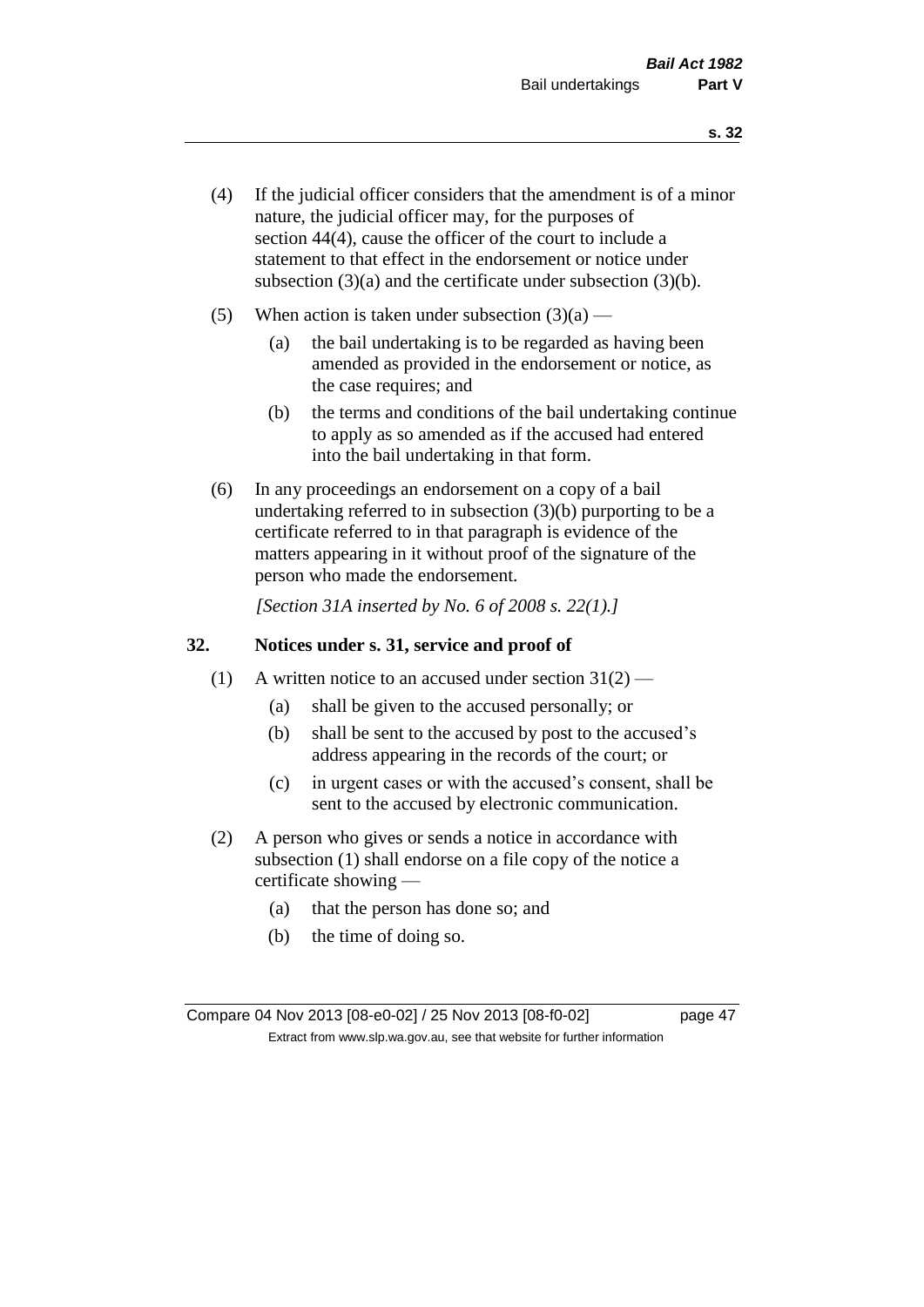(4) If the judicial officer considers that the amendment is of a minor nature, the judicial officer may, for the purposes of section 44(4), cause the officer of the court to include a statement to that effect in the endorsement or notice under subsection (3)(a) and the certificate under subsection (3)(b).

(5) When action is taken under subsection (3)(a) —

(a) the bail undertaking is to be regarded as having been amended as provided in the endorsement or notice, as the case requires; and

(b) the terms and conditions of the bail undertaking continue to apply as so amended as if the accused had entered into the bail undertaking in that form.

(6) In any proceedings an endorsement on a copy of a bail undertaking referred to in subsection (3)(b) purporting to be a certificate referred to in that paragraph is evidence of the matters appearing in it without proof of the signature of the person who made the endorsement.

*[Section 31A inserted by No. 6 of 2008 s. 22(1).]*

## 32. Notices under s. 31, service and proof of

(1) A written notice to an accused under section 31(2) —

(a) shall be given to the accused personally; or

(b) shall be sent to the accused by post to the accused's address appearing in the records of the court; or

(c) in urgent cases or with the accused's consent, shall be sent to the accused by electronic communication.

(2) A person who gives or sends a notice in accordance with subsection (1) shall endorse on a file copy of the notice a certificate showing —

(a) that the person has done so; and

(b) the time of doing so.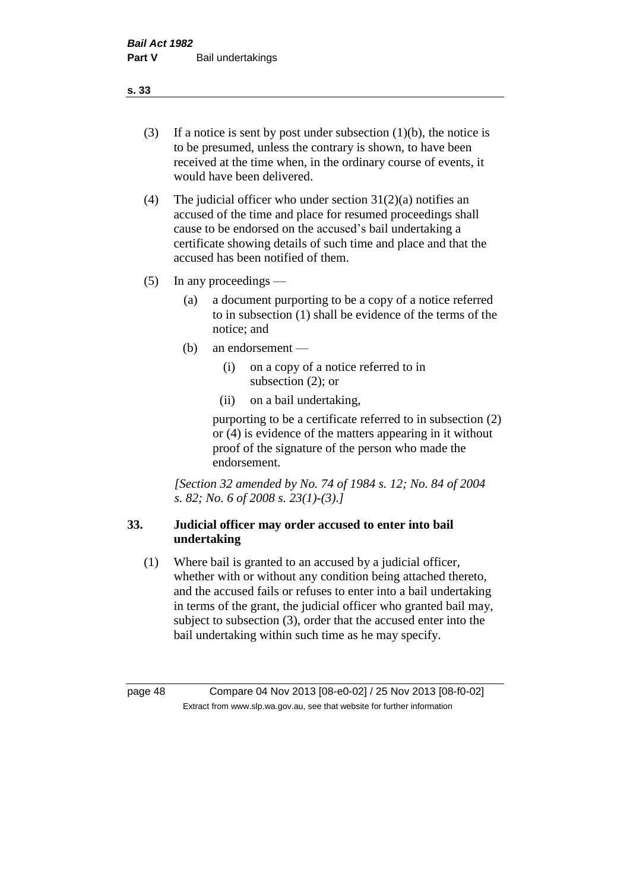(3) If a notice is sent by post under subsection (1)(b), the notice is to be presumed, unless the contrary is shown, to have been received at the time when, in the ordinary course of events, it would have been delivered.

(4) The judicial officer who under section 31(2)(a) notifies an accused of the time and place for resumed proceedings shall cause to be endorsed on the accused's bail undertaking a certificate showing details of such time and place and that the accused has been notified of them.

(5) In any proceedings —

  (a) a document purporting to be a copy of a notice referred to in subsection (1) shall be evidence of the terms of the notice; and

  (b) an endorsement —

    (i) on a copy of a notice referred to in subsection (2); or

    (ii) on a bail undertaking,

  purporting to be a certificate referred to in subsection (2) or (4) is evidence of the matters appearing in it without proof of the signature of the person who made the endorsement.

*[Section 32 amended by No. 74 of 1984 s. 12; No. 84 of 2004 s. 82; No. 6 of 2008 s. 23(1)-(3).]*

## 33. Judicial officer may order accused to enter into bail undertaking

(1) Where bail is granted to an accused by a judicial officer, whether with or without any condition being attached thereto, and the accused fails or refuses to enter into a bail undertaking in terms of the grant, the judicial officer who granted bail may, subject to subsection (3), order that the accused enter into the bail undertaking within such time as he may specify.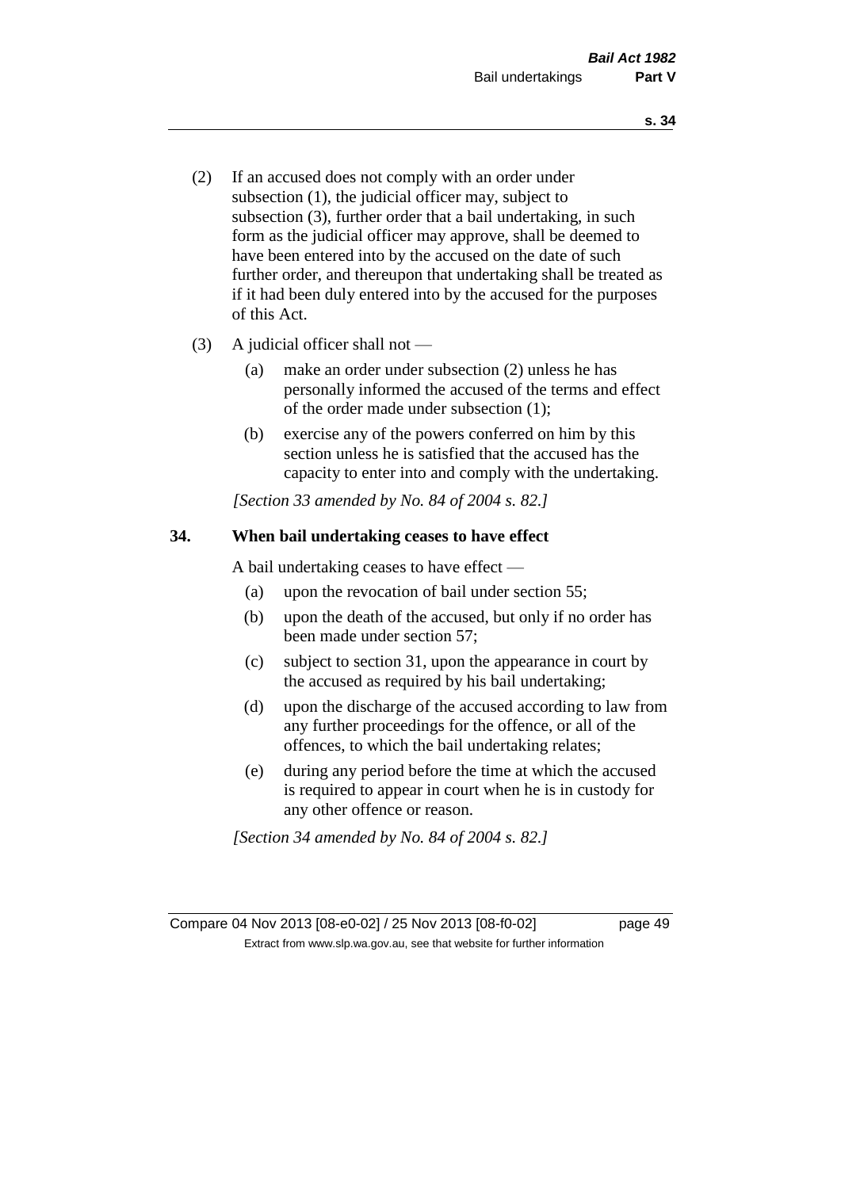(2) If an accused does not comply with an order under subsection (1), the judicial officer may, subject to subsection (3), further order that a bail undertaking, in such form as the judicial officer may approve, shall be deemed to have been entered into by the accused on the date of such further order, and thereupon that undertaking shall be treated as if it had been duly entered into by the accused for the purposes of this Act.

(3) A judicial officer shall not —

(a) make an order under subsection (2) unless he has personally informed the accused of the terms and effect of the order made under subsection (1);

(b) exercise any of the powers conferred on him by this section unless he is satisfied that the accused has the capacity to enter into and comply with the undertaking.

*[Section 33 amended by No. 84 of 2004 s. 82.]*

**34. When bail undertaking ceases to have effect**

A bail undertaking ceases to have effect —

(a) upon the revocation of bail under section 55;

(b) upon the death of the accused, but only if no order has been made under section 57;

(c) subject to section 31, upon the appearance in court by the accused as required by his bail undertaking;

(d) upon the discharge of the accused according to law from any further proceedings for the offence, or all of the offences, to which the bail undertaking relates;

(e) during any period before the time at which the accused is required to appear in court when he is in custody for any other offence or reason.

*[Section 34 amended by No. 84 of 2004 s. 82.]*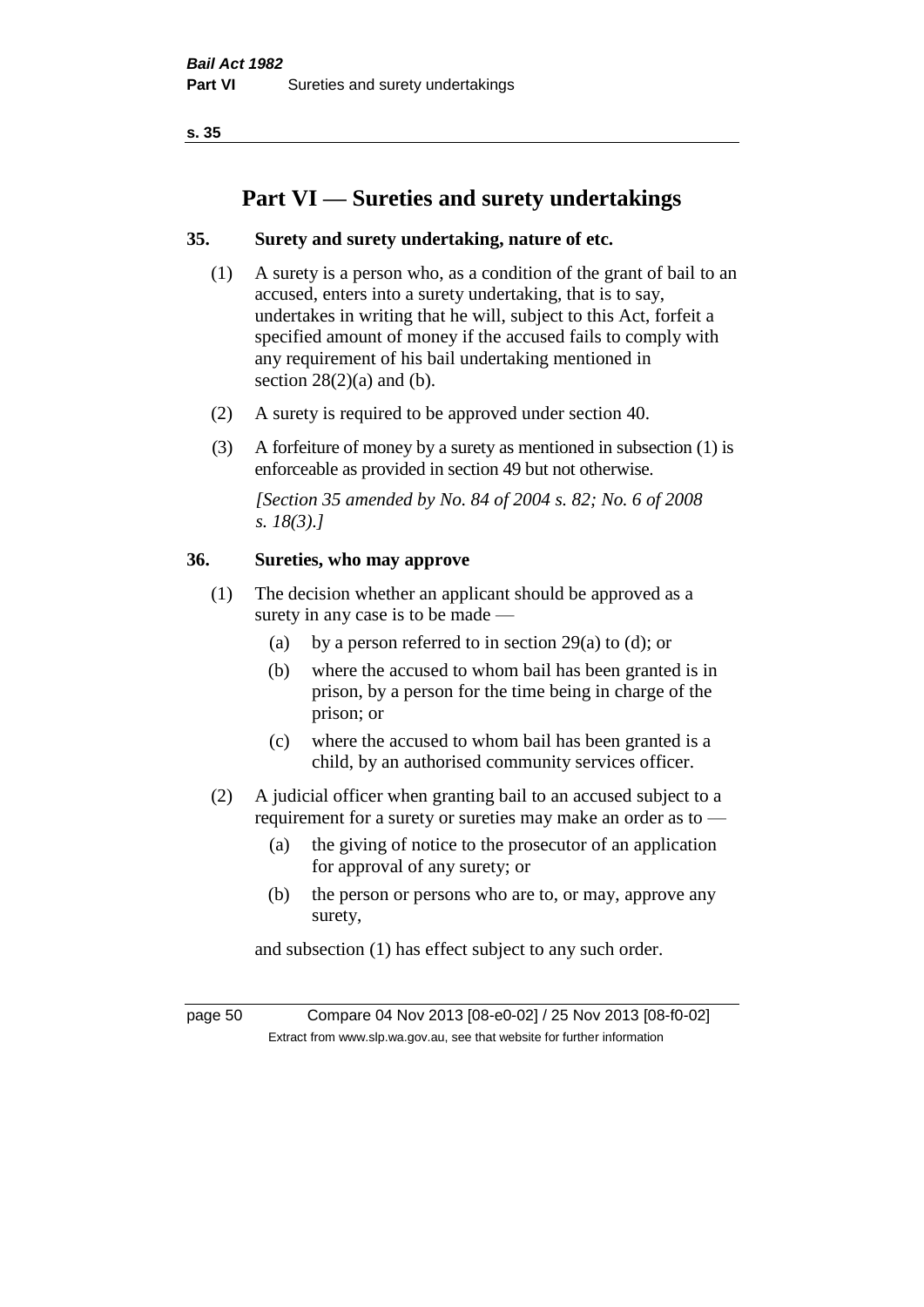# Part VI — Sureties and surety undertakings

## 35. Surety and surety undertaking, nature of etc.

(1) A surety is a person who, as a condition of the grant of bail to an accused, enters into a surety undertaking, that is to say, undertakes in writing that he will, subject to this Act, forfeit a specified amount of money if the accused fails to comply with any requirement of his bail undertaking mentioned in section 28(2)(a) and (b).

(2) A surety is required to be approved under section 40.

(3) A forfeiture of money by a surety as mentioned in subsection (1) is enforceable as provided in section 49 but not otherwise.

*[Section 35 amended by No. 84 of 2004 s. 82; No. 6 of 2008 s. 18(3).]*

## 36. Sureties, who may approve

(1) The decision whether an applicant should be approved as a surety in any case is to be made —

- (a) by a person referred to in section 29(a) to (d); or
- (b) where the accused to whom bail has been granted is in prison, by a person for the time being in charge of the prison; or
- (c) where the accused to whom bail has been granted is a child, by an authorised community services officer.

(2) A judicial officer when granting bail to an accused subject to a requirement for a surety or sureties may make an order as to —

- (a) the giving of notice to the prosecutor of an application for approval of any surety; or
- (b) the person or persons who are to, or may, approve any surety,

and subsection (1) has effect subject to any such order.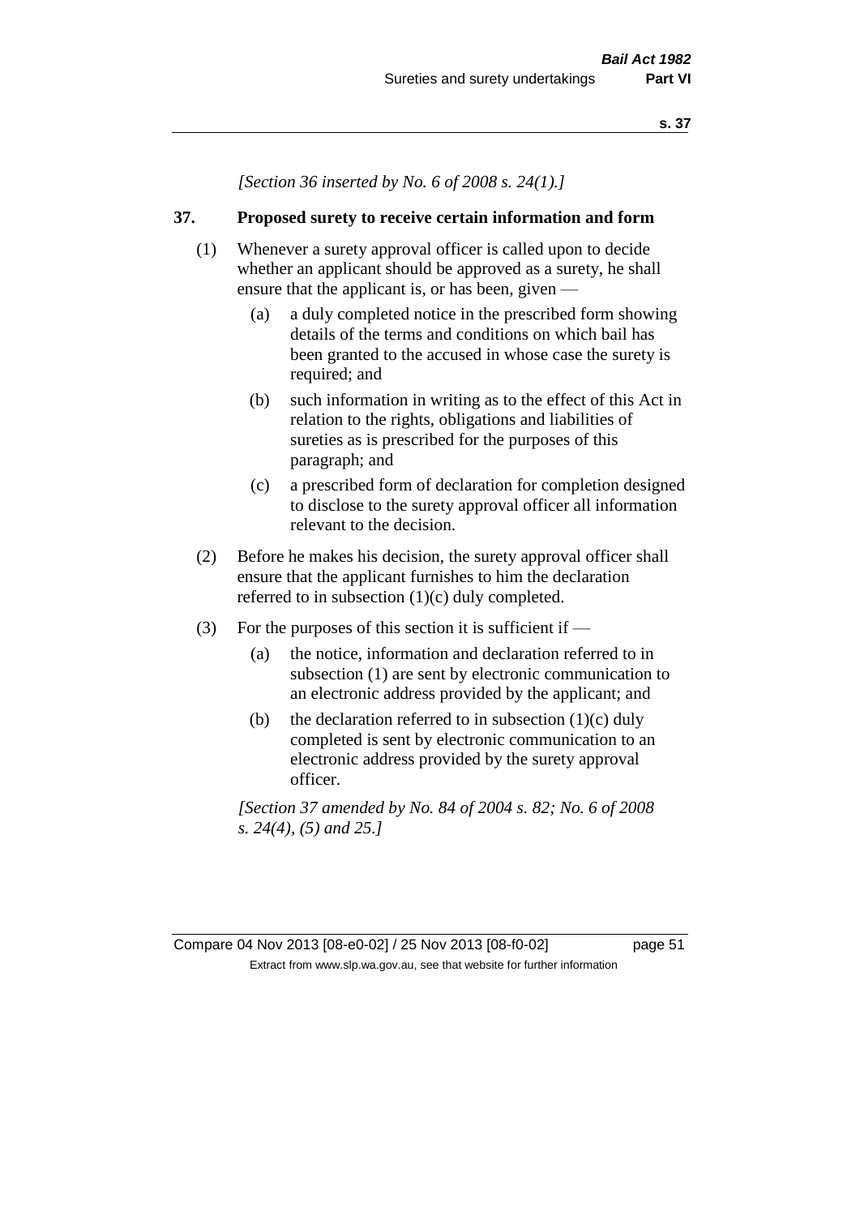*[Section 36 inserted by No. 6 of 2008 s. 24(1).]*

## 37. Proposed surety to receive certain information and form

(1) Whenever a surety approval officer is called upon to decide whether an applicant should be approved as a surety, he shall ensure that the applicant is, or has been, given —

(a) a duly completed notice in the prescribed form showing details of the terms and conditions on which bail has been granted to the accused in whose case the surety is required; and

(b) such information in writing as to the effect of this Act in relation to the rights, obligations and liabilities of sureties as is prescribed for the purposes of this paragraph; and

(c) a prescribed form of declaration for completion designed to disclose to the surety approval officer all information relevant to the decision.

(2) Before he makes his decision, the surety approval officer shall ensure that the applicant furnishes to him the declaration referred to in subsection (1)(c) duly completed.

(3) For the purposes of this section it is sufficient if —

(a) the notice, information and declaration referred to in subsection (1) are sent by electronic communication to an electronic address provided by the applicant; and

(b) the declaration referred to in subsection (1)(c) duly completed is sent by electronic communication to an electronic address provided by the surety approval officer.

*[Section 37 amended by No. 84 of 2004 s. 82; No. 6 of 2008 s. 24(4), (5) and 25.]*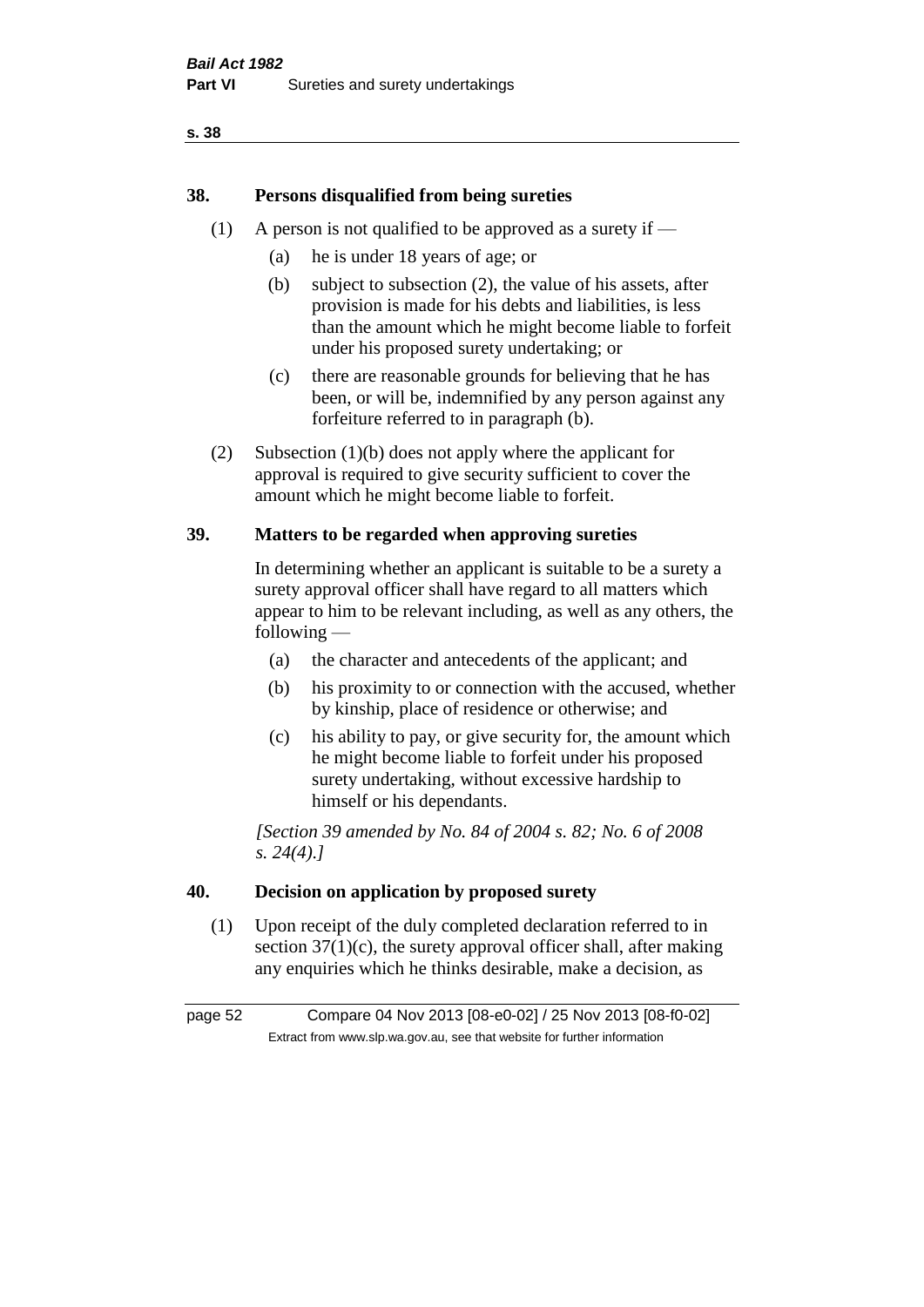## 38. Persons disqualified from being sureties

(1) A person is not qualified to be approved as a surety if —

  (a) he is under 18 years of age; or

  (b) subject to subsection (2), the value of his assets, after provision is made for his debts and liabilities, is less than the amount which he might become liable to forfeit under his proposed surety undertaking; or

  (c) there are reasonable grounds for believing that he has been, or will be, indemnified by any person against any forfeiture referred to in paragraph (b).

(2) Subsection (1)(b) does not apply where the applicant for approval is required to give security sufficient to cover the amount which he might become liable to forfeit.

## 39. Matters to be regarded when approving sureties

In determining whether an applicant is suitable to be a surety a surety approval officer shall have regard to all matters which appear to him to be relevant including, as well as any others, the following —

  (a) the character and antecedents of the applicant; and

  (b) his proximity to or connection with the accused, whether by kinship, place of residence or otherwise; and

  (c) his ability to pay, or give security for, the amount which he might become liable to forfeit under his proposed surety undertaking, without excessive hardship to himself or his dependants.

*[Section 39 amended by No. 84 of 2004 s. 82; No. 6 of 2008 s. 24(4).]*

## 40. Decision on application by proposed surety

(1) Upon receipt of the duly completed declaration referred to in section 37(1)(c), the surety approval officer shall, after making any enquiries which he thinks desirable, make a decision, as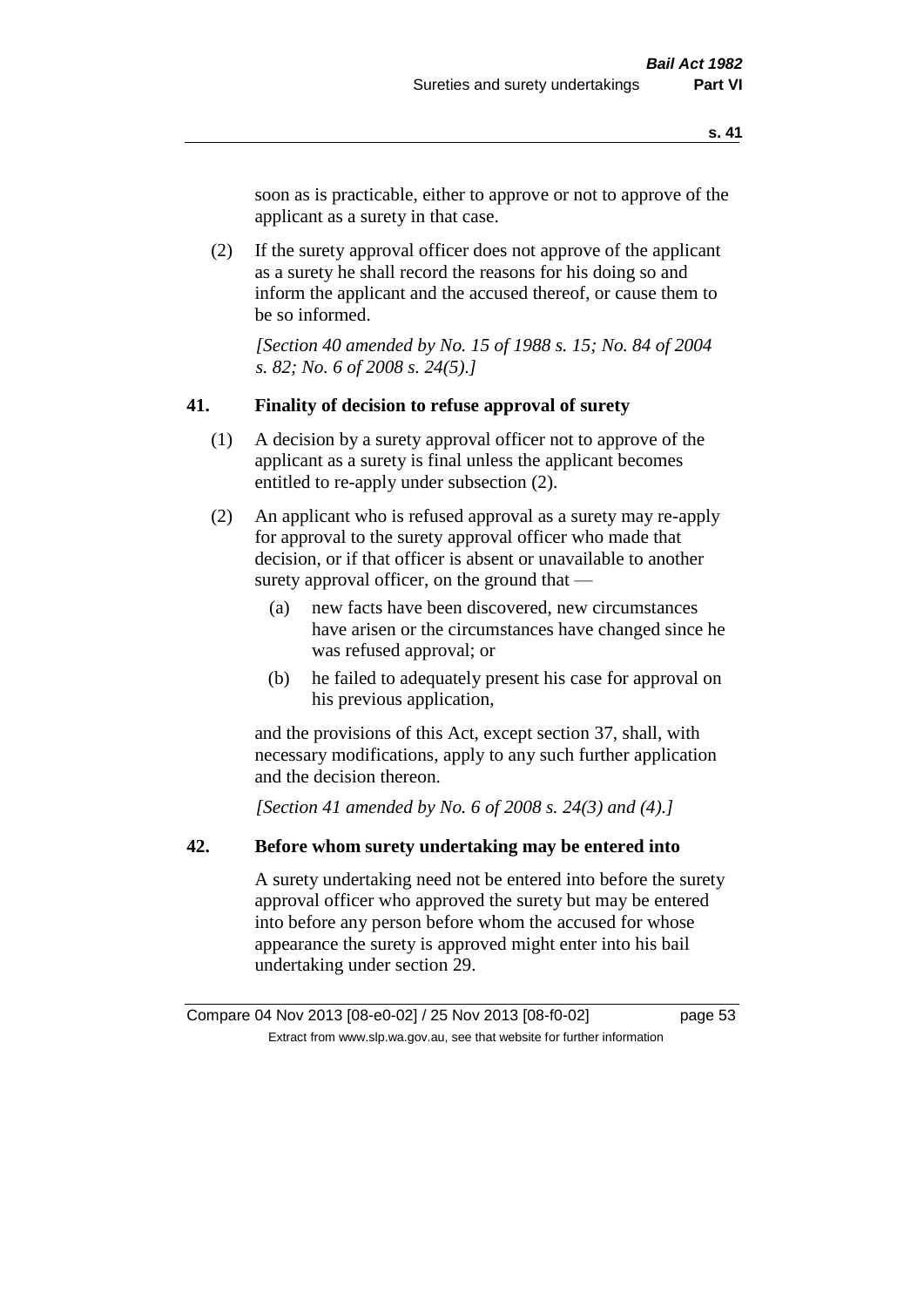soon as is practicable, either to approve or not to approve of the applicant as a surety in that case.

(2) If the surety approval officer does not approve of the applicant as a surety he shall record the reasons for his doing so and inform the applicant and the accused thereof, or cause them to be so informed.

*[Section 40 amended by No. 15 of 1988 s. 15; No. 84 of 2004 s. 82; No. 6 of 2008 s. 24(5).]*

### 41. Finality of decision to refuse approval of surety

(1) A decision by a surety approval officer not to approve of the applicant as a surety is final unless the applicant becomes entitled to re-apply under subsection (2).

(2) An applicant who is refused approval as a surety may re-apply for approval to the surety approval officer who made that decision, or if that officer is absent or unavailable to another surety approval officer, on the ground that —

(a) new facts have been discovered, new circumstances have arisen or the circumstances have changed since he was refused approval; or

(b) he failed to adequately present his case for approval on his previous application,

and the provisions of this Act, except section 37, shall, with necessary modifications, apply to any such further application and the decision thereon.

*[Section 41 amended by No. 6 of 2008 s. 24(3) and (4).]*

### 42. Before whom surety undertaking may be entered into

A surety undertaking need not be entered into before the surety approval officer who approved the surety but may be entered into before any person before whom the accused for whose appearance the surety is approved might enter into his bail undertaking under section 29.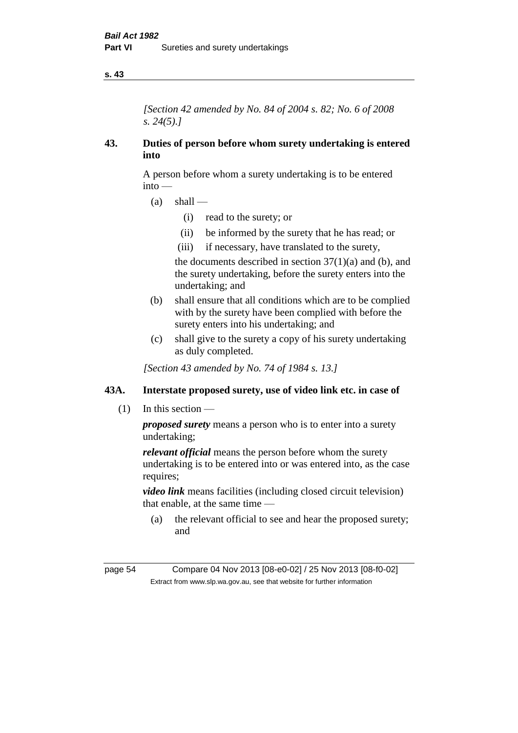*[Section 42 amended by No. 84 of 2004 s. 82; No. 6 of 2008 s. 24(5).]*

## 43. Duties of person before whom surety undertaking is entered into

A person before whom a surety undertaking is to be entered into —

(a) shall —

  (i) read to the surety; or

  (ii) be informed by the surety that he has read; or

  (iii) if necessary, have translated to the surety,

 the documents described in section 37(1)(a) and (b), and the surety undertaking, before the surety enters into the undertaking; and

(b) shall ensure that all conditions which are to be complied with by the surety have been complied with before the surety enters into his undertaking; and

(c) shall give to the surety a copy of his surety undertaking as duly completed.

*[Section 43 amended by No. 74 of 1984 s. 13.]*

## 43A. Interstate proposed surety, use of video link etc. in case of

(1) In this section —

***proposed surety*** means a person who is to enter into a surety undertaking;

***relevant official*** means the person before whom the surety undertaking is to be entered into or was entered into, as the case requires;

***video link*** means facilities (including closed circuit television) that enable, at the same time —

(a) the relevant official to see and hear the proposed surety; and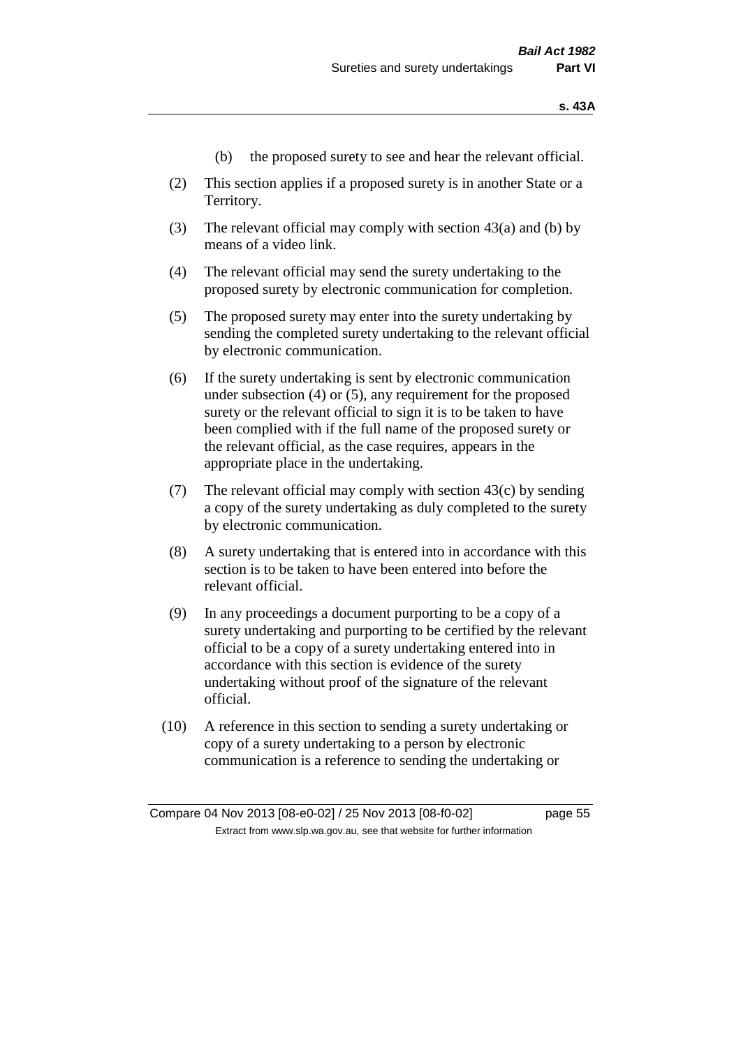(b) the proposed surety to see and hear the relevant official.

(2) This section applies if a proposed surety is in another State or a Territory.

(3) The relevant official may comply with section 43(a) and (b) by means of a video link.

(4) The relevant official may send the surety undertaking to the proposed surety by electronic communication for completion.

(5) The proposed surety may enter into the surety undertaking by sending the completed surety undertaking to the relevant official by electronic communication.

(6) If the surety undertaking is sent by electronic communication under subsection (4) or (5), any requirement for the proposed surety or the relevant official to sign it is to be taken to have been complied with if the full name of the proposed surety or the relevant official, as the case requires, appears in the appropriate place in the undertaking.

(7) The relevant official may comply with section 43(c) by sending a copy of the surety undertaking as duly completed to the surety by electronic communication.

(8) A surety undertaking that is entered into in accordance with this section is to be taken to have been entered into before the relevant official.

(9) In any proceedings a document purporting to be a copy of a surety undertaking and purporting to be certified by the relevant official to be a copy of a surety undertaking entered into in accordance with this section is evidence of the surety undertaking without proof of the signature of the relevant official.

(10) A reference in this section to sending a surety undertaking or copy of a surety undertaking to a person by electronic communication is a reference to sending the undertaking or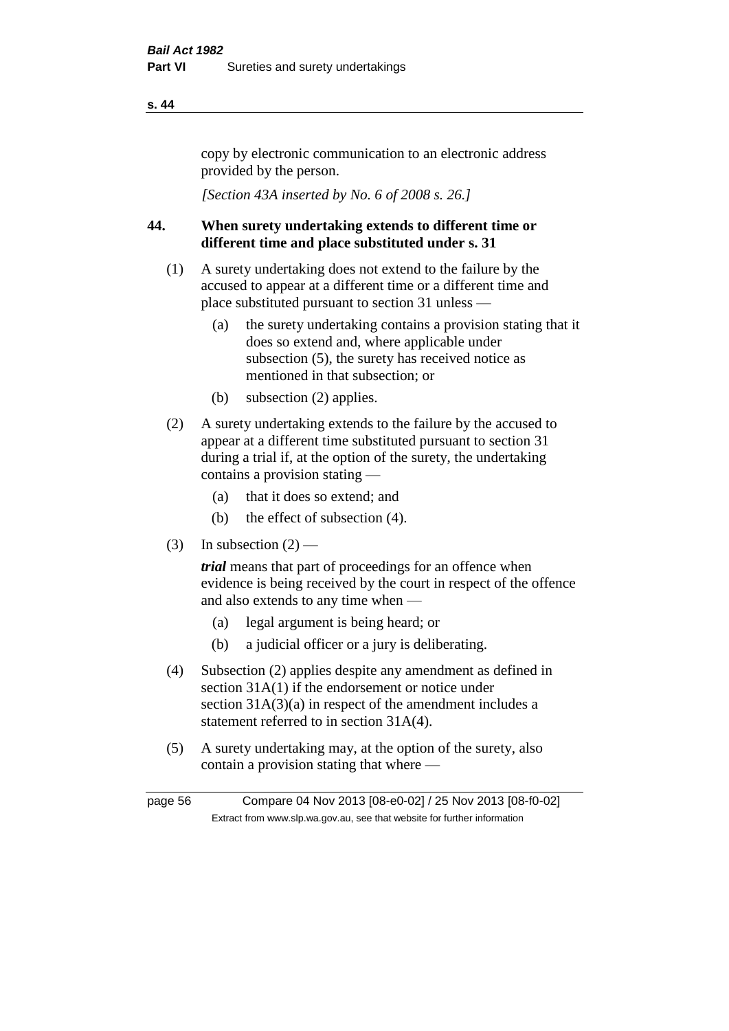copy by electronic communication to an electronic address provided by the person.

*[Section 43A inserted by No. 6 of 2008 s. 26.]*

## 44. When surety undertaking extends to different time or different time and place substituted under s. 31

(1) A surety undertaking does not extend to the failure by the accused to appear at a different time or a different time and place substituted pursuant to section 31 unless —

- (a) the surety undertaking contains a provision stating that it does so extend and, where applicable under subsection (5), the surety has received notice as mentioned in that subsection; or
- (b) subsection (2) applies.

(2) A surety undertaking extends to the failure by the accused to appear at a different time substituted pursuant to section 31 during a trial if, at the option of the surety, the undertaking contains a provision stating —

- (a) that it does so extend; and
- (b) the effect of subsection (4).

(3) In subsection (2) —

***trial*** means that part of proceedings for an offence when evidence is being received by the court in respect of the offence and also extends to any time when —

- (a) legal argument is being heard; or
- (b) a judicial officer or a jury is deliberating.

(4) Subsection (2) applies despite any amendment as defined in section 31A(1) if the endorsement or notice under section 31A(3)(a) in respect of the amendment includes a statement referred to in section 31A(4).

(5) A surety undertaking may, at the option of the surety, also contain a provision stating that where —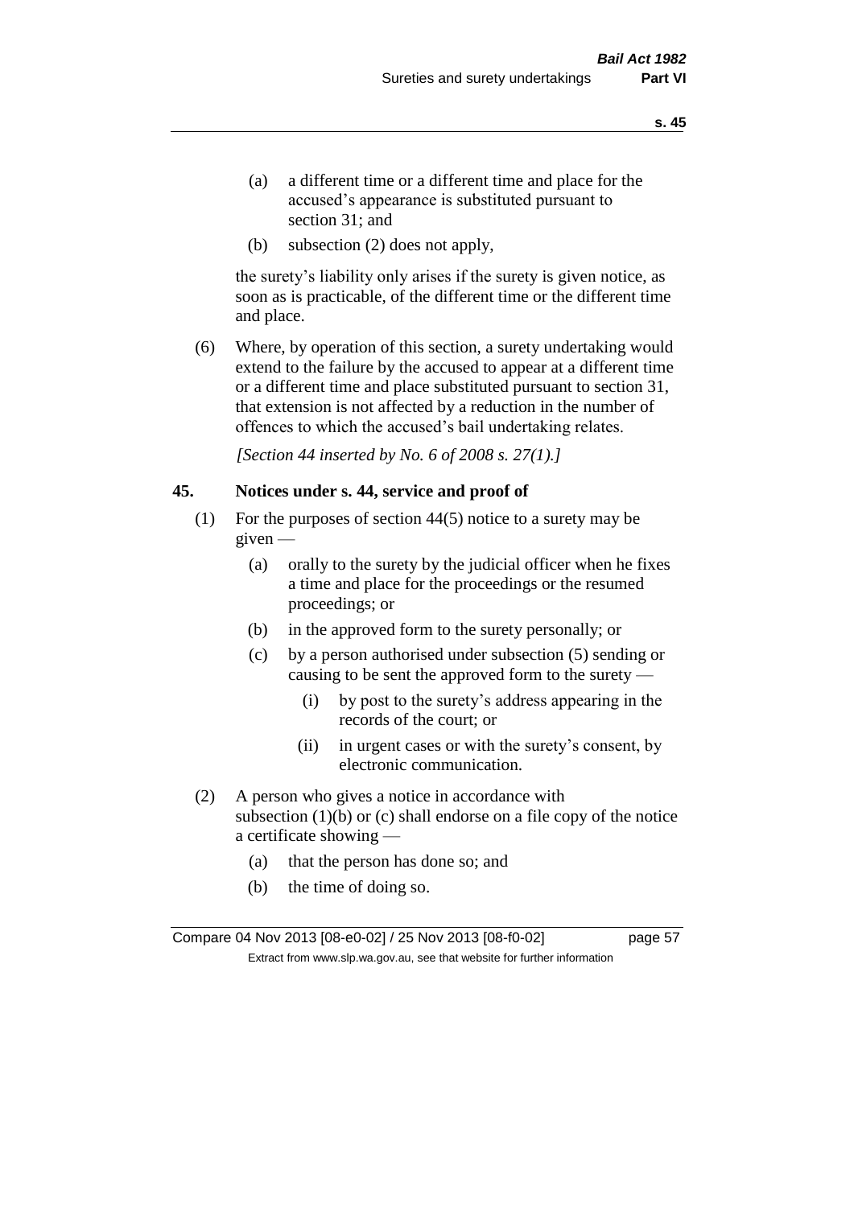(a) a different time or a different time and place for the accused's appearance is substituted pursuant to section 31; and

(b) subsection (2) does not apply,

the surety's liability only arises if the surety is given notice, as soon as is practicable, of the different time or the different time and place.

(6) Where, by operation of this section, a surety undertaking would extend to the failure by the accused to appear at a different time or a different time and place substituted pursuant to section 31, that extension is not affected by a reduction in the number of offences to which the accused's bail undertaking relates.

*[Section 44 inserted by No. 6 of 2008 s. 27(1).]*

## 45. Notices under s. 44, service and proof of

(1) For the purposes of section 44(5) notice to a surety may be given —

(a) orally to the surety by the judicial officer when he fixes a time and place for the proceedings or the resumed proceedings; or

(b) in the approved form to the surety personally; or

(c) by a person authorised under subsection (5) sending or causing to be sent the approved form to the surety —

(i) by post to the surety's address appearing in the records of the court; or

(ii) in urgent cases or with the surety's consent, by electronic communication.

(2) A person who gives a notice in accordance with subsection (1)(b) or (c) shall endorse on a file copy of the notice a certificate showing —

(a) that the person has done so; and

(b) the time of doing so.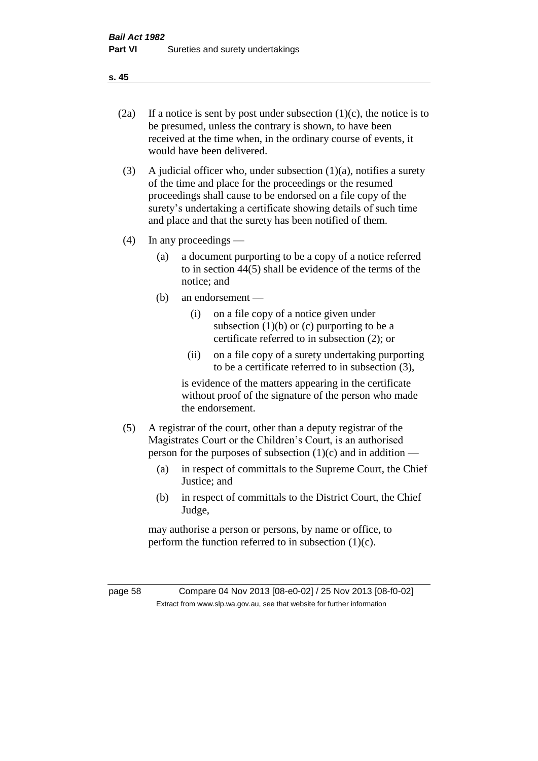(2a) If a notice is sent by post under subsection (1)(c), the notice is to be presumed, unless the contrary is shown, to have been received at the time when, in the ordinary course of events, it would have been delivered.

(3) A judicial officer who, under subsection (1)(a), notifies a surety of the time and place for the proceedings or the resumed proceedings shall cause to be endorsed on a file copy of the surety's undertaking a certificate showing details of such time and place and that the surety has been notified of them.

(4) In any proceedings —

- (a) a document purporting to be a copy of a notice referred to in section 44(5) shall be evidence of the terms of the notice; and
- (b) an endorsement —
  - (i) on a file copy of a notice given under subsection (1)(b) or (c) purporting to be a certificate referred to in subsection (2); or
  - (ii) on a file copy of a surety undertaking purporting to be a certificate referred to in subsection (3),

  is evidence of the matters appearing in the certificate without proof of the signature of the person who made the endorsement.

(5) A registrar of the court, other than a deputy registrar of the Magistrates Court or the Children's Court, is an authorised person for the purposes of subsection (1)(c) and in addition —

- (a) in respect of committals to the Supreme Court, the Chief Justice; and
- (b) in respect of committals to the District Court, the Chief Judge,

may authorise a person or persons, by name or office, to perform the function referred to in subsection (1)(c).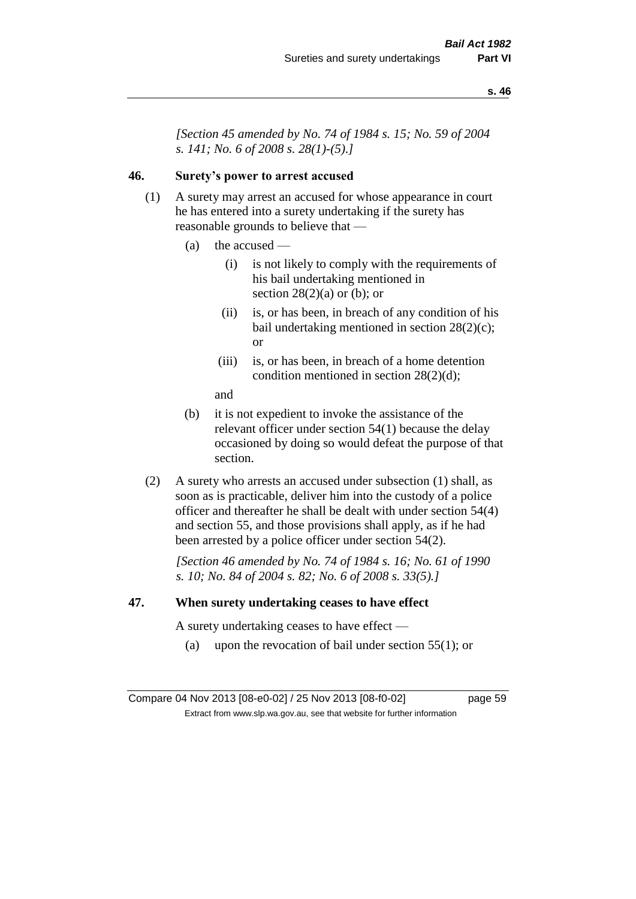*[Section 45 amended by No. 74 of 1984 s. 15; No. 59 of 2004 s. 141; No. 6 of 2008 s. 28(1)-(5).]*

## 46. Surety's power to arrest accused

(1) A surety may arrest an accused for whose appearance in court he has entered into a surety undertaking if the surety has reasonable grounds to believe that —

- (a) the accused —
  - (i) is not likely to comply with the requirements of his bail undertaking mentioned in section 28(2)(a) or (b); or
  - (ii) is, or has been, in breach of any condition of his bail undertaking mentioned in section 28(2)(c); or
  - (iii) is, or has been, in breach of a home detention condition mentioned in section 28(2)(d);

  and
- (b) it is not expedient to invoke the assistance of the relevant officer under section 54(1) because the delay occasioned by doing so would defeat the purpose of that section.

(2) A surety who arrests an accused under subsection (1) shall, as soon as is practicable, deliver him into the custody of a police officer and thereafter he shall be dealt with under section 54(4) and section 55, and those provisions shall apply, as if he had been arrested by a police officer under section 54(2).

*[Section 46 amended by No. 74 of 1984 s. 16; No. 61 of 1990 s. 10; No. 84 of 2004 s. 82; No. 6 of 2008 s. 33(5).]*

## 47. When surety undertaking ceases to have effect

A surety undertaking ceases to have effect —

- (a) upon the revocation of bail under section 55(1); or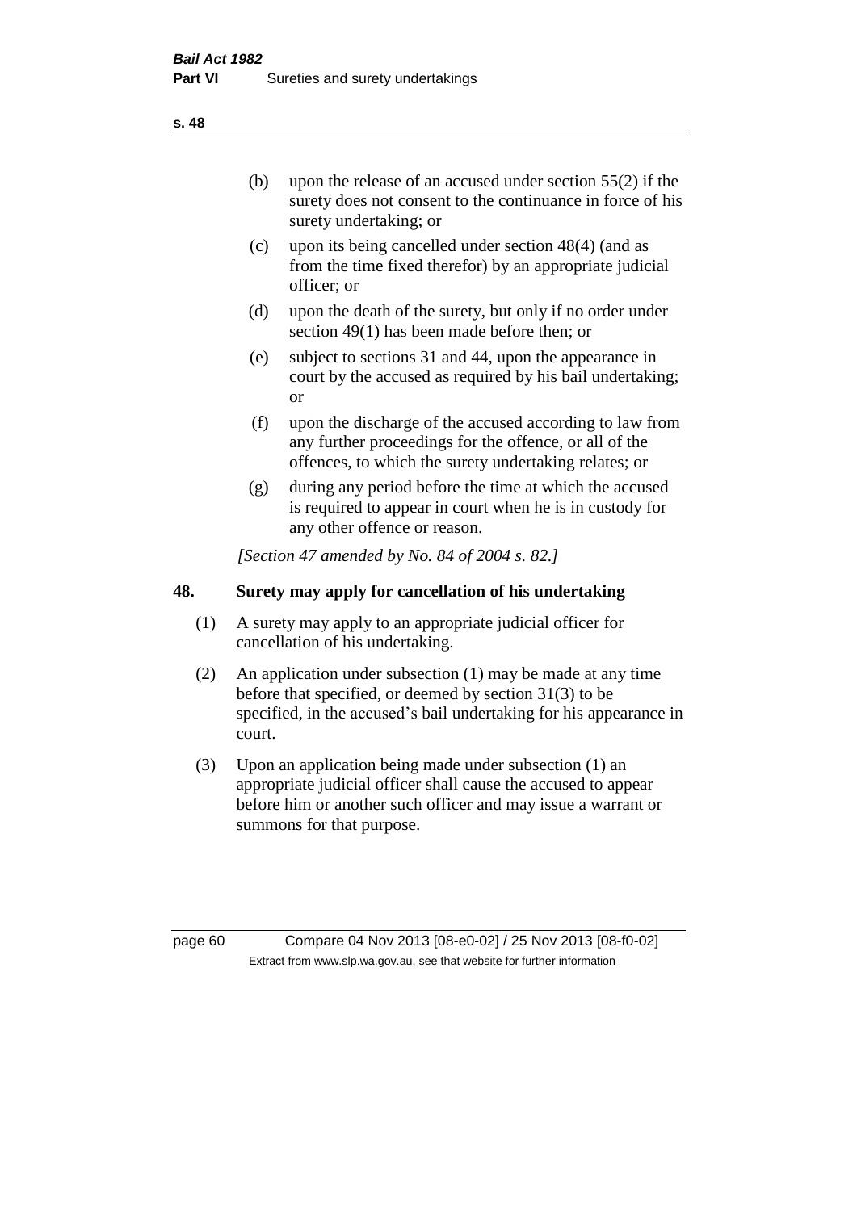(b) upon the release of an accused under section 55(2) if the surety does not consent to the continuance in force of his surety undertaking; or

(c) upon its being cancelled under section 48(4) (and as from the time fixed therefor) by an appropriate judicial officer; or

(d) upon the death of the surety, but only if no order under section 49(1) has been made before then; or

(e) subject to sections 31 and 44, upon the appearance in court by the accused as required by his bail undertaking; or

(f) upon the discharge of the accused according to law from any further proceedings for the offence, or all of the offences, to which the surety undertaking relates; or

(g) during any period before the time at which the accused is required to appear in court when he is in custody for any other offence or reason.

*[Section 47 amended by No. 84 of 2004 s. 82.]*

## 48. Surety may apply for cancellation of his undertaking

(1) A surety may apply to an appropriate judicial officer for cancellation of his undertaking.

(2) An application under subsection (1) may be made at any time before that specified, or deemed by section 31(3) to be specified, in the accused's bail undertaking for his appearance in court.

(3) Upon an application being made under subsection (1) an appropriate judicial officer shall cause the accused to appear before him or another such officer and may issue a warrant or summons for that purpose.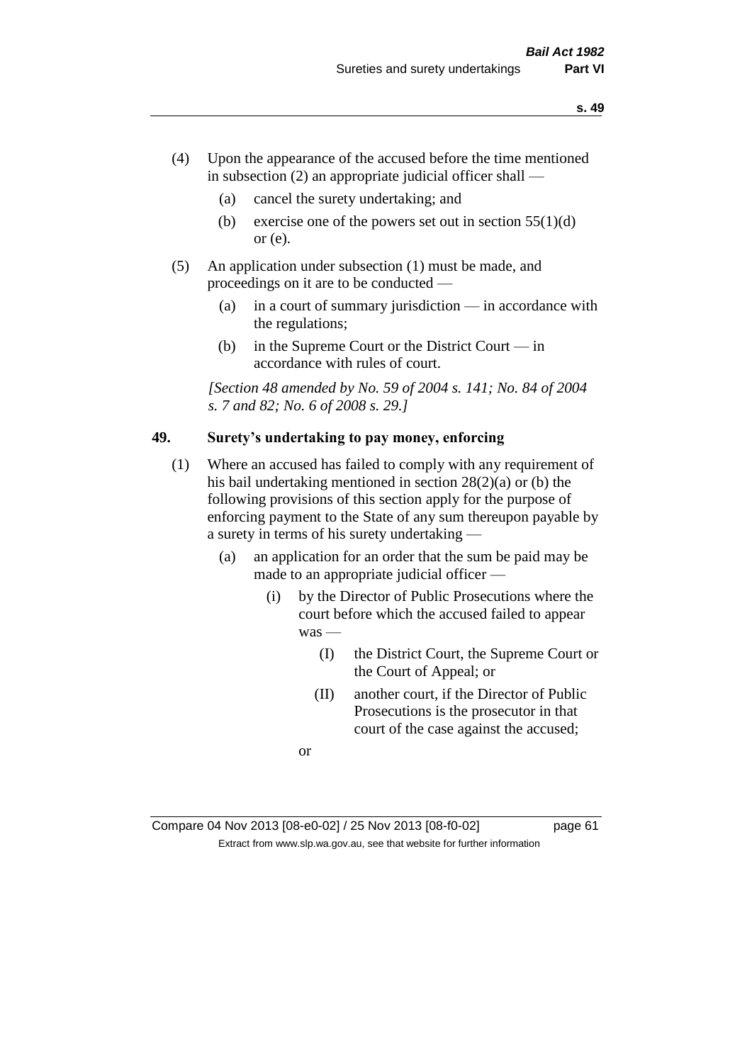(4) Upon the appearance of the accused before the time mentioned in subsection (2) an appropriate judicial officer shall —

   (a) cancel the surety undertaking; and

   (b) exercise one of the powers set out in section 55(1)(d) or (e).

(5) An application under subsection (1) must be made, and proceedings on it are to be conducted —

   (a) in a court of summary jurisdiction — in accordance with the regulations;

   (b) in the Supreme Court or the District Court — in accordance with rules of court.

*[Section 48 amended by No. 59 of 2004 s. 141; No. 84 of 2004 s. 7 and 82; No. 6 of 2008 s. 29.]*

## 49. Surety's undertaking to pay money, enforcing

(1) Where an accused has failed to comply with any requirement of his bail undertaking mentioned in section 28(2)(a) or (b) the following provisions of this section apply for the purpose of enforcing payment to the State of any sum thereupon payable by a surety in terms of his surety undertaking —

   (a) an application for an order that the sum be paid may be made to an appropriate judicial officer —

      (i) by the Director of Public Prosecutions where the court before which the accused failed to appear was —

         (I) the District Court, the Supreme Court or the Court of Appeal; or

         (II) another court, if the Director of Public Prosecutions is the prosecutor in that court of the case against the accused;

      or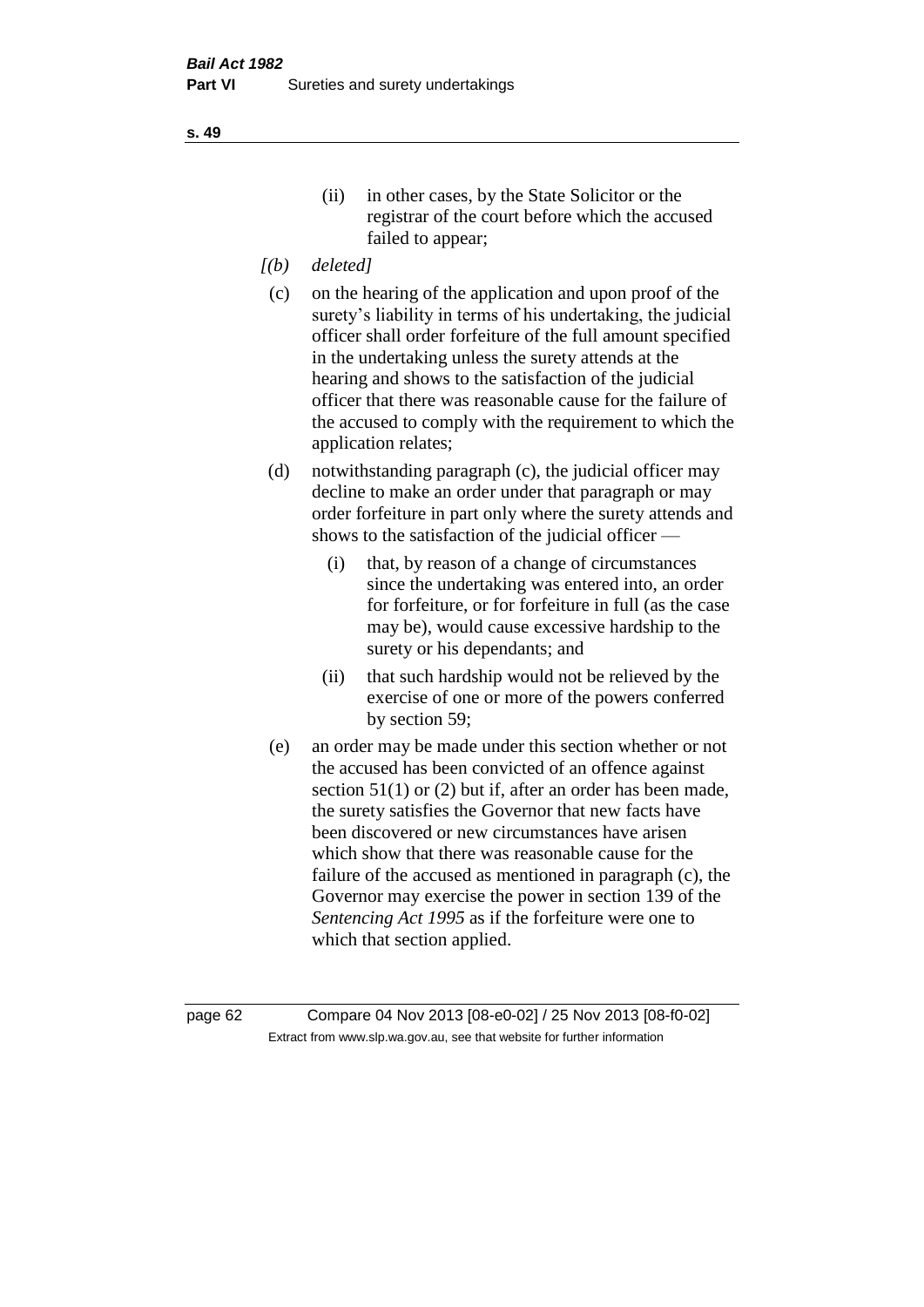(ii) in other cases, by the State Solicitor or the registrar of the court before which the accused failed to appear;

*[(b) deleted]*

(c) on the hearing of the application and upon proof of the surety's liability in terms of his undertaking, the judicial officer shall order forfeiture of the full amount specified in the undertaking unless the surety attends at the hearing and shows to the satisfaction of the judicial officer that there was reasonable cause for the failure of the accused to comply with the requirement to which the application relates;

(d) notwithstanding paragraph (c), the judicial officer may decline to make an order under that paragraph or may order forfeiture in part only where the surety attends and shows to the satisfaction of the judicial officer —

  (i) that, by reason of a change of circumstances since the undertaking was entered into, an order for forfeiture, or for forfeiture in full (as the case may be), would cause excessive hardship to the surety or his dependants; and

  (ii) that such hardship would not be relieved by the exercise of one or more of the powers conferred by section 59;

(e) an order may be made under this section whether or not the accused has been convicted of an offence against section 51(1) or (2) but if, after an order has been made, the surety satisfies the Governor that new facts have been discovered or new circumstances have arisen which show that there was reasonable cause for the failure of the accused as mentioned in paragraph (c), the Governor may exercise the power in section 139 of the *Sentencing Act 1995* as if the forfeiture were one to which that section applied.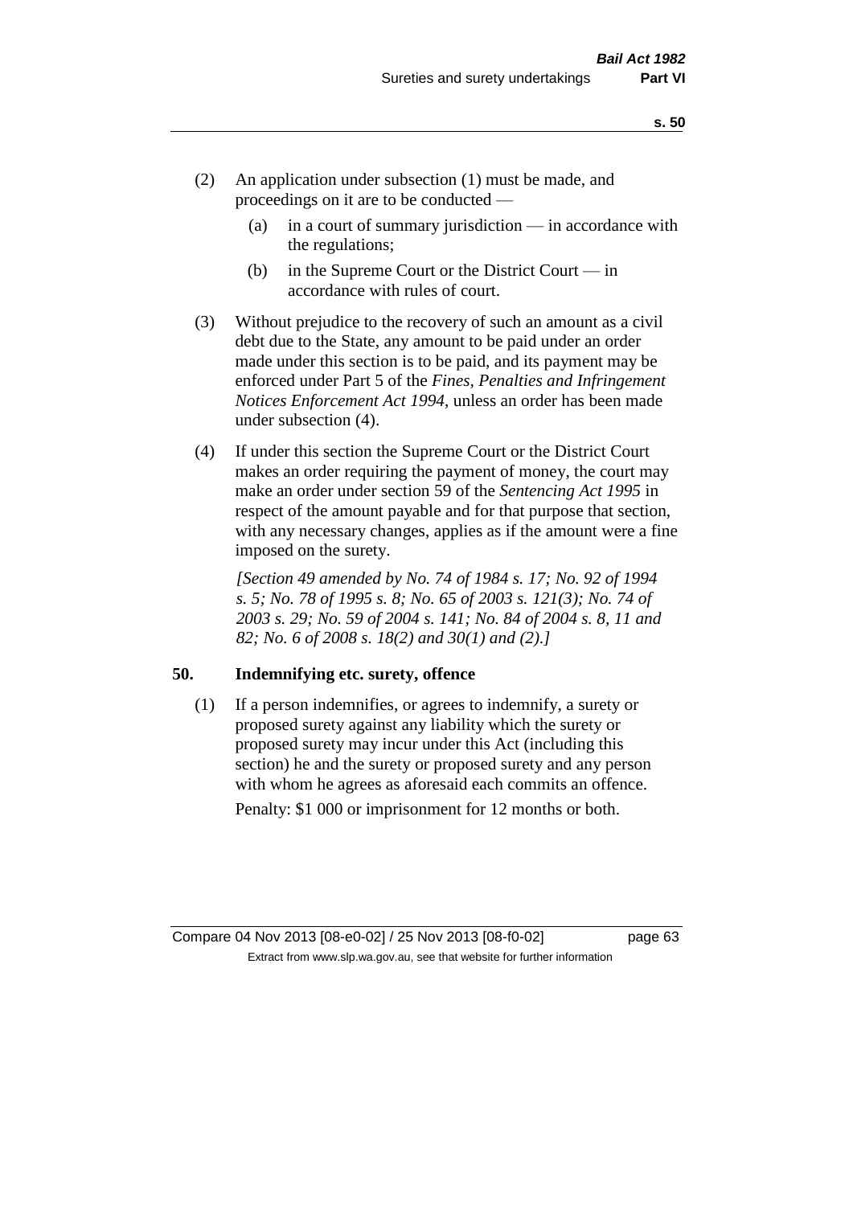(2) An application under subsection (1) must be made, and proceedings on it are to be conducted —

(a) in a court of summary jurisdiction — in accordance with the regulations;

(b) in the Supreme Court or the District Court — in accordance with rules of court.

(3) Without prejudice to the recovery of such an amount as a civil debt due to the State, any amount to be paid under an order made under this section is to be paid, and its payment may be enforced under Part 5 of the *Fines, Penalties and Infringement Notices Enforcement Act 1994*, unless an order has been made under subsection (4).

(4) If under this section the Supreme Court or the District Court makes an order requiring the payment of money, the court may make an order under section 59 of the *Sentencing Act 1995* in respect of the amount payable and for that purpose that section, with any necessary changes, applies as if the amount were a fine imposed on the surety.

*[Section 49 amended by No. 74 of 1984 s. 17; No. 92 of 1994 s. 5; No. 78 of 1995 s. 8; No. 65 of 2003 s. 121(3); No. 74 of 2003 s. 29; No. 59 of 2004 s. 141; No. 84 of 2004 s. 8, 11 and 82; No. 6 of 2008 s. 18(2) and 30(1) and (2).]*

## 50. Indemnifying etc. surety, offence

(1) If a person indemnifies, or agrees to indemnify, a surety or proposed surety against any liability which the surety or proposed surety may incur under this Act (including this section) he and the surety or proposed surety and any person with whom he agrees as aforesaid each commits an offence.

Penalty: $1 000 or imprisonment for 12 months or both.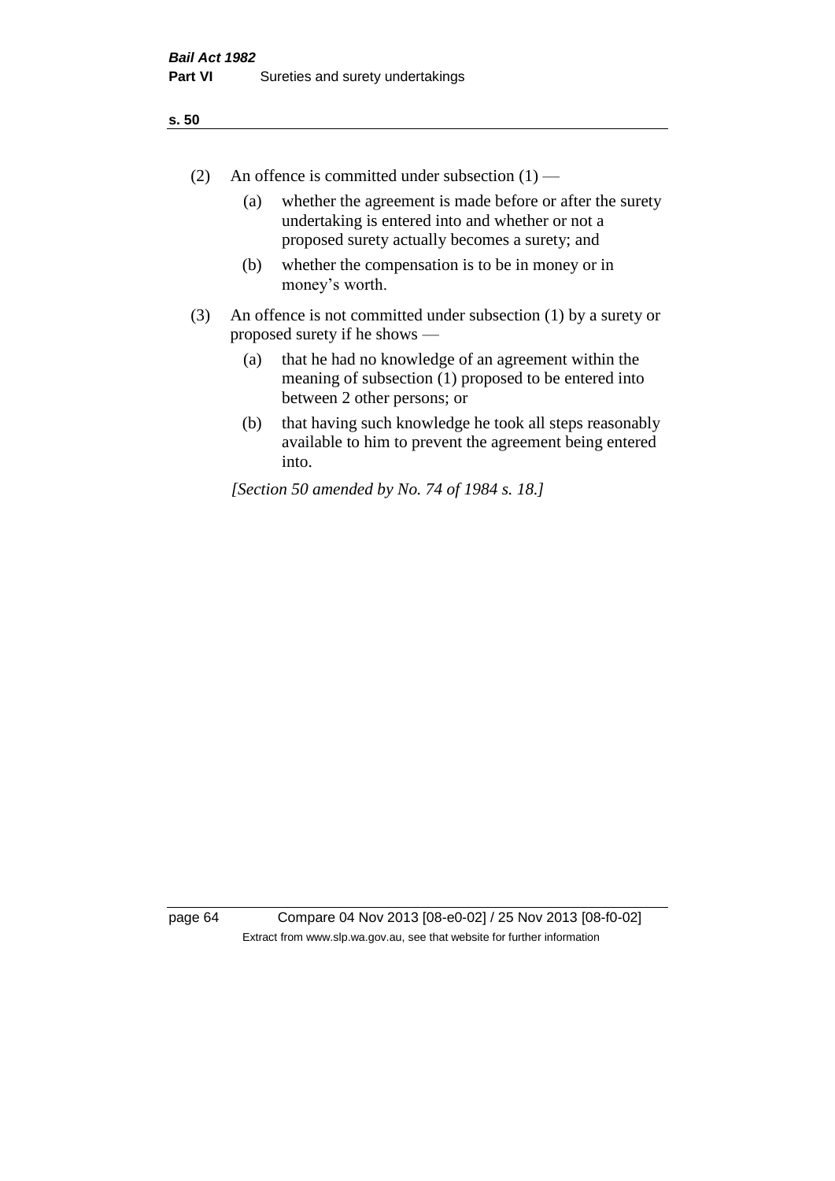(2) An offence is committed under subsection (1) —

  (a) whether the agreement is made before or after the surety undertaking is entered into and whether or not a proposed surety actually becomes a surety; and

  (b) whether the compensation is to be in money or in money's worth.

(3) An offence is not committed under subsection (1) by a surety or proposed surety if he shows —

  (a) that he had no knowledge of an agreement within the meaning of subsection (1) proposed to be entered into between 2 other persons; or

  (b) that having such knowledge he took all steps reasonably available to him to prevent the agreement being entered into.

*[Section 50 amended by No. 74 of 1984 s. 18.]*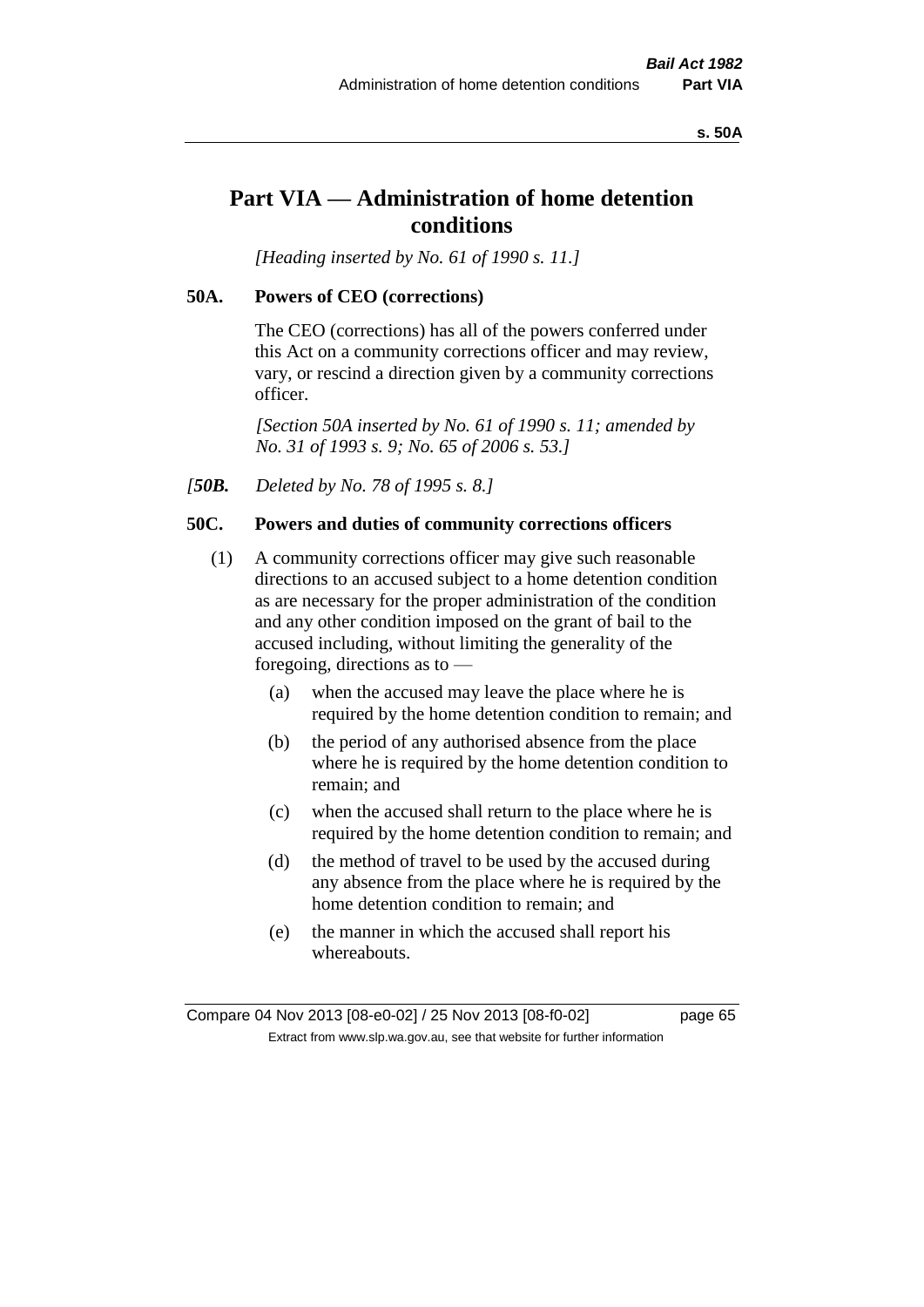# Part VIA — Administration of home detention conditions

*[Heading inserted by No. 61 of 1990 s. 11.]*

### 50A. Powers of CEO (corrections)

The CEO (corrections) has all of the powers conferred under this Act on a community corrections officer and may review, vary, or rescind a direction given by a community corrections officer.

*[Section 50A inserted by No. 61 of 1990 s. 11; amended by No. 31 of 1993 s. 9; No. 65 of 2006 s. 53.]*

*[**50B.** Deleted by No. 78 of 1995 s. 8.]*

### 50C. Powers and duties of community corrections officers

(1) A community corrections officer may give such reasonable directions to an accused subject to a home detention condition as are necessary for the proper administration of the condition and any other condition imposed on the grant of bail to the accused including, without limiting the generality of the foregoing, directions as to —

- (a) when the accused may leave the place where he is required by the home detention condition to remain; and
- (b) the period of any authorised absence from the place where he is required by the home detention condition to remain; and
- (c) when the accused shall return to the place where he is required by the home detention condition to remain; and
- (d) the method of travel to be used by the accused during any absence from the place where he is required by the home detention condition to remain; and
- (e) the manner in which the accused shall report his whereabouts.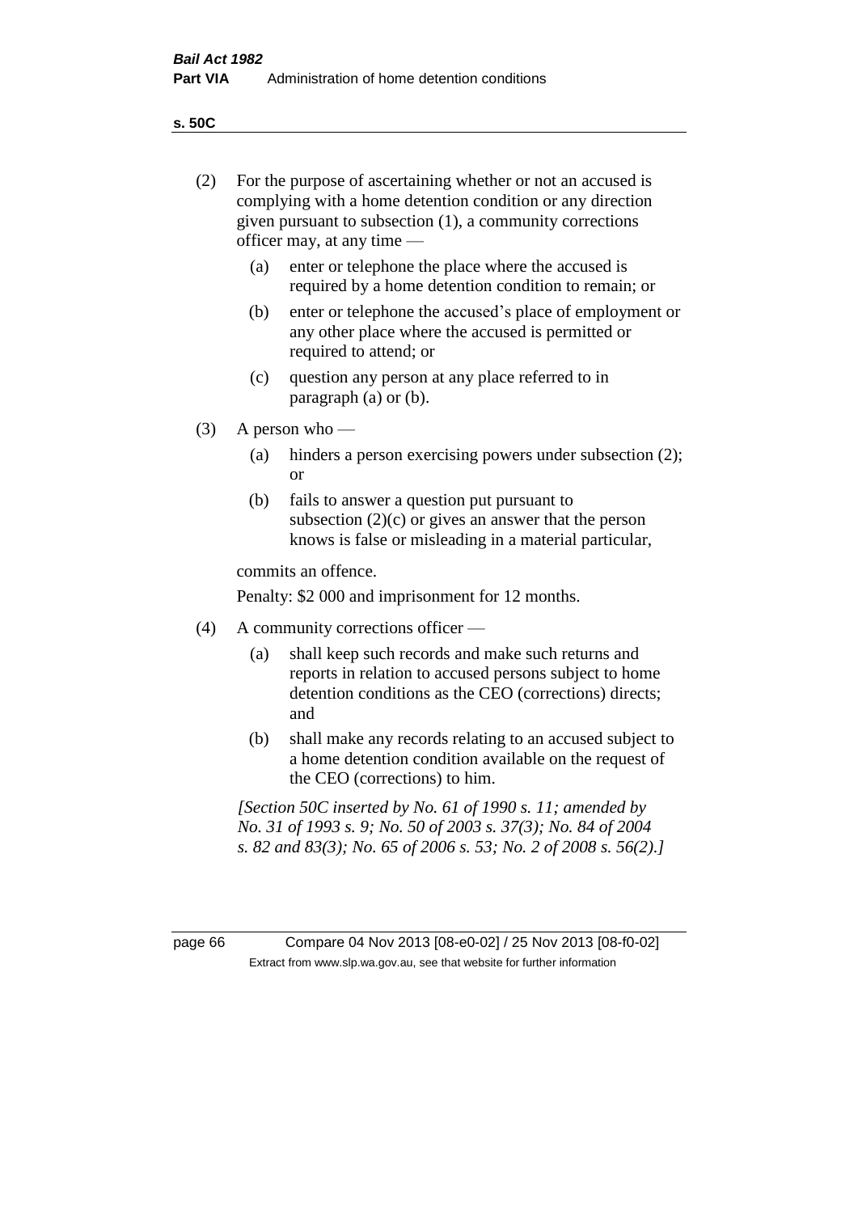(2) For the purpose of ascertaining whether or not an accused is complying with a home detention condition or any direction given pursuant to subsection (1), a community corrections officer may, at any time —

(a) enter or telephone the place where the accused is required by a home detention condition to remain; or

(b) enter or telephone the accused's place of employment or any other place where the accused is permitted or required to attend; or

(c) question any person at any place referred to in paragraph (a) or (b).

(3) A person who —

(a) hinders a person exercising powers under subsection (2); or

(b) fails to answer a question put pursuant to subsection (2)(c) or gives an answer that the person knows is false or misleading in a material particular,

commits an offence.

Penalty: $2 000 and imprisonment for 12 months.

(4) A community corrections officer —

(a) shall keep such records and make such returns and reports in relation to accused persons subject to home detention conditions as the CEO (corrections) directs; and

(b) shall make any records relating to an accused subject to a home detention condition available on the request of the CEO (corrections) to him.

*[Section 50C inserted by No. 61 of 1990 s. 11; amended by No. 31 of 1993 s. 9; No. 50 of 2003 s. 37(3); No. 84 of 2004 s. 82 and 83(3); No. 65 of 2006 s. 53; No. 2 of 2008 s. 56(2).]*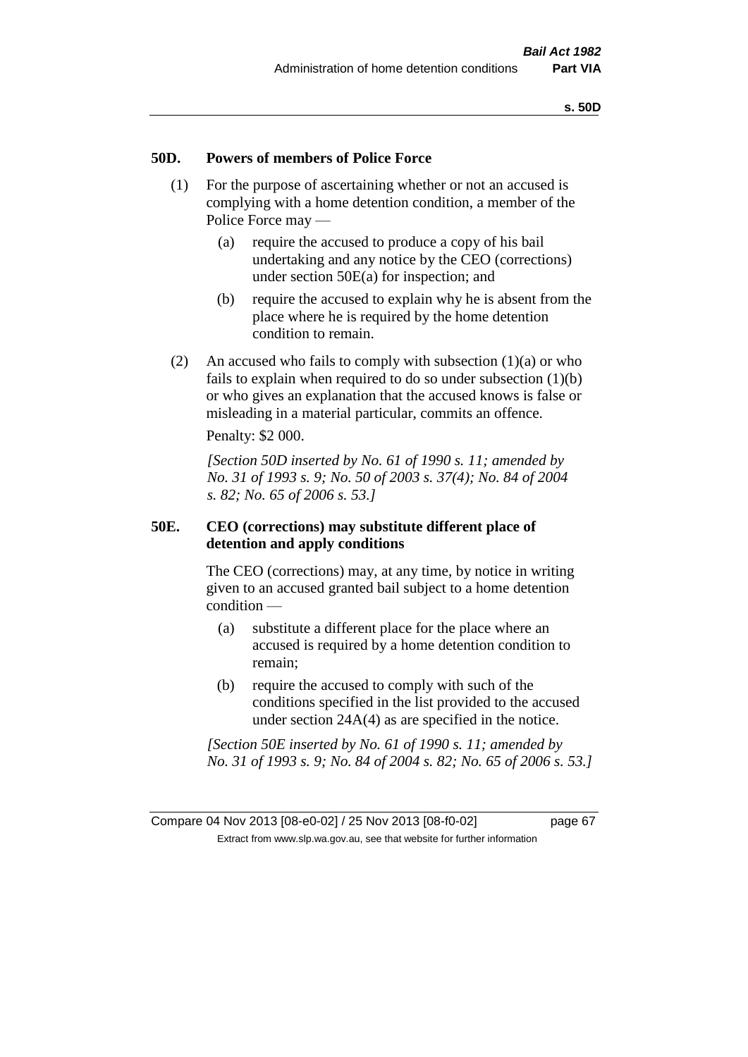## 50D. Powers of members of Police Force

(1) For the purpose of ascertaining whether or not an accused is complying with a home detention condition, a member of the Police Force may —

   (a) require the accused to produce a copy of his bail undertaking and any notice by the CEO (corrections) under section 50E(a) for inspection; and

   (b) require the accused to explain why he is absent from the place where he is required by the home detention condition to remain.

(2) An accused who fails to comply with subsection (1)(a) or who fails to explain when required to do so under subsection (1)(b) or who gives an explanation that the accused knows is false or misleading in a material particular, commits an offence.

Penalty: $2 000.

*[Section 50D inserted by No. 61 of 1990 s. 11; amended by No. 31 of 1993 s. 9; No. 50 of 2003 s. 37(4); No. 84 of 2004 s. 82; No. 65 of 2006 s. 53.]*

## 50E. CEO (corrections) may substitute different place of detention and apply conditions

The CEO (corrections) may, at any time, by notice in writing given to an accused granted bail subject to a home detention condition —

   (a) substitute a different place for the place where an accused is required by a home detention condition to remain;

   (b) require the accused to comply with such of the conditions specified in the list provided to the accused under section 24A(4) as are specified in the notice.

*[Section 50E inserted by No. 61 of 1990 s. 11; amended by No. 31 of 1993 s. 9; No. 84 of 2004 s. 82; No. 65 of 2006 s. 53.]*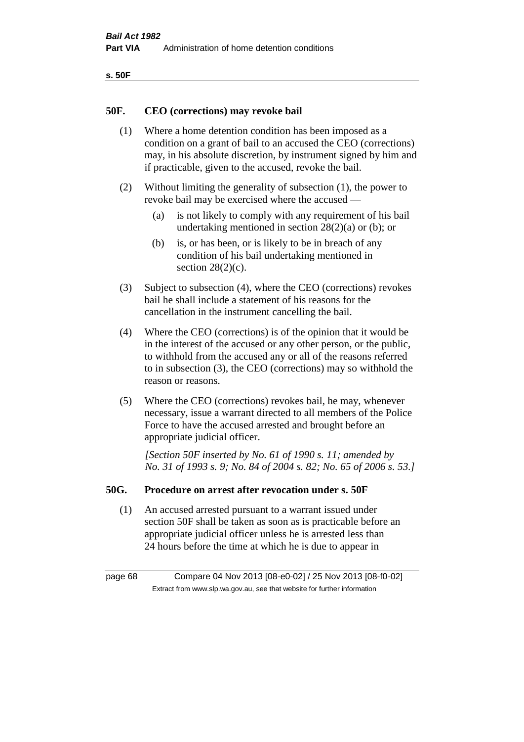## 50F. CEO (corrections) may revoke bail

(1) Where a home detention condition has been imposed as a condition on a grant of bail to an accused the CEO (corrections) may, in his absolute discretion, by instrument signed by him and if practicable, given to the accused, revoke the bail.

(2) Without limiting the generality of subsection (1), the power to revoke bail may be exercised where the accused —

- (a) is not likely to comply with any requirement of his bail undertaking mentioned in section 28(2)(a) or (b); or
- (b) is, or has been, or is likely to be in breach of any condition of his bail undertaking mentioned in section 28(2)(c).

(3) Subject to subsection (4), where the CEO (corrections) revokes bail he shall include a statement of his reasons for the cancellation in the instrument cancelling the bail.

(4) Where the CEO (corrections) is of the opinion that it would be in the interest of the accused or any other person, or the public, to withhold from the accused any or all of the reasons referred to in subsection (3), the CEO (corrections) may so withhold the reason or reasons.

(5) Where the CEO (corrections) revokes bail, he may, whenever necessary, issue a warrant directed to all members of the Police Force to have the accused arrested and brought before an appropriate judicial officer.

*[Section 50F inserted by No. 61 of 1990 s. 11; amended by No. 31 of 1993 s. 9; No. 84 of 2004 s. 82; No. 65 of 2006 s. 53.]*

## 50G. Procedure on arrest after revocation under s. 50F

(1) An accused arrested pursuant to a warrant issued under section 50F shall be taken as soon as is practicable before an appropriate judicial officer unless he is arrested less than 24 hours before the time at which he is due to appear in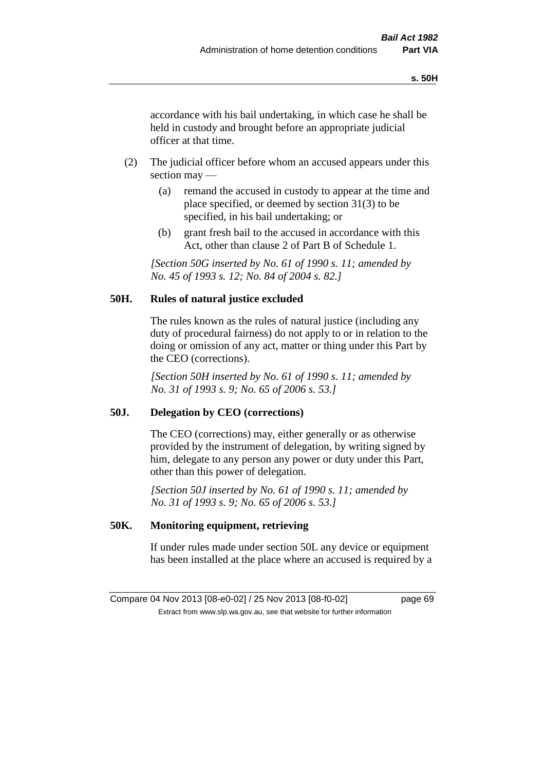accordance with his bail undertaking, in which case he shall be held in custody and brought before an appropriate judicial officer at that time.

(2) The judicial officer before whom an accused appears under this section may —

(a) remand the accused in custody to appear at the time and place specified, or deemed by section 31(3) to be specified, in his bail undertaking; or

(b) grant fresh bail to the accused in accordance with this Act, other than clause 2 of Part B of Schedule 1.

*[Section 50G inserted by No. 61 of 1990 s. 11; amended by No. 45 of 1993 s. 12; No. 84 of 2004 s. 82.]*

## 50H. Rules of natural justice excluded

The rules known as the rules of natural justice (including any duty of procedural fairness) do not apply to or in relation to the doing or omission of any act, matter or thing under this Part by the CEO (corrections).

*[Section 50H inserted by No. 61 of 1990 s. 11; amended by No. 31 of 1993 s. 9; No. 65 of 2006 s. 53.]*

## 50J. Delegation by CEO (corrections)

The CEO (corrections) may, either generally or as otherwise provided by the instrument of delegation, by writing signed by him, delegate to any person any power or duty under this Part, other than this power of delegation.

*[Section 50J inserted by No. 61 of 1990 s. 11; amended by No. 31 of 1993 s. 9; No. 65 of 2006 s. 53.]*

## 50K. Monitoring equipment, retrieving

If under rules made under section 50L any device or equipment has been installed at the place where an accused is required by a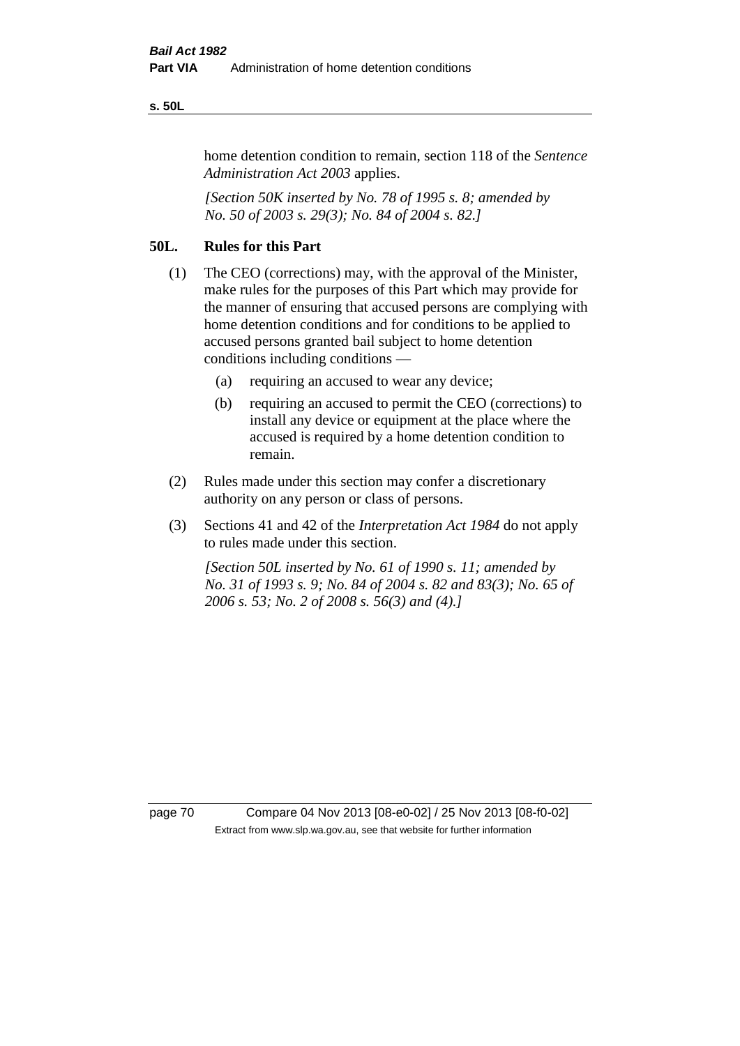home detention condition to remain, section 118 of the *Sentence Administration Act 2003* applies.

*[Section 50K inserted by No. 78 of 1995 s. 8; amended by No. 50 of 2003 s. 29(3); No. 84 of 2004 s. 82.]*

## 50L. Rules for this Part

(1) The CEO (corrections) may, with the approval of the Minister, make rules for the purposes of this Part which may provide for the manner of ensuring that accused persons are complying with home detention conditions and for conditions to be applied to accused persons granted bail subject to home detention conditions including conditions —

(a) requiring an accused to wear any device;

(b) requiring an accused to permit the CEO (corrections) to install any device or equipment at the place where the accused is required by a home detention condition to remain.

(2) Rules made under this section may confer a discretionary authority on any person or class of persons.

(3) Sections 41 and 42 of the *Interpretation Act 1984* do not apply to rules made under this section.

*[Section 50L inserted by No. 61 of 1990 s. 11; amended by No. 31 of 1993 s. 9; No. 84 of 2004 s. 82 and 83(3); No. 65 of 2006 s. 53; No. 2 of 2008 s. 56(3) and (4).]*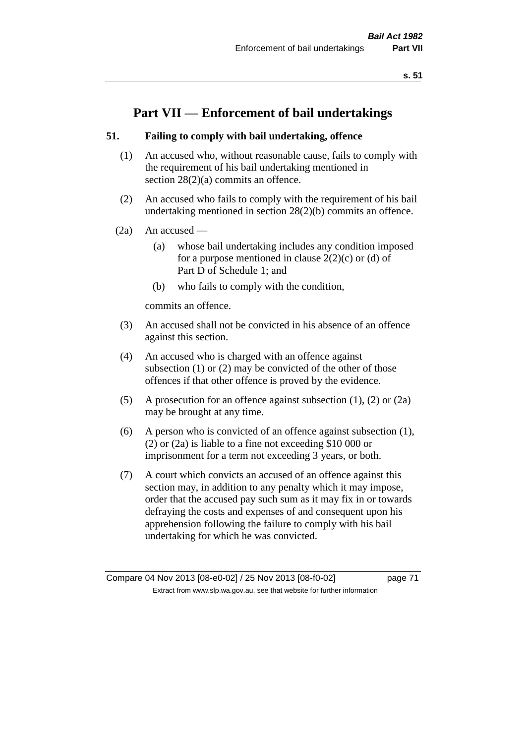# Part VII — Enforcement of bail undertakings

## 51. Failing to comply with bail undertaking, offence

(1) An accused who, without reasonable cause, fails to comply with the requirement of his bail undertaking mentioned in section 28(2)(a) commits an offence.

(2) An accused who fails to comply with the requirement of his bail undertaking mentioned in section 28(2)(b) commits an offence.

(2a) An accused —

(a) whose bail undertaking includes any condition imposed for a purpose mentioned in clause 2(2)(c) or (d) of Part D of Schedule 1; and

(b) who fails to comply with the condition,

commits an offence.

(3) An accused shall not be convicted in his absence of an offence against this section.

(4) An accused who is charged with an offence against subsection (1) or (2) may be convicted of the other of those offences if that other offence is proved by the evidence.

(5) A prosecution for an offence against subsection (1), (2) or (2a) may be brought at any time.

(6) A person who is convicted of an offence against subsection (1), (2) or (2a) is liable to a fine not exceeding $10 000 or imprisonment for a term not exceeding 3 years, or both.

(7) A court which convicts an accused of an offence against this section may, in addition to any penalty which it may impose, order that the accused pay such sum as it may fix in or towards defraying the costs and expenses of and consequent upon his apprehension following the failure to comply with his bail undertaking for which he was convicted.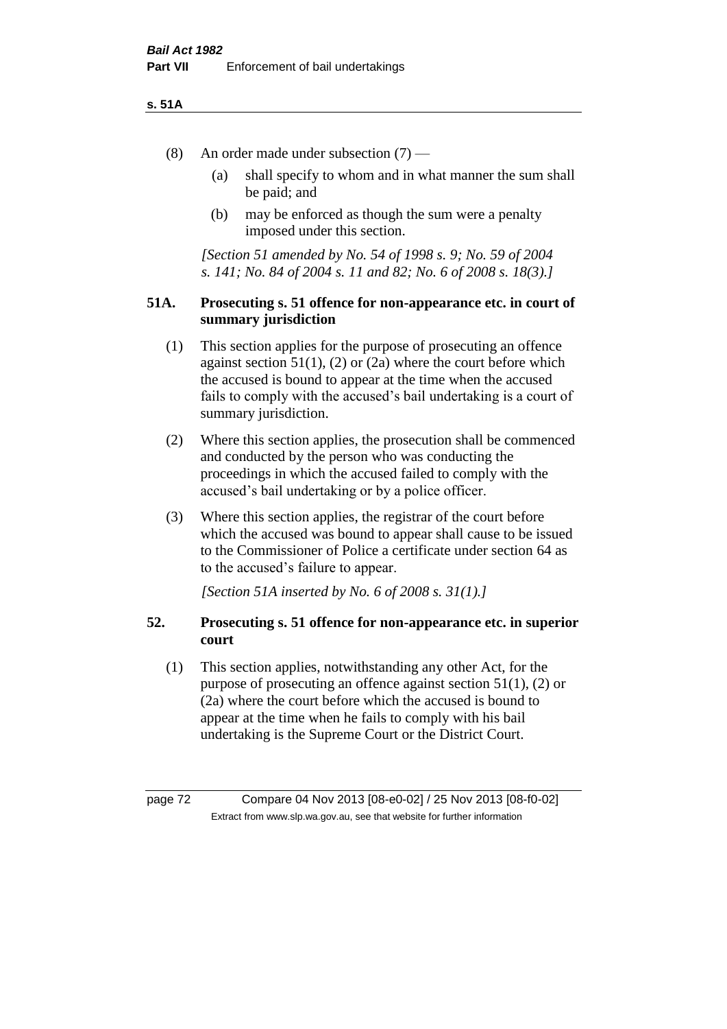(8) An order made under subsection (7) —

(a) shall specify to whom and in what manner the sum shall be paid; and

(b) may be enforced as though the sum were a penalty imposed under this section.

*[Section 51 amended by No. 54 of 1998 s. 9; No. 59 of 2004 s. 141; No. 84 of 2004 s. 11 and 82; No. 6 of 2008 s. 18(3).]*

## 51A. Prosecuting s. 51 offence for non-appearance etc. in court of summary jurisdiction

(1) This section applies for the purpose of prosecuting an offence against section 51(1), (2) or (2a) where the court before which the accused is bound to appear at the time when the accused fails to comply with the accused's bail undertaking is a court of summary jurisdiction.

(2) Where this section applies, the prosecution shall be commenced and conducted by the person who was conducting the proceedings in which the accused failed to comply with the accused's bail undertaking or by a police officer.

(3) Where this section applies, the registrar of the court before which the accused was bound to appear shall cause to be issued to the Commissioner of Police a certificate under section 64 as to the accused's failure to appear.

*[Section 51A inserted by No. 6 of 2008 s. 31(1).]*

## 52. Prosecuting s. 51 offence for non-appearance etc. in superior court

(1) This section applies, notwithstanding any other Act, for the purpose of prosecuting an offence against section 51(1), (2) or (2a) where the court before which the accused is bound to appear at the time when he fails to comply with his bail undertaking is the Supreme Court or the District Court.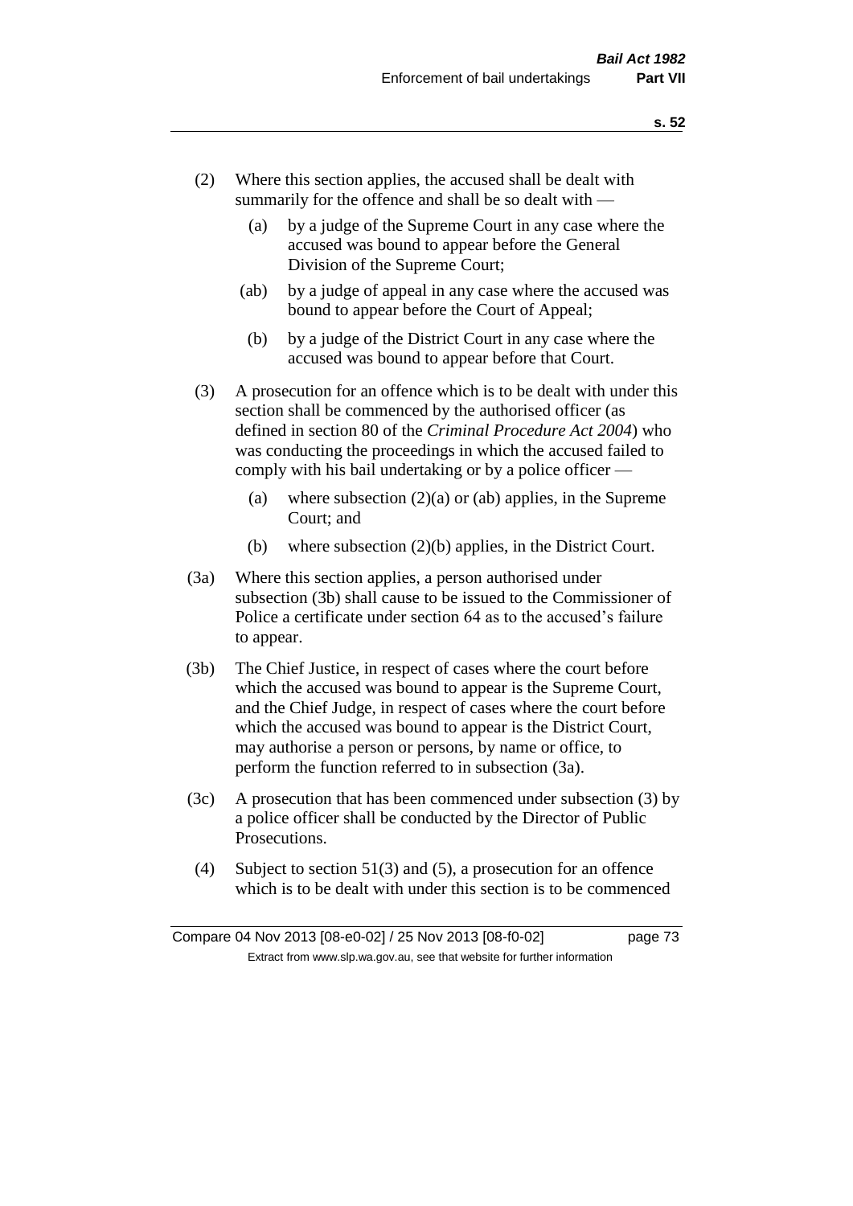(2) Where this section applies, the accused shall be dealt with summarily for the offence and shall be so dealt with —

(a) by a judge of the Supreme Court in any case where the accused was bound to appear before the General Division of the Supreme Court;

(ab) by a judge of appeal in any case where the accused was bound to appear before the Court of Appeal;

(b) by a judge of the District Court in any case where the accused was bound to appear before that Court.

(3) A prosecution for an offence which is to be dealt with under this section shall be commenced by the authorised officer (as defined in section 80 of the *Criminal Procedure Act 2004*) who was conducting the proceedings in which the accused failed to comply with his bail undertaking or by a police officer —

(a) where subsection (2)(a) or (ab) applies, in the Supreme Court; and

(b) where subsection (2)(b) applies, in the District Court.

(3a) Where this section applies, a person authorised under subsection (3b) shall cause to be issued to the Commissioner of Police a certificate under section 64 as to the accused's failure to appear.

(3b) The Chief Justice, in respect of cases where the court before which the accused was bound to appear is the Supreme Court, and the Chief Judge, in respect of cases where the court before which the accused was bound to appear is the District Court, may authorise a person or persons, by name or office, to perform the function referred to in subsection (3a).

(3c) A prosecution that has been commenced under subsection (3) by a police officer shall be conducted by the Director of Public Prosecutions.

(4) Subject to section 51(3) and (5), a prosecution for an offence which is to be dealt with under this section is to be commenced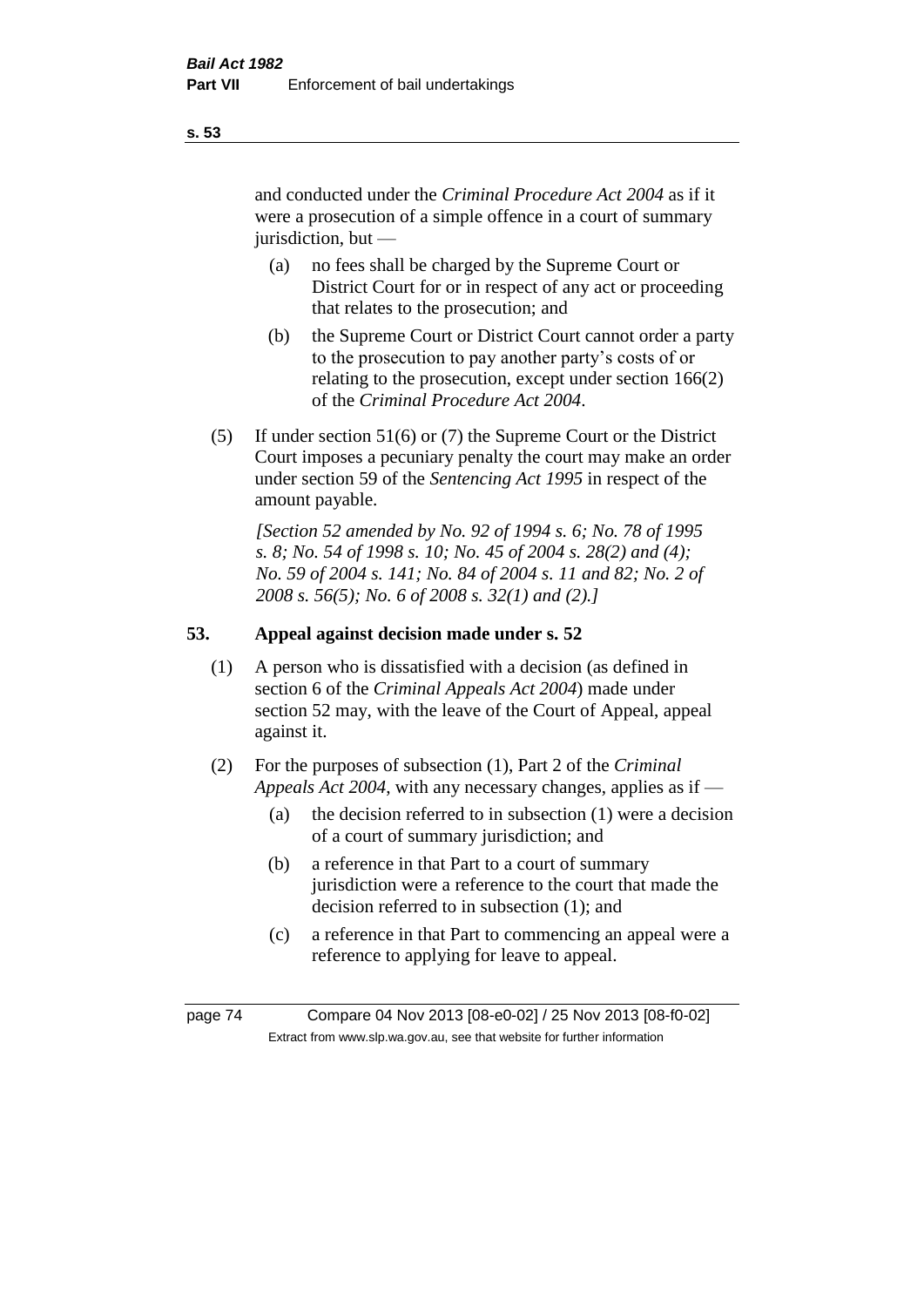and conducted under the *Criminal Procedure Act 2004* as if it were a prosecution of a simple offence in a court of summary jurisdiction, but —

(a) no fees shall be charged by the Supreme Court or District Court for or in respect of any act or proceeding that relates to the prosecution; and

(b) the Supreme Court or District Court cannot order a party to the prosecution to pay another party's costs of or relating to the prosecution, except under section 166(2) of the *Criminal Procedure Act 2004*.

(5) If under section 51(6) or (7) the Supreme Court or the District Court imposes a pecuniary penalty the court may make an order under section 59 of the *Sentencing Act 1995* in respect of the amount payable.

*[Section 52 amended by No. 92 of 1994 s. 6; No. 78 of 1995 s. 8; No. 54 of 1998 s. 10; No. 45 of 2004 s. 28(2) and (4); No. 59 of 2004 s. 141; No. 84 of 2004 s. 11 and 82; No. 2 of 2008 s. 56(5); No. 6 of 2008 s. 32(1) and (2).]*

## 53. Appeal against decision made under s. 52

(1) A person who is dissatisfied with a decision (as defined in section 6 of the *Criminal Appeals Act 2004*) made under section 52 may, with the leave of the Court of Appeal, appeal against it.

(2) For the purposes of subsection (1), Part 2 of the *Criminal Appeals Act 2004*, with any necessary changes, applies as if —

(a) the decision referred to in subsection (1) were a decision of a court of summary jurisdiction; and

(b) a reference in that Part to a court of summary jurisdiction were a reference to the court that made the decision referred to in subsection (1); and

(c) a reference in that Part to commencing an appeal were a reference to applying for leave to appeal.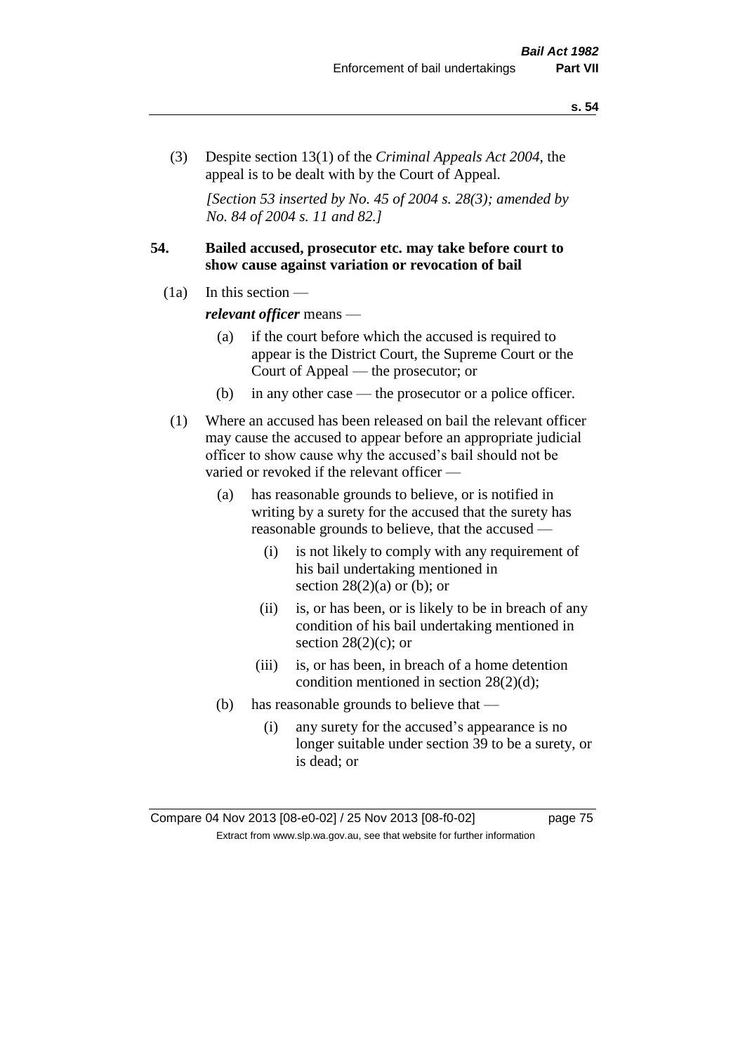(3) Despite section 13(1) of the *Criminal Appeals Act 2004*, the appeal is to be dealt with by the Court of Appeal.

*[Section 53 inserted by No. 45 of 2004 s. 28(3); amended by No. 84 of 2004 s. 11 and 82.]*

## 54. Bailed accused, prosecutor etc. may take before court to show cause against variation or revocation of bail

(1a) In this section —

***relevant officer*** means —

(a) if the court before which the accused is required to appear is the District Court, the Supreme Court or the Court of Appeal — the prosecutor; or

(b) in any other case — the prosecutor or a police officer.

(1) Where an accused has been released on bail the relevant officer may cause the accused to appear before an appropriate judicial officer to show cause why the accused's bail should not be varied or revoked if the relevant officer —

(a) has reasonable grounds to believe, or is notified in writing by a surety for the accused that the surety has reasonable grounds to believe, that the accused —

(i) is not likely to comply with any requirement of his bail undertaking mentioned in section 28(2)(a) or (b); or

(ii) is, or has been, or is likely to be in breach of any condition of his bail undertaking mentioned in section 28(2)(c); or

(iii) is, or has been, in breach of a home detention condition mentioned in section 28(2)(d);

(b) has reasonable grounds to believe that —

(i) any surety for the accused's appearance is no longer suitable under section 39 to be a surety, or is dead; or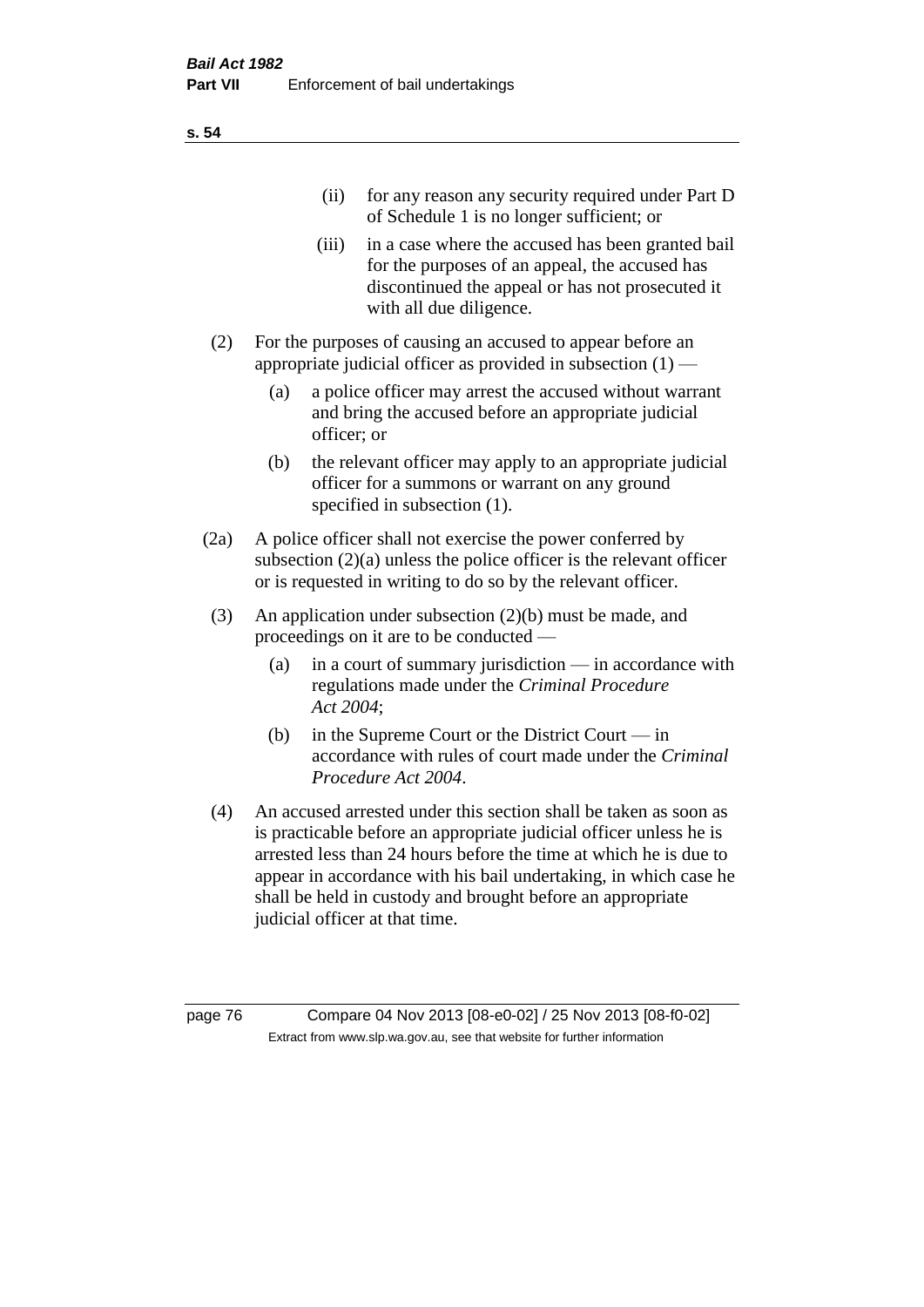(ii) for any reason any security required under Part D of Schedule 1 is no longer sufficient; or

(iii) in a case where the accused has been granted bail for the purposes of an appeal, the accused has discontinued the appeal or has not prosecuted it with all due diligence.

(2) For the purposes of causing an accused to appear before an appropriate judicial officer as provided in subsection (1) —

(a) a police officer may arrest the accused without warrant and bring the accused before an appropriate judicial officer; or

(b) the relevant officer may apply to an appropriate judicial officer for a summons or warrant on any ground specified in subsection (1).

(2a) A police officer shall not exercise the power conferred by subsection (2)(a) unless the police officer is the relevant officer or is requested in writing to do so by the relevant officer.

(3) An application under subsection (2)(b) must be made, and proceedings on it are to be conducted —

(a) in a court of summary jurisdiction — in accordance with regulations made under the *Criminal Procedure Act 2004*;

(b) in the Supreme Court or the District Court — in accordance with rules of court made under the *Criminal Procedure Act 2004*.

(4) An accused arrested under this section shall be taken as soon as is practicable before an appropriate judicial officer unless he is arrested less than 24 hours before the time at which he is due to appear in accordance with his bail undertaking, in which case he shall be held in custody and brought before an appropriate judicial officer at that time.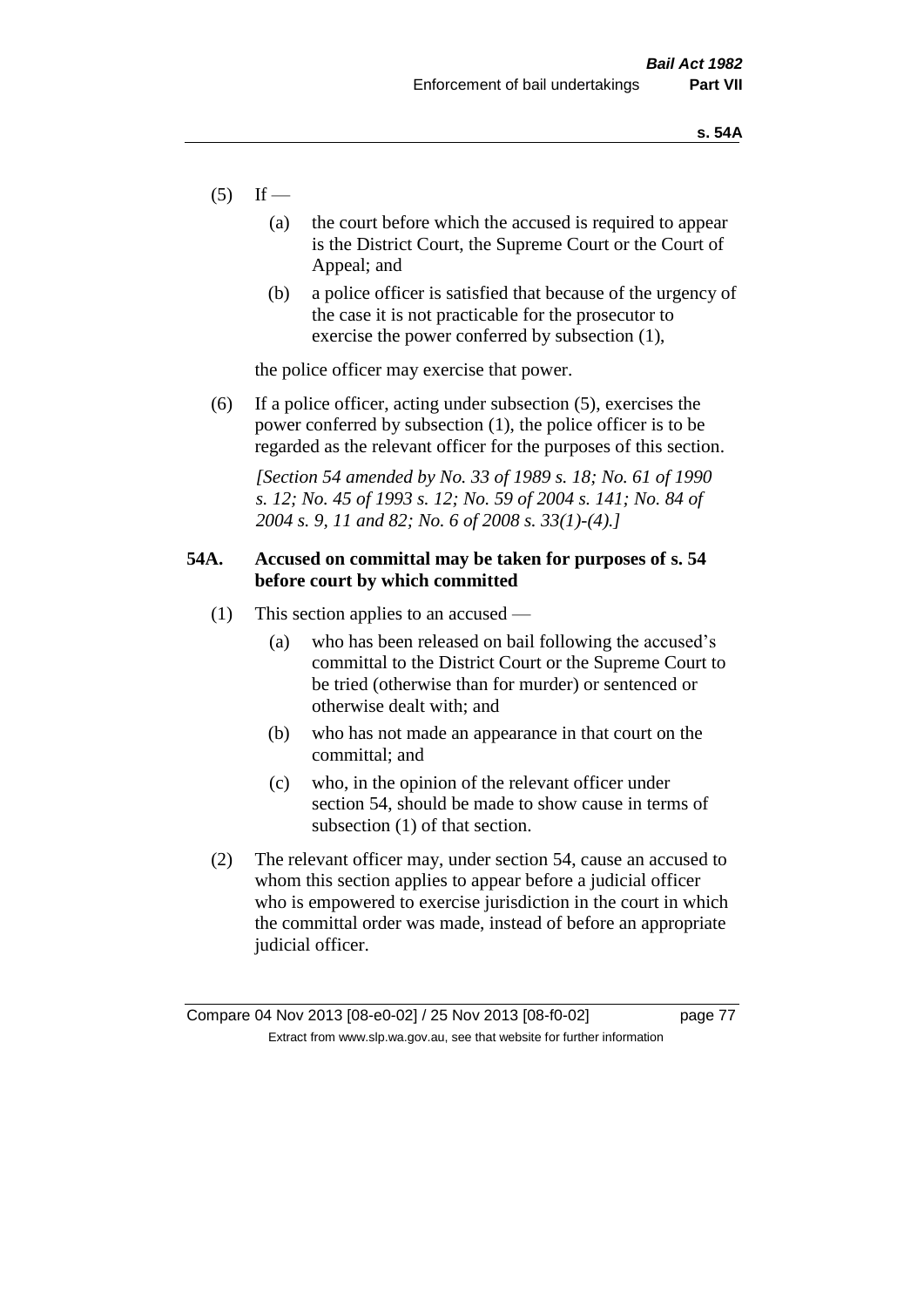(5) If —

   (a) the court before which the accused is required to appear is the District Court, the Supreme Court or the Court of Appeal; and

   (b) a police officer is satisfied that because of the urgency of the case it is not practicable for the prosecutor to exercise the power conferred by subsection (1),

   the police officer may exercise that power.

(6) If a police officer, acting under subsection (5), exercises the power conferred by subsection (1), the police officer is to be regarded as the relevant officer for the purposes of this section.

*[Section 54 amended by No. 33 of 1989 s. 18; No. 61 of 1990 s. 12; No. 45 of 1993 s. 12; No. 59 of 2004 s. 141; No. 84 of 2004 s. 9, 11 and 82; No. 6 of 2008 s. 33(1)-(4).]*

### 54A. Accused on committal may be taken for purposes of s. 54 before court by which committed

(1) This section applies to an accused —

   (a) who has been released on bail following the accused's committal to the District Court or the Supreme Court to be tried (otherwise than for murder) or sentenced or otherwise dealt with; and

   (b) who has not made an appearance in that court on the committal; and

   (c) who, in the opinion of the relevant officer under section 54, should be made to show cause in terms of subsection (1) of that section.

(2) The relevant officer may, under section 54, cause an accused to whom this section applies to appear before a judicial officer who is empowered to exercise jurisdiction in the court in which the committal order was made, instead of before an appropriate judicial officer.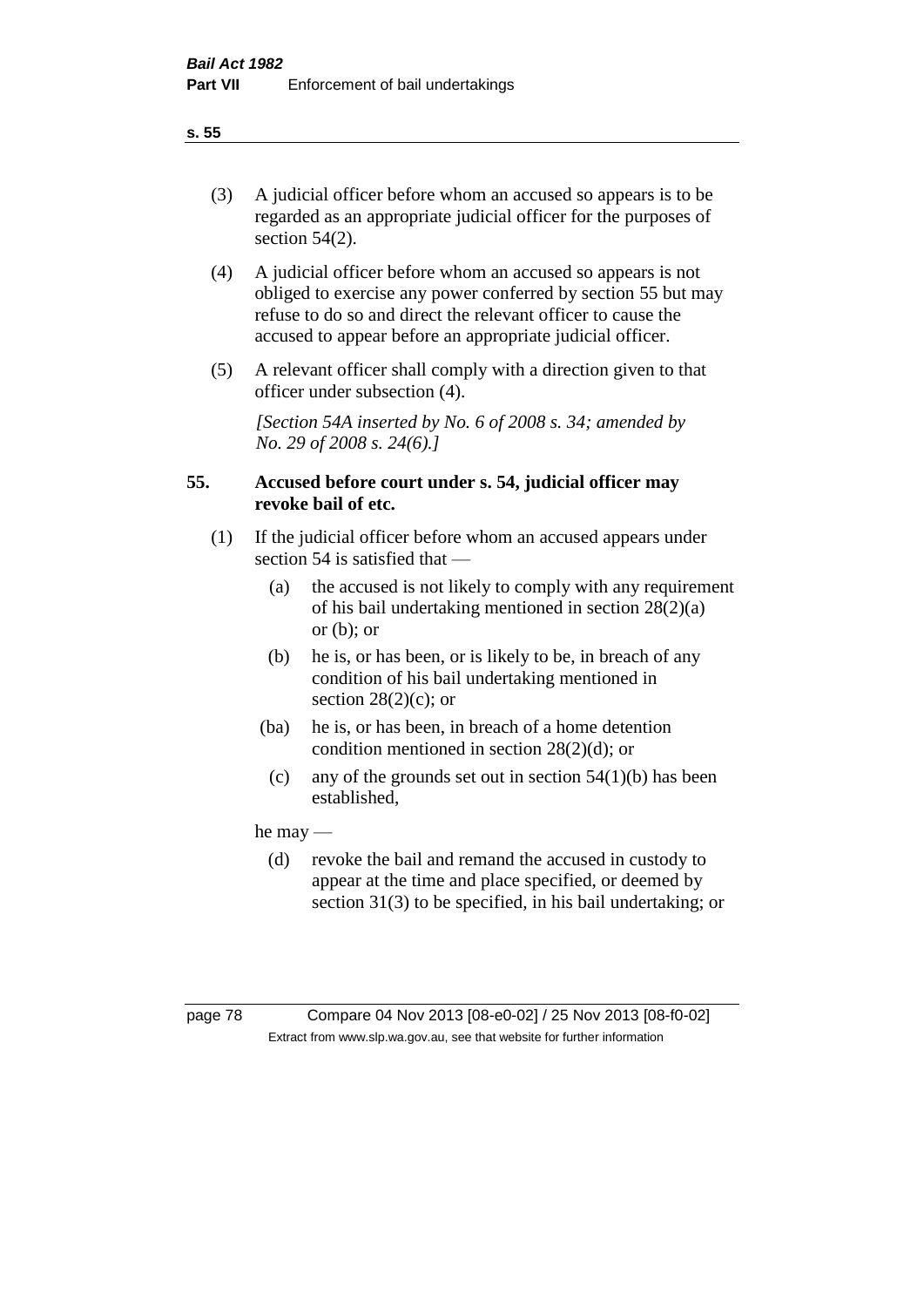(3) A judicial officer before whom an accused so appears is to be regarded as an appropriate judicial officer for the purposes of section 54(2).

(4) A judicial officer before whom an accused so appears is not obliged to exercise any power conferred by section 55 but may refuse to do so and direct the relevant officer to cause the accused to appear before an appropriate judicial officer.

(5) A relevant officer shall comply with a direction given to that officer under subsection (4).

*[Section 54A inserted by No. 6 of 2008 s. 34; amended by No. 29 of 2008 s. 24(6).]*

### 55. Accused before court under s. 54, judicial officer may revoke bail of etc.

(1) If the judicial officer before whom an accused appears under section 54 is satisfied that —

- (a) the accused is not likely to comply with any requirement of his bail undertaking mentioned in section 28(2)(a) or (b); or
- (b) he is, or has been, or is likely to be, in breach of any condition of his bail undertaking mentioned in section 28(2)(c); or
- (ba) he is, or has been, in breach of a home detention condition mentioned in section 28(2)(d); or
- (c) any of the grounds set out in section 54(1)(b) has been established,

he may —

- (d) revoke the bail and remand the accused in custody to appear at the time and place specified, or deemed by section 31(3) to be specified, in his bail undertaking; or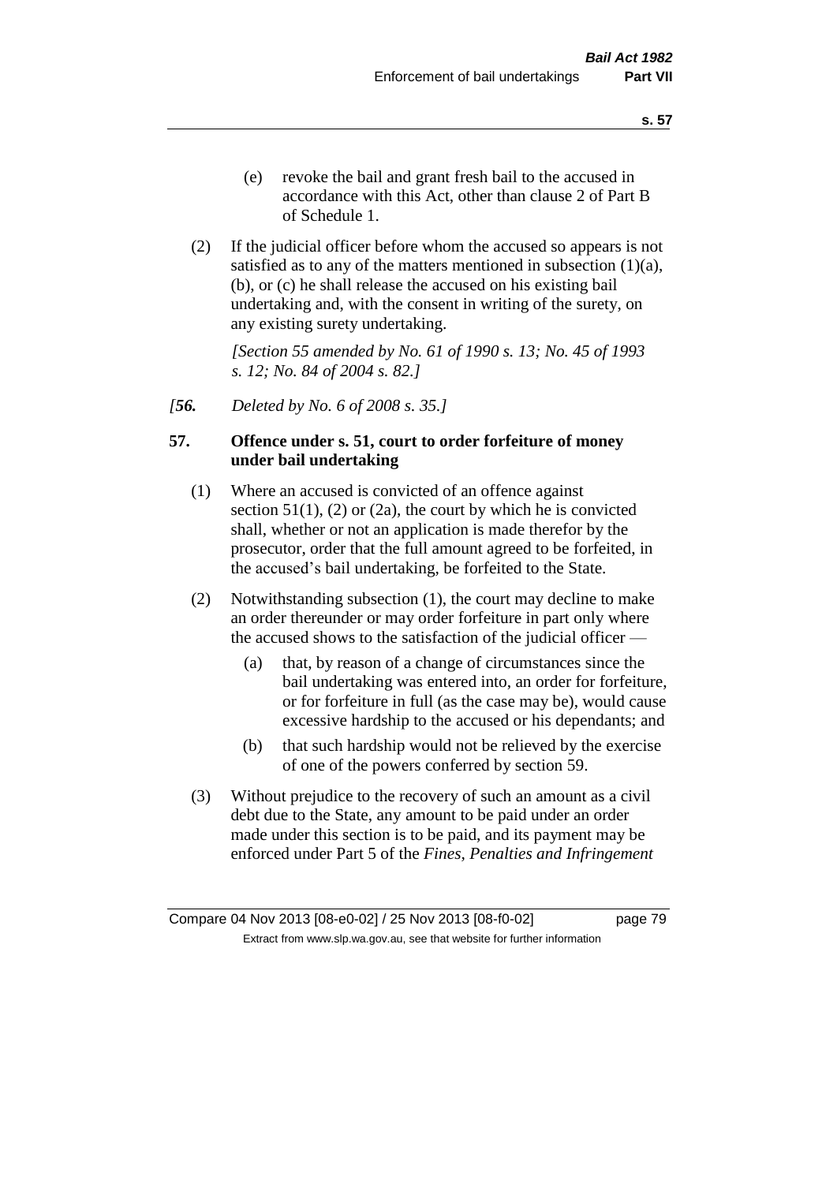(e) revoke the bail and grant fresh bail to the accused in accordance with this Act, other than clause 2 of Part B of Schedule 1.

(2) If the judicial officer before whom the accused so appears is not satisfied as to any of the matters mentioned in subsection (1)(a), (b), or (c) he shall release the accused on his existing bail undertaking and, with the consent in writing of the surety, on any existing surety undertaking.

*[Section 55 amended by No. 61 of 1990 s. 13; No. 45 of 1993 s. 12; No. 84 of 2004 s. 82.]*

*[**56.** Deleted by No. 6 of 2008 s. 35.]*

**57. Offence under s. 51, court to order forfeiture of money under bail undertaking**

(1) Where an accused is convicted of an offence against section 51(1), (2) or (2a), the court by which he is convicted shall, whether or not an application is made therefor by the prosecutor, order that the full amount agreed to be forfeited, in the accused's bail undertaking, be forfeited to the State.

(2) Notwithstanding subsection (1), the court may decline to make an order thereunder or may order forfeiture in part only where the accused shows to the satisfaction of the judicial officer —

(a) that, by reason of a change of circumstances since the bail undertaking was entered into, an order for forfeiture, or for forfeiture in full (as the case may be), would cause excessive hardship to the accused or his dependants; and

(b) that such hardship would not be relieved by the exercise of one of the powers conferred by section 59.

(3) Without prejudice to the recovery of such an amount as a civil debt due to the State, any amount to be paid under an order made under this section is to be paid, and its payment may be enforced under Part 5 of the *Fines, Penalties and Infringement*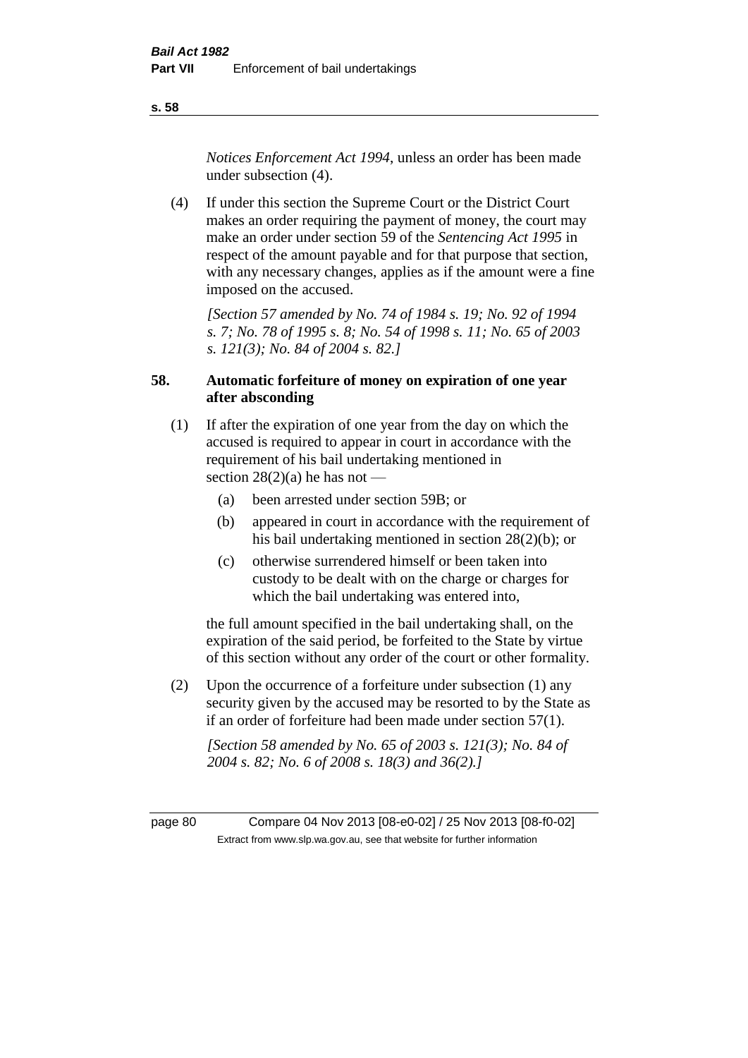*Notices Enforcement Act 1994*, unless an order has been made under subsection (4).

(4) If under this section the Supreme Court or the District Court makes an order requiring the payment of money, the court may make an order under section 59 of the *Sentencing Act 1995* in respect of the amount payable and for that purpose that section, with any necessary changes, applies as if the amount were a fine imposed on the accused.

*[Section 57 amended by No. 74 of 1984 s. 19; No. 92 of 1994 s. 7; No. 78 of 1995 s. 8; No. 54 of 1998 s. 11; No. 65 of 2003 s. 121(3); No. 84 of 2004 s. 82.]*

### 58. Automatic forfeiture of money on expiration of one year after absconding

(1) If after the expiration of one year from the day on which the accused is required to appear in court in accordance with the requirement of his bail undertaking mentioned in section 28(2)(a) he has not —

- (a) been arrested under section 59B; or
- (b) appeared in court in accordance with the requirement of his bail undertaking mentioned in section 28(2)(b); or
- (c) otherwise surrendered himself or been taken into custody to be dealt with on the charge or charges for which the bail undertaking was entered into,

the full amount specified in the bail undertaking shall, on the expiration of the said period, be forfeited to the State by virtue of this section without any order of the court or other formality.

(2) Upon the occurrence of a forfeiture under subsection (1) any security given by the accused may be resorted to by the State as if an order of forfeiture had been made under section 57(1).

*[Section 58 amended by No. 65 of 2003 s. 121(3); No. 84 of 2004 s. 82; No. 6 of 2008 s. 18(3) and 36(2).]*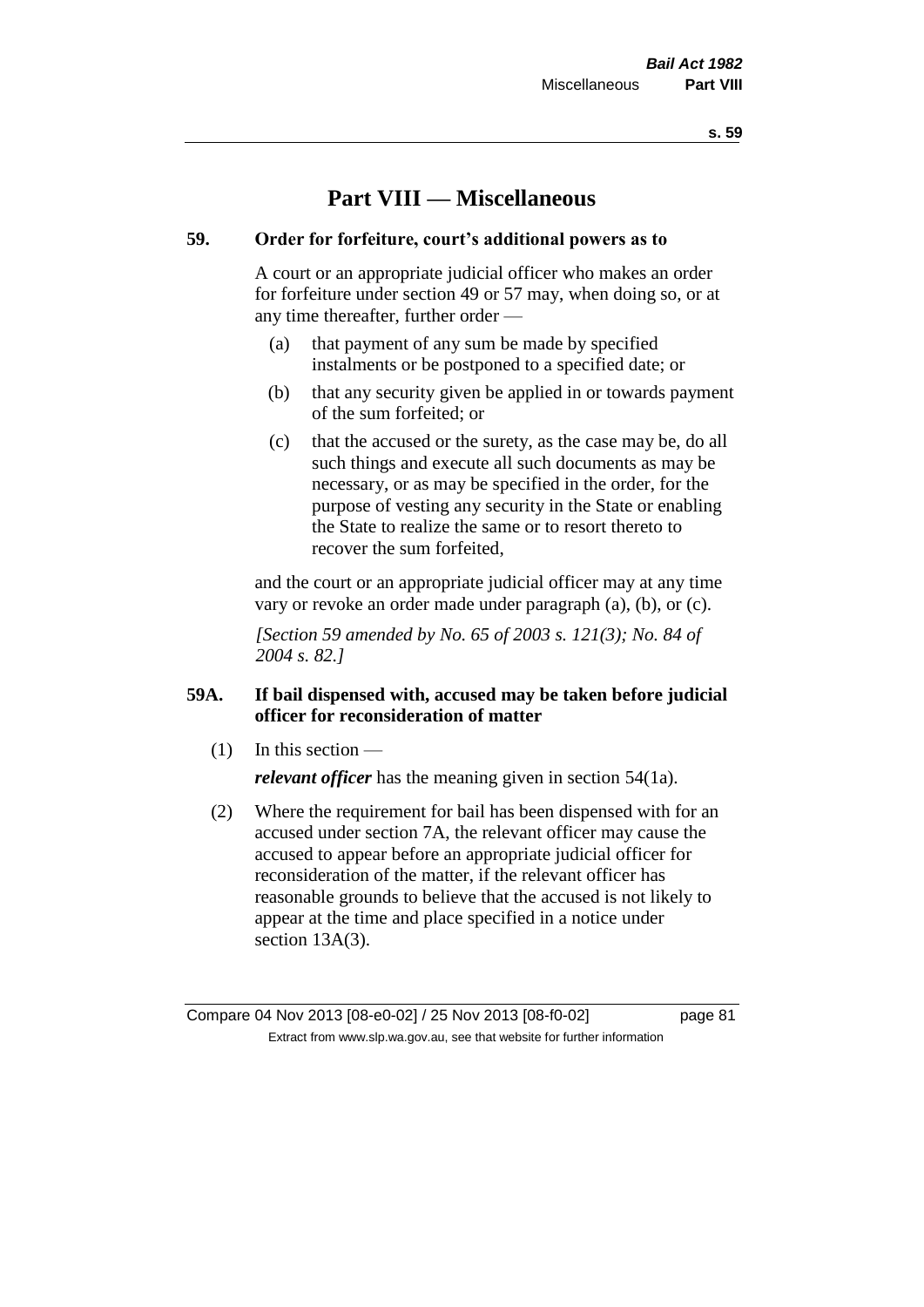# Part VIII — Miscellaneous

**59. Order for forfeiture, court's additional powers as to**

A court or an appropriate judicial officer who makes an order for forfeiture under section 49 or 57 may, when doing so, or at any time thereafter, further order —

(a) that payment of any sum be made by specified instalments or be postponed to a specified date; or

(b) that any security given be applied in or towards payment of the sum forfeited; or

(c) that the accused or the surety, as the case may be, do all such things and execute all such documents as may be necessary, or as may be specified in the order, for the purpose of vesting any security in the State or enabling the State to realize the same or to resort thereto to recover the sum forfeited,

and the court or an appropriate judicial officer may at any time vary or revoke an order made under paragraph (a), (b), or (c).

*[Section 59 amended by No. 65 of 2003 s. 121(3); No. 84 of 2004 s. 82.]*

**59A. If bail dispensed with, accused may be taken before judicial officer for reconsideration of matter**

(1) In this section —

***relevant officer*** has the meaning given in section 54(1a).

(2) Where the requirement for bail has been dispensed with for an accused under section 7A, the relevant officer may cause the accused to appear before an appropriate judicial officer for reconsideration of the matter, if the relevant officer has reasonable grounds to believe that the accused is not likely to appear at the time and place specified in a notice under section 13A(3).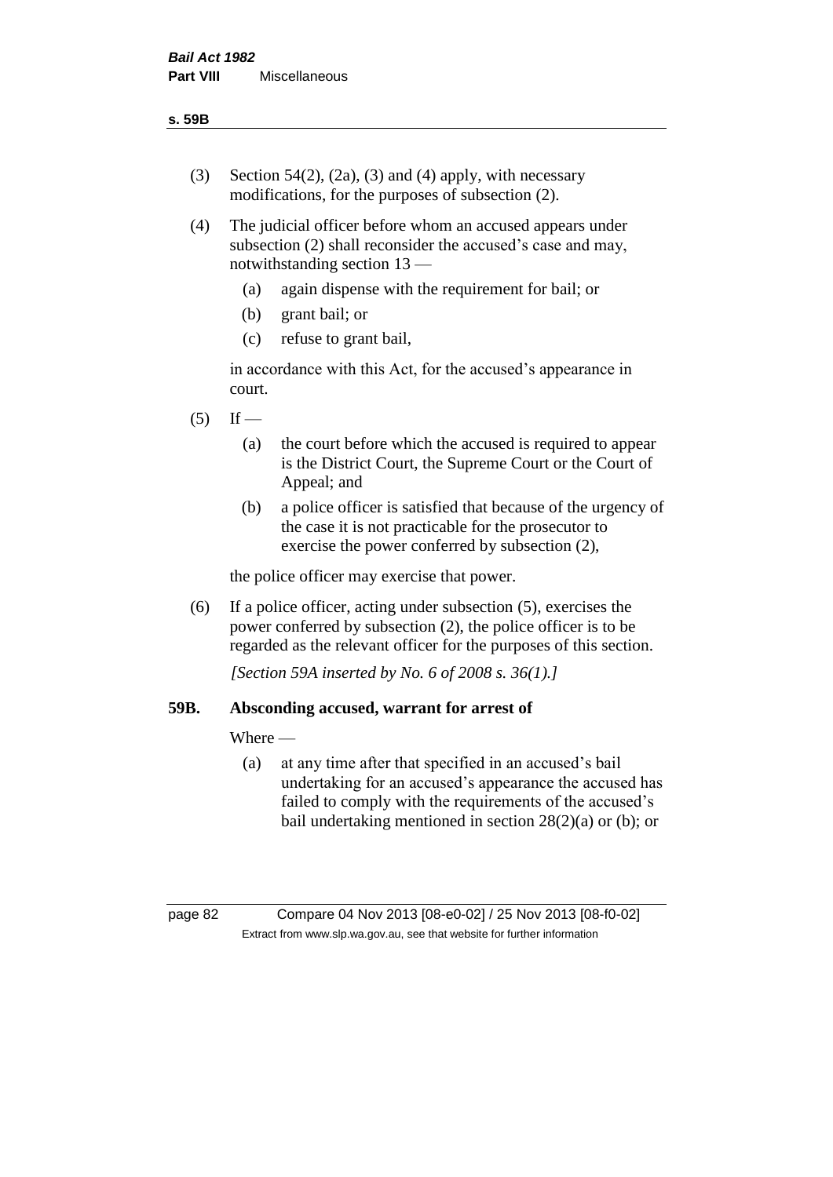(3) Section 54(2), (2a), (3) and (4) apply, with necessary modifications, for the purposes of subsection (2).

(4) The judicial officer before whom an accused appears under subsection (2) shall reconsider the accused's case and may, notwithstanding section 13 —

   (a) again dispense with the requirement for bail; or

   (b) grant bail; or

   (c) refuse to grant bail,

   in accordance with this Act, for the accused's appearance in court.

(5) If —

   (a) the court before which the accused is required to appear is the District Court, the Supreme Court or the Court of Appeal; and

   (b) a police officer is satisfied that because of the urgency of the case it is not practicable for the prosecutor to exercise the power conferred by subsection (2),

   the police officer may exercise that power.

(6) If a police officer, acting under subsection (5), exercises the power conferred by subsection (2), the police officer is to be regarded as the relevant officer for the purposes of this section.

*[Section 59A inserted by No. 6 of 2008 s. 36(1).]*

### 59B. Absconding accused, warrant for arrest of

Where —

   (a) at any time after that specified in an accused's bail undertaking for an accused's appearance the accused has failed to comply with the requirements of the accused's bail undertaking mentioned in section 28(2)(a) or (b); or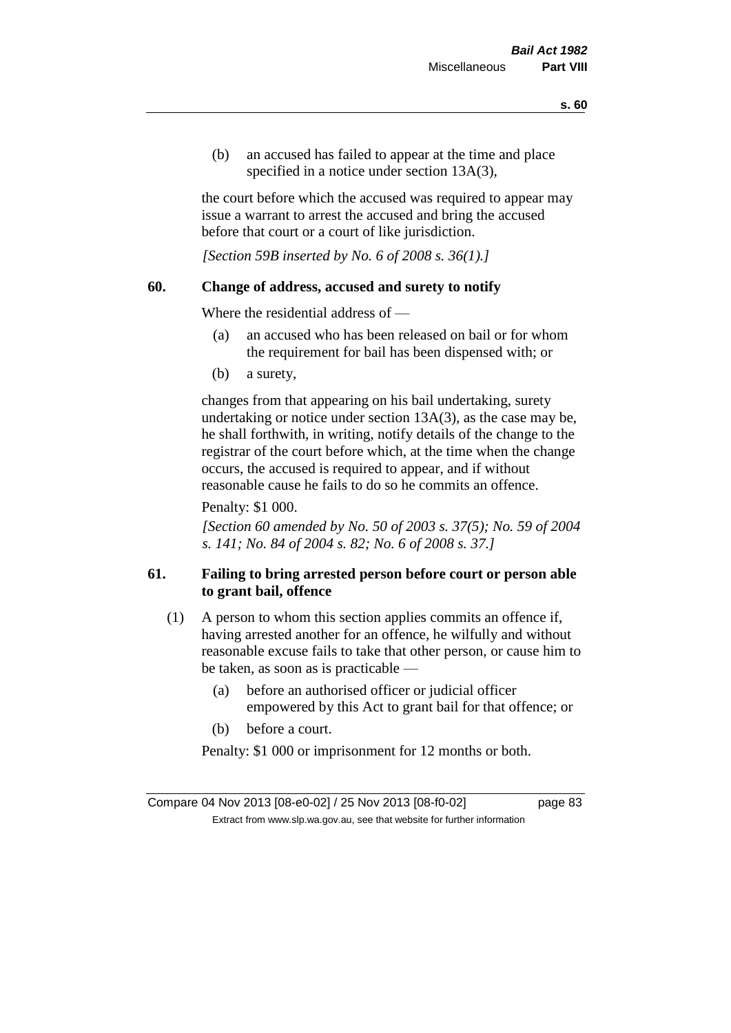(b) an accused has failed to appear at the time and place specified in a notice under section 13A(3),

the court before which the accused was required to appear may issue a warrant to arrest the accused and bring the accused before that court or a court of like jurisdiction.

*[Section 59B inserted by No. 6 of 2008 s. 36(1).]*

## 60. Change of address, accused and surety to notify

Where the residential address of —

(a) an accused who has been released on bail or for whom the requirement for bail has been dispensed with; or

(b) a surety,

changes from that appearing on his bail undertaking, surety undertaking or notice under section 13A(3), as the case may be, he shall forthwith, in writing, notify details of the change to the registrar of the court before which, at the time when the change occurs, the accused is required to appear, and if without reasonable cause he fails to do so he commits an offence.

Penalty: $1 000.

*[Section 60 amended by No. 50 of 2003 s. 37(5); No. 59 of 2004 s. 141; No. 84 of 2004 s. 82; No. 6 of 2008 s. 37.]*

## 61. Failing to bring arrested person before court or person able to grant bail, offence

(1) A person to whom this section applies commits an offence if, having arrested another for an offence, he wilfully and without reasonable excuse fails to take that other person, or cause him to be taken, as soon as is practicable —

(a) before an authorised officer or judicial officer empowered by this Act to grant bail for that offence; or

(b) before a court.

Penalty: $1 000 or imprisonment for 12 months or both.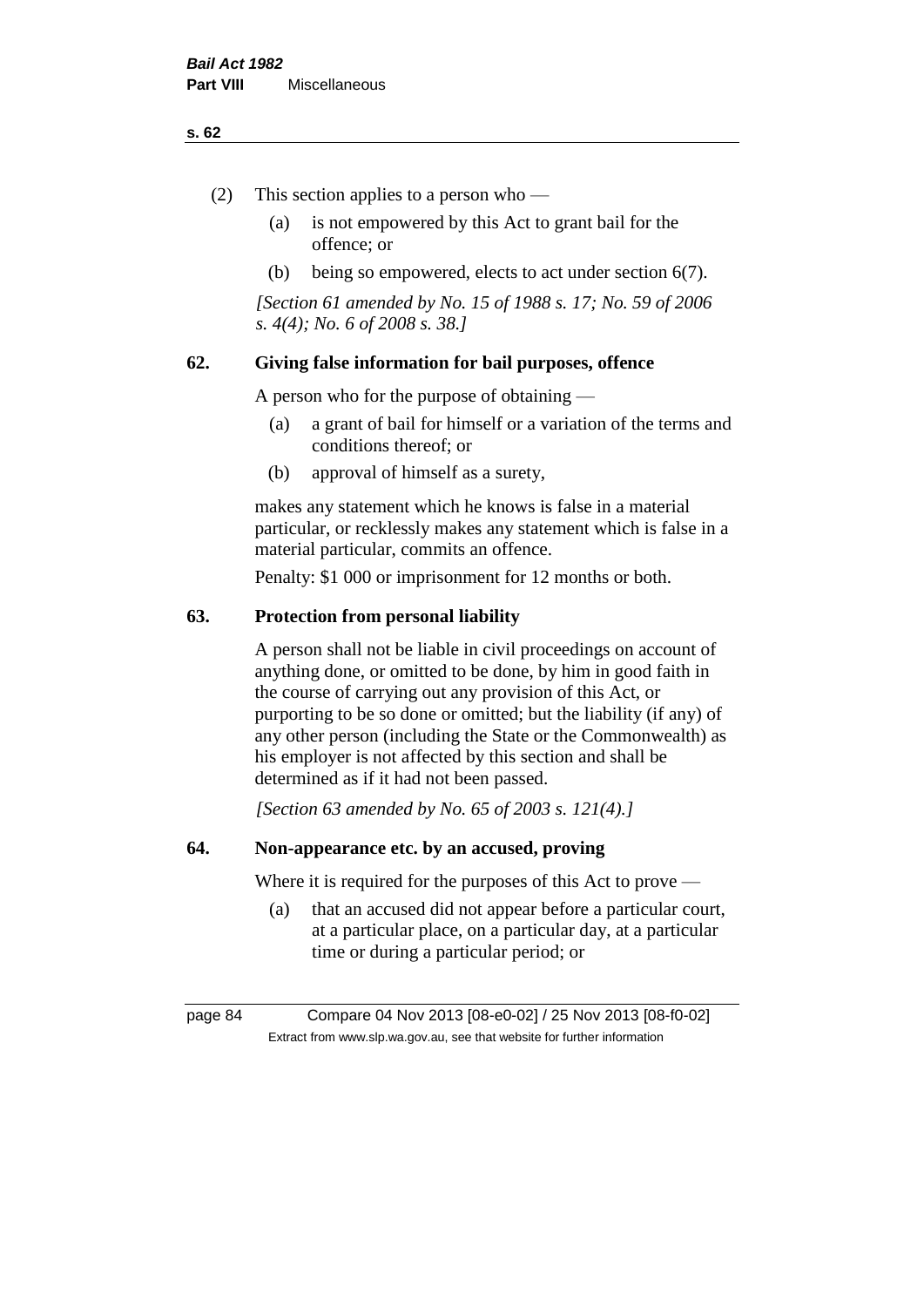(2) This section applies to a person who —

   (a) is not empowered by this Act to grant bail for the offence; or

   (b) being so empowered, elects to act under section 6(7).

*[Section 61 amended by No. 15 of 1988 s. 17; No. 59 of 2006 s. 4(4); No. 6 of 2008 s. 38.]*

## 62. Giving false information for bail purposes, offence

A person who for the purpose of obtaining —

   (a) a grant of bail for himself or a variation of the terms and conditions thereof; or

   (b) approval of himself as a surety,

makes any statement which he knows is false in a material particular, or recklessly makes any statement which is false in a material particular, commits an offence.

Penalty: $1 000 or imprisonment for 12 months or both.

## 63. Protection from personal liability

A person shall not be liable in civil proceedings on account of anything done, or omitted to be done, by him in good faith in the course of carrying out any provision of this Act, or purporting to be so done or omitted; but the liability (if any) of any other person (including the State or the Commonwealth) as his employer is not affected by this section and shall be determined as if it had not been passed.

*[Section 63 amended by No. 65 of 2003 s. 121(4).]*

## 64. Non-appearance etc. by an accused, proving

Where it is required for the purposes of this Act to prove —

   (a) that an accused did not appear before a particular court, at a particular place, on a particular day, at a particular time or during a particular period; or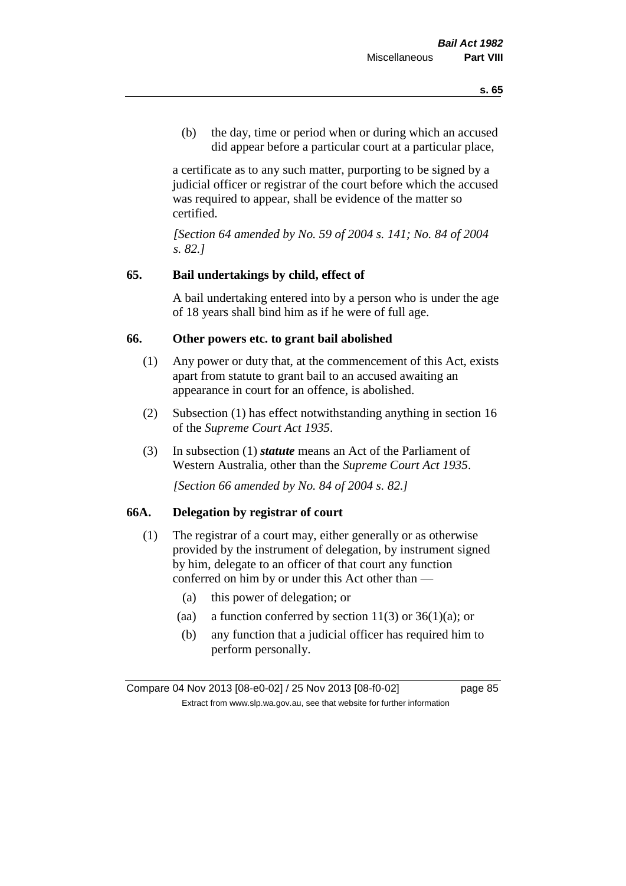(b) the day, time or period when or during which an accused did appear before a particular court at a particular place,

a certificate as to any such matter, purporting to be signed by a judicial officer or registrar of the court before which the accused was required to appear, shall be evidence of the matter so certified.

*[Section 64 amended by No. 59 of 2004 s. 141; No. 84 of 2004 s. 82.]*

## 65. Bail undertakings by child, effect of

A bail undertaking entered into by a person who is under the age of 18 years shall bind him as if he were of full age.

## 66. Other powers etc. to grant bail abolished

(1) Any power or duty that, at the commencement of this Act, exists apart from statute to grant bail to an accused awaiting an appearance in court for an offence, is abolished.

(2) Subsection (1) has effect notwithstanding anything in section 16 of the *Supreme Court Act 1935*.

(3) In subsection (1) ***statute*** means an Act of the Parliament of Western Australia, other than the *Supreme Court Act 1935*.

*[Section 66 amended by No. 84 of 2004 s. 82.]*

## 66A. Delegation by registrar of court

(1) The registrar of a court may, either generally or as otherwise provided by the instrument of delegation, by instrument signed by him, delegate to an officer of that court any function conferred on him by or under this Act other than —

(a) this power of delegation; or

(aa) a function conferred by section 11(3) or 36(1)(a); or

(b) any function that a judicial officer has required him to perform personally.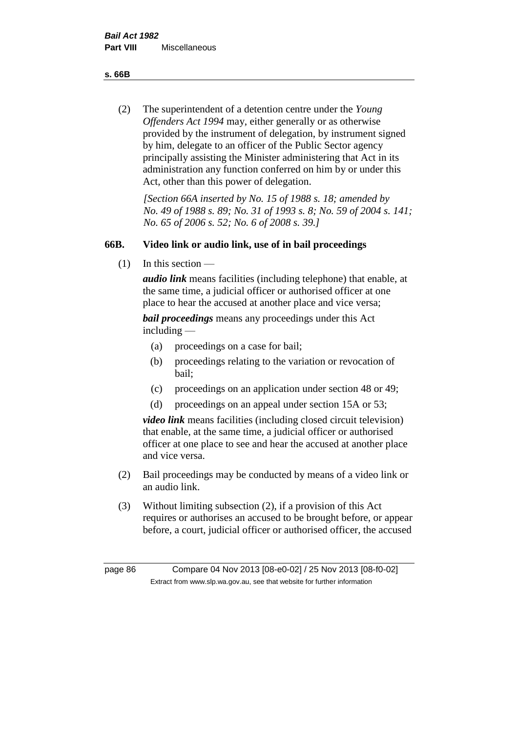(2) The superintendent of a detention centre under the *Young Offenders Act 1994* may, either generally or as otherwise provided by the instrument of delegation, by instrument signed by him, delegate to an officer of the Public Sector agency principally assisting the Minister administering that Act in its administration any function conferred on him by or under this Act, other than this power of delegation.

*[Section 66A inserted by No. 15 of 1988 s. 18; amended by No. 49 of 1988 s. 89; No. 31 of 1993 s. 8; No. 59 of 2004 s. 141; No. 65 of 2006 s. 52; No. 6 of 2008 s. 39.]*

### 66B. Video link or audio link, use of in bail proceedings

(1) In this section —

***audio link*** means facilities (including telephone) that enable, at the same time, a judicial officer or authorised officer at one place to hear the accused at another place and vice versa;

***bail proceedings*** means any proceedings under this Act including —

- (a) proceedings on a case for bail;
- (b) proceedings relating to the variation or revocation of bail;
- (c) proceedings on an application under section 48 or 49;
- (d) proceedings on an appeal under section 15A or 53;

***video link*** means facilities (including closed circuit television) that enable, at the same time, a judicial officer or authorised officer at one place to see and hear the accused at another place and vice versa.

(2) Bail proceedings may be conducted by means of a video link or an audio link.

(3) Without limiting subsection (2), if a provision of this Act requires or authorises an accused to be brought before, or appear before, a court, judicial officer or authorised officer, the accused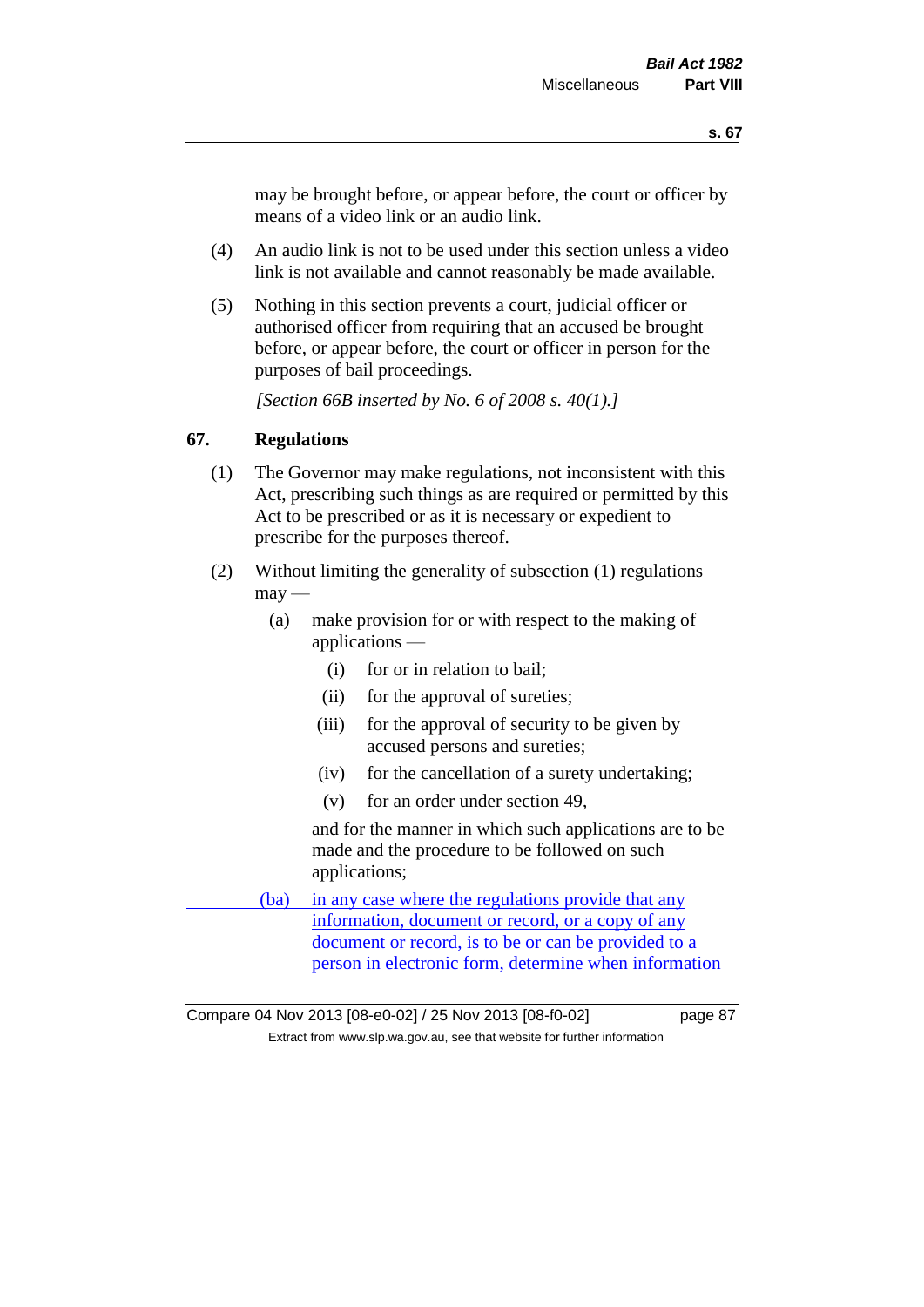may be brought before, or appear before, the court or officer by means of a video link or an audio link.

(4) An audio link is not to be used under this section unless a video link is not available and cannot reasonably be made available.

(5) Nothing in this section prevents a court, judicial officer or authorised officer from requiring that an accused be brought before, or appear before, the court or officer in person for the purposes of bail proceedings.

*[Section 66B inserted by No. 6 of 2008 s. 40(1).]*

## 67. Regulations

(1) The Governor may make regulations, not inconsistent with this Act, prescribing such things as are required or permitted by this Act to be prescribed or as it is necessary or expedient to prescribe for the purposes thereof.

(2) Without limiting the generality of subsection (1) regulations may —

- (a) make provision for or with respect to the making of applications —
  - (i) for or in relation to bail;
  - (ii) for the approval of sureties;
  - (iii) for the approval of security to be given by accused persons and sureties;
  - (iv) for the cancellation of a surety undertaking;
  - (v) for an order under section 49,

  and for the manner in which such applications are to be made and the procedure to be followed on such applications;

- (ba) in any case where the regulations provide that any information, document or record, or a copy of any document or record, is to be or can be provided to a person in electronic form, determine when information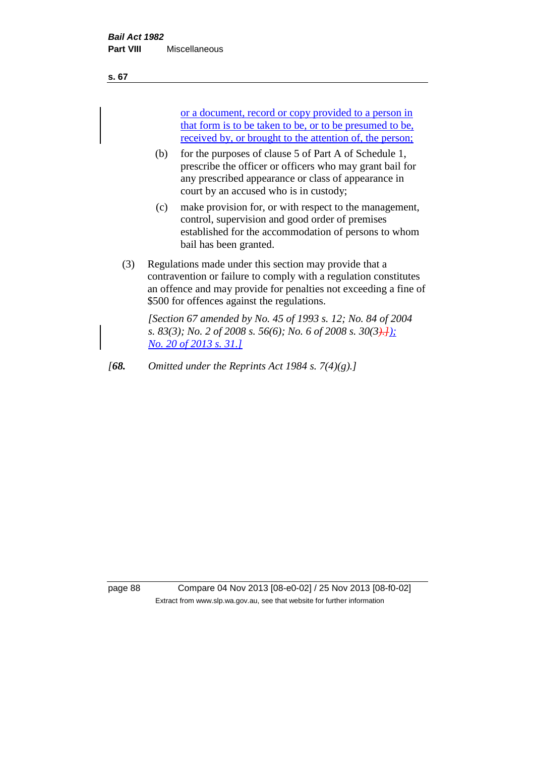or a document, record or copy provided to a person in that form is to be taken to be, or to be presumed to be, received by, or brought to the attention of, the person;

(b) for the purposes of clause 5 of Part A of Schedule 1, prescribe the officer or officers who may grant bail for any prescribed appearance or class of appearance in court by an accused who is in custody;

(c) make provision for, or with respect to the management, control, supervision and good order of premises established for the accommodation of persons to whom bail has been granted.

(3) Regulations made under this section may provide that a contravention or failure to comply with a regulation constitutes an offence and may provide for penalties not exceeding a fine of $500 for offences against the regulations.

*[Section 67 amended by No. 45 of 1993 s. 12; No. 84 of 2004 s. 83(3); No. 2 of 2008 s. 56(6); No. 6 of 2008 s. 30(3).]); No. 20 of 2013 s. 31.]*

*[**68.** Omitted under the Reprints Act 1984 s. 7(4)(g).]*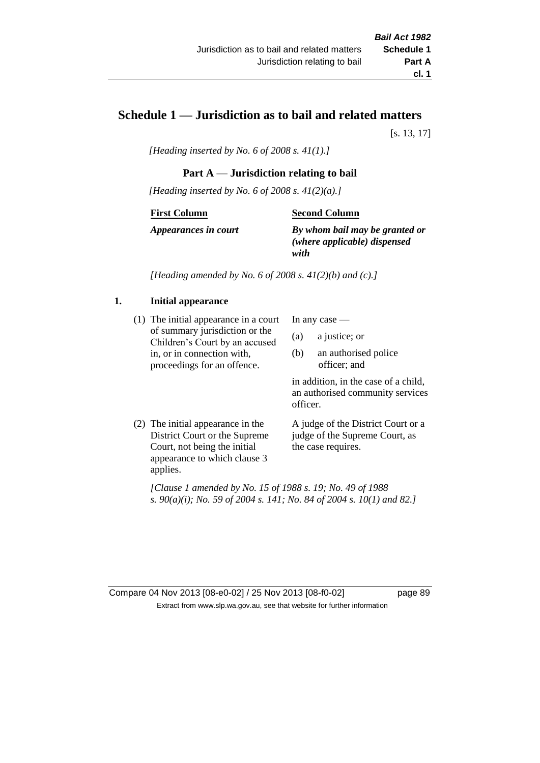## Schedule 1 — Jurisdiction as to bail and related matters

[s. 13, 17]

*[Heading inserted by No. 6 of 2008 s. 41(1).]*

### Part A — Jurisdiction relating to bail

*[Heading inserted by No. 6 of 2008 s. 41(2)(a).]*

| First Column | Second Column |
|---|---|
| ***Appearances in court*** | ***By whom bail may be granted or (where applicable) dispensed with*** |

*[Heading amended by No. 6 of 2008 s. 41(2)(b) and (c).]*

#### 1. Initial appearance

| | |
|---|---|
| (1) The initial appearance in a court of summary jurisdiction or the Children's Court by an accused in, or in connection with, proceedings for an offence. | In any case — (a) a justice; or (b) an authorised police officer; and in addition, in the case of a child, an authorised community services officer. |
| (2) The initial appearance in the District Court or the Supreme Court, not being the initial appearance to which clause 3 applies. | A judge of the District Court or a judge of the Supreme Court, as the case requires. |

*[Clause 1 amended by No. 15 of 1988 s. 19; No. 49 of 1988 s. 90(a)(i); No. 59 of 2004 s. 141; No. 84 of 2004 s. 10(1) and 82.]*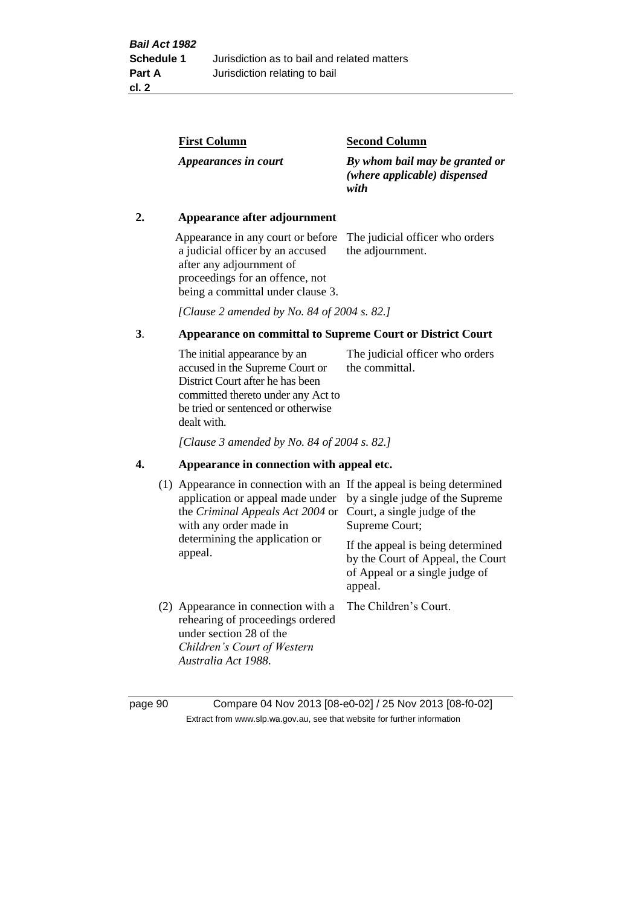| First Column | Second Column |
|---|---|
| *Appearances in court* | ***By whom bail may be granted or (where applicable) dispensed with*** |

**2. Appearance after adjournment**

| | |
|---|---|
| Appearance in any court or before a judicial officer by an accused after any adjournment of proceedings for an offence, not being a committal under clause 3. | The judicial officer who orders the adjournment. |

*[Clause 2 amended by No. 84 of 2004 s. 82.]*

**3. Appearance on committal to Supreme Court or District Court**

| | |
|---|---|
| The initial appearance by an accused in the Supreme Court or District Court after he has been committed thereto under any Act to be tried or sentenced or otherwise dealt with. | The judicial officer who orders the committal. |

*[Clause 3 amended by No. 84 of 2004 s. 82.]*

**4. Appearance in connection with appeal etc.**

| | |
|---|---|
| (1) Appearance in connection with an application or appeal made under the *Criminal Appeals Act 2004* or with any order made in determining the application or appeal. | If the appeal is being determined by a single judge of the Supreme Court, a single judge of the Supreme Court;<br><br>If the appeal is being determined by the Court of Appeal, the Court of Appeal or a single judge of appeal. |
| (2) Appearance in connection with a rehearing of proceedings ordered under section 28 of the *Children's Court of Western Australia Act 1988*. | The Children's Court. |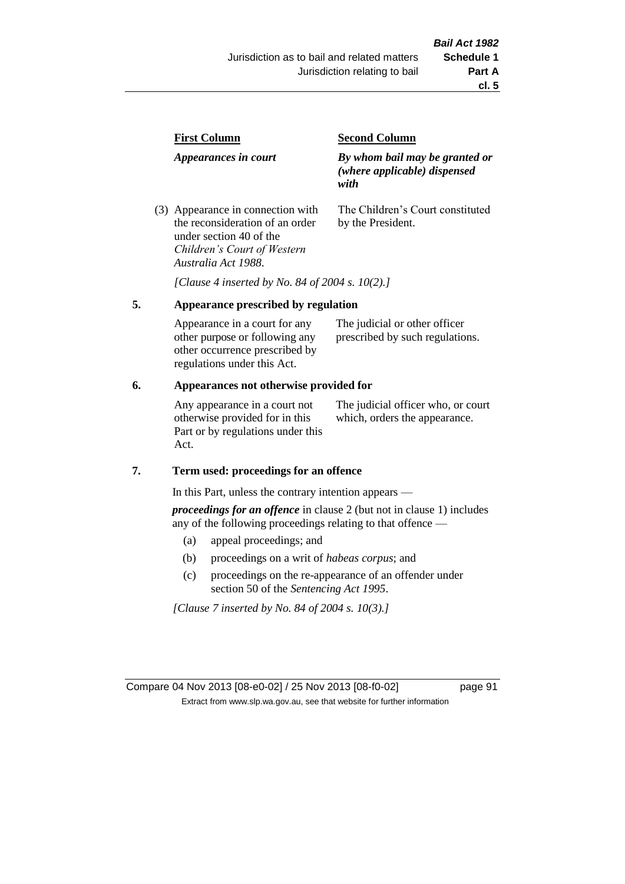| First Column | Second Column |
|---|---|
| *Appearances in court* | *By whom bail may be granted or (where applicable) dispensed with* |
| (3) Appearance in connection with the reconsideration of an order under section 40 of the *Children's Court of Western Australia Act 1988*. | The Children's Court constituted by the President. |

*[Clause 4 inserted by No. 84 of 2004 s. 10(2).]*

## 5. Appearance prescribed by regulation

| | |
|---|---|
| Appearance in a court for any other purpose or following any other occurrence prescribed by regulations under this Act. | The judicial or other officer prescribed by such regulations. |

## 6. Appearances not otherwise provided for

| | |
|---|---|
| Any appearance in a court not otherwise provided for in this Part or by regulations under this Act. | The judicial officer who, or court which, orders the appearance. |

## 7. Term used: proceedings for an offence

In this Part, unless the contrary intention appears —

***proceedings for an offence*** in clause 2 (but not in clause 1) includes any of the following proceedings relating to that offence —

(a) appeal proceedings; and

(b) proceedings on a writ of *habeas corpus*; and

(c) proceedings on the re-appearance of an offender under section 50 of the *Sentencing Act 1995*.

*[Clause 7 inserted by No. 84 of 2004 s. 10(3).]*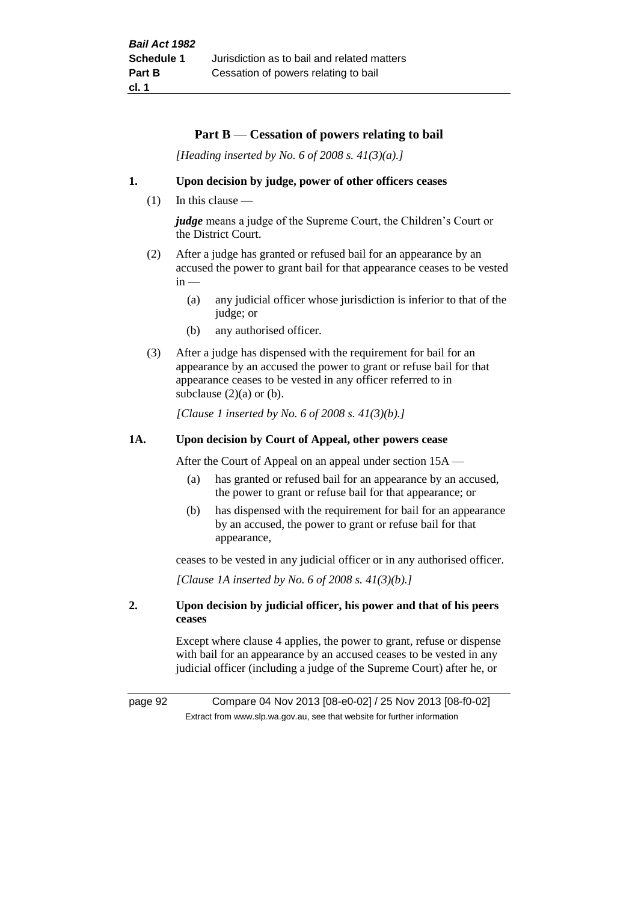## Part B — Cessation of powers relating to bail

*[Heading inserted by No. 6 of 2008 s. 41(3)(a).]*

### 1. Upon decision by judge, power of other officers ceases

(1) In this clause —

***judge*** means a judge of the Supreme Court, the Children's Court or the District Court.

(2) After a judge has granted or refused bail for an appearance by an accused the power to grant bail for that appearance ceases to be vested in —

- (a) any judicial officer whose jurisdiction is inferior to that of the judge; or
- (b) any authorised officer.

(3) After a judge has dispensed with the requirement for bail for an appearance by an accused the power to grant or refuse bail for that appearance ceases to be vested in any officer referred to in subclause (2)(a) or (b).

*[Clause 1 inserted by No. 6 of 2008 s. 41(3)(b).]*

### 1A. Upon decision by Court of Appeal, other powers cease

After the Court of Appeal on an appeal under section 15A —

- (a) has granted or refused bail for an appearance by an accused, the power to grant or refuse bail for that appearance; or
- (b) has dispensed with the requirement for bail for an appearance by an accused, the power to grant or refuse bail for that appearance,

ceases to be vested in any judicial officer or in any authorised officer.

*[Clause 1A inserted by No. 6 of 2008 s. 41(3)(b).]*

### 2. Upon decision by judicial officer, his power and that of his peers ceases

Except where clause 4 applies, the power to grant, refuse or dispense with bail for an appearance by an accused ceases to be vested in any judicial officer (including a judge of the Supreme Court) after he, or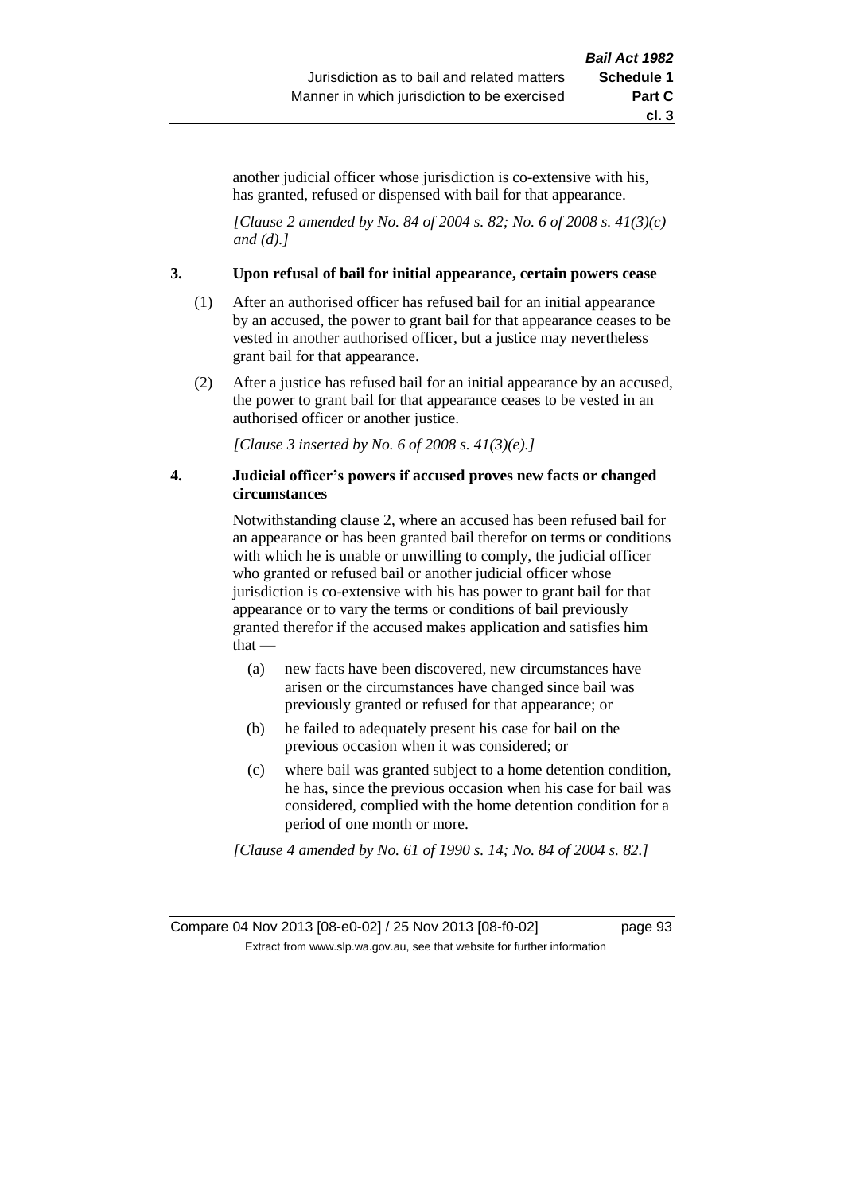another judicial officer whose jurisdiction is co-extensive with his, has granted, refused or dispensed with bail for that appearance.

*[Clause 2 amended by No. 84 of 2004 s. 82; No. 6 of 2008 s. 41(3)(c) and (d).]*

### 3. Upon refusal of bail for initial appearance, certain powers cease

(1) After an authorised officer has refused bail for an initial appearance by an accused, the power to grant bail for that appearance ceases to be vested in another authorised officer, but a justice may nevertheless grant bail for that appearance.

(2) After a justice has refused bail for an initial appearance by an accused, the power to grant bail for that appearance ceases to be vested in an authorised officer or another justice.

*[Clause 3 inserted by No. 6 of 2008 s. 41(3)(e).]*

### 4. Judicial officer's powers if accused proves new facts or changed circumstances

Notwithstanding clause 2, where an accused has been refused bail for an appearance or has been granted bail therefor on terms or conditions with which he is unable or unwilling to comply, the judicial officer who granted or refused bail or another judicial officer whose jurisdiction is co-extensive with his has power to grant bail for that appearance or to vary the terms or conditions of bail previously granted therefor if the accused makes application and satisfies him that —

(a) new facts have been discovered, new circumstances have arisen or the circumstances have changed since bail was previously granted or refused for that appearance; or

(b) he failed to adequately present his case for bail on the previous occasion when it was considered; or

(c) where bail was granted subject to a home detention condition, he has, since the previous occasion when his case for bail was considered, complied with the home detention condition for a period of one month or more.

*[Clause 4 amended by No. 61 of 1990 s. 14; No. 84 of 2004 s. 82.]*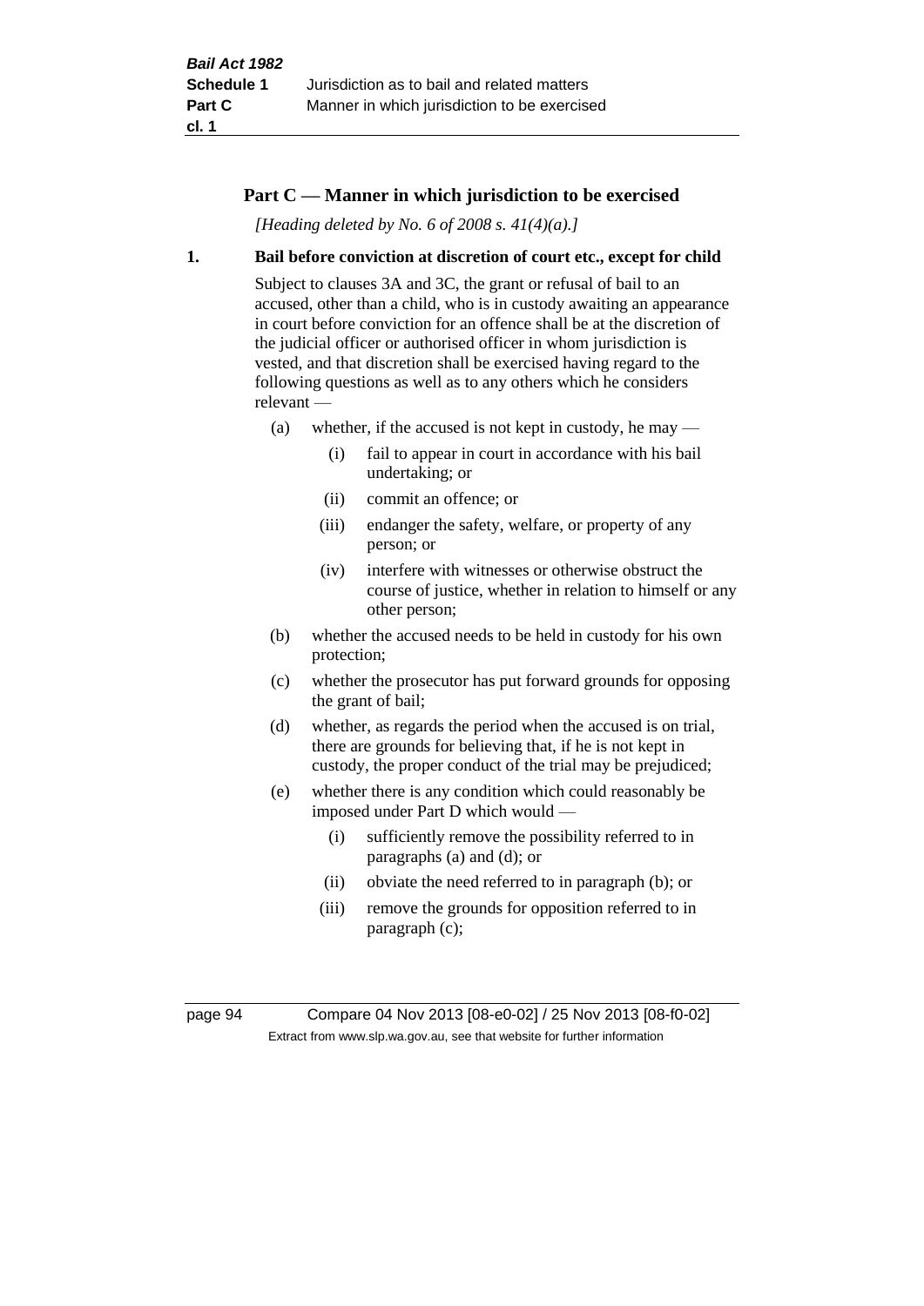## Part C — Manner in which jurisdiction to be exercised

*[Heading deleted by No. 6 of 2008 s. 41(4)(a).]*

### 1. Bail before conviction at discretion of court etc., except for child

Subject to clauses 3A and 3C, the grant or refusal of bail to an accused, other than a child, who is in custody awaiting an appearance in court before conviction for an offence shall be at the discretion of the judicial officer or authorised officer in whom jurisdiction is vested, and that discretion shall be exercised having regard to the following questions as well as to any others which he considers relevant —

- (a) whether, if the accused is not kept in custody, he may —
  - (i) fail to appear in court in accordance with his bail undertaking; or
  - (ii) commit an offence; or
  - (iii) endanger the safety, welfare, or property of any person; or
  - (iv) interfere with witnesses or otherwise obstruct the course of justice, whether in relation to himself or any other person;
- (b) whether the accused needs to be held in custody for his own protection;
- (c) whether the prosecutor has put forward grounds for opposing the grant of bail;
- (d) whether, as regards the period when the accused is on trial, there are grounds for believing that, if he is not kept in custody, the proper conduct of the trial may be prejudiced;
- (e) whether there is any condition which could reasonably be imposed under Part D which would —
  - (i) sufficiently remove the possibility referred to in paragraphs (a) and (d); or
  - (ii) obviate the need referred to in paragraph (b); or
  - (iii) remove the grounds for opposition referred to in paragraph (c);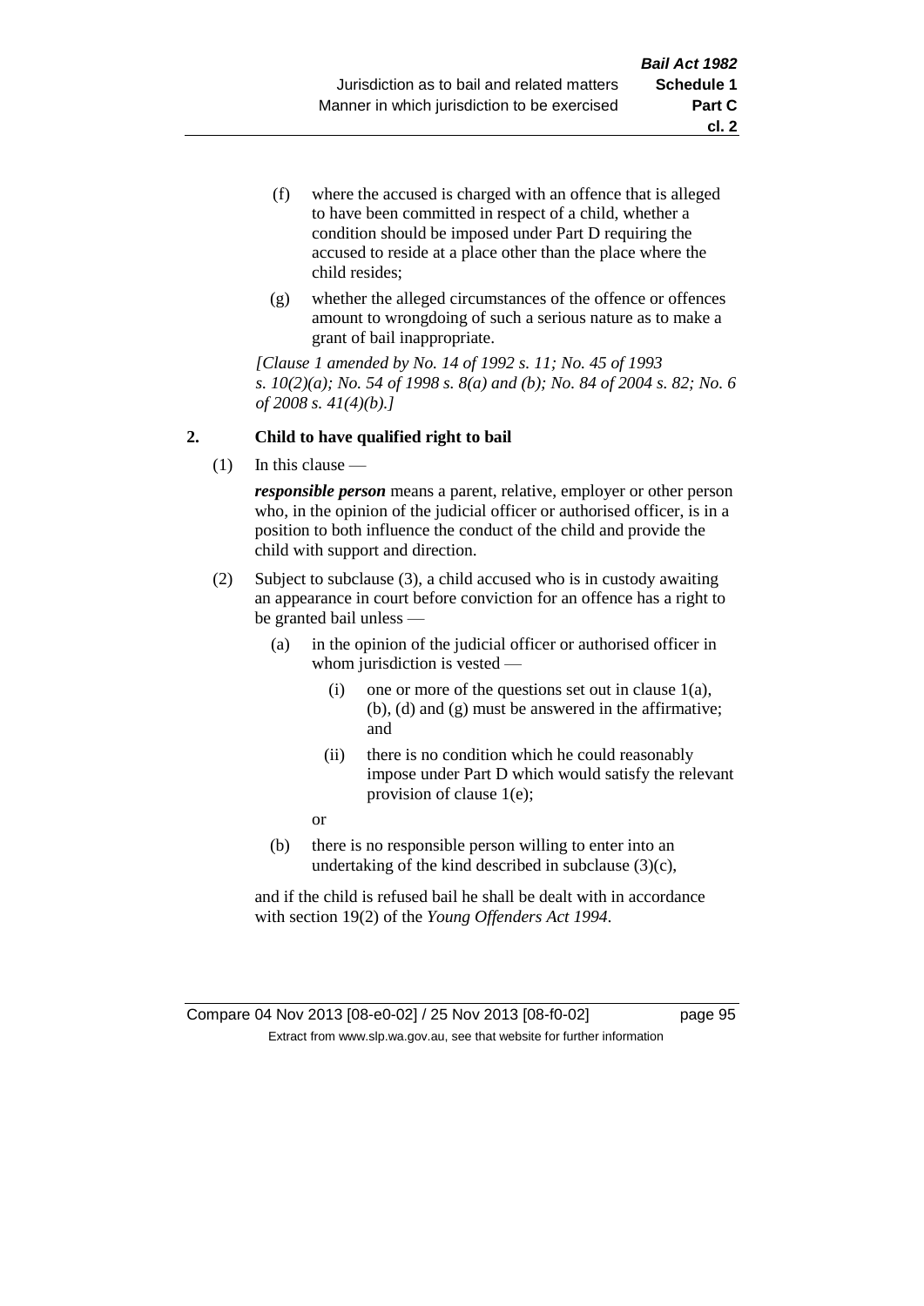(f) where the accused is charged with an offence that is alleged to have been committed in respect of a child, whether a condition should be imposed under Part D requiring the accused to reside at a place other than the place where the child resides;

(g) whether the alleged circumstances of the offence or offences amount to wrongdoing of such a serious nature as to make a grant of bail inappropriate.

*[Clause 1 amended by No. 14 of 1992 s. 11; No. 45 of 1993 s. 10(2)(a); No. 54 of 1998 s. 8(a) and (b); No. 84 of 2004 s. 82; No. 6 of 2008 s. 41(4)(b).]*

**2. Child to have qualified right to bail**

(1) In this clause —

***responsible person*** means a parent, relative, employer or other person who, in the opinion of the judicial officer or authorised officer, is in a position to both influence the conduct of the child and provide the child with support and direction.

(2) Subject to subclause (3), a child accused who is in custody awaiting an appearance in court before conviction for an offence has a right to be granted bail unless —

(a) in the opinion of the judicial officer or authorised officer in whom jurisdiction is vested —

(i) one or more of the questions set out in clause 1(a), (b), (d) and (g) must be answered in the affirmative; and

(ii) there is no condition which he could reasonably impose under Part D which would satisfy the relevant provision of clause 1(e);

or

(b) there is no responsible person willing to enter into an undertaking of the kind described in subclause (3)(c),

and if the child is refused bail he shall be dealt with in accordance with section 19(2) of the *Young Offenders Act 1994*.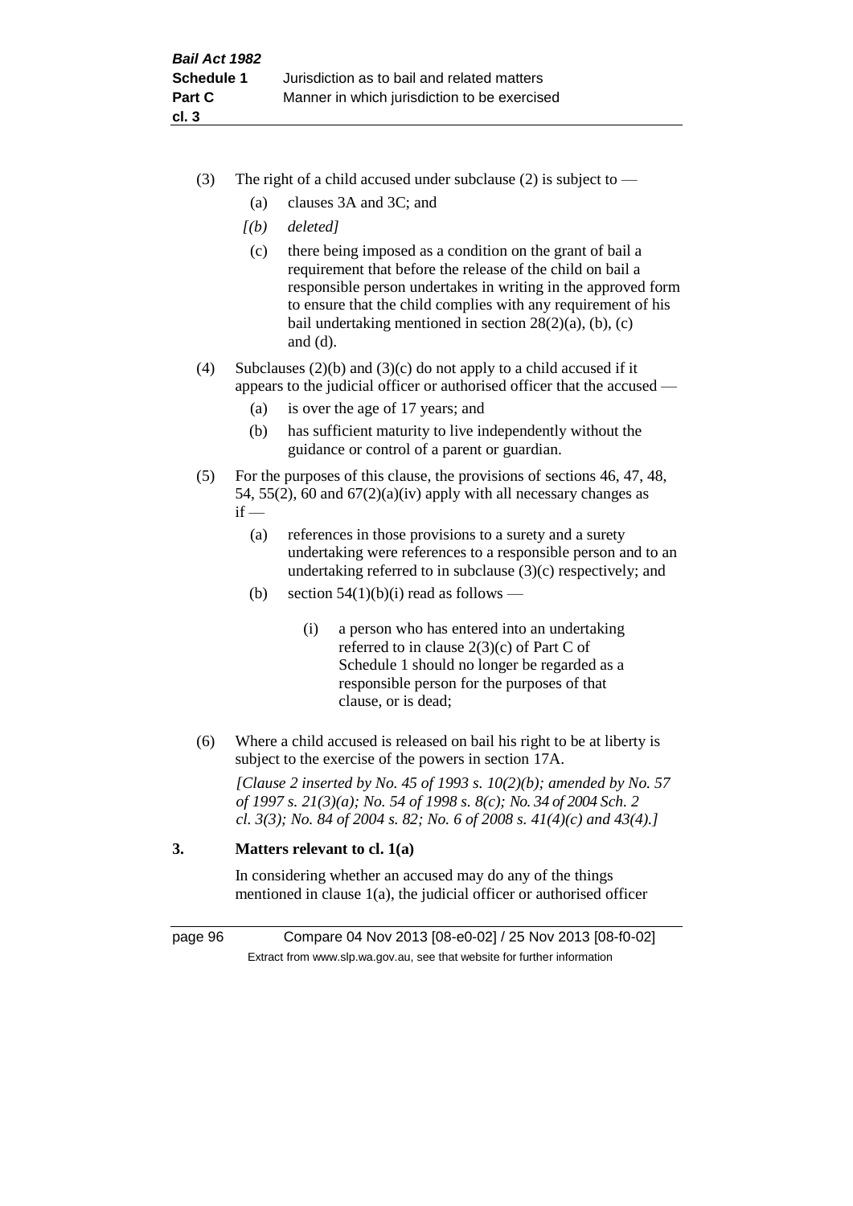(3) The right of a child accused under subclause (2) is subject to —

   (a) clauses 3A and 3C; and

   *[(b) deleted]*

   (c) there being imposed as a condition on the grant of bail a requirement that before the release of the child on bail a responsible person undertakes in writing in the approved form to ensure that the child complies with any requirement of his bail undertaking mentioned in section 28(2)(a), (b), (c) and (d).

(4) Subclauses (2)(b) and (3)(c) do not apply to a child accused if it appears to the judicial officer or authorised officer that the accused —

   (a) is over the age of 17 years; and

   (b) has sufficient maturity to live independently without the guidance or control of a parent or guardian.

(5) For the purposes of this clause, the provisions of sections 46, 47, 48, 54, 55(2), 60 and 67(2)(a)(iv) apply with all necessary changes as if —

   (a) references in those provisions to a surety and a surety undertaking were references to a responsible person and to an undertaking referred to in subclause (3)(c) respectively; and

   (b) section 54(1)(b)(i) read as follows —

      (i) a person who has entered into an undertaking referred to in clause 2(3)(c) of Part C of Schedule 1 should no longer be regarded as a responsible person for the purposes of that clause, or is dead;

(6) Where a child accused is released on bail his right to be at liberty is subject to the exercise of the powers in section 17A.

*[Clause 2 inserted by No. 45 of 1993 s. 10(2)(b); amended by No. 57 of 1997 s. 21(3)(a); No. 54 of 1998 s. 8(c); No. 34 of 2004 Sch. 2 cl. 3(3); No. 84 of 2004 s. 82; No. 6 of 2008 s. 41(4)(c) and 43(4).]*

### 3. Matters relevant to cl. 1(a)

In considering whether an accused may do any of the things mentioned in clause 1(a), the judicial officer or authorised officer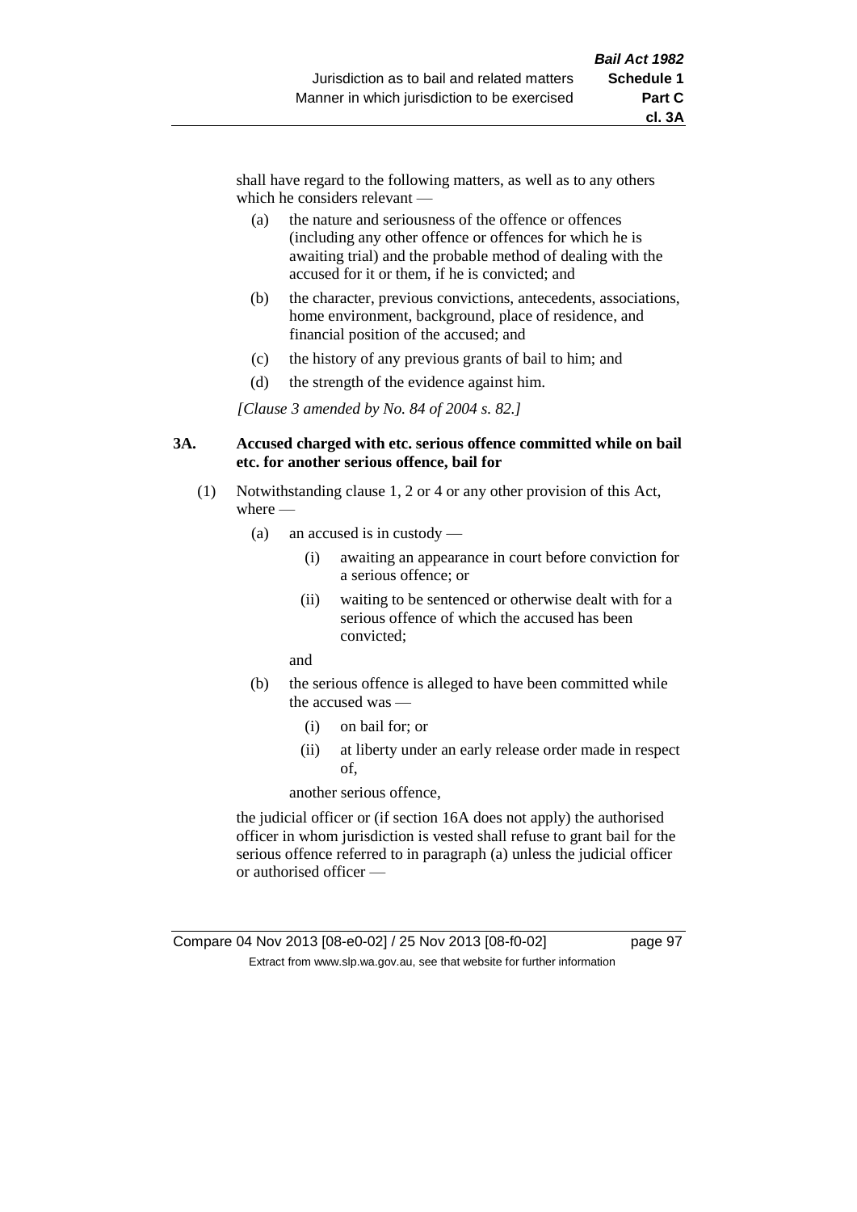shall have regard to the following matters, as well as to any others which he considers relevant —

(a) the nature and seriousness of the offence or offences (including any other offence or offences for which he is awaiting trial) and the probable method of dealing with the accused for it or them, if he is convicted; and

(b) the character, previous convictions, antecedents, associations, home environment, background, place of residence, and financial position of the accused; and

(c) the history of any previous grants of bail to him; and

(d) the strength of the evidence against him.

*[Clause 3 amended by No. 84 of 2004 s. 82.]*

**3A. Accused charged with etc. serious offence committed while on bail etc. for another serious offence, bail for**

(1) Notwithstanding clause 1, 2 or 4 or any other provision of this Act, where —

(a) an accused is in custody —

(i) awaiting an appearance in court before conviction for a serious offence; or

(ii) waiting to be sentenced or otherwise dealt with for a serious offence of which the accused has been convicted;

and

(b) the serious offence is alleged to have been committed while the accused was —

(i) on bail for; or

(ii) at liberty under an early release order made in respect of,

another serious offence,

the judicial officer or (if section 16A does not apply) the authorised officer in whom jurisdiction is vested shall refuse to grant bail for the serious offence referred to in paragraph (a) unless the judicial officer or authorised officer —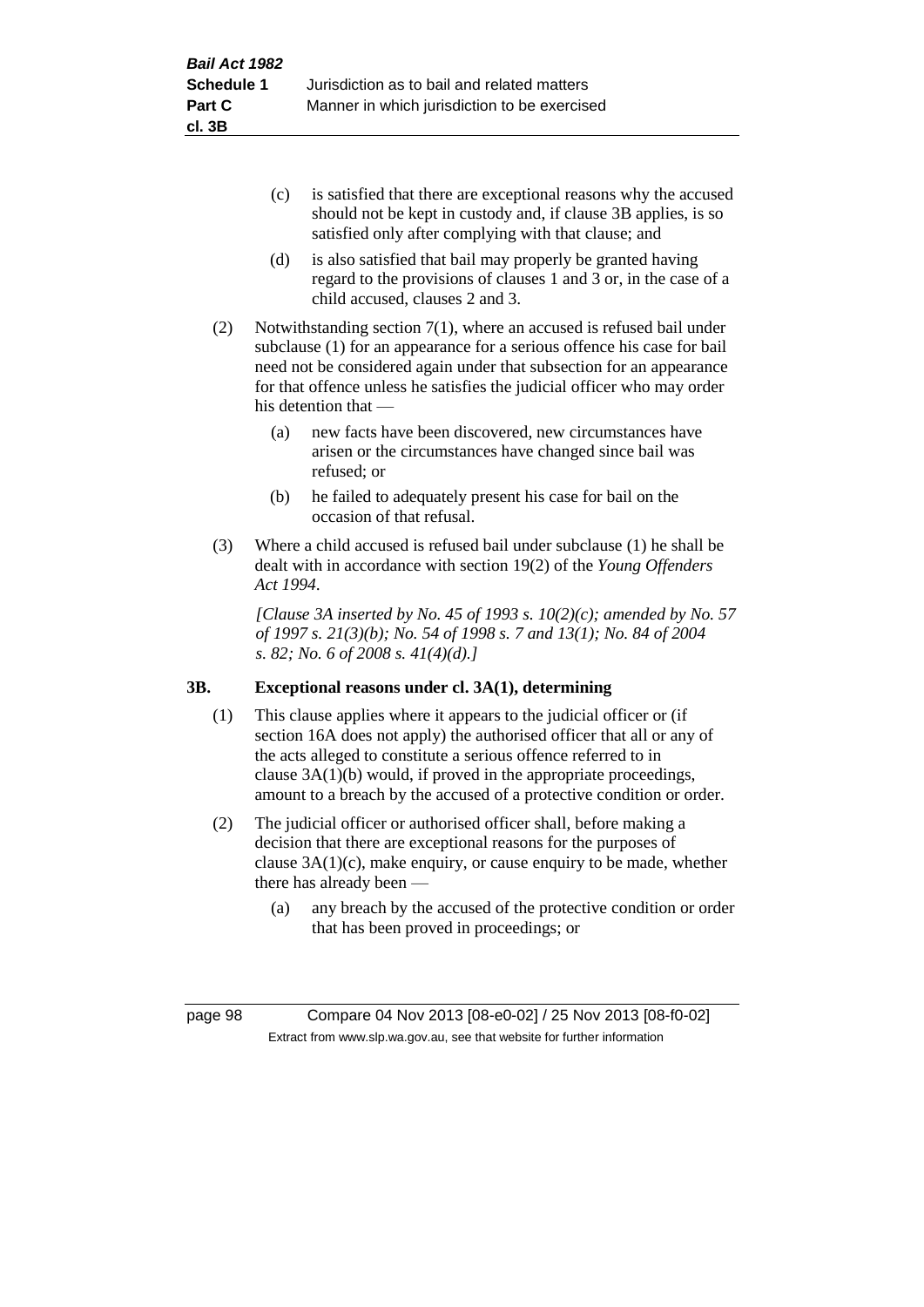(c) is satisfied that there are exceptional reasons why the accused should not be kept in custody and, if clause 3B applies, is so satisfied only after complying with that clause; and

(d) is also satisfied that bail may properly be granted having regard to the provisions of clauses 1 and 3 or, in the case of a child accused, clauses 2 and 3.

(2) Notwithstanding section 7(1), where an accused is refused bail under subclause (1) for an appearance for a serious offence his case for bail need not be considered again under that subsection for an appearance for that offence unless he satisfies the judicial officer who may order his detention that —

(a) new facts have been discovered, new circumstances have arisen or the circumstances have changed since bail was refused; or

(b) he failed to adequately present his case for bail on the occasion of that refusal.

(3) Where a child accused is refused bail under subclause (1) he shall be dealt with in accordance with section 19(2) of the *Young Offenders Act 1994*.

*[Clause 3A inserted by No. 45 of 1993 s. 10(2)(c); amended by No. 57 of 1997 s. 21(3)(b); No. 54 of 1998 s. 7 and 13(1); No. 84 of 2004 s. 82; No. 6 of 2008 s. 41(4)(d).]*

### 3B. Exceptional reasons under cl. 3A(1), determining

(1) This clause applies where it appears to the judicial officer or (if section 16A does not apply) the authorised officer that all or any of the acts alleged to constitute a serious offence referred to in clause 3A(1)(b) would, if proved in the appropriate proceedings, amount to a breach by the accused of a protective condition or order.

(2) The judicial officer or authorised officer shall, before making a decision that there are exceptional reasons for the purposes of clause 3A(1)(c), make enquiry, or cause enquiry to be made, whether there has already been —

(a) any breach by the accused of the protective condition or order that has been proved in proceedings; or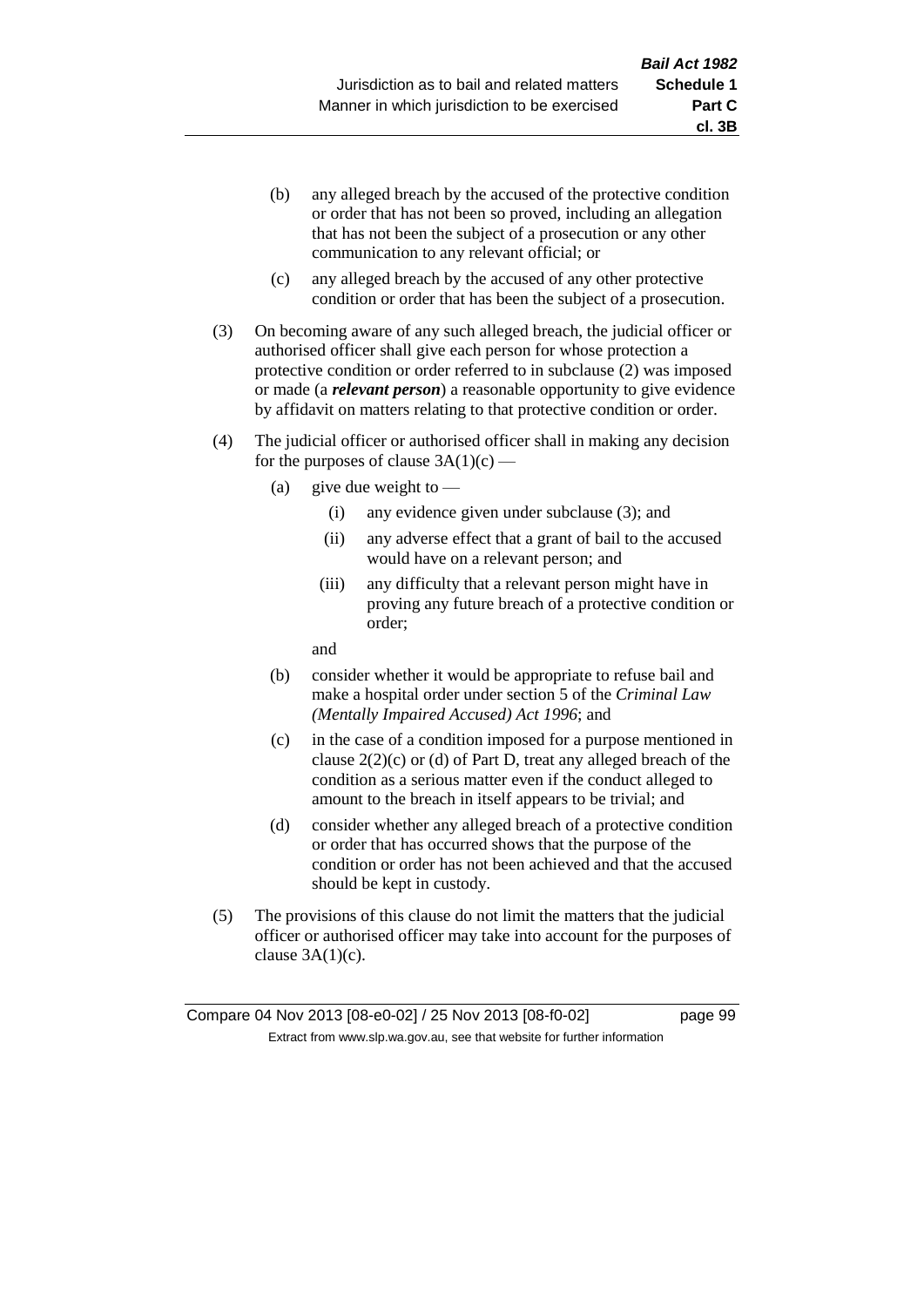(b) any alleged breach by the accused of the protective condition or order that has not been so proved, including an allegation that has not been the subject of a prosecution or any other communication to any relevant official; or

(c) any alleged breach by the accused of any other protective condition or order that has been the subject of a prosecution.

(3) On becoming aware of any such alleged breach, the judicial officer or authorised officer shall give each person for whose protection a protective condition or order referred to in subclause (2) was imposed or made (a ***relevant person***) a reasonable opportunity to give evidence by affidavit on matters relating to that protective condition or order.

(4) The judicial officer or authorised officer shall in making any decision for the purposes of clause 3A(1)(c) —

(a) give due weight to —

(i) any evidence given under subclause (3); and

(ii) any adverse effect that a grant of bail to the accused would have on a relevant person; and

(iii) any difficulty that a relevant person might have in proving any future breach of a protective condition or order;

and

(b) consider whether it would be appropriate to refuse bail and make a hospital order under section 5 of the *Criminal Law (Mentally Impaired Accused) Act 1996*; and

(c) in the case of a condition imposed for a purpose mentioned in clause 2(2)(c) or (d) of Part D, treat any alleged breach of the condition as a serious matter even if the conduct alleged to amount to the breach in itself appears to be trivial; and

(d) consider whether any alleged breach of a protective condition or order that has occurred shows that the purpose of the condition or order has not been achieved and that the accused should be kept in custody.

(5) The provisions of this clause do not limit the matters that the judicial officer or authorised officer may take into account for the purposes of clause 3A(1)(c).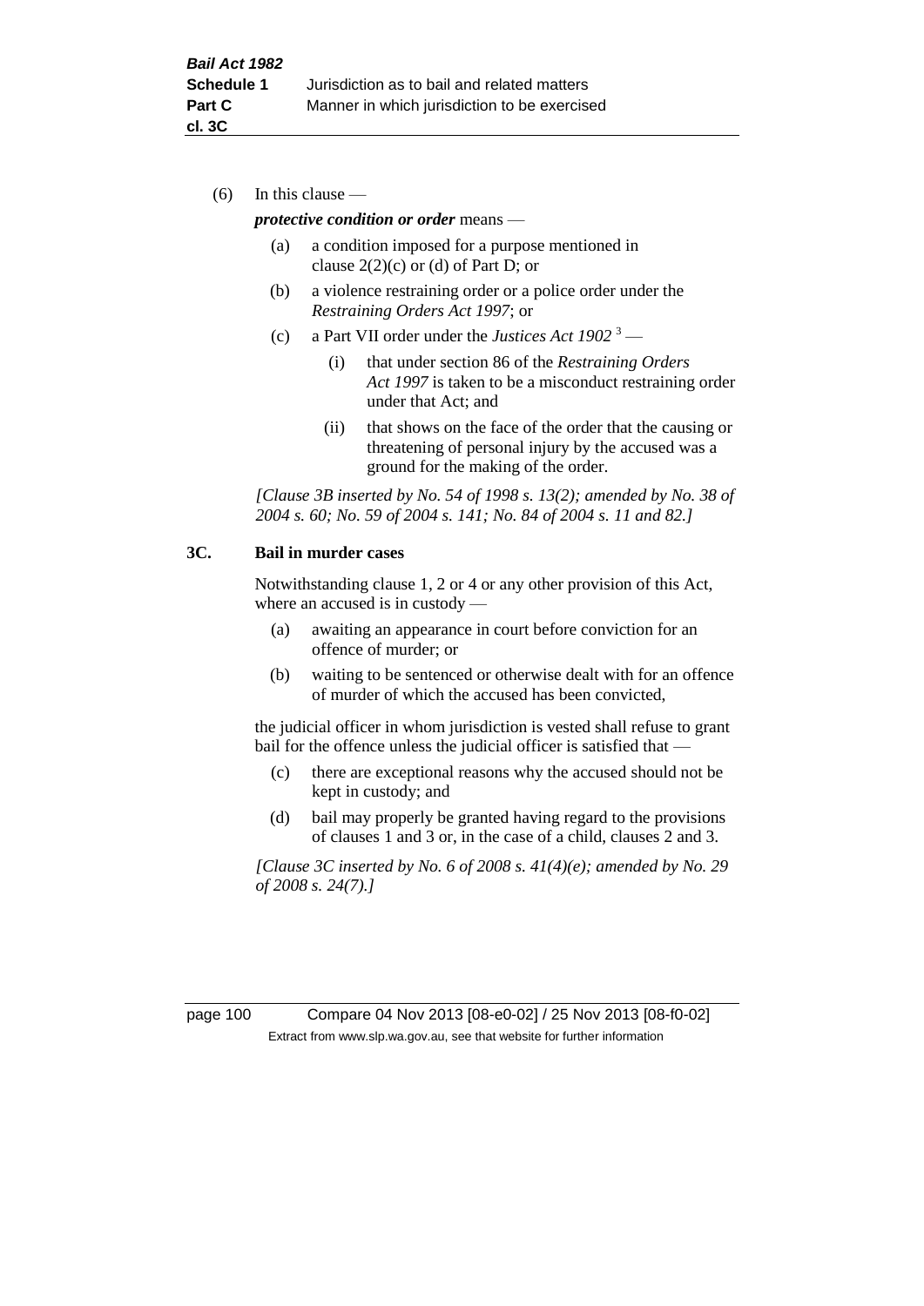(6) In this clause —

***protective condition or order*** means —

(a) a condition imposed for a purpose mentioned in clause 2(2)(c) or (d) of Part D; or

(b) a violence restraining order or a police order under the *Restraining Orders Act 1997*; or

(c) a Part VII order under the *Justices Act 1902* [3] —

(i) that under section 86 of the *Restraining Orders Act 1997* is taken to be a misconduct restraining order under that Act; and

(ii) that shows on the face of the order that the causing or threatening of personal injury by the accused was a ground for the making of the order.

*[Clause 3B inserted by No. 54 of 1998 s. 13(2); amended by No. 38 of 2004 s. 60; No. 59 of 2004 s. 141; No. 84 of 2004 s. 11 and 82.]*

**3C. Bail in murder cases**

Notwithstanding clause 1, 2 or 4 or any other provision of this Act, where an accused is in custody —

(a) awaiting an appearance in court before conviction for an offence of murder; or

(b) waiting to be sentenced or otherwise dealt with for an offence of murder of which the accused has been convicted,

the judicial officer in whom jurisdiction is vested shall refuse to grant bail for the offence unless the judicial officer is satisfied that —

(c) there are exceptional reasons why the accused should not be kept in custody; and

(d) bail may properly be granted having regard to the provisions of clauses 1 and 3 or, in the case of a child, clauses 2 and 3.

*[Clause 3C inserted by No. 6 of 2008 s. 41(4)(e); amended by No. 29 of 2008 s. 24(7).]*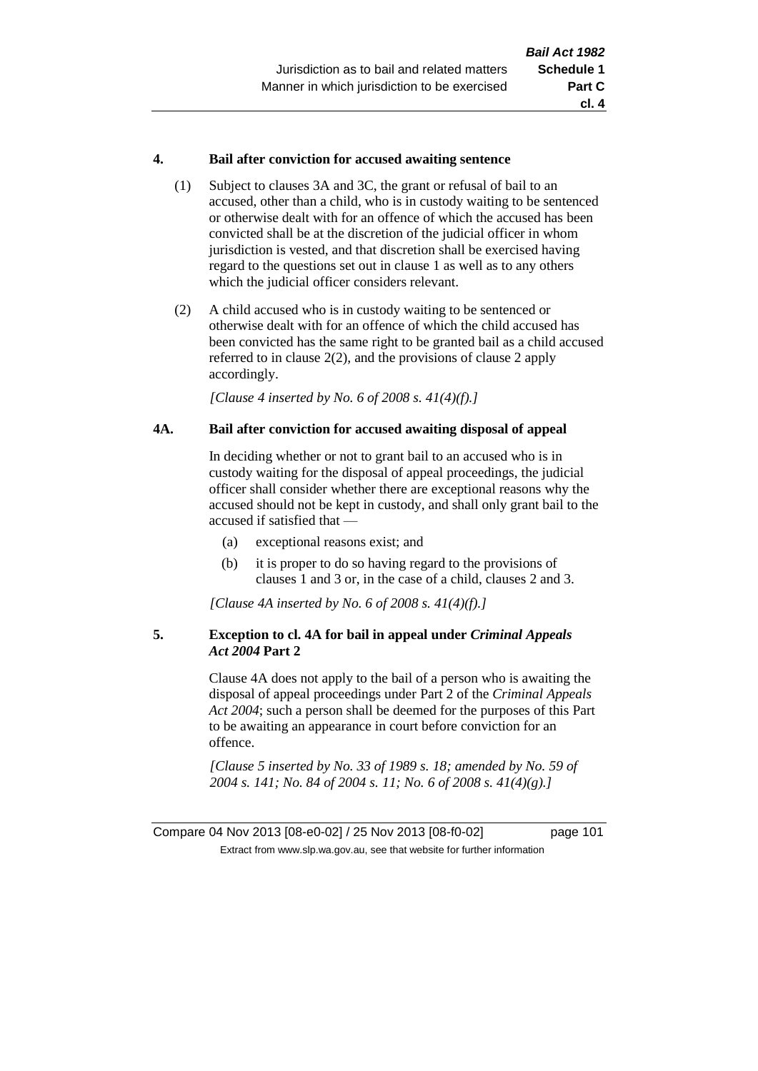### 4. Bail after conviction for accused awaiting sentence

(1) Subject to clauses 3A and 3C, the grant or refusal of bail to an accused, other than a child, who is in custody waiting to be sentenced or otherwise dealt with for an offence of which the accused has been convicted shall be at the discretion of the judicial officer in whom jurisdiction is vested, and that discretion shall be exercised having regard to the questions set out in clause 1 as well as to any others which the judicial officer considers relevant.

(2) A child accused who is in custody waiting to be sentenced or otherwise dealt with for an offence of which the child accused has been convicted has the same right to be granted bail as a child accused referred to in clause 2(2), and the provisions of clause 2 apply accordingly.

*[Clause 4 inserted by No. 6 of 2008 s. 41(4)(f).]*

### 4A. Bail after conviction for accused awaiting disposal of appeal

In deciding whether or not to grant bail to an accused who is in custody waiting for the disposal of appeal proceedings, the judicial officer shall consider whether there are exceptional reasons why the accused should not be kept in custody, and shall only grant bail to the accused if satisfied that —

(a) exceptional reasons exist; and

(b) it is proper to do so having regard to the provisions of clauses 1 and 3 or, in the case of a child, clauses 2 and 3.

*[Clause 4A inserted by No. 6 of 2008 s. 41(4)(f).]*

### 5. Exception to cl. 4A for bail in appeal under *Criminal Appeals Act 2004* Part 2

Clause 4A does not apply to the bail of a person who is awaiting the disposal of appeal proceedings under Part 2 of the *Criminal Appeals Act 2004*; such a person shall be deemed for the purposes of this Part to be awaiting an appearance in court before conviction for an offence.

*[Clause 5 inserted by No. 33 of 1989 s. 18; amended by No. 59 of 2004 s. 141; No. 84 of 2004 s. 11; No. 6 of 2008 s. 41(4)(g).]*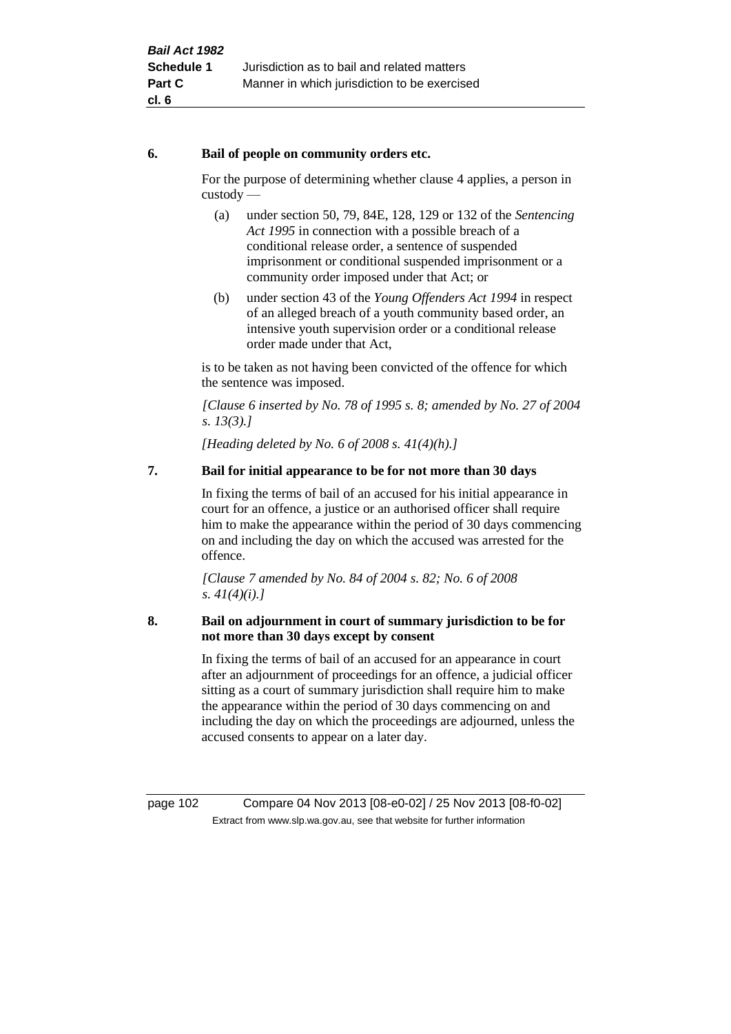## 6. Bail of people on community orders etc.

For the purpose of determining whether clause 4 applies, a person in custody —

(a) under section 50, 79, 84E, 128, 129 or 132 of the *Sentencing Act 1995* in connection with a possible breach of a conditional release order, a sentence of suspended imprisonment or conditional suspended imprisonment or a community order imposed under that Act; or

(b) under section 43 of the *Young Offenders Act 1994* in respect of an alleged breach of a youth community based order, an intensive youth supervision order or a conditional release order made under that Act,

is to be taken as not having been convicted of the offence for which the sentence was imposed.

*[Clause 6 inserted by No. 78 of 1995 s. 8; amended by No. 27 of 2004 s. 13(3).]*

*[Heading deleted by No. 6 of 2008 s. 41(4)(h).]*

## 7. Bail for initial appearance to be for not more than 30 days

In fixing the terms of bail of an accused for his initial appearance in court for an offence, a justice or an authorised officer shall require him to make the appearance within the period of 30 days commencing on and including the day on which the accused was arrested for the offence.

*[Clause 7 amended by No. 84 of 2004 s. 82; No. 6 of 2008 s. 41(4)(i).]*

## 8. Bail on adjournment in court of summary jurisdiction to be for not more than 30 days except by consent

In fixing the terms of bail of an accused for an appearance in court after an adjournment of proceedings for an offence, a judicial officer sitting as a court of summary jurisdiction shall require him to make the appearance within the period of 30 days commencing on and including the day on which the proceedings are adjourned, unless the accused consents to appear on a later day.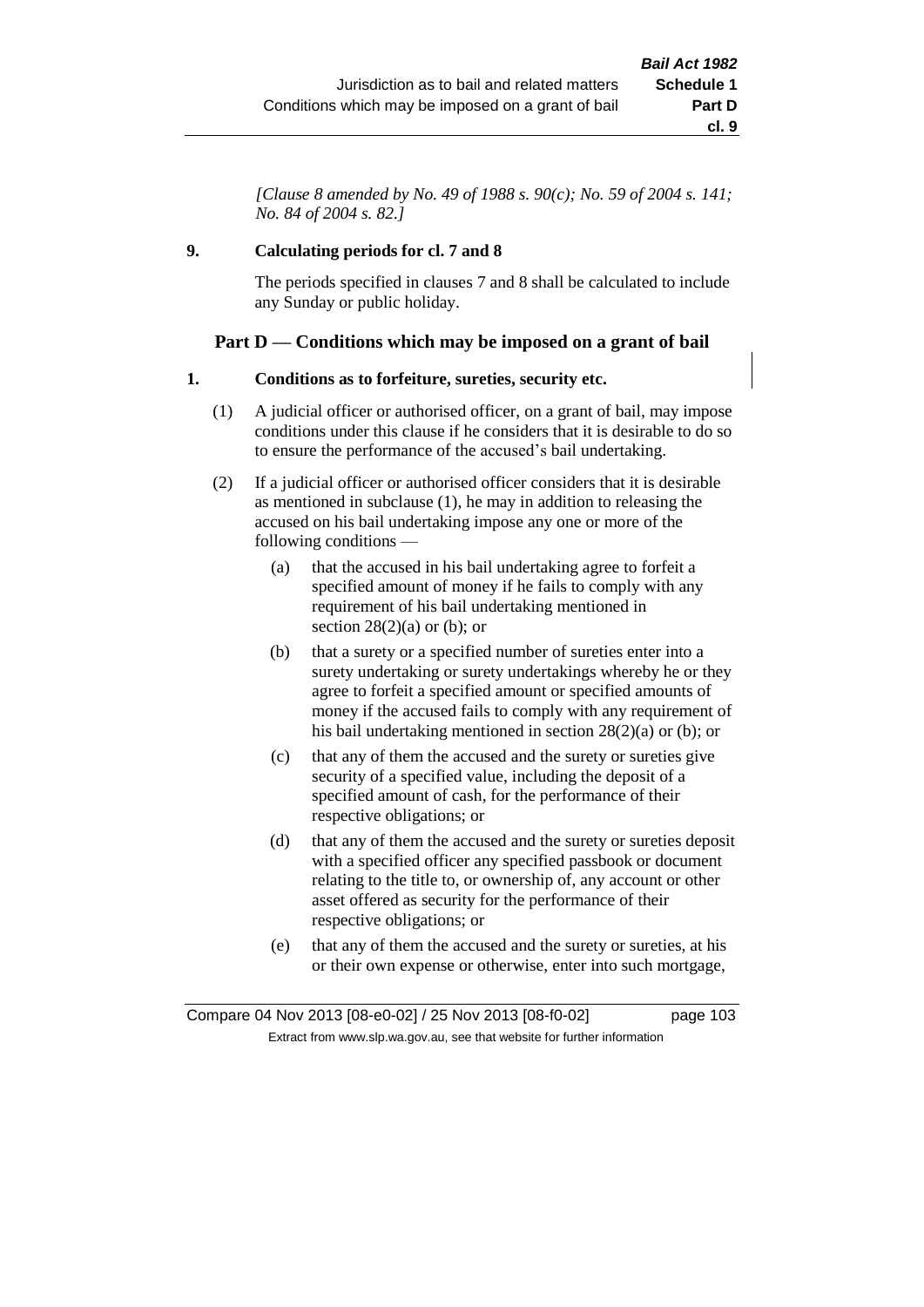*[Clause 8 amended by No. 49 of 1988 s. 90(c); No. 59 of 2004 s. 141; No. 84 of 2004 s. 82.]*

**9. Calculating periods for cl. 7 and 8**

The periods specified in clauses 7 and 8 shall be calculated to include any Sunday or public holiday.

## Part D — Conditions which may be imposed on a grant of bail

**1. Conditions as to forfeiture, sureties, security etc.**

(1) A judicial officer or authorised officer, on a grant of bail, may impose conditions under this clause if he considers that it is desirable to do so to ensure the performance of the accused's bail undertaking.

(2) If a judicial officer or authorised officer considers that it is desirable as mentioned in subclause (1), he may in addition to releasing the accused on his bail undertaking impose any one or more of the following conditions —

(a) that the accused in his bail undertaking agree to forfeit a specified amount of money if he fails to comply with any requirement of his bail undertaking mentioned in section 28(2)(a) or (b); or

(b) that a surety or a specified number of sureties enter into a surety undertaking or surety undertakings whereby he or they agree to forfeit a specified amount or specified amounts of money if the accused fails to comply with any requirement of his bail undertaking mentioned in section 28(2)(a) or (b); or

(c) that any of them the accused and the surety or sureties give security of a specified value, including the deposit of a specified amount of cash, for the performance of their respective obligations; or

(d) that any of them the accused and the surety or sureties deposit with a specified officer any specified passbook or document relating to the title to, or ownership of, any account or other asset offered as security for the performance of their respective obligations; or

(e) that any of them the accused and the surety or sureties, at his or their own expense or otherwise, enter into such mortgage,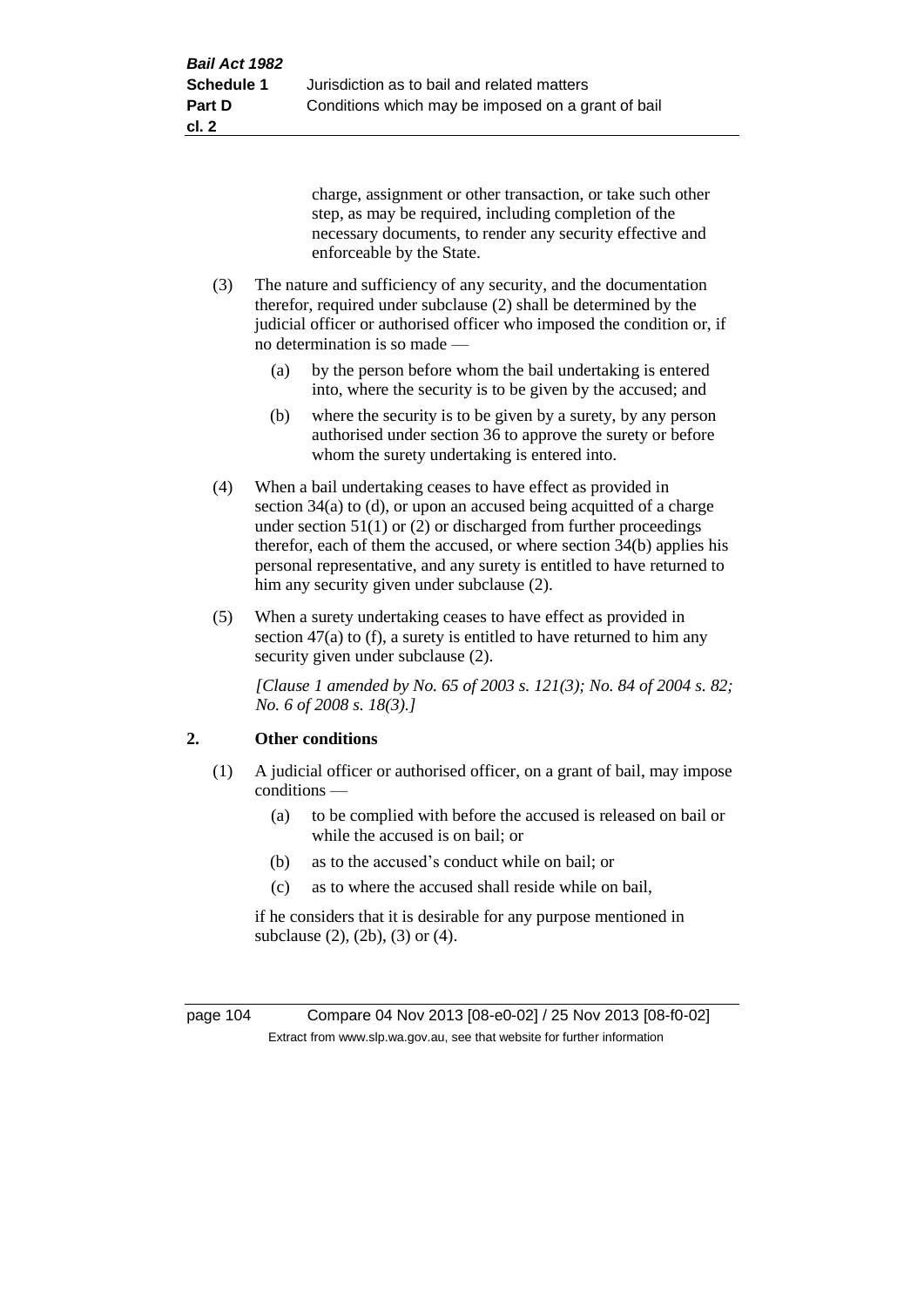charge, assignment or other transaction, or take such other step, as may be required, including completion of the necessary documents, to render any security effective and enforceable by the State.

(3) The nature and sufficiency of any security, and the documentation therefor, required under subclause (2) shall be determined by the judicial officer or authorised officer who imposed the condition or, if no determination is so made —

(a) by the person before whom the bail undertaking is entered into, where the security is to be given by the accused; and

(b) where the security is to be given by a surety, by any person authorised under section 36 to approve the surety or before whom the surety undertaking is entered into.

(4) When a bail undertaking ceases to have effect as provided in section 34(a) to (d), or upon an accused being acquitted of a charge under section 51(1) or (2) or discharged from further proceedings therefor, each of them the accused, or where section 34(b) applies his personal representative, and any surety is entitled to have returned to him any security given under subclause (2).

(5) When a surety undertaking ceases to have effect as provided in section 47(a) to (f), a surety is entitled to have returned to him any security given under subclause (2).

*[Clause 1 amended by No. 65 of 2003 s. 121(3); No. 84 of 2004 s. 82; No. 6 of 2008 s. 18(3).]*

## 2. Other conditions

(1) A judicial officer or authorised officer, on a grant of bail, may impose conditions —

(a) to be complied with before the accused is released on bail or while the accused is on bail; or

(b) as to the accused's conduct while on bail; or

(c) as to where the accused shall reside while on bail,

if he considers that it is desirable for any purpose mentioned in subclause (2), (2b), (3) or (4).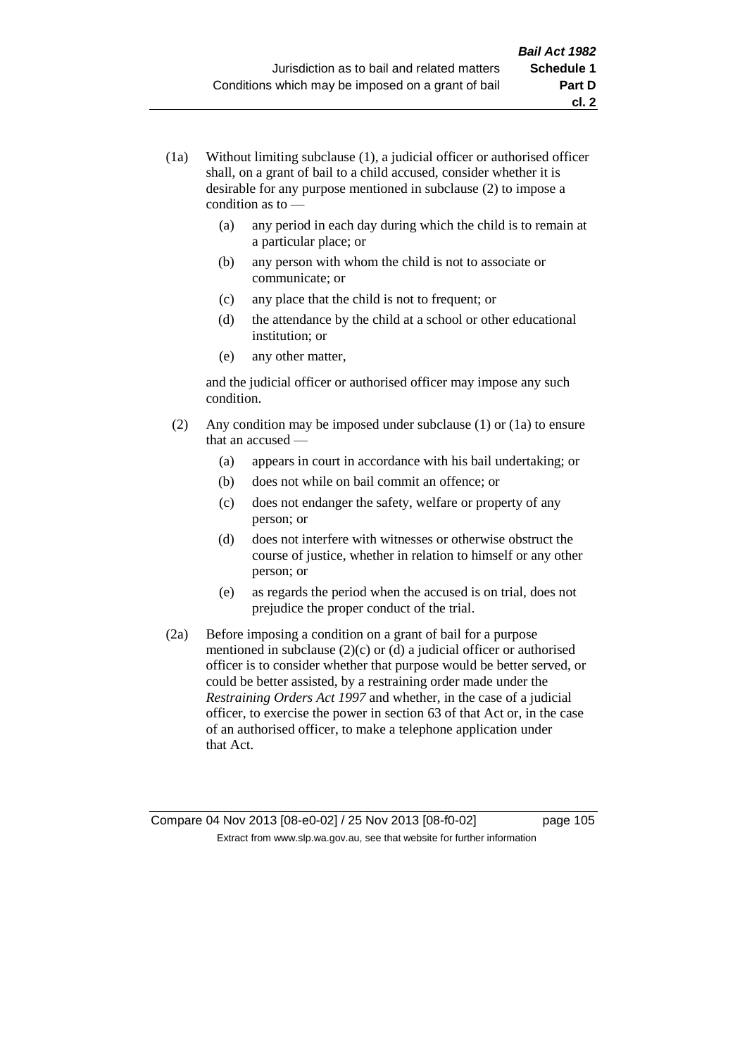(1a) Without limiting subclause (1), a judicial officer or authorised officer shall, on a grant of bail to a child accused, consider whether it is desirable for any purpose mentioned in subclause (2) to impose a condition as to —

  (a) any period in each day during which the child is to remain at a particular place; or

  (b) any person with whom the child is not to associate or communicate; or

  (c) any place that the child is not to frequent; or

  (d) the attendance by the child at a school or other educational institution; or

  (e) any other matter,

and the judicial officer or authorised officer may impose any such condition.

(2) Any condition may be imposed under subclause (1) or (1a) to ensure that an accused —

  (a) appears in court in accordance with his bail undertaking; or

  (b) does not while on bail commit an offence; or

  (c) does not endanger the safety, welfare or property of any person; or

  (d) does not interfere with witnesses or otherwise obstruct the course of justice, whether in relation to himself or any other person; or

  (e) as regards the period when the accused is on trial, does not prejudice the proper conduct of the trial.

(2a) Before imposing a condition on a grant of bail for a purpose mentioned in subclause (2)(c) or (d) a judicial officer or authorised officer is to consider whether that purpose would be better served, or could be better assisted, by a restraining order made under the *Restraining Orders Act 1997* and whether, in the case of a judicial officer, to exercise the power in section 63 of that Act or, in the case of an authorised officer, to make a telephone application under that Act.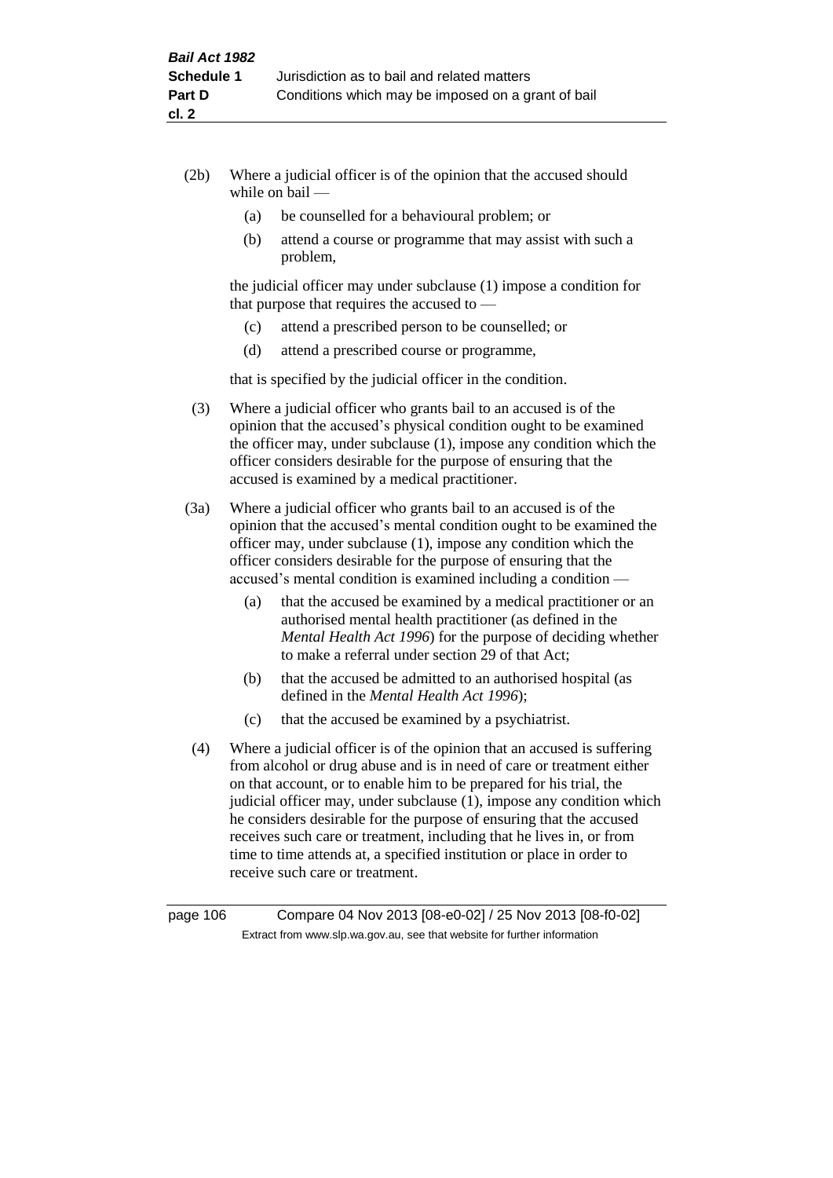(2b) Where a judicial officer is of the opinion that the accused should while on bail —

(a) be counselled for a behavioural problem; or

(b) attend a course or programme that may assist with such a problem,

the judicial officer may under subclause (1) impose a condition for that purpose that requires the accused to —

(c) attend a prescribed person to be counselled; or

(d) attend a prescribed course or programme,

that is specified by the judicial officer in the condition.

(3) Where a judicial officer who grants bail to an accused is of the opinion that the accused's physical condition ought to be examined the officer may, under subclause (1), impose any condition which the officer considers desirable for the purpose of ensuring that the accused is examined by a medical practitioner.

(3a) Where a judicial officer who grants bail to an accused is of the opinion that the accused's mental condition ought to be examined the officer may, under subclause (1), impose any condition which the officer considers desirable for the purpose of ensuring that the accused's mental condition is examined including a condition —

(a) that the accused be examined by a medical practitioner or an authorised mental health practitioner (as defined in the *Mental Health Act 1996*) for the purpose of deciding whether to make a referral under section 29 of that Act;

(b) that the accused be admitted to an authorised hospital (as defined in the *Mental Health Act 1996*);

(c) that the accused be examined by a psychiatrist.

(4) Where a judicial officer is of the opinion that an accused is suffering from alcohol or drug abuse and is in need of care or treatment either on that account, or to enable him to be prepared for his trial, the judicial officer may, under subclause (1), impose any condition which he considers desirable for the purpose of ensuring that the accused receives such care or treatment, including that he lives in, or from time to time attends at, a specified institution or place in order to receive such care or treatment.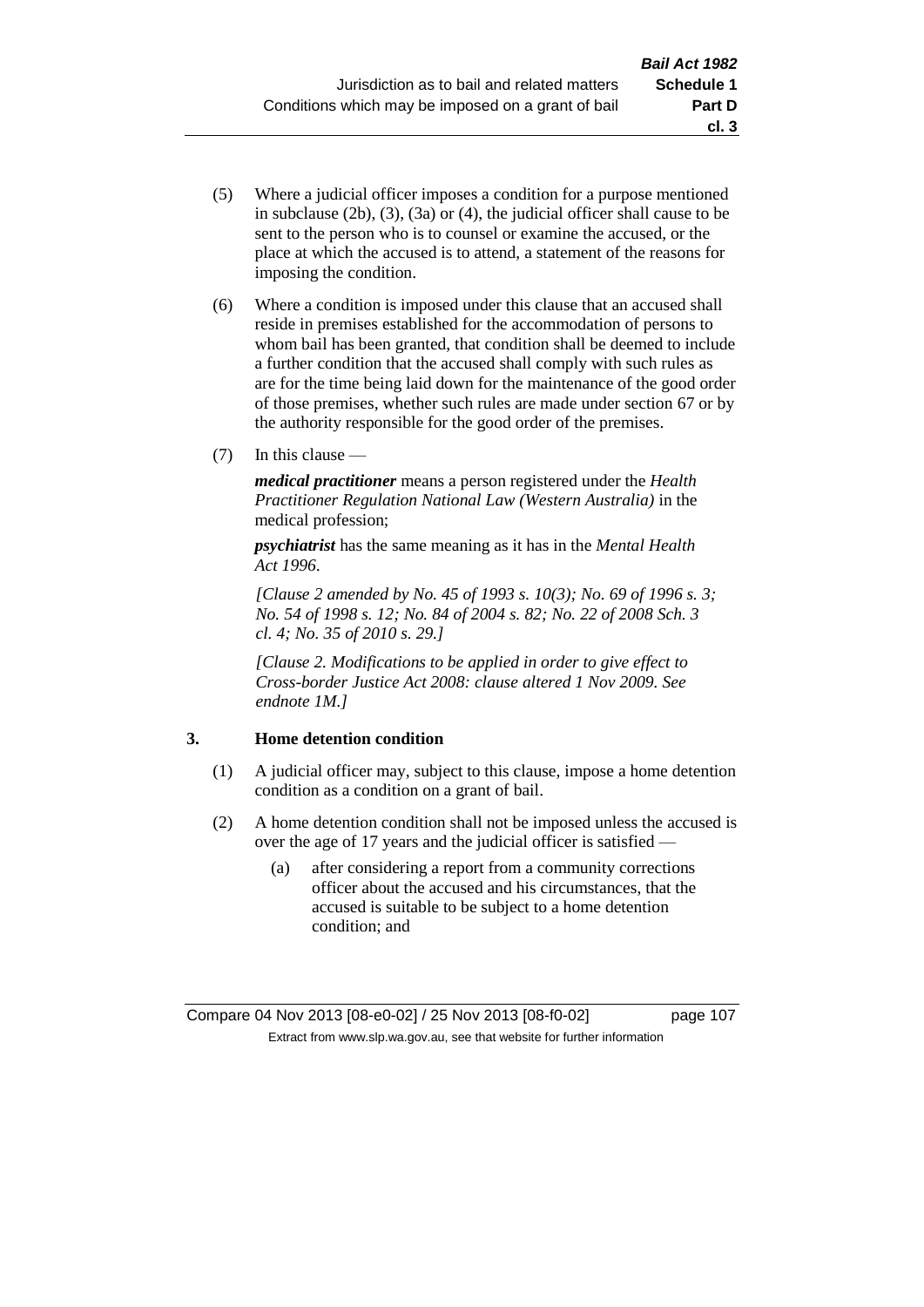(5) Where a judicial officer imposes a condition for a purpose mentioned in subclause (2b), (3), (3a) or (4), the judicial officer shall cause to be sent to the person who is to counsel or examine the accused, or the place at which the accused is to attend, a statement of the reasons for imposing the condition.

(6) Where a condition is imposed under this clause that an accused shall reside in premises established for the accommodation of persons to whom bail has been granted, that condition shall be deemed to include a further condition that the accused shall comply with such rules as are for the time being laid down for the maintenance of the good order of those premises, whether such rules are made under section 67 or by the authority responsible for the good order of the premises.

(7) In this clause —

***medical practitioner*** means a person registered under the *Health Practitioner Regulation National Law (Western Australia)* in the medical profession;

***psychiatrist*** has the same meaning as it has in the *Mental Health Act 1996*.

*[Clause 2 amended by No. 45 of 1993 s. 10(3); No. 69 of 1996 s. 3; No. 54 of 1998 s. 12; No. 84 of 2004 s. 82; No. 22 of 2008 Sch. 3 cl. 4; No. 35 of 2010 s. 29.]*

*[Clause 2. Modifications to be applied in order to give effect to Cross-border Justice Act 2008: clause altered 1 Nov 2009. See endnote 1M.]*

### 3. Home detention condition

(1) A judicial officer may, subject to this clause, impose a home detention condition as a condition on a grant of bail.

(2) A home detention condition shall not be imposed unless the accused is over the age of 17 years and the judicial officer is satisfied —

(a) after considering a report from a community corrections officer about the accused and his circumstances, that the accused is suitable to be subject to a home detention condition; and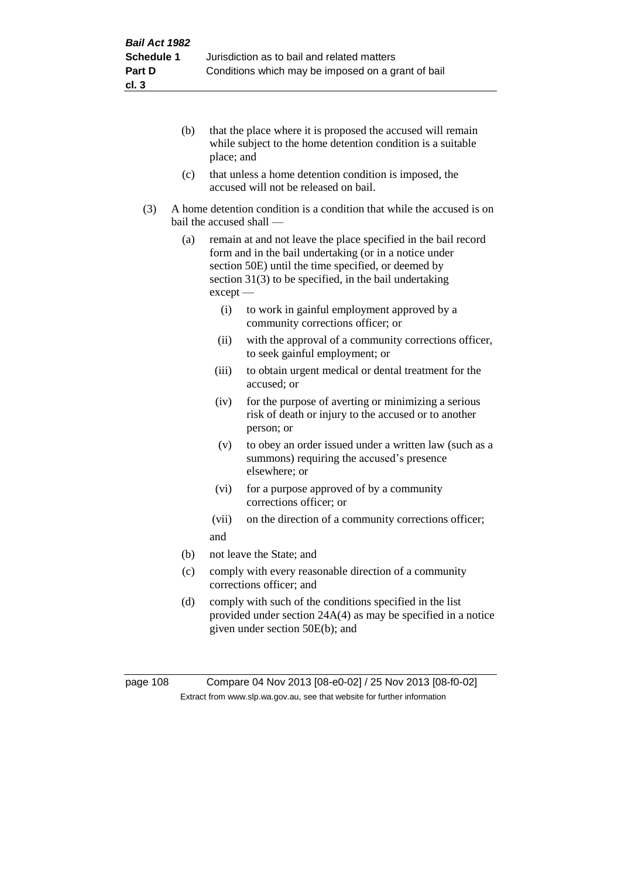(b) that the place where it is proposed the accused will remain while subject to the home detention condition is a suitable place; and

(c) that unless a home detention condition is imposed, the accused will not be released on bail.

(3) A home detention condition is a condition that while the accused is on bail the accused shall —

(a) remain at and not leave the place specified in the bail record form and in the bail undertaking (or in a notice under section 50E) until the time specified, or deemed by section 31(3) to be specified, in the bail undertaking except —

(i) to work in gainful employment approved by a community corrections officer; or

(ii) with the approval of a community corrections officer, to seek gainful employment; or

(iii) to obtain urgent medical or dental treatment for the accused; or

(iv) for the purpose of averting or minimizing a serious risk of death or injury to the accused or to another person; or

(v) to obey an order issued under a written law (such as a summons) requiring the accused's presence elsewhere; or

(vi) for a purpose approved of by a community corrections officer; or

(vii) on the direction of a community corrections officer;

and

(b) not leave the State; and

(c) comply with every reasonable direction of a community corrections officer; and

(d) comply with such of the conditions specified in the list provided under section 24A(4) as may be specified in a notice given under section 50E(b); and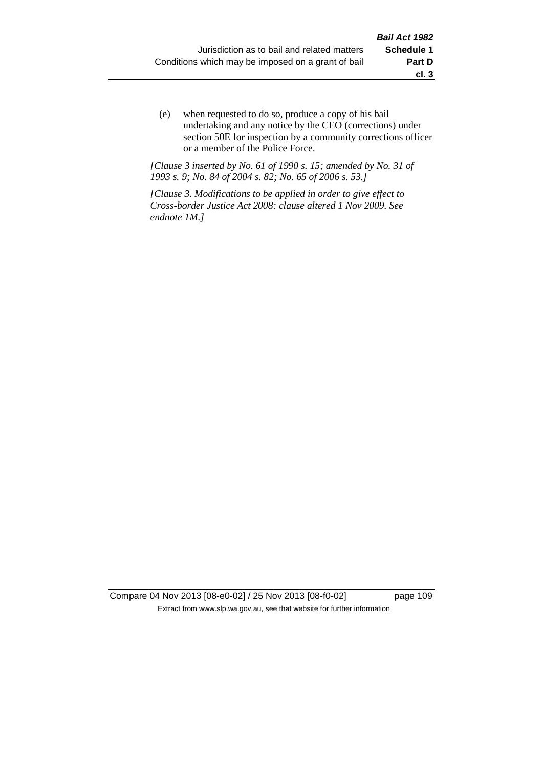(e) when requested to do so, produce a copy of his bail undertaking and any notice by the CEO (corrections) under section 50E for inspection by a community corrections officer or a member of the Police Force.

*[Clause 3 inserted by No. 61 of 1990 s. 15; amended by No. 31 of 1993 s. 9; No. 84 of 2004 s. 82; No. 65 of 2006 s. 53.]*

*[Clause 3. Modifications to be applied in order to give effect to Cross-border Justice Act 2008: clause altered 1 Nov 2009. See endnote 1M.]*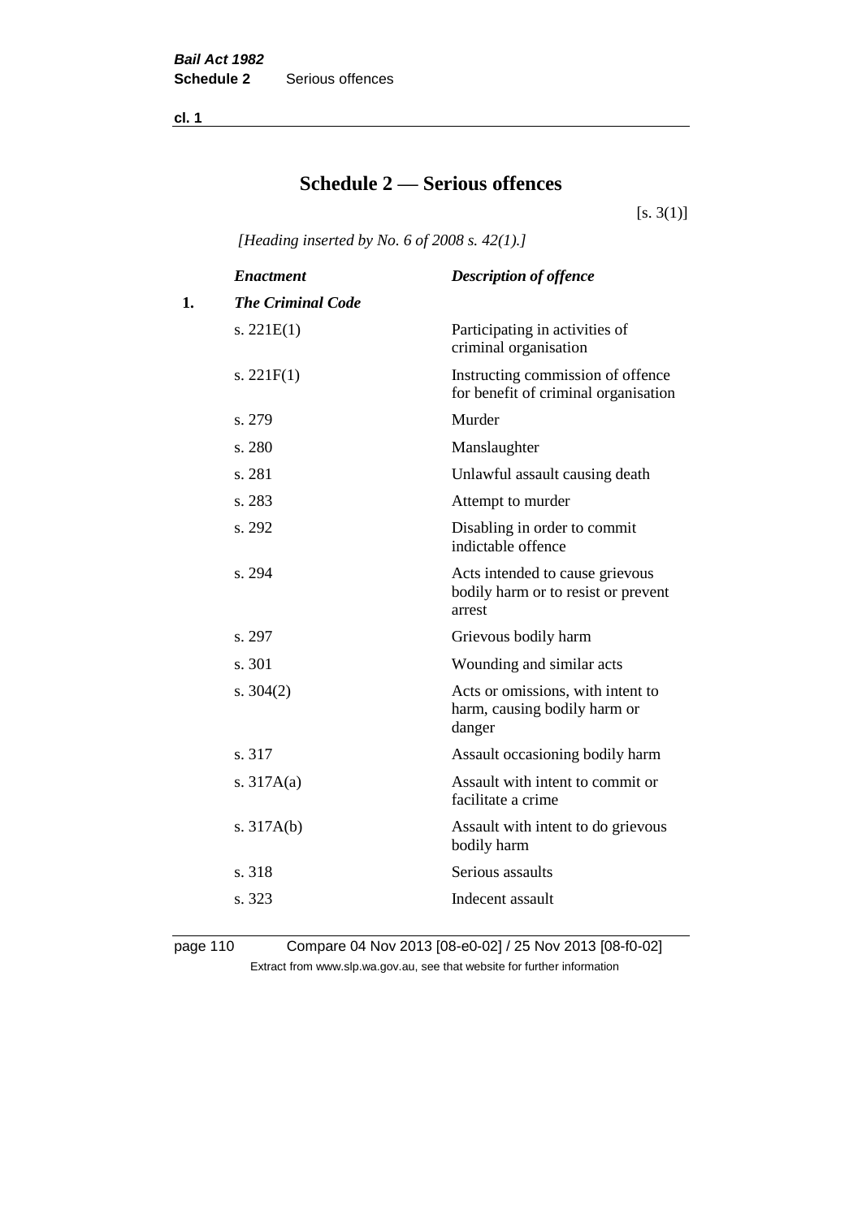# Schedule 2 — Serious offences

[s. 3(1)]

*[Heading inserted by No. 6 of 2008 s. 42(1).]*

| | *Enactment* | *Description of offence* |
|---|---|---|
| **1.** | ***The Criminal Code*** | |
| | s. 221E(1) | Participating in activities of criminal organisation |
| | s. 221F(1) | Instructing commission of offence for benefit of criminal organisation |
| | s. 279 | Murder |
| | s. 280 | Manslaughter |
| | s. 281 | Unlawful assault causing death |
| | s. 283 | Attempt to murder |
| | s. 292 | Disabling in order to commit indictable offence |
| | s. 294 | Acts intended to cause grievous bodily harm or to resist or prevent arrest |
| | s. 297 | Grievous bodily harm |
| | s. 301 | Wounding and similar acts |
| | s. 304(2) | Acts or omissions, with intent to harm, causing bodily harm or danger |
| | s. 317 | Assault occasioning bodily harm |
| | s. 317A(a) | Assault with intent to commit or facilitate a crime |
| | s. 317A(b) | Assault with intent to do grievous bodily harm |
| | s. 318 | Serious assaults |
| | s. 323 | Indecent assault |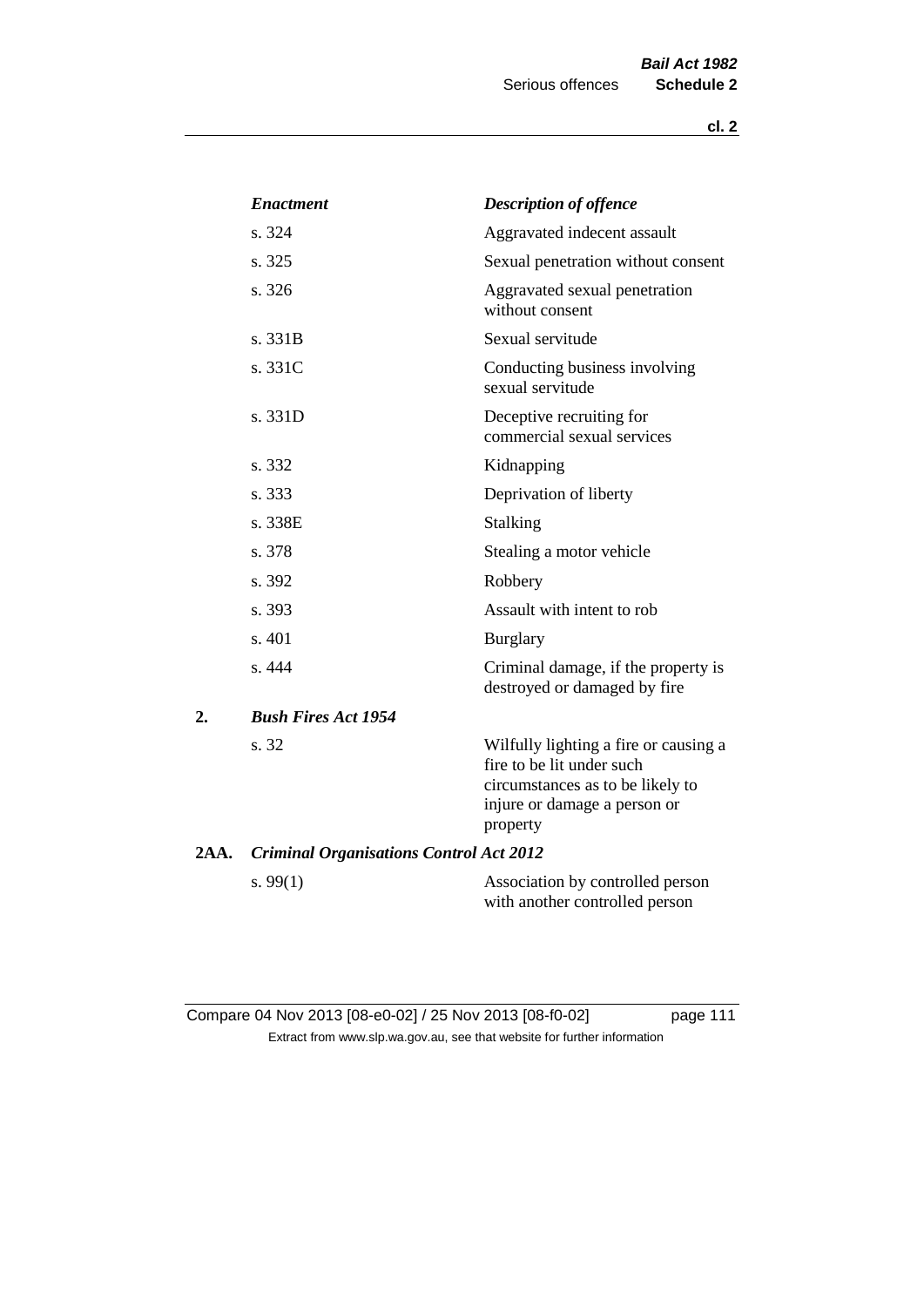| Enactment | Description of offence |
|---|---|
| s. 324 | Aggravated indecent assault |
| s. 325 | Sexual penetration without consent |
| s. 326 | Aggravated sexual penetration without consent |
| s. 331B | Sexual servitude |
| s. 331C | Conducting business involving sexual servitude |
| s. 331D | Deceptive recruiting for commercial sexual services |
| s. 332 | Kidnapping |
| s. 333 | Deprivation of liberty |
| s. 338E | Stalking |
| s. 378 | Stealing a motor vehicle |
| s. 392 | Robbery |
| s. 393 | Assault with intent to rob |
| s. 401 | Burglary |
| s. 444 | Criminal damage, if the property is destroyed or damaged by fire |

**2.** ***Bush Fires Act 1954***

| | |
|---|---|
| s. 32 | Wilfully lighting a fire or causing a fire to be lit under such circumstances as to be likely to injure or damage a person or property |

**2AA.** ***Criminal Organisations Control Act 2012***

| | |
|---|---|
| s. 99(1) | Association by controlled person with another controlled person |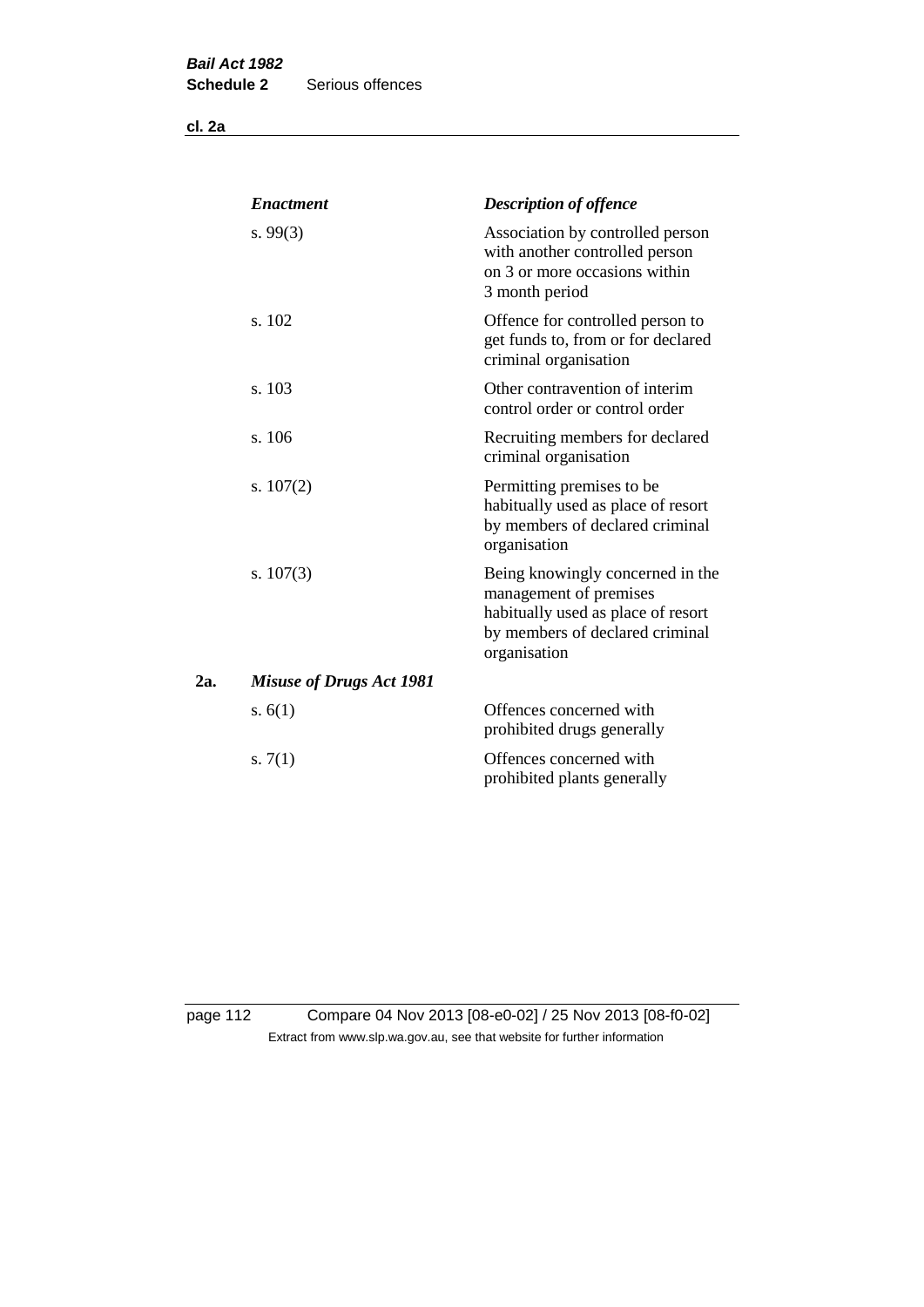| | *Enactment* | *Description of offence* |
|---|---|---|
| | s. 99(3) | Association by controlled person with another controlled person on 3 or more occasions within 3 month period |
| | s. 102 | Offence for controlled person to get funds to, from or for declared criminal organisation |
| | s. 103 | Other contravention of interim control order or control order |
| | s. 106 | Recruiting members for declared criminal organisation |
| | s. 107(2) | Permitting premises to be habitually used as place of resort by members of declared criminal organisation |
| | s. 107(3) | Being knowingly concerned in the management of premises habitually used as place of resort by members of declared criminal organisation |
| **2a.** | ***Misuse of Drugs Act 1981*** | |
| | s. 6(1) | Offences concerned with prohibited drugs generally |
| | s. 7(1) | Offences concerned with prohibited plants generally |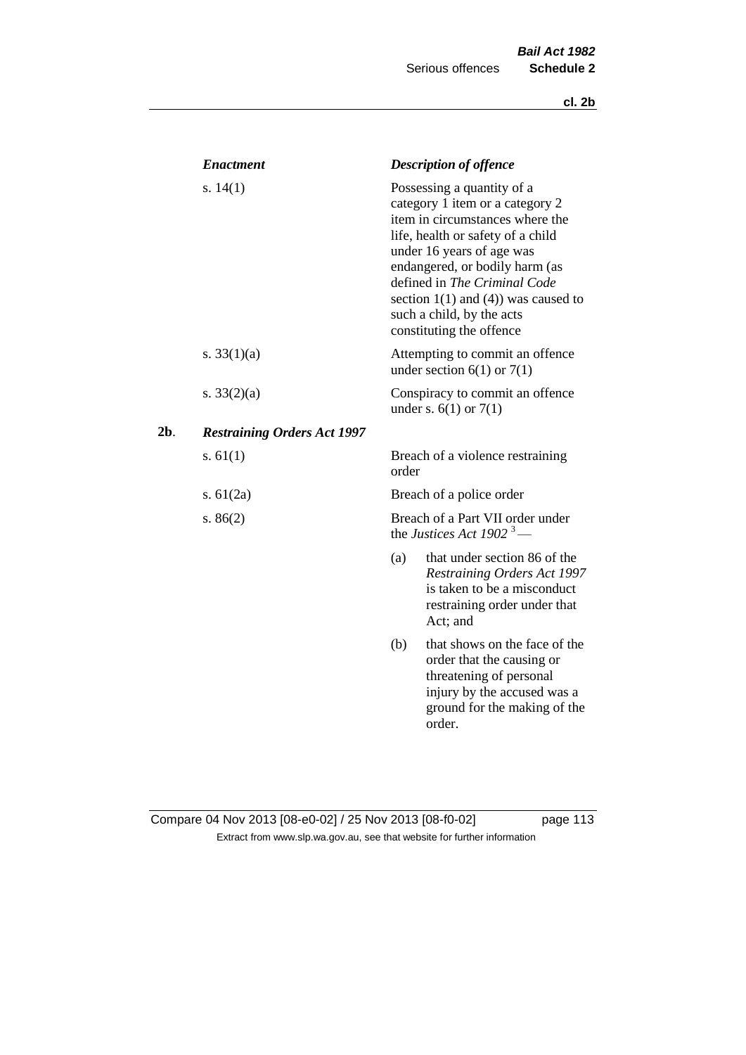| Enactment | Description of offence |
|---|---|
| s. 14(1) | Possessing a quantity of a category 1 item or a category 2 item in circumstances where the life, health or safety of a child under 16 years of age was endangered, or bodily harm (as defined in *The Criminal Code* section 1(1) and (4)) was caused to such a child, by the acts constituting the offence |
| s. 33(1)(a) | Attempting to commit an offence under section 6(1) or 7(1) |
| s. 33(2)(a) | Conspiracy to commit an offence under s. 6(1) or 7(1) |

**2b**. ***Restraining Orders Act 1997***

| Enactment | Description of offence |
|---|---|
| s. 61(1) | Breach of a violence restraining order |
| s. 61(2a) | Breach of a police order |
| s. 86(2) | Breach of a Part VII order under the *Justices Act 1902* [3] — (a) that under section 86 of the *Restraining Orders Act 1997* is taken to be a misconduct restraining order under that Act; and (b) that shows on the face of the order that the causing or threatening of personal injury by the accused was a ground for the making of the order. |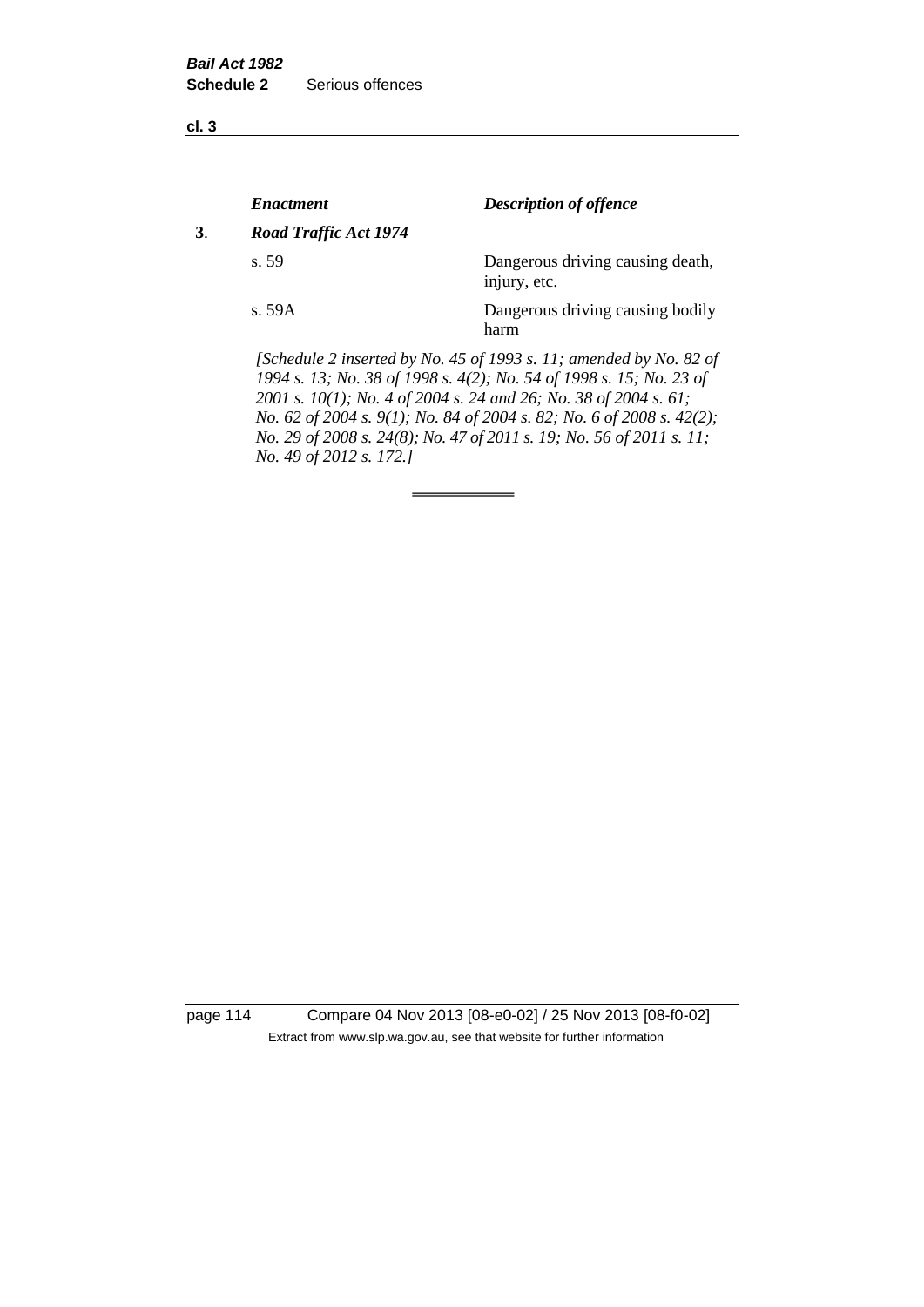| | *Enactment* | *Description of offence* |
|---|---|---|
| **3**. | ***Road Traffic Act 1974*** | |
| | s. 59 | Dangerous driving causing death, injury, etc. |
| | s. 59A | Dangerous driving causing bodily harm |

*[Schedule 2 inserted by No. 45 of 1993 s. 11; amended by No. 82 of 1994 s. 13; No. 38 of 1998 s. 4(2); No. 54 of 1998 s. 15; No. 23 of 2001 s. 10(1); No. 4 of 2004 s. 24 and 26; No. 38 of 2004 s. 61; No. 62 of 2004 s. 9(1); No. 84 of 2004 s. 82; No. 6 of 2008 s. 42(2); No. 29 of 2008 s. 24(8); No. 47 of 2011 s. 19; No. 56 of 2011 s. 11; No. 49 of 2012 s. 172.]*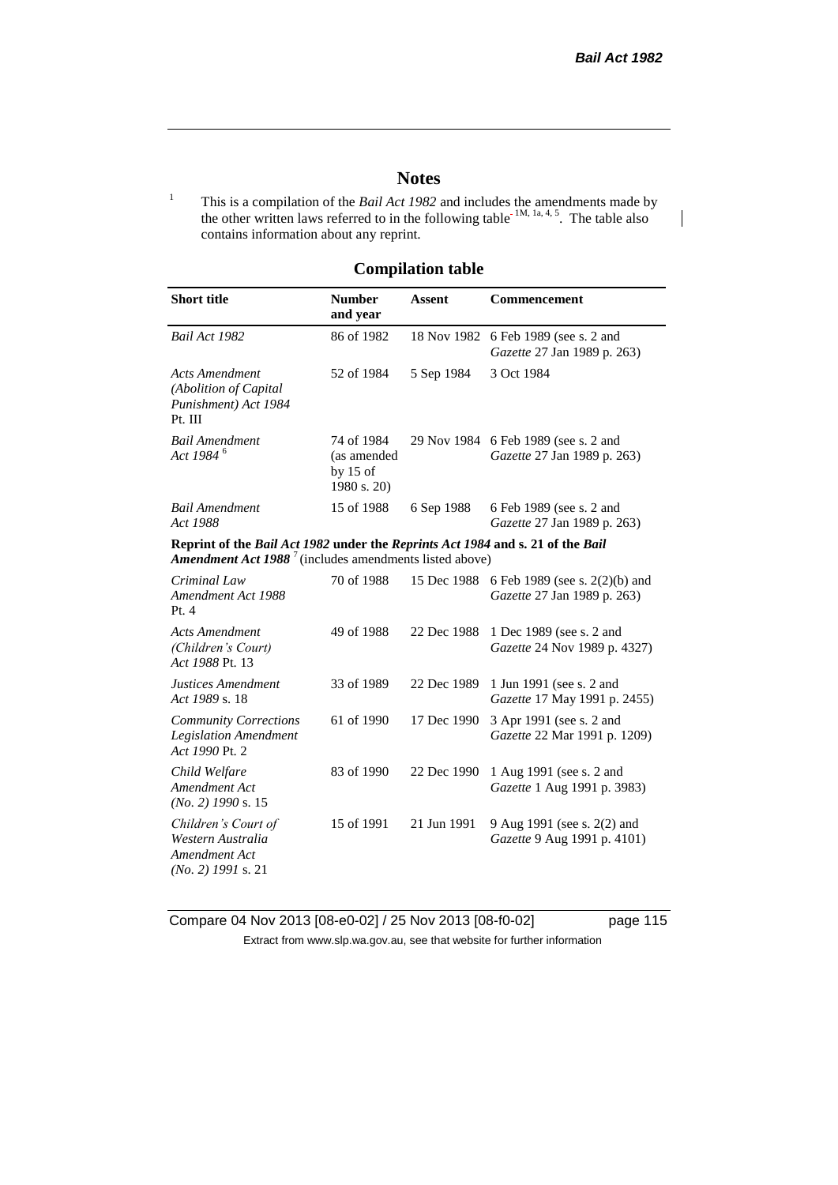## Notes

[1] This is a compilation of the *Bail Act 1982* and includes the amendments made by the other written laws referred to in the following table [1M, 1a, 4, 5]. The table also contains information about any reprint.

## Compilation table

| Short title | Number and year | Assent | Commencement |
|---|---|---|---|
| *Bail Act 1982* | 86 of 1982 | 18 Nov 1982 | 6 Feb 1989 (see s. 2 and *Gazette* 27 Jan 1989 p. 263) |
| *Acts Amendment (Abolition of Capital Punishment) Act 1984* Pt. III | 52 of 1984 | 5 Sep 1984 | 3 Oct 1984 |
| *Bail Amendment Act 1984* [6] | 74 of 1984 (as amended by 15 of 1980 s. 20) | 29 Nov 1984 | 6 Feb 1989 (see s. 2 and *Gazette* 27 Jan 1989 p. 263) |
| *Bail Amendment Act 1988* | 15 of 1988 | 6 Sep 1988 | 6 Feb 1989 (see s. 2 and *Gazette* 27 Jan 1989 p. 263) |
| **Reprint of the *Bail Act 1982* under the *Reprints Act 1984* and s. 21 of the *Bail Amendment Act 1988*** [7] (includes amendments listed above) | | | |
| *Criminal Law Amendment Act 1988* Pt. 4 | 70 of 1988 | 15 Dec 1988 | 6 Feb 1989 (see s. 2(2)(b) and *Gazette* 27 Jan 1989 p. 263) |
| *Acts Amendment (Children's Court) Act 1988* Pt. 13 | 49 of 1988 | 22 Dec 1988 | 1 Dec 1989 (see s. 2 and *Gazette* 24 Nov 1989 p. 4327) |
| *Justices Amendment Act 1989* s. 18 | 33 of 1989 | 22 Dec 1989 | 1 Jun 1991 (see s. 2 and *Gazette* 17 May 1991 p. 2455) |
| *Community Corrections Legislation Amendment Act 1990* Pt. 2 | 61 of 1990 | 17 Dec 1990 | 3 Apr 1991 (see s. 2 and *Gazette* 22 Mar 1991 p. 1209) |
| *Child Welfare Amendment Act (No. 2) 1990* s. 15 | 83 of 1990 | 22 Dec 1990 | 1 Aug 1991 (see s. 2 and *Gazette* 1 Aug 1991 p. 3983) |
| *Children's Court of Western Australia Amendment Act (No. 2) 1991* s. 21 | 15 of 1991 | 21 Jun 1991 | 9 Aug 1991 (see s. 2(2) and *Gazette* 9 Aug 1991 p. 4101) |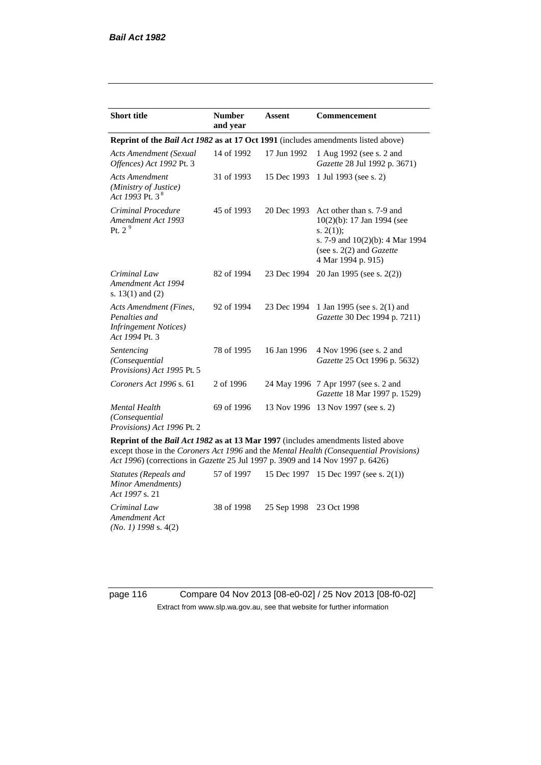| **Short title** | **Number and year** | **Assent** | **Commencement** |
|---|---|---|---|
| **Reprint of the *Bail Act 1982* as at 17 Oct 1991** (includes amendments listed above) | | | |
| *Acts Amendment (Sexual Offences) Act 1992* Pt. 3 | 14 of 1992 | 17 Jun 1992 | 1 Aug 1992 (see s. 2 and *Gazette* 28 Jul 1992 p. 3671) |
| *Acts Amendment (Ministry of Justice) Act 1993* Pt. 3 [8] | 31 of 1993 | 15 Dec 1993 | 1 Jul 1993 (see s. 2) |
| *Criminal Procedure Amendment Act 1993* Pt. 2 [9] | 45 of 1993 | 20 Dec 1993 | Act other than s. 7-9 and 10(2)(b): 17 Jan 1994 (see s. 2(1)); s. 7-9 and 10(2)(b): 4 Mar 1994 (see s. 2(2) and *Gazette* 4 Mar 1994 p. 915) |
| *Criminal Law Amendment Act 1994* s. 13(1) and (2) | 82 of 1994 | 23 Dec 1994 | 20 Jan 1995 (see s. 2(2)) |
| *Acts Amendment (Fines, Penalties and Infringement Notices) Act 1994* Pt. 3 | 92 of 1994 | 23 Dec 1994 | 1 Jan 1995 (see s. 2(1) and *Gazette* 30 Dec 1994 p. 7211) |
| *Sentencing (Consequential Provisions) Act 1995* Pt. 5 | 78 of 1995 | 16 Jan 1996 | 4 Nov 1996 (see s. 2 and *Gazette* 25 Oct 1996 p. 5632) |
| *Coroners Act 1996* s. 61 | 2 of 1996 | 24 May 1996 | 7 Apr 1997 (see s. 2 and *Gazette* 18 Mar 1997 p. 1529) |
| *Mental Health (Consequential Provisions) Act 1996* Pt. 2 | 69 of 1996 | 13 Nov 1996 | 13 Nov 1997 (see s. 2) |
| **Reprint of the *Bail Act 1982* as at 13 Mar 1997** (includes amendments listed above except those in the *Coroners Act 1996* and the *Mental Health (Consequential Provisions) Act 1996*) (corrections in *Gazette* 25 Jul 1997 p. 3909 and 14 Nov 1997 p. 6426) | | | |
| *Statutes (Repeals and Minor Amendments) Act 1997* s. 21 | 57 of 1997 | 15 Dec 1997 | 15 Dec 1997 (see s. 2(1)) |
| *Criminal Law Amendment Act (No. 1) 1998* s. 4(2) | 38 of 1998 | 25 Sep 1998 | 23 Oct 1998 |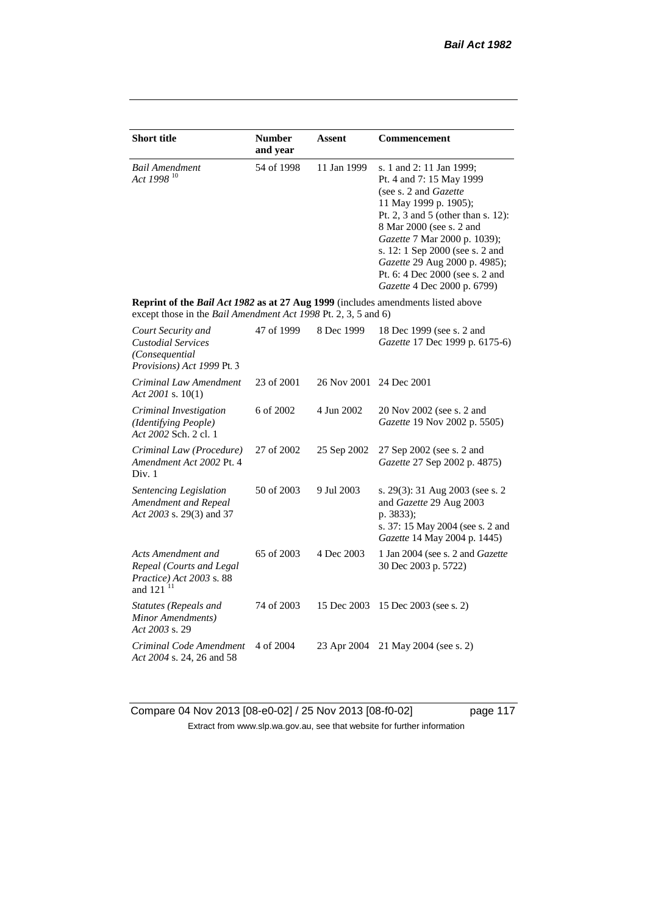| Short title | Number and year | Assent | Commencement |
|---|---|---|---|
| *Bail Amendment Act 1998* [10] | 54 of 1998 | 11 Jan 1999 | s. 1 and 2: 11 Jan 1999;<br>Pt. 4 and 7: 15 May 1999 (see s. 2 and *Gazette* 11 May 1999 p. 1905);<br>Pt. 2, 3 and 5 (other than s. 12): 8 Mar 2000 (see s. 2 and *Gazette* 7 Mar 2000 p. 1039);<br>s. 12: 1 Sep 2000 (see s. 2 and *Gazette* 29 Aug 2000 p. 4985);<br>Pt. 6: 4 Dec 2000 (see s. 2 and *Gazette* 4 Dec 2000 p. 6799) |
| **Reprint of the *Bail Act 1982* as at 27 Aug 1999** (includes amendments listed above except those in the *Bail Amendment Act 1998* Pt. 2, 3, 5 and 6) | | | |
| *Court Security and Custodial Services (Consequential Provisions) Act 1999* Pt. 3 | 47 of 1999 | 8 Dec 1999 | 18 Dec 1999 (see s. 2 and *Gazette* 17 Dec 1999 p. 6175-6) |
| *Criminal Law Amendment Act 2001* s. 10(1) | 23 of 2001 | 26 Nov 2001 | 24 Dec 2001 |
| *Criminal Investigation (Identifying People) Act 2002* Sch. 2 cl. 1 | 6 of 2002 | 4 Jun 2002 | 20 Nov 2002 (see s. 2 and *Gazette* 19 Nov 2002 p. 5505) |
| *Criminal Law (Procedure) Amendment Act 2002* Pt. 4 Div. 1 | 27 of 2002 | 25 Sep 2002 | 27 Sep 2002 (see s. 2 and *Gazette* 27 Sep 2002 p. 4875) |
| *Sentencing Legislation Amendment and Repeal Act 2003* s. 29(3) and 37 | 50 of 2003 | 9 Jul 2003 | s. 29(3): 31 Aug 2003 (see s. 2 and *Gazette* 29 Aug 2003 p. 3833);<br>s. 37: 15 May 2004 (see s. 2 and *Gazette* 14 May 2004 p. 1445) |
| *Acts Amendment and Repeal (Courts and Legal Practice) Act 2003* s. 88 and 121 [11] | 65 of 2003 | 4 Dec 2003 | 1 Jan 2004 (see s. 2 and *Gazette* 30 Dec 2003 p. 5722) |
| *Statutes (Repeals and Minor Amendments) Act 2003* s. 29 | 74 of 2003 | 15 Dec 2003 | 15 Dec 2003 (see s. 2) |
| *Criminal Code Amendment Act 2004* s. 24, 26 and 58 | 4 of 2004 | 23 Apr 2004 | 21 May 2004 (see s. 2) |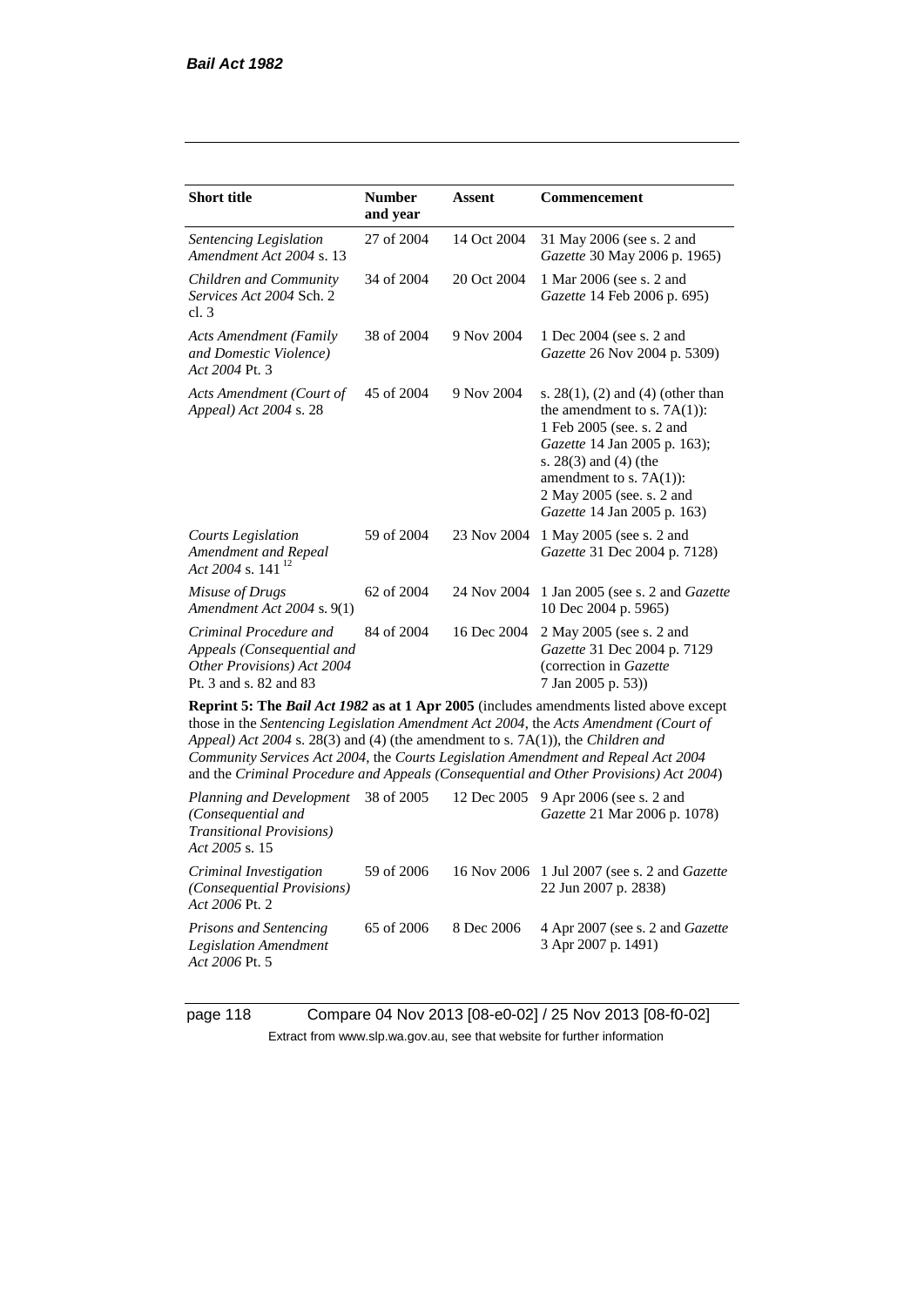| Short title | Number and year | Assent | Commencement |
|---|---|---|---|
| *Sentencing Legislation Amendment Act 2004* s. 13 | 27 of 2004 | 14 Oct 2004 | 31 May 2006 (see s. 2 and *Gazette* 30 May 2006 p. 1965) |
| *Children and Community Services Act 2004* Sch. 2 cl. 3 | 34 of 2004 | 20 Oct 2004 | 1 Mar 2006 (see s. 2 and *Gazette* 14 Feb 2006 p. 695) |
| *Acts Amendment (Family and Domestic Violence) Act 2004* Pt. 3 | 38 of 2004 | 9 Nov 2004 | 1 Dec 2004 (see s. 2 and *Gazette* 26 Nov 2004 p. 5309) |
| *Acts Amendment (Court of Appeal) Act 2004* s. 28 | 45 of 2004 | 9 Nov 2004 | s. 28(1), (2) and (4) (other than the amendment to s. 7A(1)): 1 Feb 2005 (see. s. 2 and *Gazette* 14 Jan 2005 p. 163); s. 28(3) and (4) (the amendment to s. 7A(1)): 2 May 2005 (see. s. 2 and *Gazette* 14 Jan 2005 p. 163) |
| *Courts Legislation Amendment and Repeal Act 2004* s. 141 [12] | 59 of 2004 | 23 Nov 2004 | 1 May 2005 (see s. 2 and *Gazette* 31 Dec 2004 p. 7128) |
| *Misuse of Drugs Amendment Act 2004* s. 9(1) | 62 of 2004 | 24 Nov 2004 | 1 Jan 2005 (see s. 2 and *Gazette* 10 Dec 2004 p. 5965) |
| *Criminal Procedure and Appeals (Consequential and Other Provisions) Act 2004* Pt. 3 and s. 82 and 83 | 84 of 2004 | 16 Dec 2004 | 2 May 2005 (see s. 2 and *Gazette* 31 Dec 2004 p. 7129 (correction in *Gazette* 7 Jan 2005 p. 53)) |
| **Reprint 5: The *Bail Act 1982* as at 1 Apr 2005** (includes amendments listed above except those in the *Sentencing Legislation Amendment Act 2004*, the *Acts Amendment (Court of Appeal) Act 2004* s. 28(3) and (4) (the amendment to s. 7A(1)), the *Children and Community Services Act 2004*, the *Courts Legislation Amendment and Repeal Act 2004* and the *Criminal Procedure and Appeals (Consequential and Other Provisions) Act 2004*) | | | |
| *Planning and Development (Consequential and Transitional Provisions) Act 2005* s. 15 | 38 of 2005 | 12 Dec 2005 | 9 Apr 2006 (see s. 2 and *Gazette* 21 Mar 2006 p. 1078) |
| *Criminal Investigation (Consequential Provisions) Act 2006* Pt. 2 | 59 of 2006 | 16 Nov 2006 | 1 Jul 2007 (see s. 2 and *Gazette* 22 Jun 2007 p. 2838) |
| *Prisons and Sentencing Legislation Amendment Act 2006* Pt. 5 | 65 of 2006 | 8 Dec 2006 | 4 Apr 2007 (see s. 2 and *Gazette* 3 Apr 2007 p. 1491) |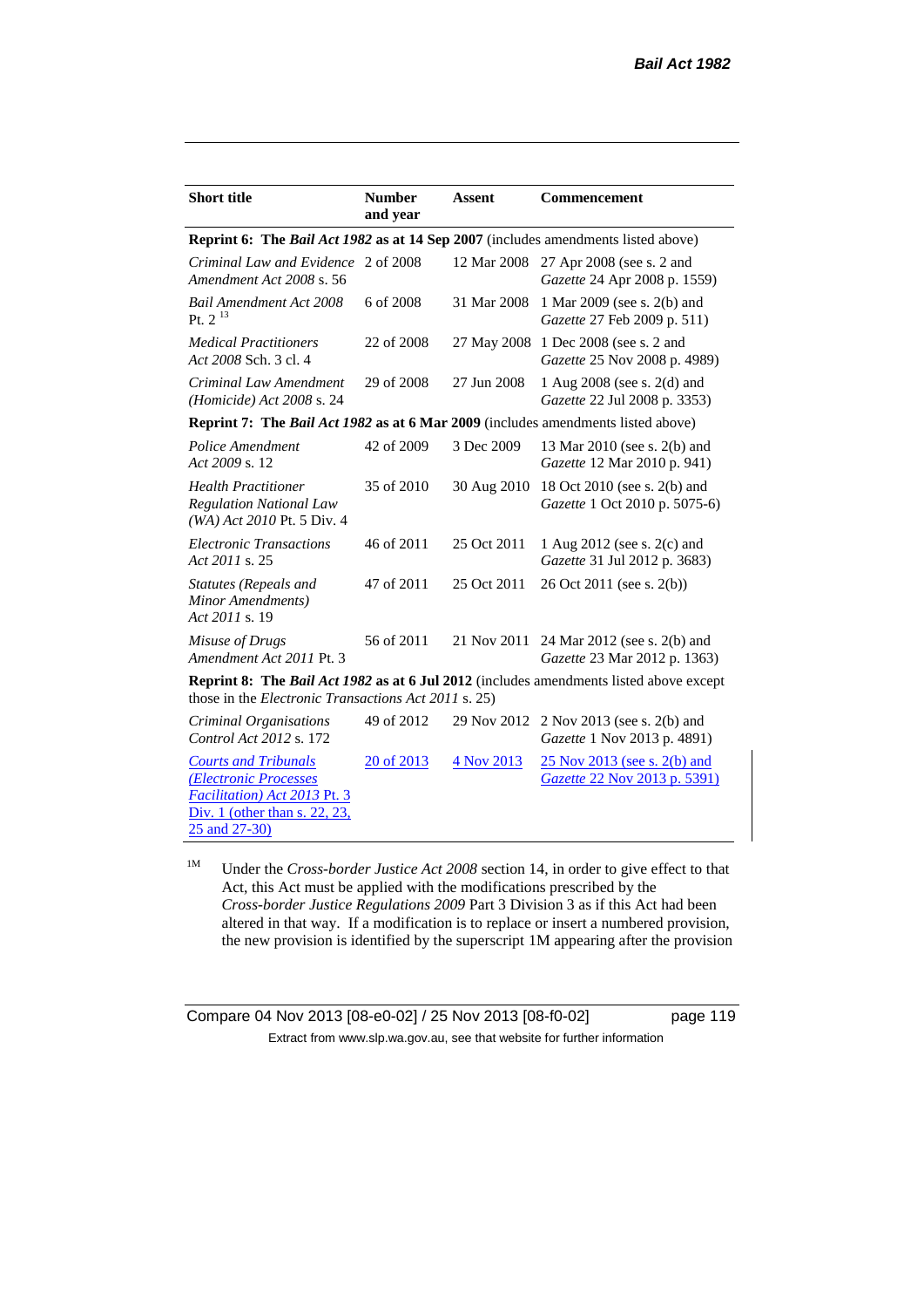| Short title | Number and year | Assent | Commencement |
|---|---|---|---|
| **Reprint 6: The *Bail Act 1982* as at 14 Sep 2007** (includes amendments listed above) | | | |
| *Criminal Law and Evidence Amendment Act 2008* s. 56 | 2 of 2008 | 12 Mar 2008 | 27 Apr 2008 (see s. 2 and *Gazette* 24 Apr 2008 p. 1559) |
| *Bail Amendment Act 2008* Pt. 2 [13] | 6 of 2008 | 31 Mar 2008 | 1 Mar 2009 (see s. 2(b) and *Gazette* 27 Feb 2009 p. 511) |
| *Medical Practitioners Act 2008* Sch. 3 cl. 4 | 22 of 2008 | 27 May 2008 | 1 Dec 2008 (see s. 2 and *Gazette* 25 Nov 2008 p. 4989) |
| *Criminal Law Amendment (Homicide) Act 2008* s. 24 | 29 of 2008 | 27 Jun 2008 | 1 Aug 2008 (see s. 2(d) and *Gazette* 22 Jul 2008 p. 3353) |
| **Reprint 7: The *Bail Act 1982* as at 6 Mar 2009** (includes amendments listed above) | | | |
| *Police Amendment Act 2009* s. 12 | 42 of 2009 | 3 Dec 2009 | 13 Mar 2010 (see s. 2(b) and *Gazette* 12 Mar 2010 p. 941) |
| *Health Practitioner Regulation National Law (WA) Act 2010* Pt. 5 Div. 4 | 35 of 2010 | 30 Aug 2010 | 18 Oct 2010 (see s. 2(b) and *Gazette* 1 Oct 2010 p. 5075-6) |
| *Electronic Transactions Act 2011* s. 25 | 46 of 2011 | 25 Oct 2011 | 1 Aug 2012 (see s. 2(c) and *Gazette* 31 Jul 2012 p. 3683) |
| *Statutes (Repeals and Minor Amendments) Act 2011* s. 19 | 47 of 2011 | 25 Oct 2011 | 26 Oct 2011 (see s. 2(b)) |
| *Misuse of Drugs Amendment Act 2011* Pt. 3 | 56 of 2011 | 21 Nov 2011 | 24 Mar 2012 (see s. 2(b) and *Gazette* 23 Mar 2012 p. 1363) |
| **Reprint 8: The *Bail Act 1982* as at 6 Jul 2012** (includes amendments listed above except those in the *Electronic Transactions Act 2011* s. 25) | | | |
| *Criminal Organisations Control Act 2012* s. 172 | 49 of 2012 | 29 Nov 2012 | 2 Nov 2013 (see s. 2(b) and *Gazette* 1 Nov 2013 p. 4891) |
| *Courts and Tribunals (Electronic Processes Facilitation) Act 2013* Pt. 3 Div. 1 (other than s. 22, 23, 25 and 27-30) | 20 of 2013 | 4 Nov 2013 | 25 Nov 2013 (see s. 2(b) and *Gazette* 22 Nov 2013 p. 5391) |

[1M] Under the *Cross-border Justice Act 2008* section 14, in order to give effect to that Act, this Act must be applied with the modifications prescribed by the *Cross-border Justice Regulations 2009* Part 3 Division 3 as if this Act had been altered in that way. If a modification is to replace or insert a numbered provision, the new provision is identified by the superscript 1M appearing after the provision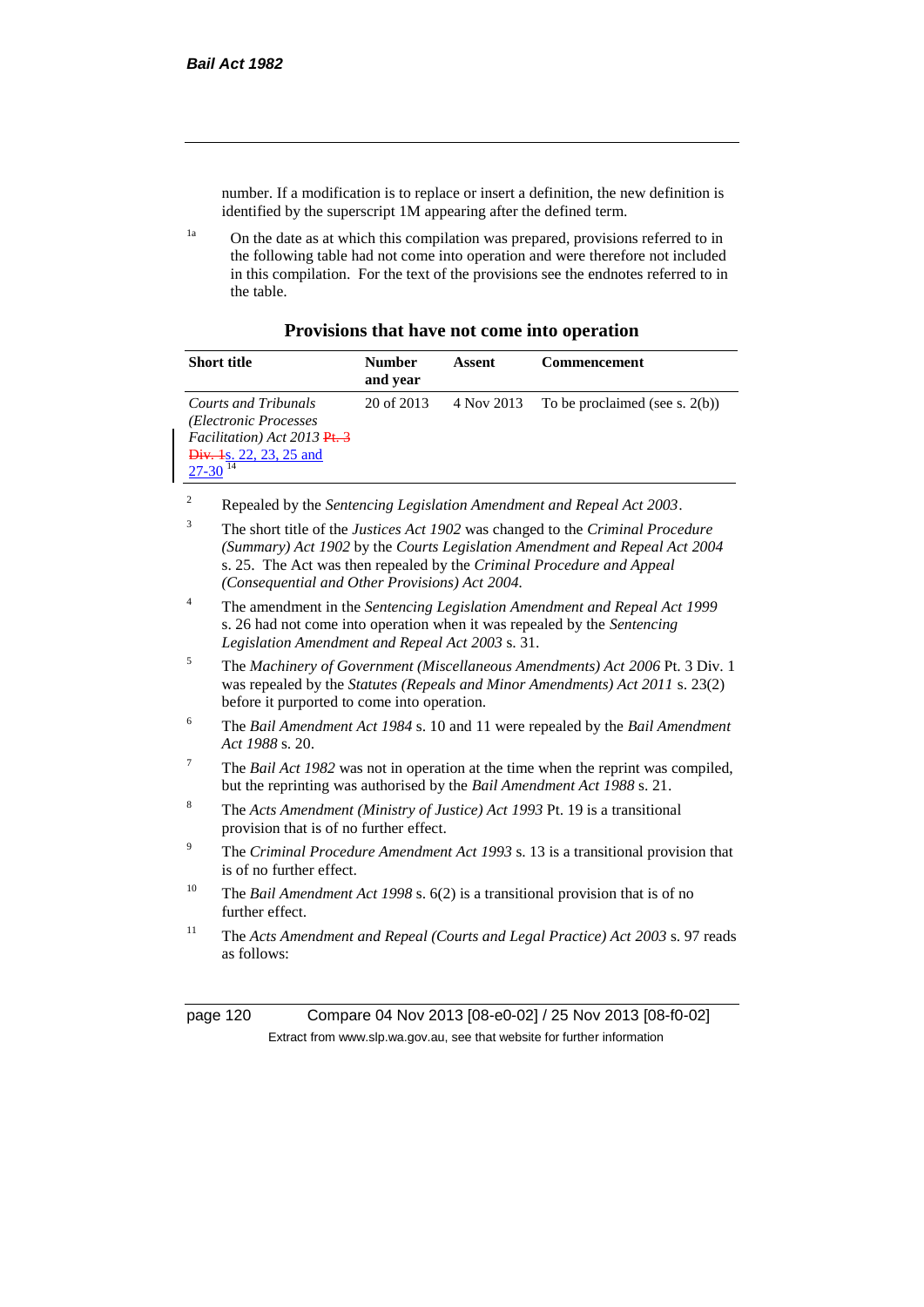number. If a modification is to replace or insert a definition, the new definition is identified by the superscript 1M appearing after the defined term.

[1a] On the date as at which this compilation was prepared, provisions referred to in the following table had not come into operation and were therefore not included in this compilation. For the text of the provisions see the endnotes referred to in the table.

### Provisions that have not come into operation

| Short title | Number and year | Assent | Commencement |
|---|---|---|---|
| *Courts and Tribunals (Electronic Processes Facilitation) Act 2013* ~~Pt. 3 Div. 1~~s. 22, 23, 25 and 27-30 [14] | 20 of 2013 | 4 Nov 2013 | To be proclaimed (see s. 2(b)) |

[2] Repealed by the *Sentencing Legislation Amendment and Repeal Act 2003*.

[3] The short title of the *Justices Act 1902* was changed to the *Criminal Procedure (Summary) Act 1902* by the *Courts Legislation Amendment and Repeal Act 2004* s. 25. The Act was then repealed by the *Criminal Procedure and Appeal (Consequential and Other Provisions) Act 2004.*

[4] The amendment in the *Sentencing Legislation Amendment and Repeal Act 1999* s. 26 had not come into operation when it was repealed by the *Sentencing Legislation Amendment and Repeal Act 2003* s. 31.

[5] The *Machinery of Government (Miscellaneous Amendments) Act 2006* Pt. 3 Div. 1 was repealed by the *Statutes (Repeals and Minor Amendments) Act 2011* s. 23(2) before it purported to come into operation.

[6] The *Bail Amendment Act 1984* s. 10 and 11 were repealed by the *Bail Amendment Act 1988* s. 20.

[7] The *Bail Act 1982* was not in operation at the time when the reprint was compiled, but the reprinting was authorised by the *Bail Amendment Act 1988* s. 21.

[8] The *Acts Amendment (Ministry of Justice) Act 1993* Pt. 19 is a transitional provision that is of no further effect.

[9] The *Criminal Procedure Amendment Act 1993* s. 13 is a transitional provision that is of no further effect.

[10] The *Bail Amendment Act 1998* s. 6(2) is a transitional provision that is of no further effect.

[11] The *Acts Amendment and Repeal (Courts and Legal Practice) Act 2003* s. 97 reads as follows: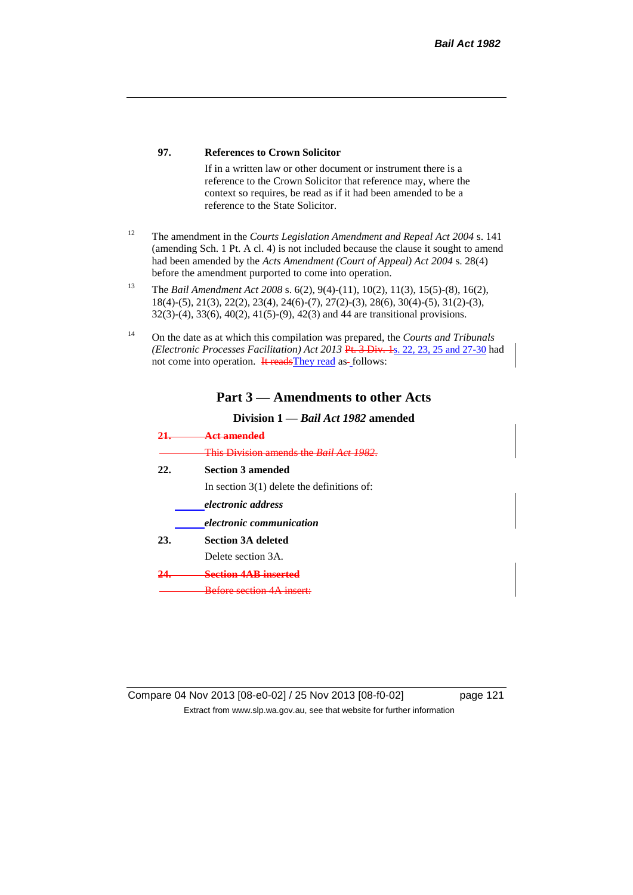**97. References to Crown Solicitor**

If in a written law or other document or instrument there is a reference to the Crown Solicitor that reference may, where the context so requires, be read as if it had been amended to be a reference to the State Solicitor.

[12] The amendment in the *Courts Legislation Amendment and Repeal Act 2004* s. 141 (amending Sch. 1 Pt. A cl. 4) is not included because the clause it sought to amend had been amended by the *Acts Amendment (Court of Appeal) Act 2004* s. 28(4) before the amendment purported to come into operation.

[13] The *Bail Amendment Act 2008* s. 6(2), 9(4)-(11), 10(2), 11(3), 15(5)-(8), 16(2), 18(4)-(5), 21(3), 22(2), 23(4), 24(6)-(7), 27(2)-(3), 28(6), 30(4)-(5), 31(2)-(3), 32(3)-(4), 33(6), 40(2), 41(5)-(9), 42(3) and 44 are transitional provisions.

[14] On the date as at which this compilation was prepared, the *Courts and Tribunals (Electronic Processes Facilitation) Act 2013* ~~Pt. 3 Div. 1~~s. 22, 23, 25 and 27-30 had not come into operation. ~~It reads~~They read as follows:

## Part 3 — Amendments to other Acts

### Division 1 — *Bail Act 1982* amended

~~**21. Act amended**~~

~~This Division amends the *Bail Act 1982*.~~

**22. Section 3 amended**

In section 3(1) delete the definitions of:

***electronic address***

***electronic communication***

**23. Section 3A deleted**

Delete section 3A.

~~**24. Section 4AB inserted**~~

~~Before section 4A insert:~~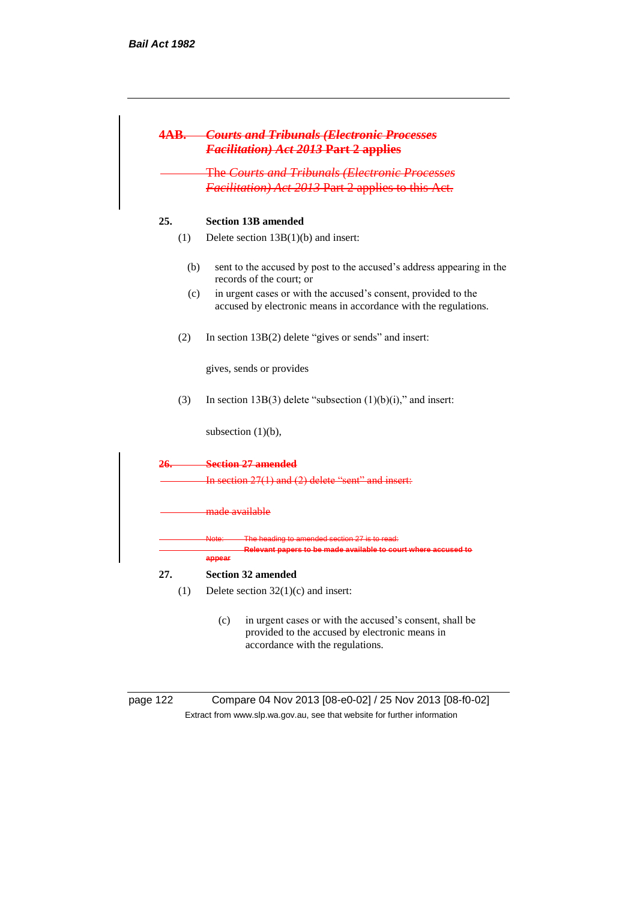~~**4AB. *Courts and Tribunals (Electronic Processes Facilitation) Act 2013* Part 2 applies**~~

~~The *Courts and Tribunals (Electronic Processes Facilitation) Act 2013* Part 2 applies to this Act.~~

**25. Section 13B amended**

(1) Delete section 13B(1)(b) and insert:

> (b) sent to the accused by post to the accused's address appearing in the records of the court; or
>
> (c) in urgent cases or with the accused's consent, provided to the accused by electronic means in accordance with the regulations.

(2) In section 13B(2) delete "gives or sends" and insert:

> gives, sends or provides

(3) In section 13B(3) delete "subsection (1)(b)(i)," and insert:

> subsection (1)(b),

~~**26. Section 27 amended**~~

~~In section 27(1) and (2) delete "sent" and insert:~~

> ~~made available~~

~~Note: The heading to amended section 27 is to read:~~
~~**Relevant papers to be made available to court where accused to appear**~~

**27. Section 32 amended**

(1) Delete section 32(1)(c) and insert:

> (c) in urgent cases or with the accused's consent, shall be provided to the accused by electronic means in accordance with the regulations.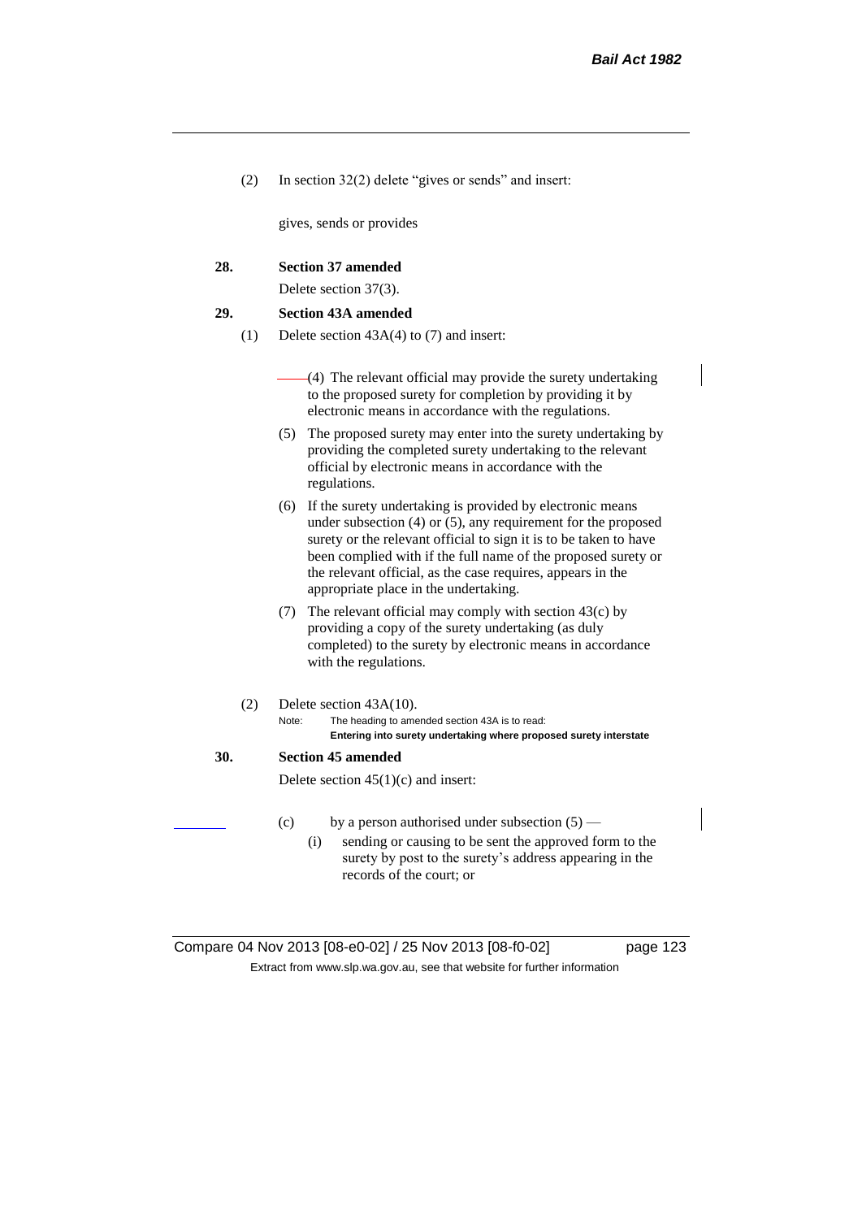(2) In section 32(2) delete "gives or sends" and insert:

gives, sends or provides

**28. Section 37 amended**

Delete section 37(3).

**29. Section 43A amended**

(1) Delete section 43A(4) to (7) and insert:

(4) The relevant official may provide the surety undertaking to the proposed surety for completion by providing it by electronic means in accordance with the regulations.

(5) The proposed surety may enter into the surety undertaking by providing the completed surety undertaking to the relevant official by electronic means in accordance with the regulations.

(6) If the surety undertaking is provided by electronic means under subsection (4) or (5), any requirement for the proposed surety or the relevant official to sign it is to be taken to have been complied with if the full name of the proposed surety or the relevant official, as the case requires, appears in the appropriate place in the undertaking.

(7) The relevant official may comply with section 43(c) by providing a copy of the surety undertaking (as duly completed) to the surety by electronic means in accordance with the regulations.

(2) Delete section 43A(10).

Note: The heading to amended section 43A is to read:
**Entering into surety undertaking where proposed surety interstate**

**30. Section 45 amended**

Delete section 45(1)(c) and insert:

(c) by a person authorised under subsection (5) —

(i) sending or causing to be sent the approved form to the surety by post to the surety's address appearing in the records of the court; or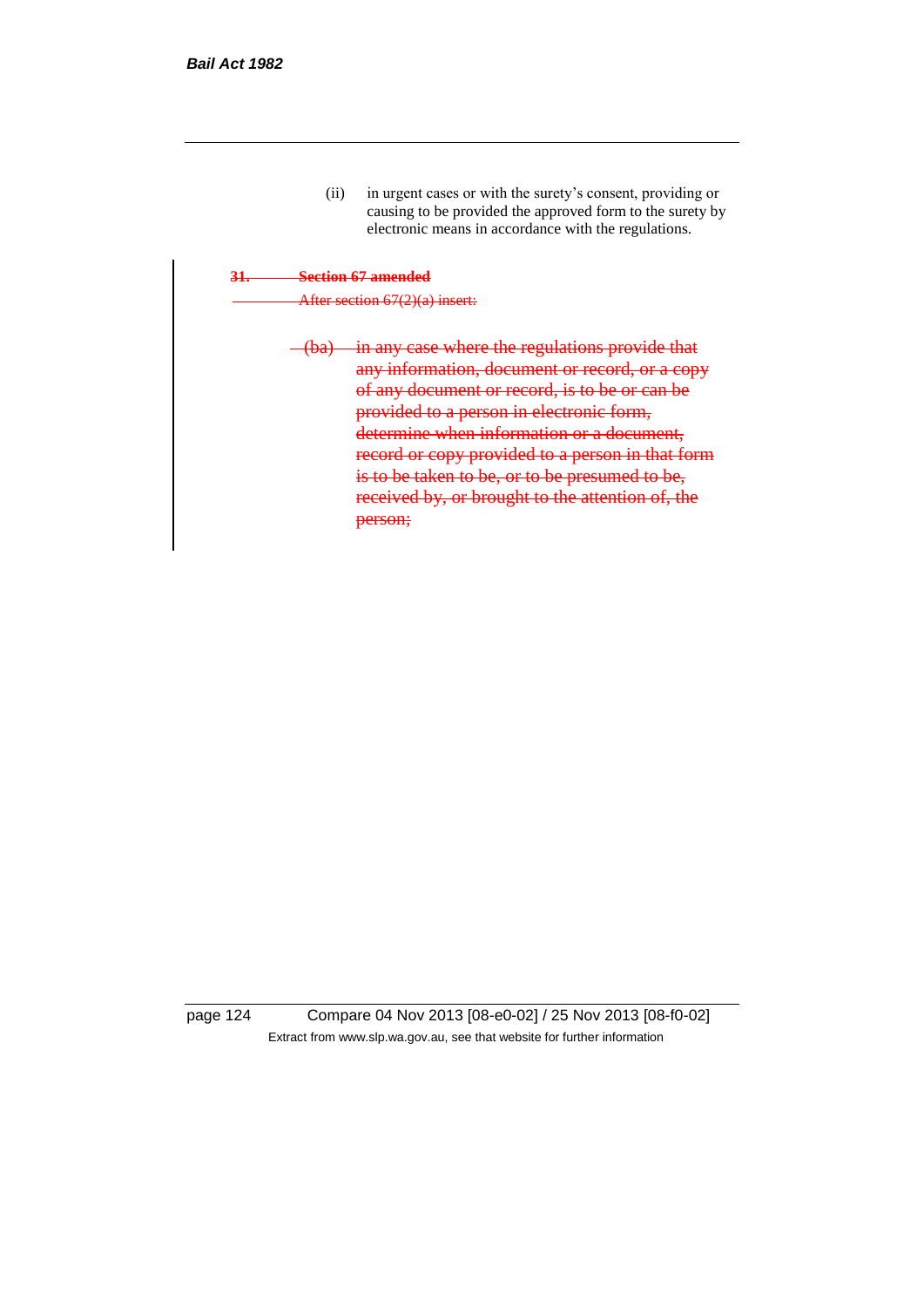(ii) in urgent cases or with the surety's consent, providing or causing to be provided the approved form to the surety by electronic means in accordance with the regulations.

~~**31. Section 67 amended**~~

~~After section 67(2)(a) insert:~~

~~(ba) in any case where the regulations provide that any information, document or record, or a copy of any document or record, is to be or can be provided to a person in electronic form, determine when information or a document, record or copy provided to a person in that form is to be taken to be, or to be presumed to be, received by, or brought to the attention of, the person;~~